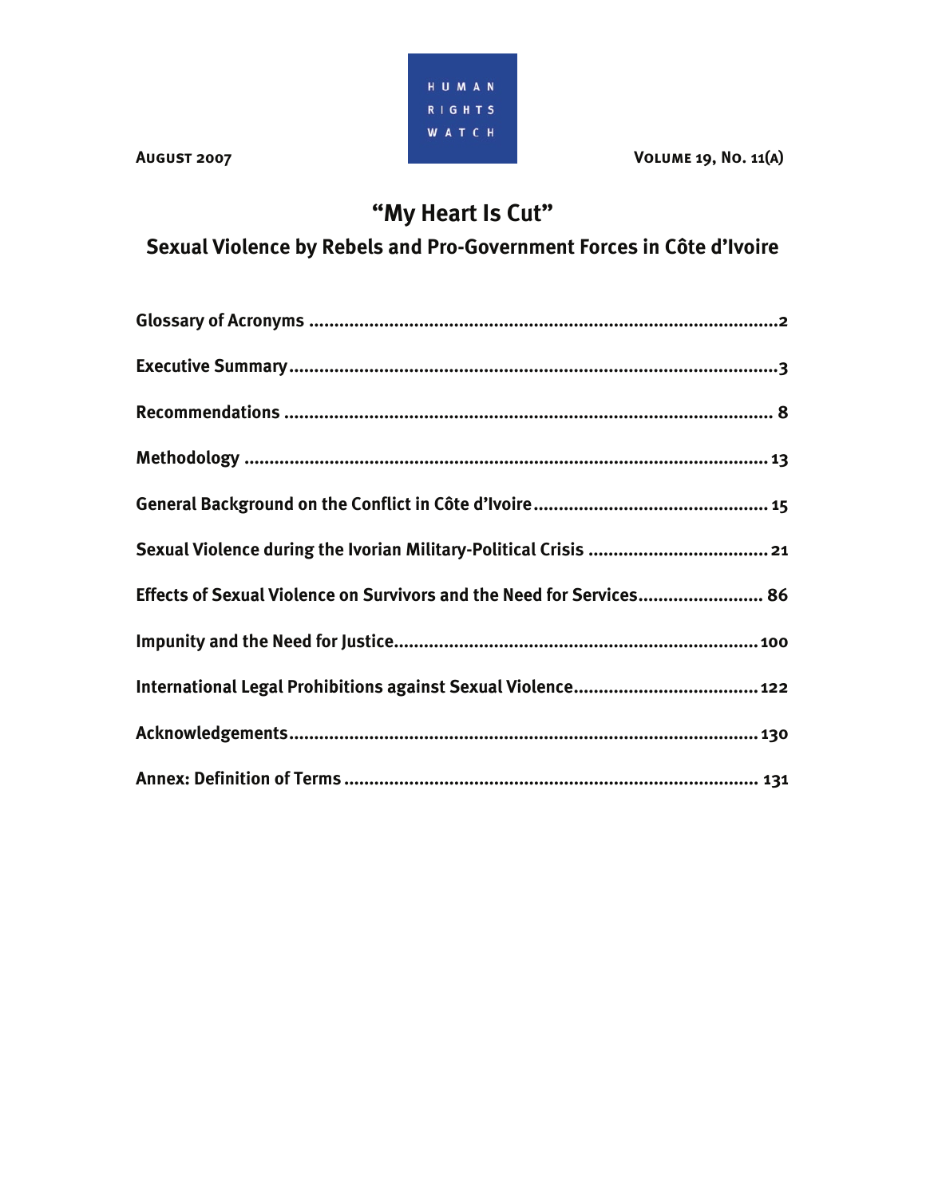HUMAN RIGHTS WATCH

**AUGUST 2007** **VOLUME 19, NO. 11(A)**

# "My Heart Is Cut"

## Sexual Violence by Rebels and Pro-Government Forces in Côte d'Ivoire

**Glossary of Acronyms .......................................................................................2**

**Executive Summary ..........................................................................................3**

**Recommendations ............................................................................................8**

**Methodology ....................................................................................................13**

**General Background on the Conflict in Côte d'Ivoire .......................................15**

**Sexual Violence during the Ivorian Military-Political Crisis .............................21**

**Effects of Sexual Violence on Survivors and the Need for Services...................86**

**Impunity and the Need for Justice ....................................................................100**

**International Legal Prohibitions against Sexual Violence ................................122**

**Acknowledgements ..........................................................................................130**

**Annex: Definition of Terms ...............................................................................131**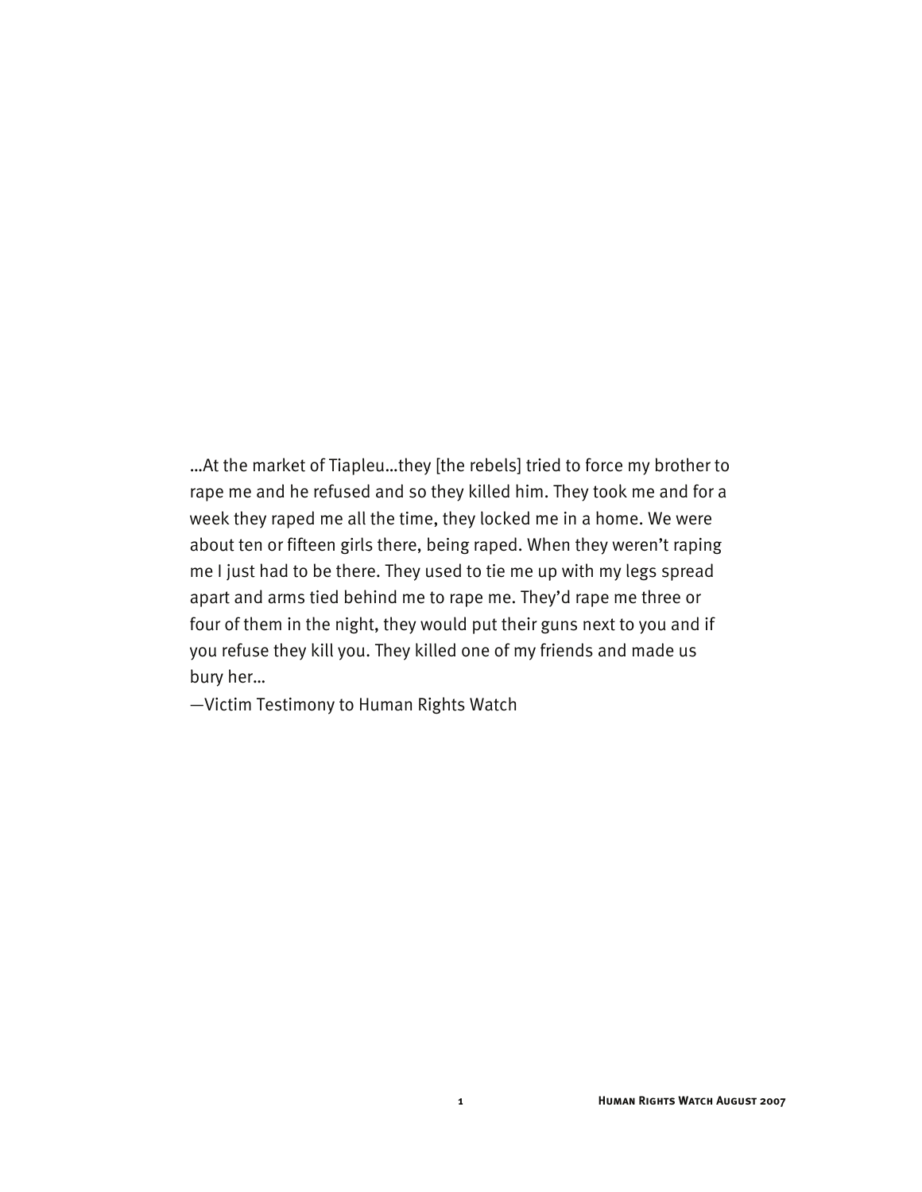…At the market of Tiapleu…they [the rebels] tried to force my brother to rape me and he refused and so they killed him. They took me and for a week they raped me all the time, they locked me in a home. We were about ten or fifteen girls there, being raped. When they weren't raping me I just had to be there. They used to tie me up with my legs spread apart and arms tied behind me to rape me. They'd rape me three or four of them in the night, they would put their guns next to you and if you refuse they kill you. They killed one of my friends and made us bury her…

—Victim Testimony to Human Rights Watch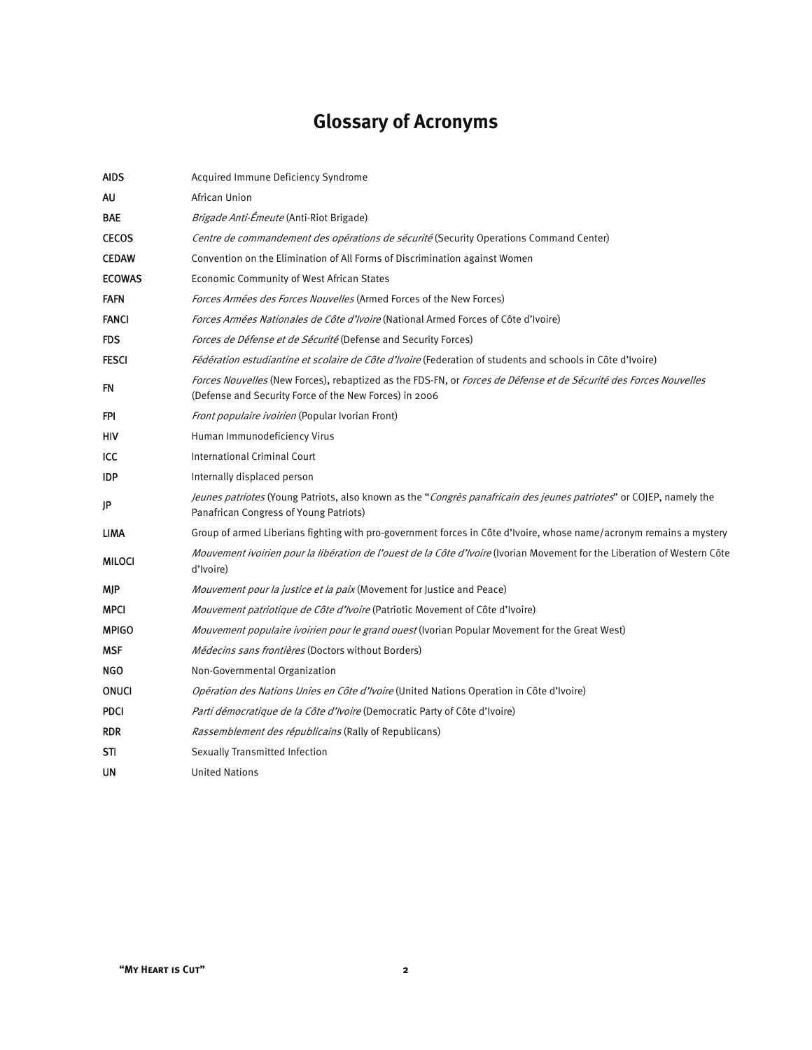# Glossary of Acronyms

| | |
|---|---|
| **AIDS** | Acquired Immune Deficiency Syndrome |
| **AU** | African Union |
| **BAE** | *Brigade Anti-Émeute* (Anti-Riot Brigade) |
| **CECOS** | *Centre de commandement des opérations de sécurité* (Security Operations Command Center) |
| **CEDAW** | Convention on the Elimination of All Forms of Discrimination against Women |
| **ECOWAS** | Economic Community of West African States |
| **FAFN** | *Forces Armées des Forces Nouvelles* (Armed Forces of the New Forces) |
| **FANCI** | *Forces Armées Nationales de Côte d'Ivoire* (National Armed Forces of Côte d'Ivoire) |
| **FDS** | *Forces de Défense et de Sécurité* (Defense and Security Forces) |
| **FESCI** | *Fédération estudiantine et scolaire de Côte d'Ivoire* (Federation of students and schools in Côte d'Ivoire) |
| **FN** | *Forces Nouvelles* (New Forces), rebaptized as the FDS-FN, or *Forces de Défense et de Sécurité des Forces Nouvelles* (Defense and Security Force of the New Forces) in 2006 |
| **FPI** | *Front populaire ivoirien* (Popular Ivorian Front) |
| **HIV** | Human Immunodeficiency Virus |
| **ICC** | International Criminal Court |
| **IDP** | Internally displaced person |
| **JP** | *Jeunes patriotes* (Young Patriots, also known as the "*Congrès panafricain des jeunes patriotes*" or COJEP, namely the Panafrican Congress of Young Patriots) |
| **LIMA** | Group of armed Liberians fighting with pro-government forces in Côte d'Ivoire, whose name/acronym remains a mystery |
| **MILOCI** | *Mouvement ivoirien pour la libération de l'ouest de la Côte d'Ivoire* (Ivorian Movement for the Liberation of Western Côte d'Ivoire) |
| **MJP** | *Mouvement pour la justice et la paix* (Movement for Justice and Peace) |
| **MPCI** | *Mouvement patriotique de Côte d'Ivoire* (Patriotic Movement of Côte d'Ivoire) |
| **MPIGO** | *Mouvement populaire ivoirien pour le grand ouest* (Ivorian Popular Movement for the Great West) |
| **MSF** | *Médecins sans frontières* (Doctors without Borders) |
| **NGO** | Non-Governmental Organization |
| **ONUCI** | *Opération des Nations Unies en Côte d'Ivoire* (United Nations Operation in Côte d'Ivoire) |
| **PDCI** | *Parti démocratique de la Côte d'Ivoire* (Democratic Party of Côte d'Ivoire) |
| **RDR** | *Rassemblement des républicains* (Rally of Republicans) |
| **STI** | Sexually Transmitted Infection |
| **UN** | United Nations |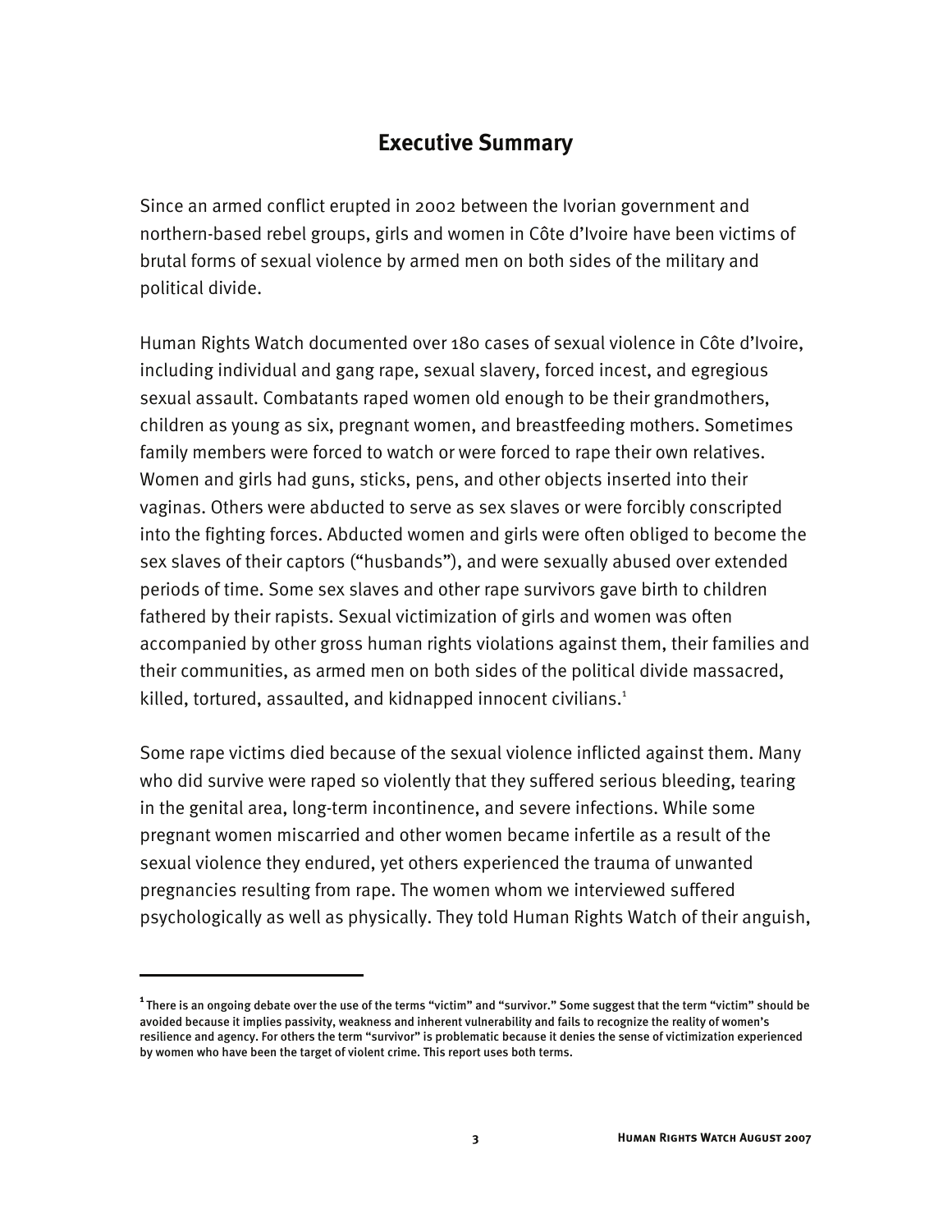## Executive Summary

Since an armed conflict erupted in 2002 between the Ivorian government and northern-based rebel groups, girls and women in Côte d'Ivoire have been victims of brutal forms of sexual violence by armed men on both sides of the military and political divide.

Human Rights Watch documented over 180 cases of sexual violence in Côte d'Ivoire, including individual and gang rape, sexual slavery, forced incest, and egregious sexual assault. Combatants raped women old enough to be their grandmothers, children as young as six, pregnant women, and breastfeeding mothers. Sometimes family members were forced to watch or were forced to rape their own relatives. Women and girls had guns, sticks, pens, and other objects inserted into their vaginas. Others were abducted to serve as sex slaves or were forcibly conscripted into the fighting forces. Abducted women and girls were often obliged to become the sex slaves of their captors ("husbands"), and were sexually abused over extended periods of time. Some sex slaves and other rape survivors gave birth to children fathered by their rapists. Sexual victimization of girls and women was often accompanied by other gross human rights violations against them, their families and their communities, as armed men on both sides of the political divide massacred, killed, tortured, assaulted, and kidnapped innocent civilians.[1]

Some rape victims died because of the sexual violence inflicted against them. Many who did survive were raped so violently that they suffered serious bleeding, tearing in the genital area, long-term incontinence, and severe infections. While some pregnant women miscarried and other women became infertile as a result of the sexual violence they endured, yet others experienced the trauma of unwanted pregnancies resulting from rape. The women whom we interviewed suffered psychologically as well as physically. They told Human Rights Watch of their anguish,

---

[1] There is an ongoing debate over the use of the terms "victim" and "survivor." Some suggest that the term "victim" should be avoided because it implies passivity, weakness and inherent vulnerability and fails to recognize the reality of women's resilience and agency. For others the term "survivor" is problematic because it denies the sense of victimization experienced by women who have been the target of violent crime. This report uses both terms.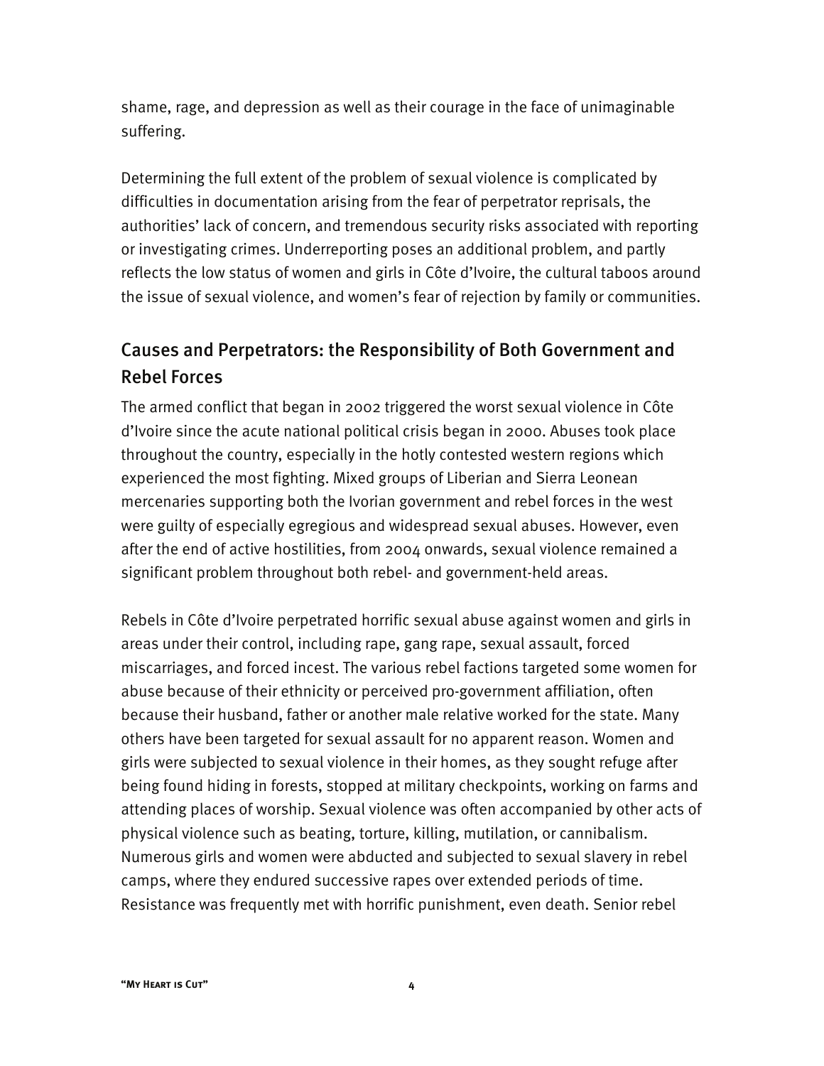shame, rage, and depression as well as their courage in the face of unimaginable suffering.

Determining the full extent of the problem of sexual violence is complicated by difficulties in documentation arising from the fear of perpetrator reprisals, the authorities' lack of concern, and tremendous security risks associated with reporting or investigating crimes. Underreporting poses an additional problem, and partly reflects the low status of women and girls in Côte d'Ivoire, the cultural taboos around the issue of sexual violence, and women's fear of rejection by family or communities.

## Causes and Perpetrators: the Responsibility of Both Government and Rebel Forces

The armed conflict that began in 2002 triggered the worst sexual violence in Côte d'Ivoire since the acute national political crisis began in 2000. Abuses took place throughout the country, especially in the hotly contested western regions which experienced the most fighting. Mixed groups of Liberian and Sierra Leonean mercenaries supporting both the Ivorian government and rebel forces in the west were guilty of especially egregious and widespread sexual abuses. However, even after the end of active hostilities, from 2004 onwards, sexual violence remained a significant problem throughout both rebel- and government-held areas.

Rebels in Côte d'Ivoire perpetrated horrific sexual abuse against women and girls in areas under their control, including rape, gang rape, sexual assault, forced miscarriages, and forced incest. The various rebel factions targeted some women for abuse because of their ethnicity or perceived pro-government affiliation, often because their husband, father or another male relative worked for the state. Many others have been targeted for sexual assault for no apparent reason. Women and girls were subjected to sexual violence in their homes, as they sought refuge after being found hiding in forests, stopped at military checkpoints, working on farms and attending places of worship. Sexual violence was often accompanied by other acts of physical violence such as beating, torture, killing, mutilation, or cannibalism. Numerous girls and women were abducted and subjected to sexual slavery in rebel camps, where they endured successive rapes over extended periods of time. Resistance was frequently met with horrific punishment, even death. Senior rebel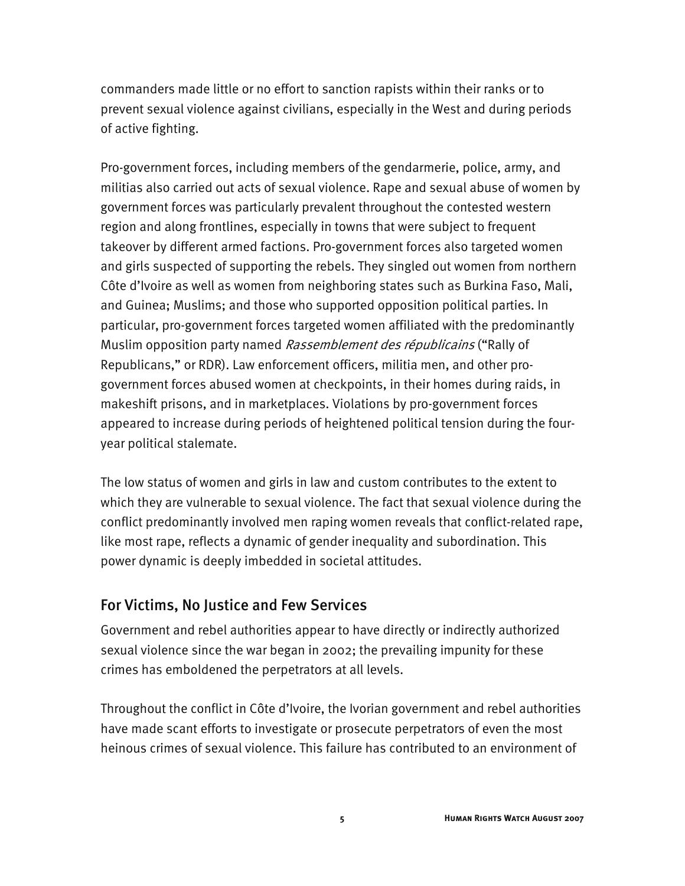commanders made little or no effort to sanction rapists within their ranks or to prevent sexual violence against civilians, especially in the West and during periods of active fighting.

Pro-government forces, including members of the gendarmerie, police, army, and militias also carried out acts of sexual violence. Rape and sexual abuse of women by government forces was particularly prevalent throughout the contested western region and along frontlines, especially in towns that were subject to frequent takeover by different armed factions. Pro-government forces also targeted women and girls suspected of supporting the rebels. They singled out women from northern Côte d'Ivoire as well as women from neighboring states such as Burkina Faso, Mali, and Guinea; Muslims; and those who supported opposition political parties. In particular, pro-government forces targeted women affiliated with the predominantly Muslim opposition party named *Rassemblement des républicains* ("Rally of Republicans," or RDR). Law enforcement officers, militia men, and other pro-government forces abused women at checkpoints, in their homes during raids, in makeshift prisons, and in marketplaces. Violations by pro-government forces appeared to increase during periods of heightened political tension during the four-year political stalemate.

The low status of women and girls in law and custom contributes to the extent to which they are vulnerable to sexual violence. The fact that sexual violence during the conflict predominantly involved men raping women reveals that conflict-related rape, like most rape, reflects a dynamic of gender inequality and subordination. This power dynamic is deeply imbedded in societal attitudes.

## For Victims, No Justice and Few Services

Government and rebel authorities appear to have directly or indirectly authorized sexual violence since the war began in 2002; the prevailing impunity for these crimes has emboldened the perpetrators at all levels.

Throughout the conflict in Côte d'Ivoire, the Ivorian government and rebel authorities have made scant efforts to investigate or prosecute perpetrators of even the most heinous crimes of sexual violence. This failure has contributed to an environment of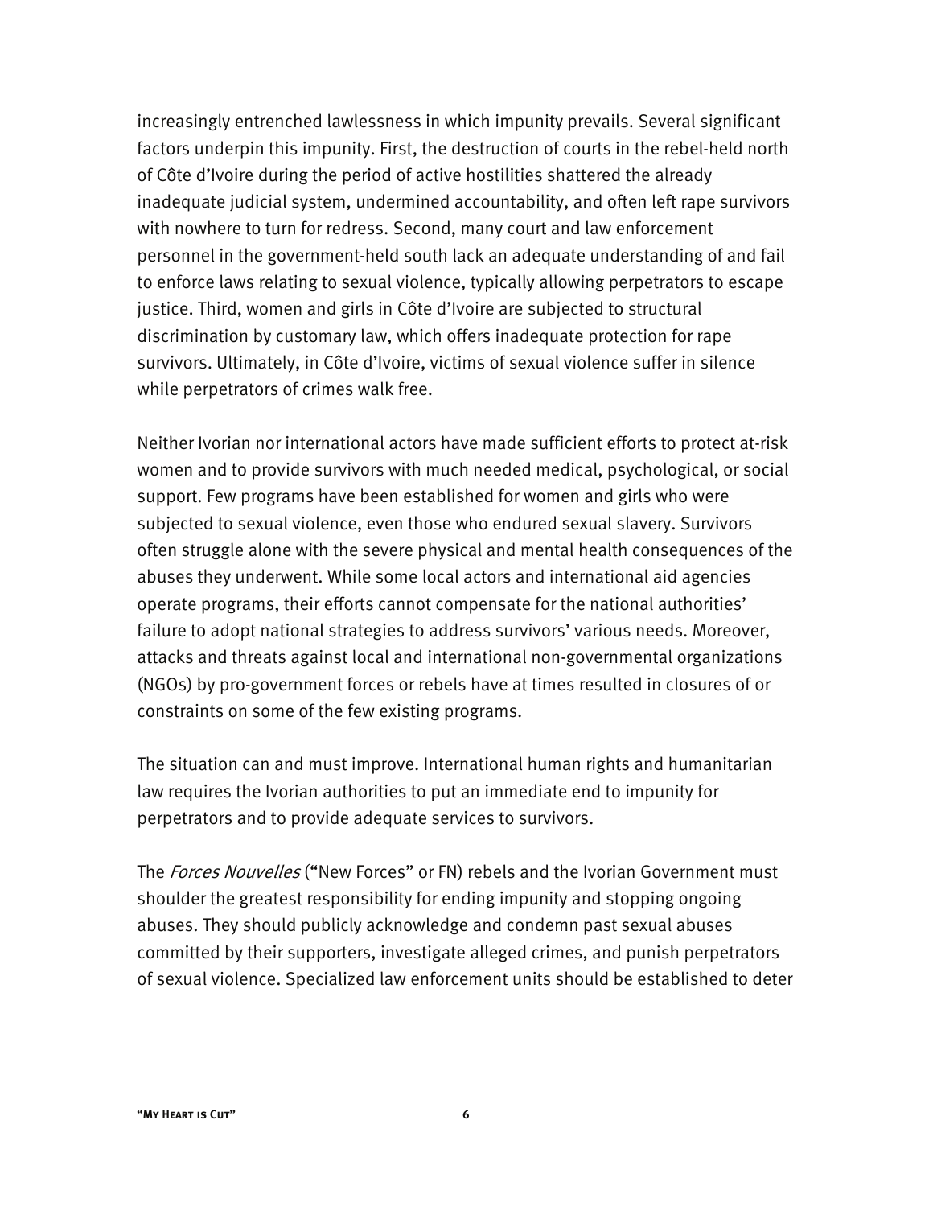increasingly entrenched lawlessness in which impunity prevails. Several significant factors underpin this impunity. First, the destruction of courts in the rebel-held north of Côte d'Ivoire during the period of active hostilities shattered the already inadequate judicial system, undermined accountability, and often left rape survivors with nowhere to turn for redress. Second, many court and law enforcement personnel in the government-held south lack an adequate understanding of and fail to enforce laws relating to sexual violence, typically allowing perpetrators to escape justice. Third, women and girls in Côte d'Ivoire are subjected to structural discrimination by customary law, which offers inadequate protection for rape survivors. Ultimately, in Côte d'Ivoire, victims of sexual violence suffer in silence while perpetrators of crimes walk free.

Neither Ivorian nor international actors have made sufficient efforts to protect at-risk women and to provide survivors with much needed medical, psychological, or social support. Few programs have been established for women and girls who were subjected to sexual violence, even those who endured sexual slavery. Survivors often struggle alone with the severe physical and mental health consequences of the abuses they underwent. While some local actors and international aid agencies operate programs, their efforts cannot compensate for the national authorities' failure to adopt national strategies to address survivors' various needs. Moreover, attacks and threats against local and international non-governmental organizations (NGOs) by pro-government forces or rebels have at times resulted in closures of or constraints on some of the few existing programs.

The situation can and must improve. International human rights and humanitarian law requires the Ivorian authorities to put an immediate end to impunity for perpetrators and to provide adequate services to survivors.

The *Forces Nouvelles* ("New Forces" or FN) rebels and the Ivorian Government must shoulder the greatest responsibility for ending impunity and stopping ongoing abuses. They should publicly acknowledge and condemn past sexual abuses committed by their supporters, investigate alleged crimes, and punish perpetrators of sexual violence. Specialized law enforcement units should be established to deter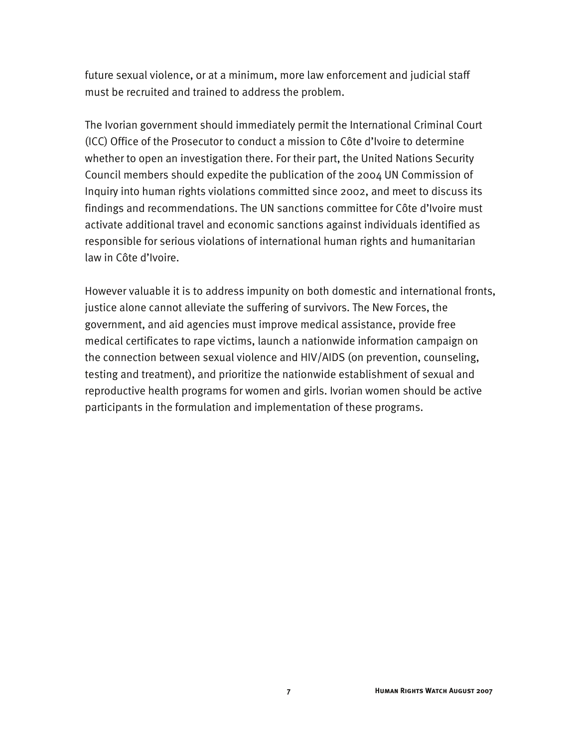future sexual violence, or at a minimum, more law enforcement and judicial staff must be recruited and trained to address the problem.

The Ivorian government should immediately permit the International Criminal Court (ICC) Office of the Prosecutor to conduct a mission to Côte d'Ivoire to determine whether to open an investigation there. For their part, the United Nations Security Council members should expedite the publication of the 2004 UN Commission of Inquiry into human rights violations committed since 2002, and meet to discuss its findings and recommendations. The UN sanctions committee for Côte d'Ivoire must activate additional travel and economic sanctions against individuals identified as responsible for serious violations of international human rights and humanitarian law in Côte d'Ivoire.

However valuable it is to address impunity on both domestic and international fronts, justice alone cannot alleviate the suffering of survivors. The New Forces, the government, and aid agencies must improve medical assistance, provide free medical certificates to rape victims, launch a nationwide information campaign on the connection between sexual violence and HIV/AIDS (on prevention, counseling, testing and treatment), and prioritize the nationwide establishment of sexual and reproductive health programs for women and girls. Ivorian women should be active participants in the formulation and implementation of these programs.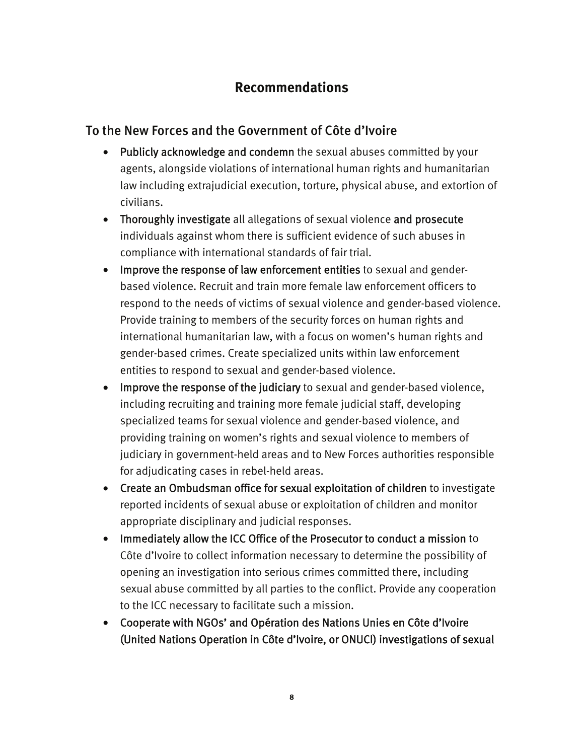## Recommendations

### To the New Forces and the Government of Côte d'Ivoire

- **Publicly acknowledge and condemn** the sexual abuses committed by your agents, alongside violations of international human rights and humanitarian law including extrajudicial execution, torture, physical abuse, and extortion of civilians.
- **Thoroughly investigate** all allegations of sexual violence **and prosecute** individuals against whom there is sufficient evidence of such abuses in compliance with international standards of fair trial.
- **Improve the response of law enforcement entities** to sexual and gender-based violence. Recruit and train more female law enforcement officers to respond to the needs of victims of sexual violence and gender-based violence. Provide training to members of the security forces on human rights and international humanitarian law, with a focus on women's human rights and gender-based crimes. Create specialized units within law enforcement entities to respond to sexual and gender-based violence.
- **Improve the response of the judiciary** to sexual and gender-based violence, including recruiting and training more female judicial staff, developing specialized teams for sexual violence and gender-based violence, and providing training on women's rights and sexual violence to members of judiciary in government-held areas and to New Forces authorities responsible for adjudicating cases in rebel-held areas.
- **Create an Ombudsman office for sexual exploitation of children** to investigate reported incidents of sexual abuse or exploitation of children and monitor appropriate disciplinary and judicial responses.
- **Immediately allow the ICC Office of the Prosecutor to conduct a mission** to Côte d'Ivoire to collect information necessary to determine the possibility of opening an investigation into serious crimes committed there, including sexual abuse committed by all parties to the conflict. Provide any cooperation to the ICC necessary to facilitate such a mission.
- **Cooperate with NGOs' and Opération des Nations Unies en Côte d'Ivoire (United Nations Operation in Côte d'Ivoire, or ONUCI) investigations of sexual**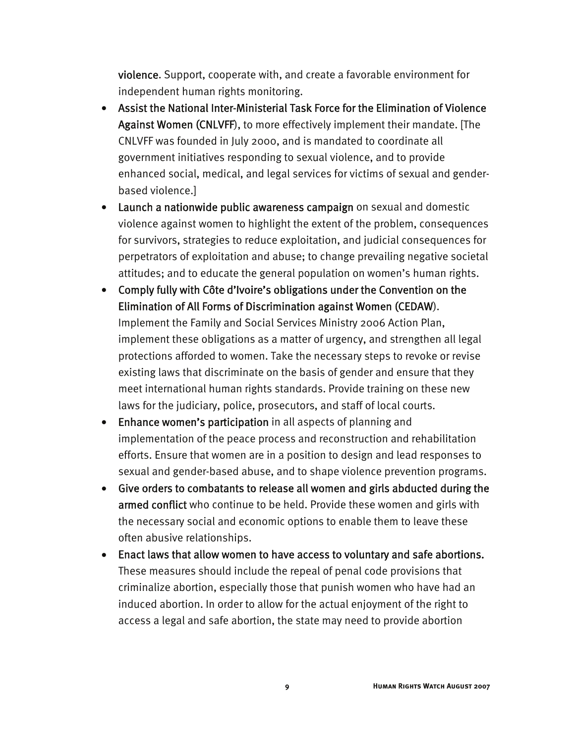**violence**. Support, cooperate with, and create a favorable environment for independent human rights monitoring.

- **Assist the National Inter-Ministerial Task Force for the Elimination of Violence Against Women (CNLVFF)**, to more effectively implement their mandate. [The CNLVFF was founded in July 2000, and is mandated to coordinate all government initiatives responding to sexual violence, and to provide enhanced social, medical, and legal services for victims of sexual and gender-based violence.]
- **Launch a nationwide public awareness campaign** on sexual and domestic violence against women to highlight the extent of the problem, consequences for survivors, strategies to reduce exploitation, and judicial consequences for perpetrators of exploitation and abuse; to change prevailing negative societal attitudes; and to educate the general population on women's human rights.
- **Comply fully with Côte d'Ivoire's obligations under the Convention on the Elimination of All Forms of Discrimination against Women (CEDAW)**. Implement the Family and Social Services Ministry 2006 Action Plan, implement these obligations as a matter of urgency, and strengthen all legal protections afforded to women. Take the necessary steps to revoke or revise existing laws that discriminate on the basis of gender and ensure that they meet international human rights standards. Provide training on these new laws for the judiciary, police, prosecutors, and staff of local courts.
- **Enhance women's participation** in all aspects of planning and implementation of the peace process and reconstruction and rehabilitation efforts. Ensure that women are in a position to design and lead responses to sexual and gender-based abuse, and to shape violence prevention programs.
- **Give orders to combatants to release all women and girls abducted during the armed conflict** who continue to be held. Provide these women and girls with the necessary social and economic options to enable them to leave these often abusive relationships.
- **Enact laws that allow women to have access to voluntary and safe abortions.** These measures should include the repeal of penal code provisions that criminalize abortion, especially those that punish women who have had an induced abortion. In order to allow for the actual enjoyment of the right to access a legal and safe abortion, the state may need to provide abortion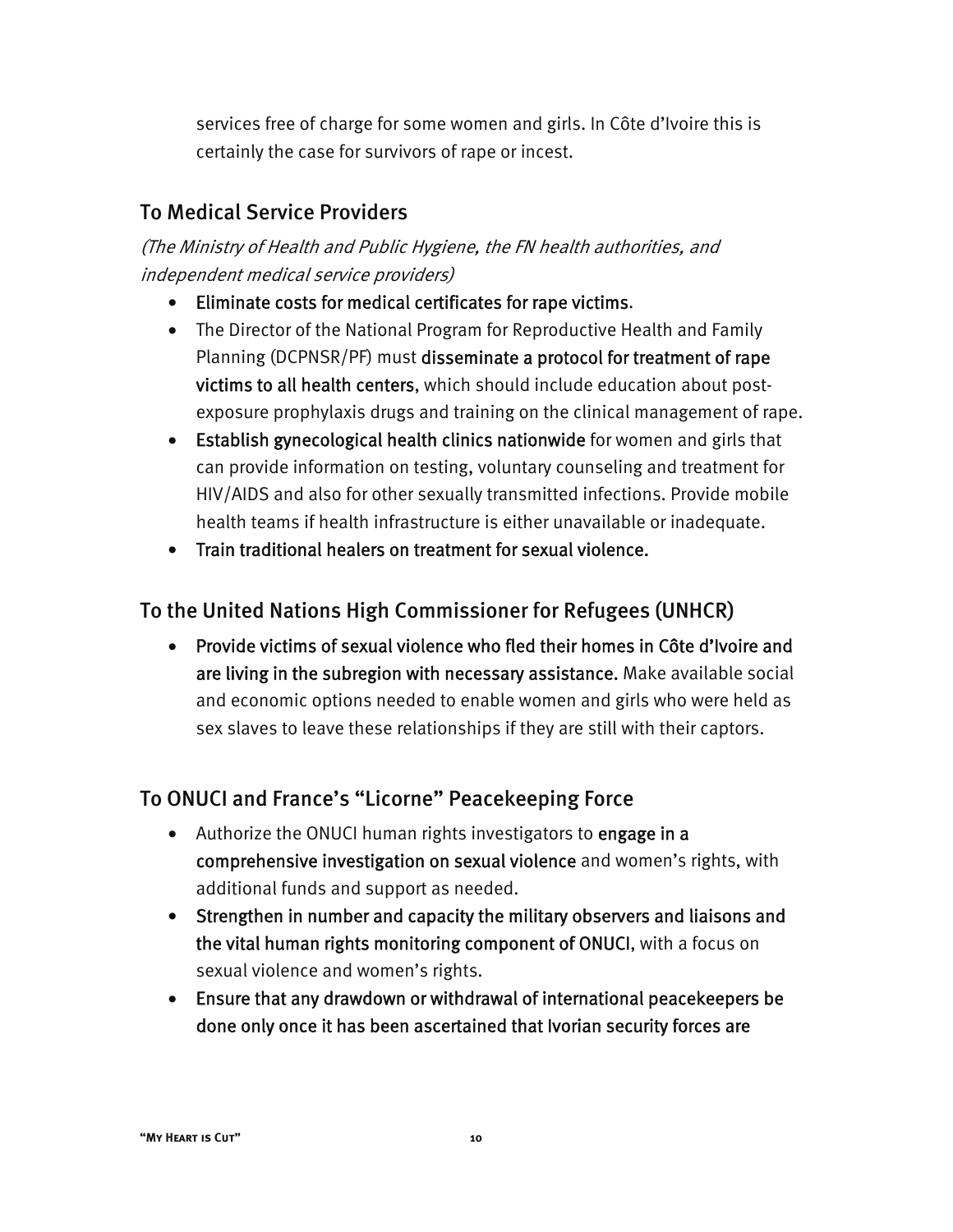services free of charge for some women and girls. In Côte d'Ivoire this is certainly the case for survivors of rape or incest.

## To Medical Service Providers

*(The Ministry of Health and Public Hygiene, the FN health authorities, and independent medical service providers)*

- **Eliminate costs for medical certificates for rape victims**.
- The Director of the National Program for Reproductive Health and Family Planning (DCPNSR/PF) must **disseminate a protocol for treatment of rape victims to all health centers,** which should include education about post-exposure prophylaxis drugs and training on the clinical management of rape.
- **Establish gynecological health clinics nationwide** for women and girls that can provide information on testing, voluntary counseling and treatment for HIV/AIDS and also for other sexually transmitted infections. Provide mobile health teams if health infrastructure is either unavailable or inadequate.
- **Train traditional healers on treatment for sexual violence.**

## To the United Nations High Commissioner for Refugees (UNHCR)

- **Provide victims of sexual violence who fled their homes in Côte d'Ivoire and are living in the subregion with necessary assistance.** Make available social and economic options needed to enable women and girls who were held as sex slaves to leave these relationships if they are still with their captors.

## To ONUCI and France's "Licorne" Peacekeeping Force

- Authorize the ONUCI human rights investigators to **engage in a comprehensive investigation on sexual violence** and women's rights, with additional funds and support as needed.
- **Strengthen in number and capacity the military observers and liaisons and the vital human rights monitoring component of ONUCI**, with a focus on sexual violence and women's rights.
- **Ensure that any drawdown or withdrawal of international peacekeepers be done only once it has been ascertained that Ivorian security forces are**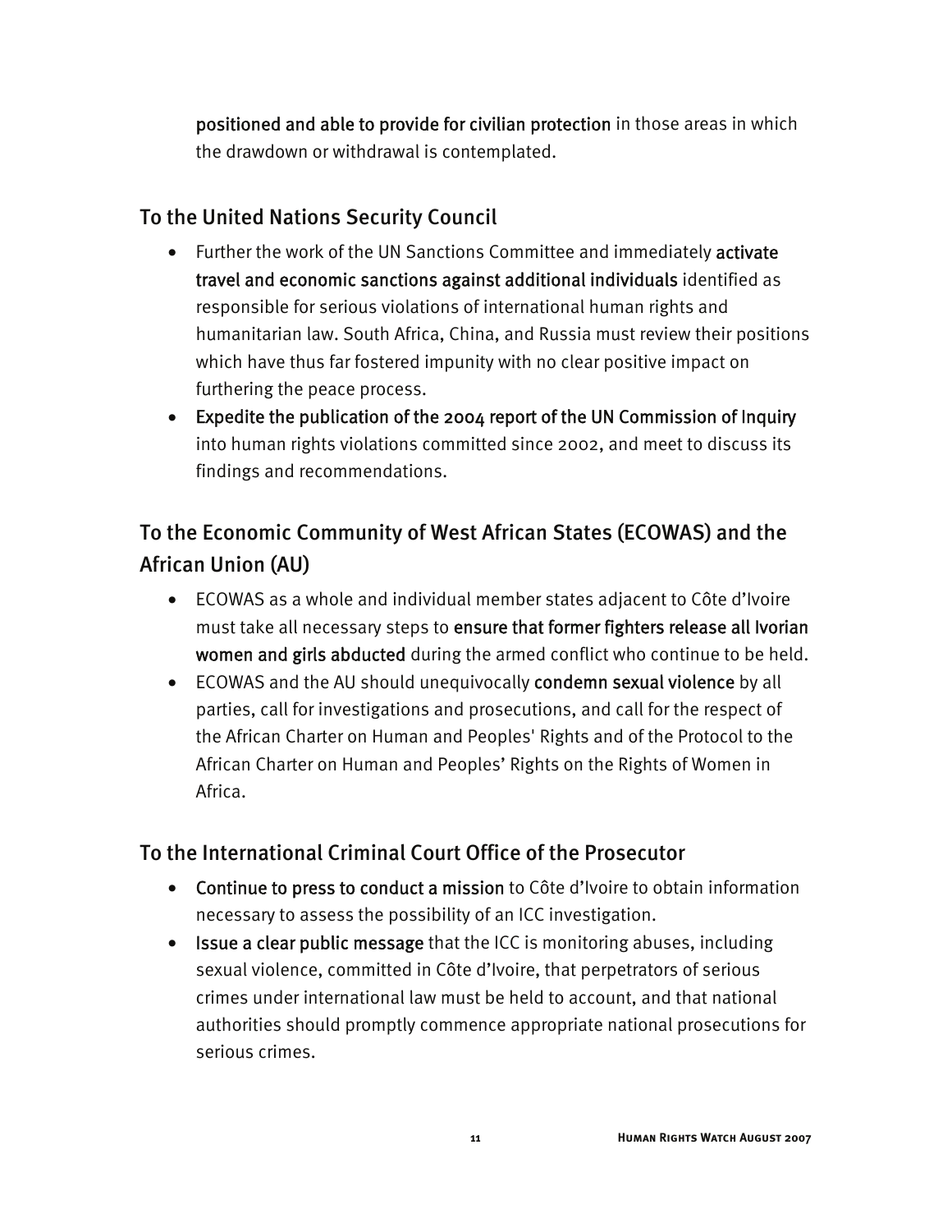**positioned and able to provide for civilian protection** in those areas in which the drawdown or withdrawal is contemplated.

## To the United Nations Security Council

- Further the work of the UN Sanctions Committee and immediately **activate travel and economic sanctions against additional individuals** identified as responsible for serious violations of international human rights and humanitarian law. South Africa, China, and Russia must review their positions which have thus far fostered impunity with no clear positive impact on furthering the peace process.
- **Expedite the publication of the 2004 report of the UN Commission of Inquiry** into human rights violations committed since 2002, and meet to discuss its findings and recommendations.

## To the Economic Community of West African States (ECOWAS) and the African Union (AU)

- ECOWAS as a whole and individual member states adjacent to Côte d'Ivoire must take all necessary steps to **ensure that former fighters release all Ivorian women and girls abducted** during the armed conflict who continue to be held.
- ECOWAS and the AU should unequivocally **condemn sexual violence** by all parties, call for investigations and prosecutions, and call for the respect of the African Charter on Human and Peoples' Rights and of the Protocol to the African Charter on Human and Peoples' Rights on the Rights of Women in Africa.

## To the International Criminal Court Office of the Prosecutor

- **Continue to press to conduct a mission** to Côte d'Ivoire to obtain information necessary to assess the possibility of an ICC investigation.
- **Issue a clear public message** that the ICC is monitoring abuses, including sexual violence, committed in Côte d'Ivoire, that perpetrators of serious crimes under international law must be held to account, and that national authorities should promptly commence appropriate national prosecutions for serious crimes.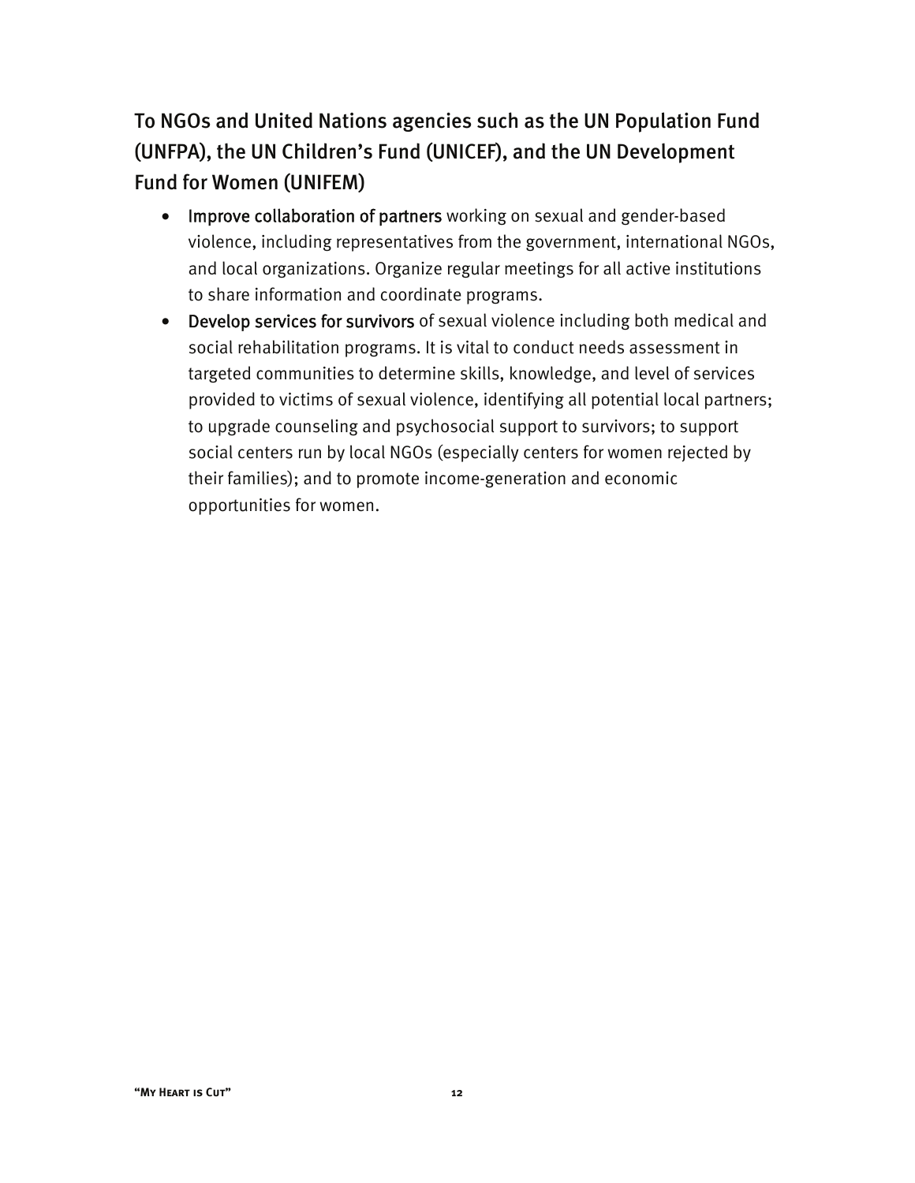### To NGOs and United Nations agencies such as the UN Population Fund (UNFPA), the UN Children's Fund (UNICEF), and the UN Development Fund for Women (UNIFEM)

- **Improve collaboration of partners** working on sexual and gender-based violence, including representatives from the government, international NGOs, and local organizations. Organize regular meetings for all active institutions to share information and coordinate programs.
- **Develop services for survivors** of sexual violence including both medical and social rehabilitation programs. It is vital to conduct needs assessment in targeted communities to determine skills, knowledge, and level of services provided to victims of sexual violence, identifying all potential local partners; to upgrade counseling and psychosocial support to survivors; to support social centers run by local NGOs (especially centers for women rejected by their families); and to promote income-generation and economic opportunities for women.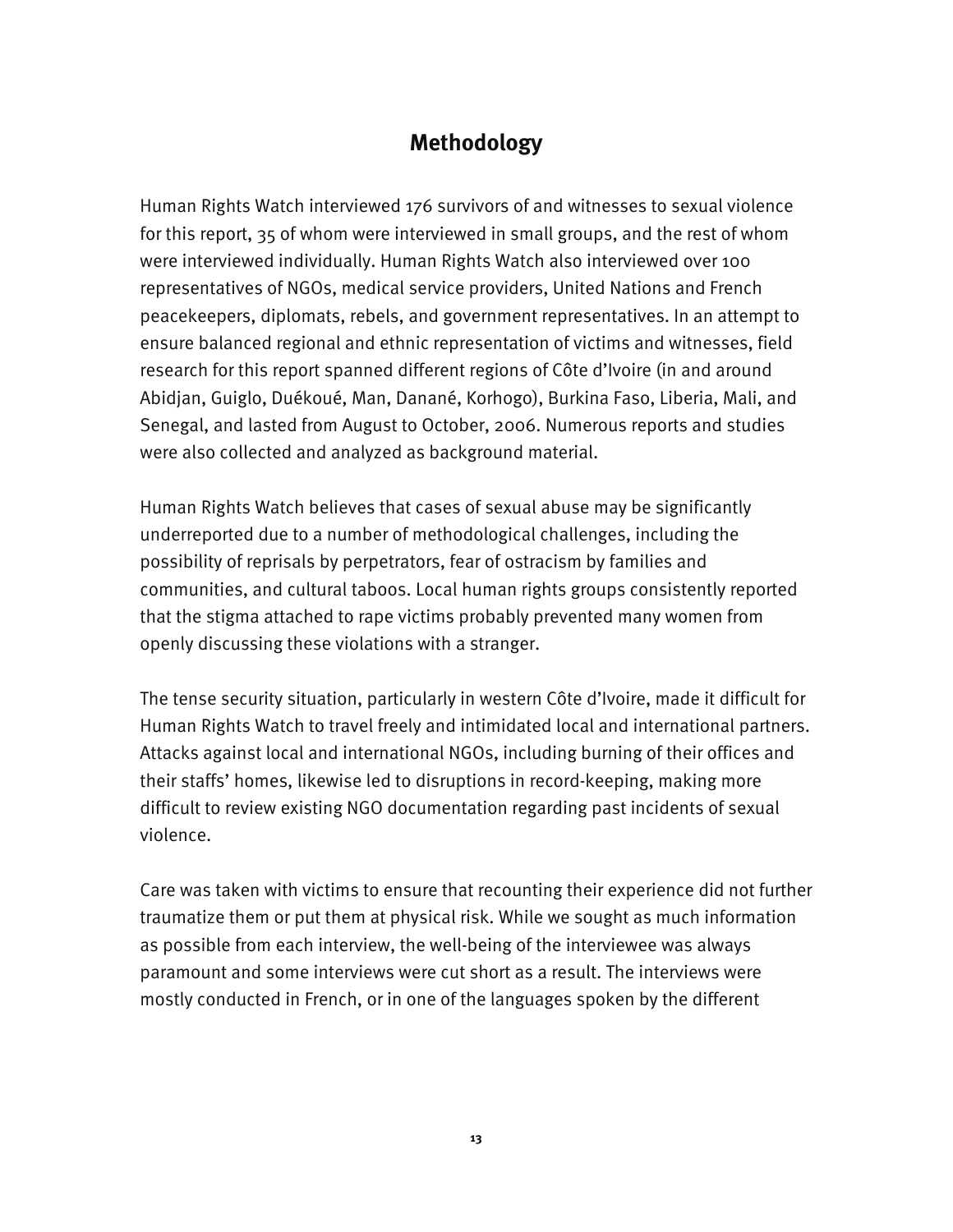## Methodology

Human Rights Watch interviewed 176 survivors of and witnesses to sexual violence for this report, 35 of whom were interviewed in small groups, and the rest of whom were interviewed individually. Human Rights Watch also interviewed over 100 representatives of NGOs, medical service providers, United Nations and French peacekeepers, diplomats, rebels, and government representatives. In an attempt to ensure balanced regional and ethnic representation of victims and witnesses, field research for this report spanned different regions of Côte d'Ivoire (in and around Abidjan, Guiglo, Duékoué, Man, Danané, Korhogo), Burkina Faso, Liberia, Mali, and Senegal, and lasted from August to October, 2006. Numerous reports and studies were also collected and analyzed as background material.

Human Rights Watch believes that cases of sexual abuse may be significantly underreported due to a number of methodological challenges, including the possibility of reprisals by perpetrators, fear of ostracism by families and communities, and cultural taboos. Local human rights groups consistently reported that the stigma attached to rape victims probably prevented many women from openly discussing these violations with a stranger.

The tense security situation, particularly in western Côte d'Ivoire, made it difficult for Human Rights Watch to travel freely and intimidated local and international partners. Attacks against local and international NGOs, including burning of their offices and their staffs' homes, likewise led to disruptions in record-keeping, making more difficult to review existing NGO documentation regarding past incidents of sexual violence.

Care was taken with victims to ensure that recounting their experience did not further traumatize them or put them at physical risk. While we sought as much information as possible from each interview, the well-being of the interviewee was always paramount and some interviews were cut short as a result. The interviews were mostly conducted in French, or in one of the languages spoken by the different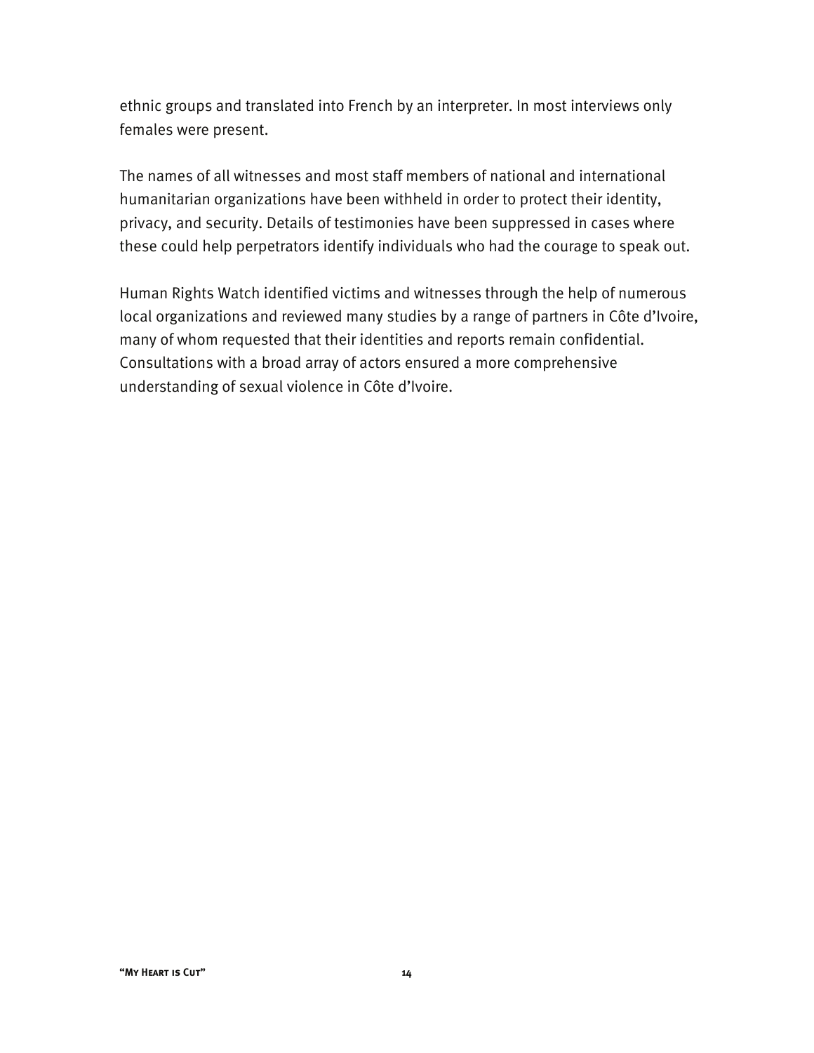ethnic groups and translated into French by an interpreter. In most interviews only females were present.

The names of all witnesses and most staff members of national and international humanitarian organizations have been withheld in order to protect their identity, privacy, and security. Details of testimonies have been suppressed in cases where these could help perpetrators identify individuals who had the courage to speak out.

Human Rights Watch identified victims and witnesses through the help of numerous local organizations and reviewed many studies by a range of partners in Côte d'Ivoire, many of whom requested that their identities and reports remain confidential. Consultations with a broad array of actors ensured a more comprehensive understanding of sexual violence in Côte d'Ivoire.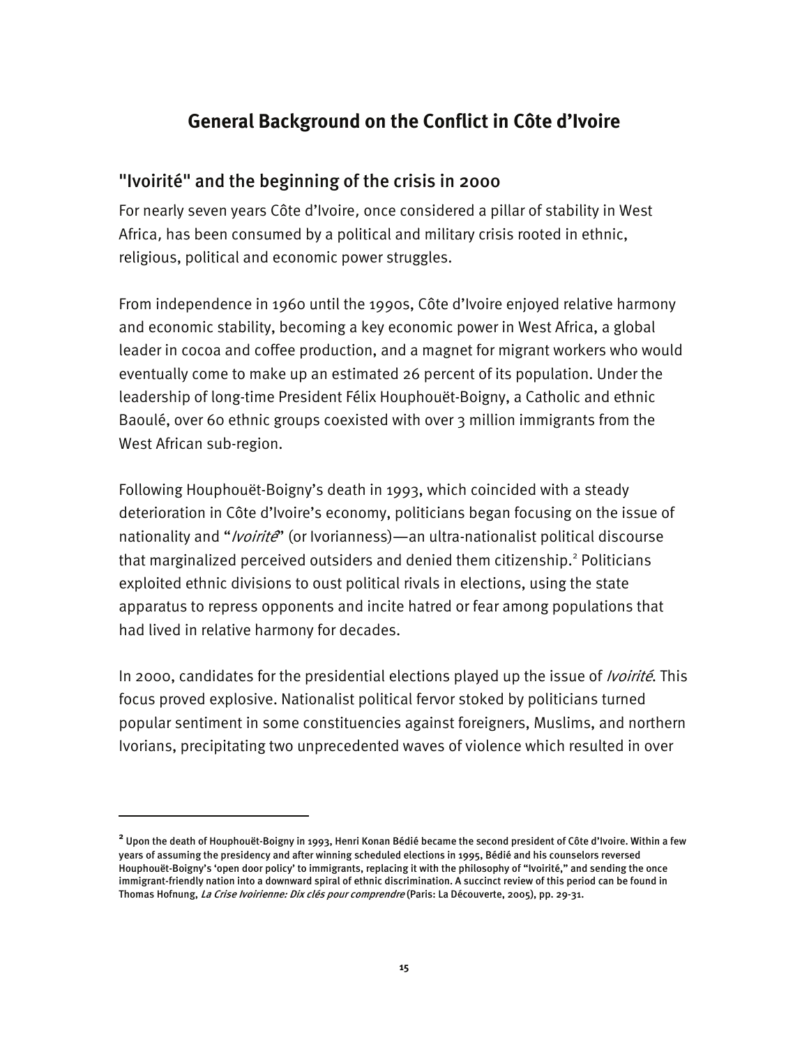# General Background on the Conflict in Côte d'Ivoire

## "Ivoirité" and the beginning of the crisis in 2000

For nearly seven years Côte d'Ivoire, once considered a pillar of stability in West Africa, has been consumed by a political and military crisis rooted in ethnic, religious, political and economic power struggles.

From independence in 1960 until the 1990s, Côte d'Ivoire enjoyed relative harmony and economic stability, becoming a key economic power in West Africa, a global leader in cocoa and coffee production, and a magnet for migrant workers who would eventually come to make up an estimated 26 percent of its population. Under the leadership of long-time President Félix Houphouët-Boigny, a Catholic and ethnic Baoulé, over 60 ethnic groups coexisted with over 3 million immigrants from the West African sub-region.

Following Houphouët-Boigny's death in 1993, which coincided with a steady deterioration in Côte d'Ivoire's economy, politicians began focusing on the issue of nationality and "*Ivoirité*" (or Ivorianness)—an ultra-nationalist political discourse that marginalized perceived outsiders and denied them citizenship.[2] Politicians exploited ethnic divisions to oust political rivals in elections, using the state apparatus to repress opponents and incite hatred or fear among populations that had lived in relative harmony for decades.

In 2000, candidates for the presidential elections played up the issue of *Ivoirité*. This focus proved explosive. Nationalist political fervor stoked by politicians turned popular sentiment in some constituencies against foreigners, Muslims, and northern Ivorians, precipitating two unprecedented waves of violence which resulted in over

---

[2] Upon the death of Houphouët-Boigny in 1993, Henri Konan Bédié became the second president of Côte d'Ivoire. Within a few years of assuming the presidency and after winning scheduled elections in 1995, Bédié and his counselors reversed Houphouët-Boigny's 'open door policy' to immigrants, replacing it with the philosophy of "Ivoirité," and sending the once immigrant-friendly nation into a downward spiral of ethnic discrimination. A succinct review of this period can be found in Thomas Hofnung, *La Crise Ivoirienne: Dix clés pour comprendre* (Paris: La Découverte, 2005), pp. 29-31.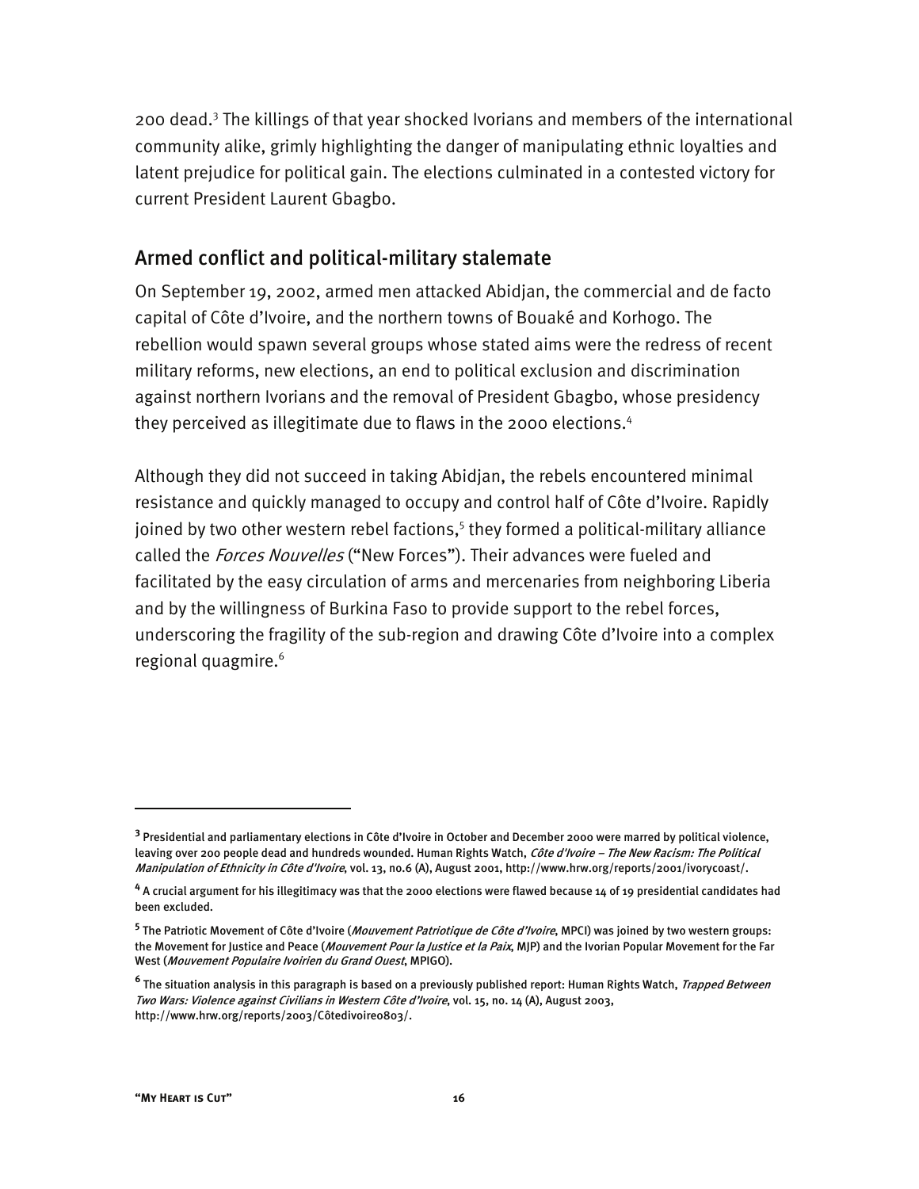200 dead.[3] The killings of that year shocked Ivorians and members of the international community alike, grimly highlighting the danger of manipulating ethnic loyalties and latent prejudice for political gain. The elections culminated in a contested victory for current President Laurent Gbagbo.

## Armed conflict and political-military stalemate

On September 19, 2002, armed men attacked Abidjan, the commercial and de facto capital of Côte d'Ivoire, and the northern towns of Bouaké and Korhogo. The rebellion would spawn several groups whose stated aims were the redress of recent military reforms, new elections, an end to political exclusion and discrimination against northern Ivorians and the removal of President Gbagbo, whose presidency they perceived as illegitimate due to flaws in the 2000 elections.[4]

Although they did not succeed in taking Abidjan, the rebels encountered minimal resistance and quickly managed to occupy and control half of Côte d'Ivoire. Rapidly joined by two other western rebel factions,[5] they formed a political-military alliance called the *Forces Nouvelles* ("New Forces"). Their advances were fueled and facilitated by the easy circulation of arms and mercenaries from neighboring Liberia and by the willingness of Burkina Faso to provide support to the rebel forces, underscoring the fragility of the sub-region and drawing Côte d'Ivoire into a complex regional quagmire.[6]

---

[3] Presidential and parliamentary elections in Côte d'Ivoire in October and December 2000 were marred by political violence, leaving over 200 people dead and hundreds wounded. Human Rights Watch, *Côte d'Ivoire – The New Racism: The Political Manipulation of Ethnicity in Côte d'Ivoire*, vol. 13, no.6 (A), August 2001, http://www.hrw.org/reports/2001/ivorycoast/.

[4] A crucial argument for his illegitimacy was that the 2000 elections were flawed because 14 of 19 presidential candidates had been excluded.

[5] The Patriotic Movement of Côte d'Ivoire (*Mouvement Patriotique de Côte d'Ivoire*, MPCI) was joined by two western groups: the Movement for Justice and Peace (*Mouvement Pour la Justice et la Paix*, MJP) and the Ivorian Popular Movement for the Far West (*Mouvement Populaire Ivoirien du Grand Ouest*, MPIGO).

[6] The situation analysis in this paragraph is based on a previously published report: Human Rights Watch, *Trapped Between Two Wars: Violence against Civilians in Western Côte d'Ivoire*, vol. 15, no. 14 (A), August 2003, http://www.hrw.org/reports/2003/Côtedivoire0803/.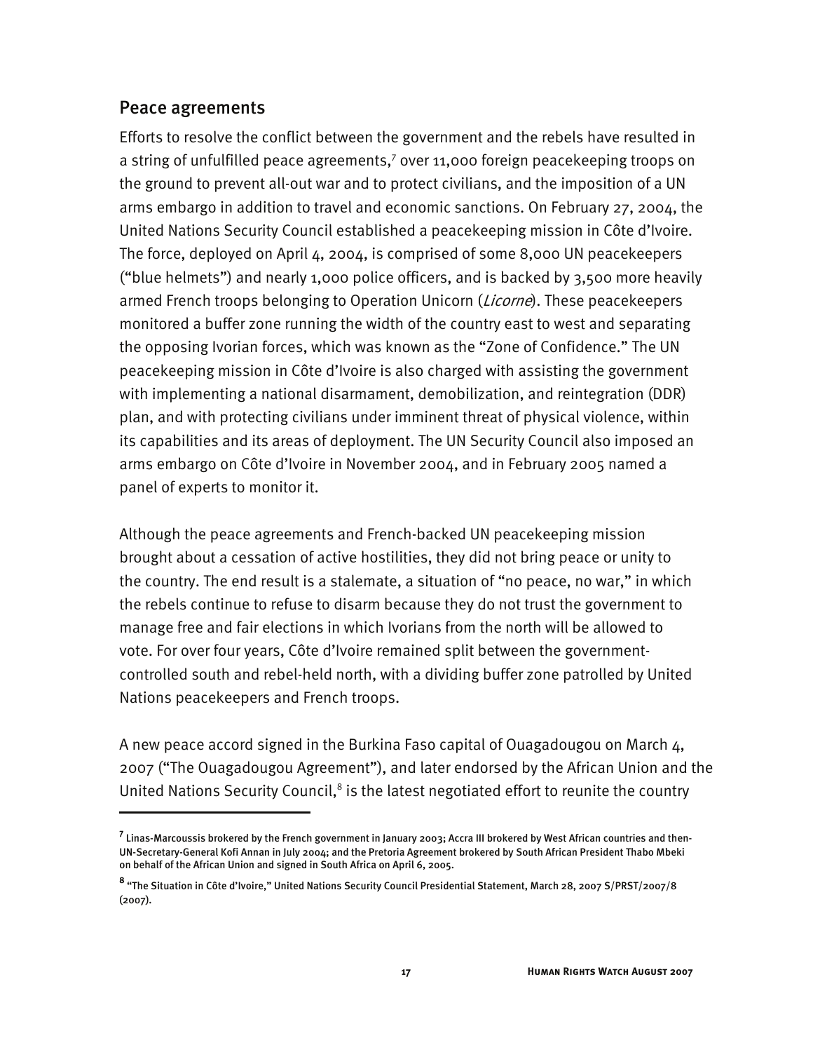## Peace agreements

Efforts to resolve the conflict between the government and the rebels have resulted in a string of unfulfilled peace agreements,[7] over 11,000 foreign peacekeeping troops on the ground to prevent all-out war and to protect civilians, and the imposition of a UN arms embargo in addition to travel and economic sanctions. On February 27, 2004, the United Nations Security Council established a peacekeeping mission in Côte d'Ivoire. The force, deployed on April 4, 2004, is comprised of some 8,000 UN peacekeepers ("blue helmets") and nearly 1,000 police officers, and is backed by 3,500 more heavily armed French troops belonging to Operation Unicorn (*Licorne*). These peacekeepers monitored a buffer zone running the width of the country east to west and separating the opposing Ivorian forces, which was known as the "Zone of Confidence." The UN peacekeeping mission in Côte d'Ivoire is also charged with assisting the government with implementing a national disarmament, demobilization, and reintegration (DDR) plan, and with protecting civilians under imminent threat of physical violence, within its capabilities and its areas of deployment. The UN Security Council also imposed an arms embargo on Côte d'Ivoire in November 2004, and in February 2005 named a panel of experts to monitor it.

Although the peace agreements and French-backed UN peacekeeping mission brought about a cessation of active hostilities, they did not bring peace or unity to the country. The end result is a stalemate, a situation of "no peace, no war," in which the rebels continue to refuse to disarm because they do not trust the government to manage free and fair elections in which Ivorians from the north will be allowed to vote. For over four years, Côte d'Ivoire remained split between the government-controlled south and rebel-held north, with a dividing buffer zone patrolled by United Nations peacekeepers and French troops.

A new peace accord signed in the Burkina Faso capital of Ouagadougou on March 4, 2007 ("The Ouagadougou Agreement"), and later endorsed by the African Union and the United Nations Security Council,[8] is the latest negotiated effort to reunite the country

---

[7] Linas-Marcoussis brokered by the French government in January 2003; Accra III brokered by West African countries and then-UN-Secretary-General Kofi Annan in July 2004; and the Pretoria Agreement brokered by South African President Thabo Mbeki on behalf of the African Union and signed in South Africa on April 6, 2005.

[8] "The Situation in Côte d'Ivoire," United Nations Security Council Presidential Statement, March 28, 2007 S/PRST/2007/8 (2007).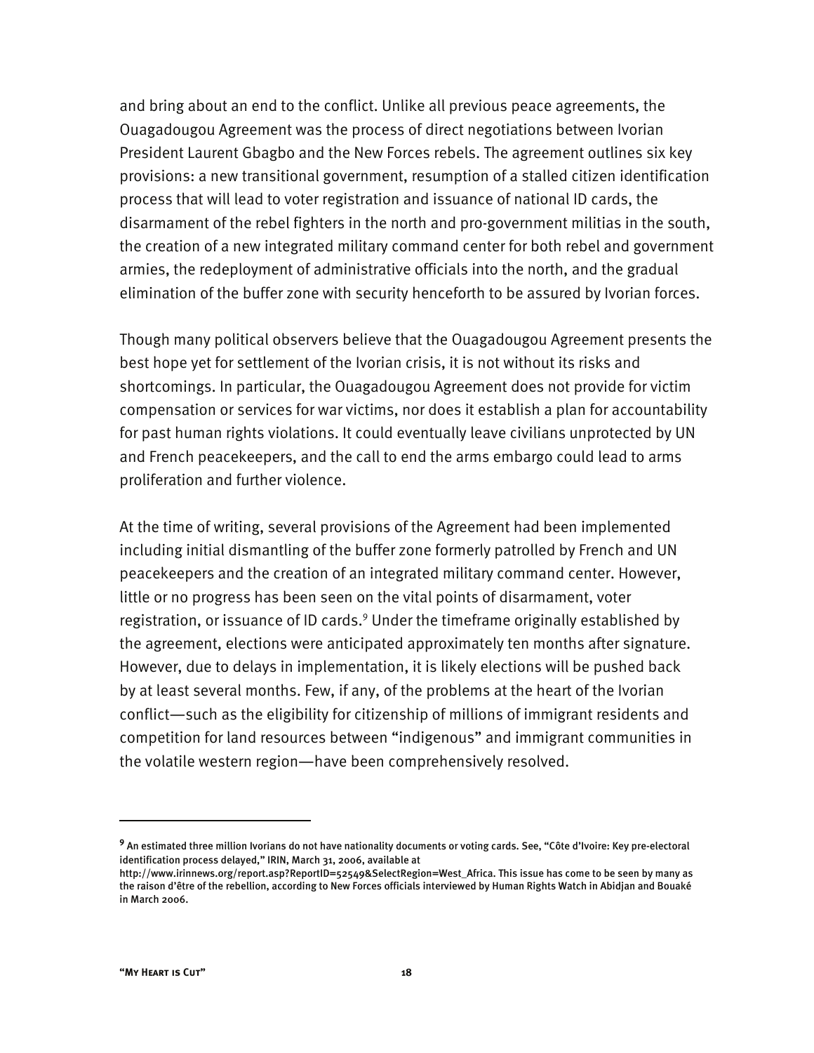and bring about an end to the conflict. Unlike all previous peace agreements, the Ouagadougou Agreement was the process of direct negotiations between Ivorian President Laurent Gbagbo and the New Forces rebels. The agreement outlines six key provisions: a new transitional government, resumption of a stalled citizen identification process that will lead to voter registration and issuance of national ID cards, the disarmament of the rebel fighters in the north and pro-government militias in the south, the creation of a new integrated military command center for both rebel and government armies, the redeployment of administrative officials into the north, and the gradual elimination of the buffer zone with security henceforth to be assured by Ivorian forces.

Though many political observers believe that the Ouagadougou Agreement presents the best hope yet for settlement of the Ivorian crisis, it is not without its risks and shortcomings. In particular, the Ouagadougou Agreement does not provide for victim compensation or services for war victims, nor does it establish a plan for accountability for past human rights violations. It could eventually leave civilians unprotected by UN and French peacekeepers, and the call to end the arms embargo could lead to arms proliferation and further violence.

At the time of writing, several provisions of the Agreement had been implemented including initial dismantling of the buffer zone formerly patrolled by French and UN peacekeepers and the creation of an integrated military command center. However, little or no progress has been seen on the vital points of disarmament, voter registration, or issuance of ID cards.[9] Under the timeframe originally established by the agreement, elections were anticipated approximately ten months after signature. However, due to delays in implementation, it is likely elections will be pushed back by at least several months. Few, if any, of the problems at the heart of the Ivorian conflict—such as the eligibility for citizenship of millions of immigrant residents and competition for land resources between "indigenous" and immigrant communities in the volatile western region—have been comprehensively resolved.

---

[9] An estimated three million Ivorians do not have nationality documents or voting cards. See, "Côte d'Ivoire: Key pre-electoral identification process delayed," IRIN, March 31, 2006, available at http://www.irinnews.org/report.asp?ReportID=52549&SelectRegion=West_Africa. This issue has come to be seen by many as the raison d'être of the rebellion, according to New Forces officials interviewed by Human Rights Watch in Abidjan and Bouaké in March 2006.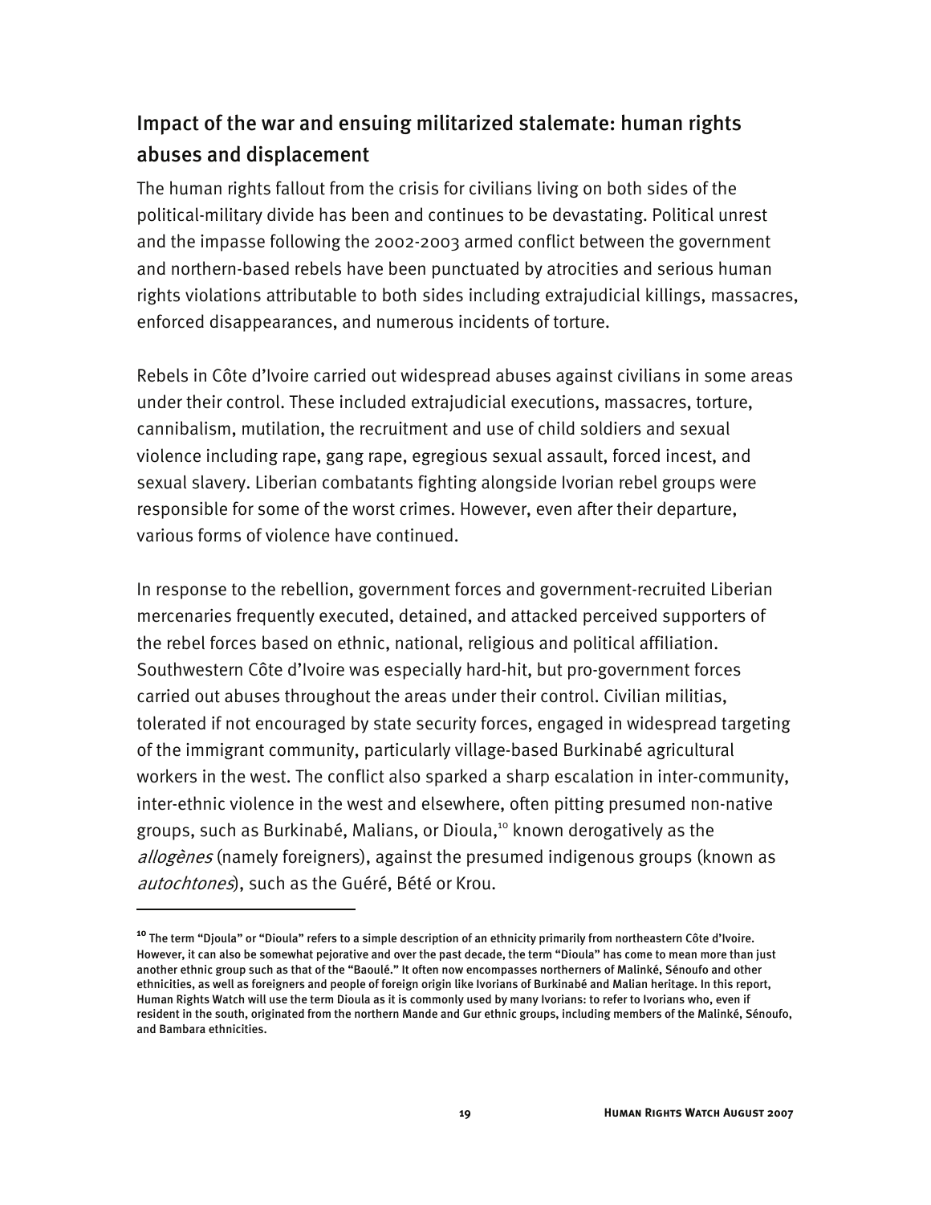## Impact of the war and ensuing militarized stalemate: human rights abuses and displacement

The human rights fallout from the crisis for civilians living on both sides of the political-military divide has been and continues to be devastating. Political unrest and the impasse following the 2002-2003 armed conflict between the government and northern-based rebels have been punctuated by atrocities and serious human rights violations attributable to both sides including extrajudicial killings, massacres, enforced disappearances, and numerous incidents of torture.

Rebels in Côte d'Ivoire carried out widespread abuses against civilians in some areas under their control. These included extrajudicial executions, massacres, torture, cannibalism, mutilation, the recruitment and use of child soldiers and sexual violence including rape, gang rape, egregious sexual assault, forced incest, and sexual slavery. Liberian combatants fighting alongside Ivorian rebel groups were responsible for some of the worst crimes. However, even after their departure, various forms of violence have continued.

In response to the rebellion, government forces and government-recruited Liberian mercenaries frequently executed, detained, and attacked perceived supporters of the rebel forces based on ethnic, national, religious and political affiliation. Southwestern Côte d'Ivoire was especially hard-hit, but pro-government forces carried out abuses throughout the areas under their control. Civilian militias, tolerated if not encouraged by state security forces, engaged in widespread targeting of the immigrant community, particularly village-based Burkinabé agricultural workers in the west. The conflict also sparked a sharp escalation in inter-community, inter-ethnic violence in the west and elsewhere, often pitting presumed non-native groups, such as Burkinabé, Malians, or Dioula,[10] known derogatively as the *allogènes* (namely foreigners), against the presumed indigenous groups (known as *autochtones*), such as the Guéré, Bété or Krou.

---

**[10]** The term "Djoula" or "Dioula" refers to a simple description of an ethnicity primarily from northeastern Côte d'Ivoire. However, it can also be somewhat pejorative and over the past decade, the term "Dioula" has come to mean more than just another ethnic group such as that of the "Baoulé." It often now encompasses northerners of Malinké, Sénoufo and other ethnicities, as well as foreigners and people of foreign origin like Ivorians of Burkinabé and Malian heritage. In this report, Human Rights Watch will use the term Dioula as it is commonly used by many Ivorians: to refer to Ivorians who, even if resident in the south, originated from the northern Mande and Gur ethnic groups, including members of the Malinké, Sénoufo, and Bambara ethnicities.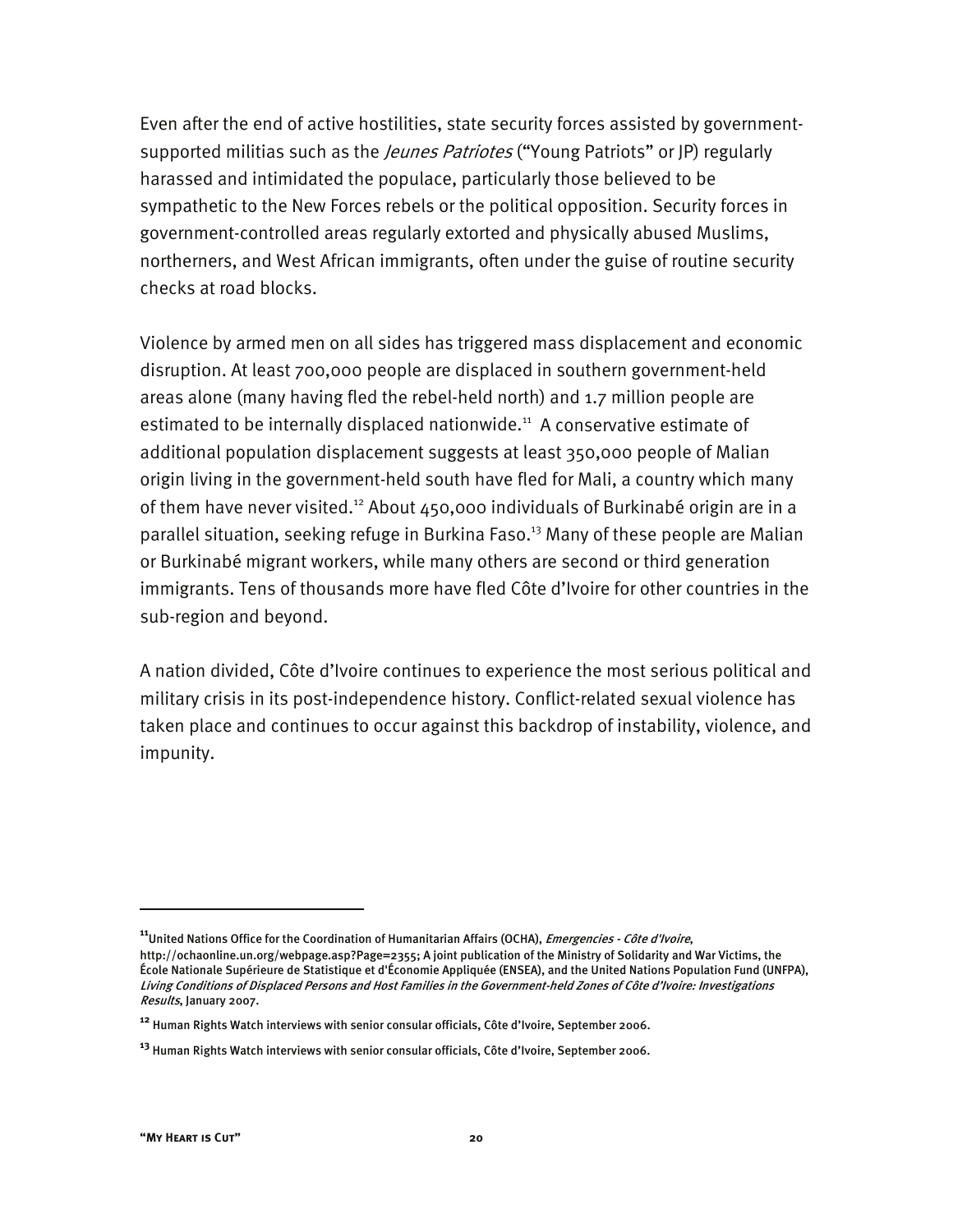Even after the end of active hostilities, state security forces assisted by government-supported militias such as the *Jeunes Patriotes* ("Young Patriots" or JP) regularly harassed and intimidated the populace, particularly those believed to be sympathetic to the New Forces rebels or the political opposition. Security forces in government-controlled areas regularly extorted and physically abused Muslims, northerners, and West African immigrants, often under the guise of routine security checks at road blocks.

Violence by armed men on all sides has triggered mass displacement and economic disruption. At least 700,000 people are displaced in southern government-held areas alone (many having fled the rebel-held north) and 1.7 million people are estimated to be internally displaced nationwide.[11] A conservative estimate of additional population displacement suggests at least 350,000 people of Malian origin living in the government-held south have fled for Mali, a country which many of them have never visited.[12] About 450,000 individuals of Burkinabé origin are in a parallel situation, seeking refuge in Burkina Faso.[13] Many of these people are Malian or Burkinabé migrant workers, while many others are second or third generation immigrants. Tens of thousands more have fled Côte d'Ivoire for other countries in the sub-region and beyond.

A nation divided, Côte d'Ivoire continues to experience the most serious political and military crisis in its post-independence history. Conflict-related sexual violence has taken place and continues to occur against this backdrop of instability, violence, and impunity.

---

[11] United Nations Office for the Coordination of Humanitarian Affairs (OCHA), *Emergencies - Côte d'Ivoire*, http://ochaonline.un.org/webpage.asp?Page=2355; A joint publication of the Ministry of Solidarity and War Victims, the École Nationale Supérieure de Statistique et d'Économie Appliquée (ENSEA), and the United Nations Population Fund (UNFPA), *Living Conditions of Displaced Persons and Host Families in the Government-held Zones of Côte d'Ivoire: Investigations Results*, January 2007.

[12] Human Rights Watch interviews with senior consular officials, Côte d'Ivoire, September 2006.

[13] Human Rights Watch interviews with senior consular officials, Côte d'Ivoire, September 2006.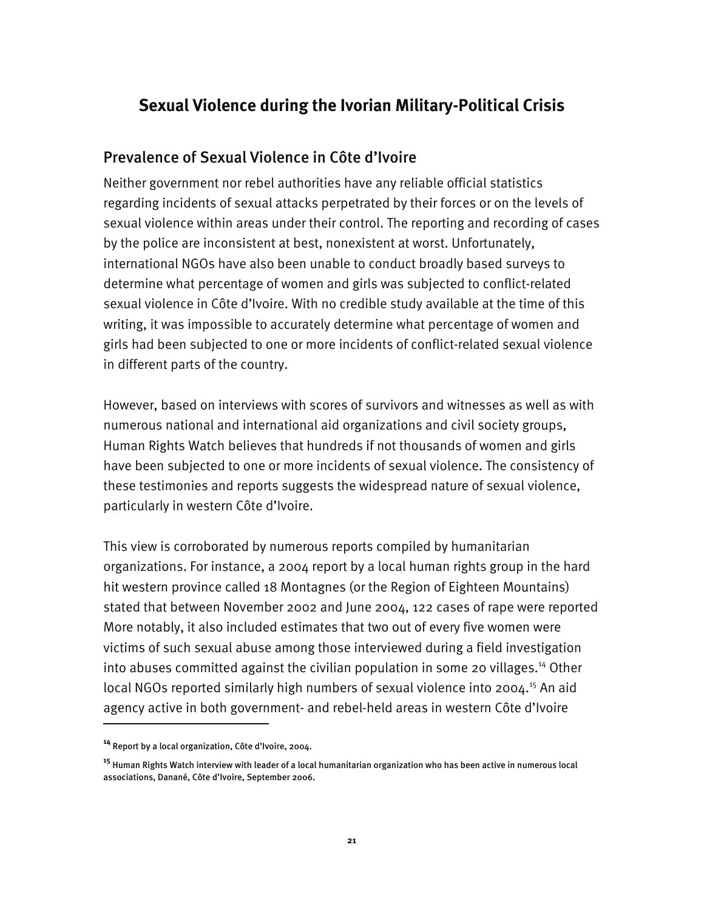# Sexual Violence during the Ivorian Military-Political Crisis

## Prevalence of Sexual Violence in Côte d'Ivoire

Neither government nor rebel authorities have any reliable official statistics regarding incidents of sexual attacks perpetrated by their forces or on the levels of sexual violence within areas under their control. The reporting and recording of cases by the police are inconsistent at best, nonexistent at worst. Unfortunately, international NGOs have also been unable to conduct broadly based surveys to determine what percentage of women and girls was subjected to conflict-related sexual violence in Côte d'Ivoire. With no credible study available at the time of this writing, it was impossible to accurately determine what percentage of women and girls had been subjected to one or more incidents of conflict-related sexual violence in different parts of the country.

However, based on interviews with scores of survivors and witnesses as well as with numerous national and international aid organizations and civil society groups, Human Rights Watch believes that hundreds if not thousands of women and girls have been subjected to one or more incidents of sexual violence. The consistency of these testimonies and reports suggests the widespread nature of sexual violence, particularly in western Côte d'Ivoire.

This view is corroborated by numerous reports compiled by humanitarian organizations. For instance, a 2004 report by a local human rights group in the hard hit western province called 18 Montagnes (or the Region of Eighteen Mountains) stated that between November 2002 and June 2004, 122 cases of rape were reported More notably, it also included estimates that two out of every five women were victims of such sexual abuse among those interviewed during a field investigation into abuses committed against the civilian population in some 20 villages.[14] Other local NGOs reported similarly high numbers of sexual violence into 2004.[15] An aid agency active in both government- and rebel-held areas in western Côte d'Ivoire

---

[14] Report by a local organization, Côte d'Ivoire, 2004.

[15] Human Rights Watch interview with leader of a local humanitarian organization who has been active in numerous local associations, Danané, Côte d'Ivoire, September 2006.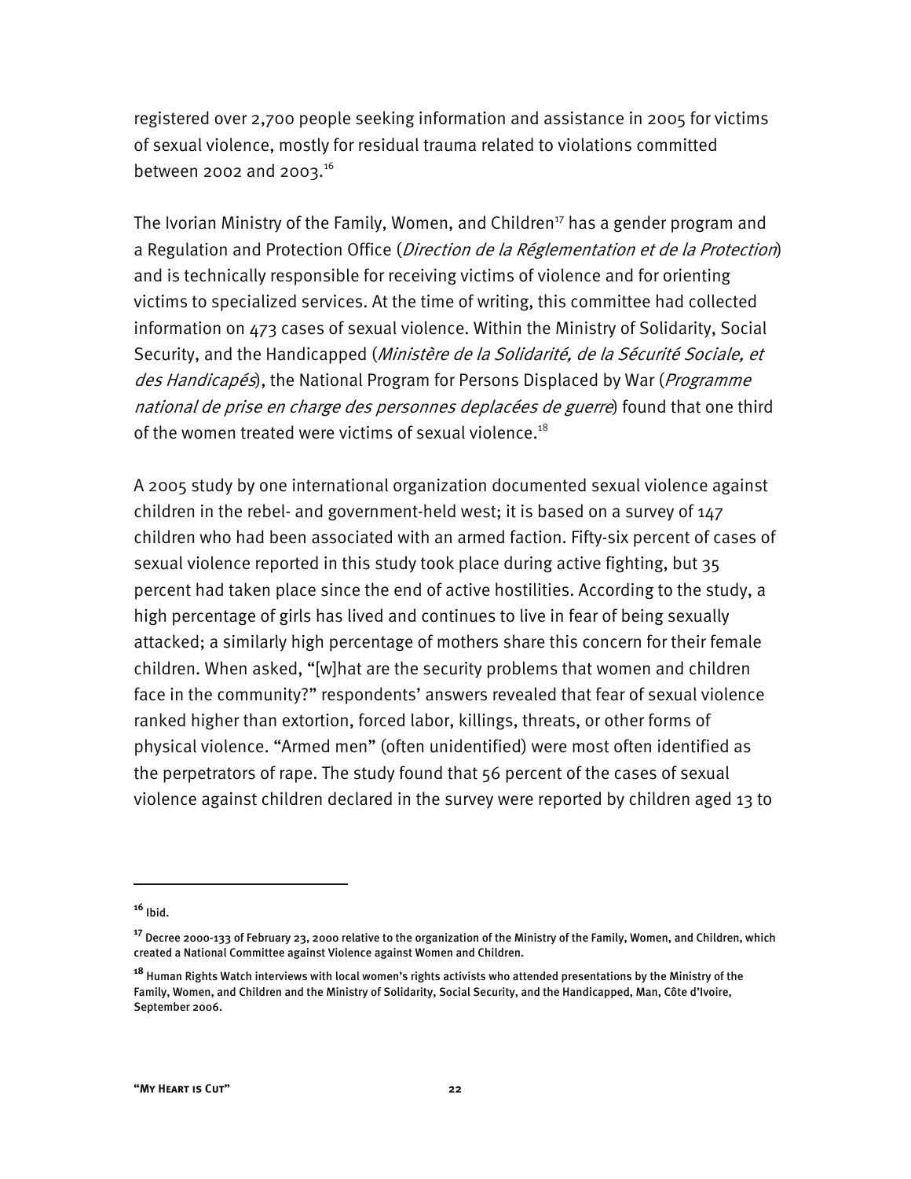registered over 2,700 people seeking information and assistance in 2005 for victims of sexual violence, mostly for residual trauma related to violations committed between 2002 and 2003.[16]

The Ivorian Ministry of the Family, Women, and Children[17] has a gender program and a Regulation and Protection Office (*Direction de la Réglementation et de la Protection*) and is technically responsible for receiving victims of violence and for orienting victims to specialized services. At the time of writing, this committee had collected information on 473 cases of sexual violence. Within the Ministry of Solidarity, Social Security, and the Handicapped (*Ministère de la Solidarité, de la Sécurité Sociale, et des Handicapés*), the National Program for Persons Displaced by War (*Programme national de prise en charge des personnes deplacées de guerre*) found that one third of the women treated were victims of sexual violence.[18]

A 2005 study by one international organization documented sexual violence against children in the rebel- and government-held west; it is based on a survey of 147 children who had been associated with an armed faction. Fifty-six percent of cases of sexual violence reported in this study took place during active fighting, but 35 percent had taken place since the end of active hostilities. According to the study, a high percentage of girls has lived and continues to live in fear of being sexually attacked; a similarly high percentage of mothers share this concern for their female children. When asked, "[w]hat are the security problems that women and children face in the community?" respondents' answers revealed that fear of sexual violence ranked higher than extortion, forced labor, killings, threats, or other forms of physical violence. "Armed men" (often unidentified) were most often identified as the perpetrators of rape. The study found that 56 percent of the cases of sexual violence against children declared in the survey were reported by children aged 13 to

---

[16] Ibid.

[17] Decree 2000-133 of February 23, 2000 relative to the organization of the Ministry of the Family, Women, and Children, which created a National Committee against Violence against Women and Children.

[18] Human Rights Watch interviews with local women's rights activists who attended presentations by the Ministry of the Family, Women, and Children and the Ministry of Solidarity, Social Security, and the Handicapped, Man, Côte d'Ivoire, September 2006.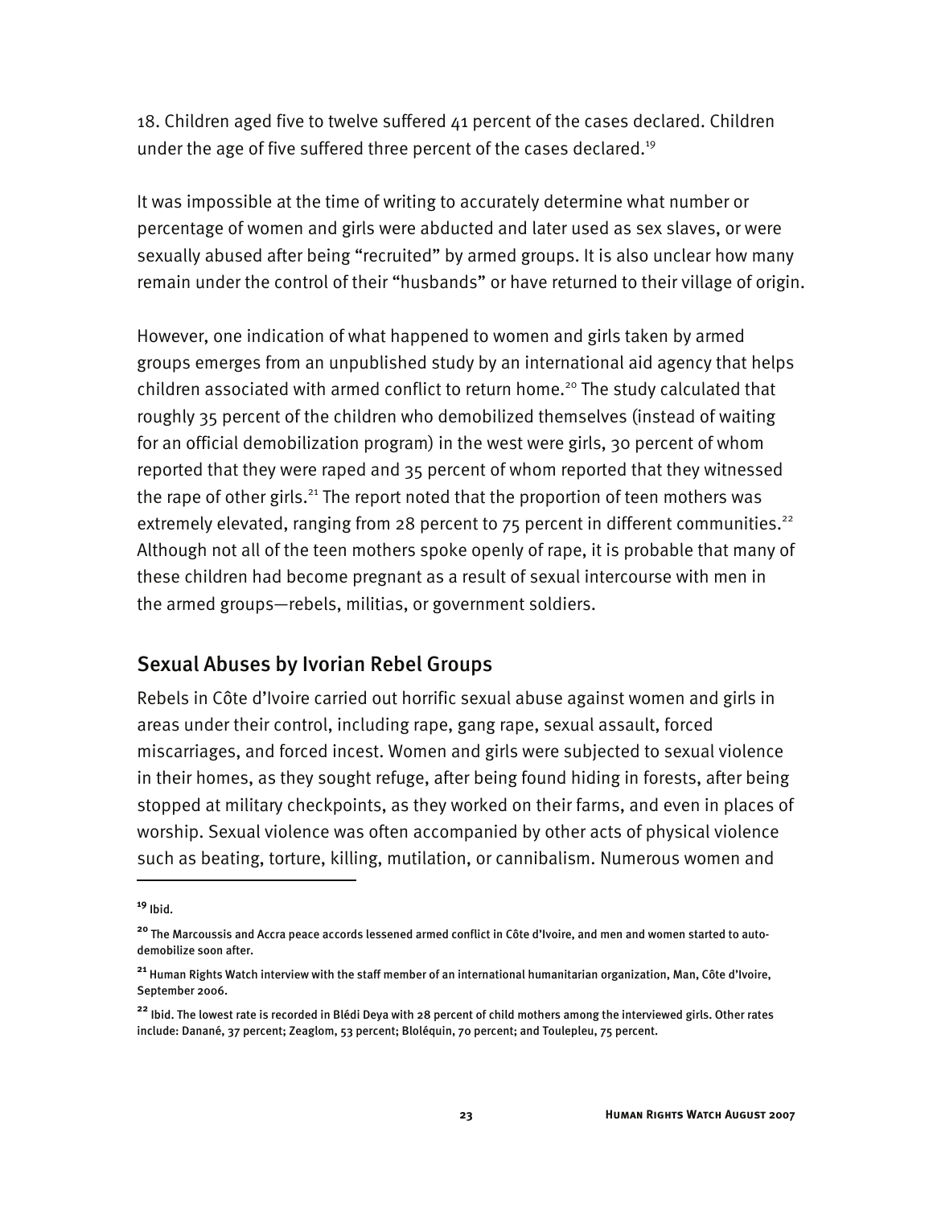18. Children aged five to twelve suffered 41 percent of the cases declared. Children under the age of five suffered three percent of the cases declared.[19]

It was impossible at the time of writing to accurately determine what number or percentage of women and girls were abducted and later used as sex slaves, or were sexually abused after being "recruited" by armed groups. It is also unclear how many remain under the control of their "husbands" or have returned to their village of origin.

However, one indication of what happened to women and girls taken by armed groups emerges from an unpublished study by an international aid agency that helps children associated with armed conflict to return home.[20] The study calculated that roughly 35 percent of the children who demobilized themselves (instead of waiting for an official demobilization program) in the west were girls, 30 percent of whom reported that they were raped and 35 percent of whom reported that they witnessed the rape of other girls.[21] The report noted that the proportion of teen mothers was extremely elevated, ranging from 28 percent to 75 percent in different communities.[22] Although not all of the teen mothers spoke openly of rape, it is probable that many of these children had become pregnant as a result of sexual intercourse with men in the armed groups—rebels, militias, or government soldiers.

## Sexual Abuses by Ivorian Rebel Groups

Rebels in Côte d'Ivoire carried out horrific sexual abuse against women and girls in areas under their control, including rape, gang rape, sexual assault, forced miscarriages, and forced incest. Women and girls were subjected to sexual violence in their homes, as they sought refuge, after being found hiding in forests, after being stopped at military checkpoints, as they worked on their farms, and even in places of worship. Sexual violence was often accompanied by other acts of physical violence such as beating, torture, killing, mutilation, or cannibalism. Numerous women and

---

[19] Ibid.

[20] The Marcoussis and Accra peace accords lessened armed conflict in Côte d'Ivoire, and men and women started to auto-demobilize soon after.

[21] Human Rights Watch interview with the staff member of an international humanitarian organization, Man, Côte d'Ivoire, September 2006.

[22] Ibid. The lowest rate is recorded in Blédi Deya with 28 percent of child mothers among the interviewed girls. Other rates include: Danané, 37 percent; Zeaglom, 53 percent; Bloléquin, 70 percent; and Toulepleu, 75 percent.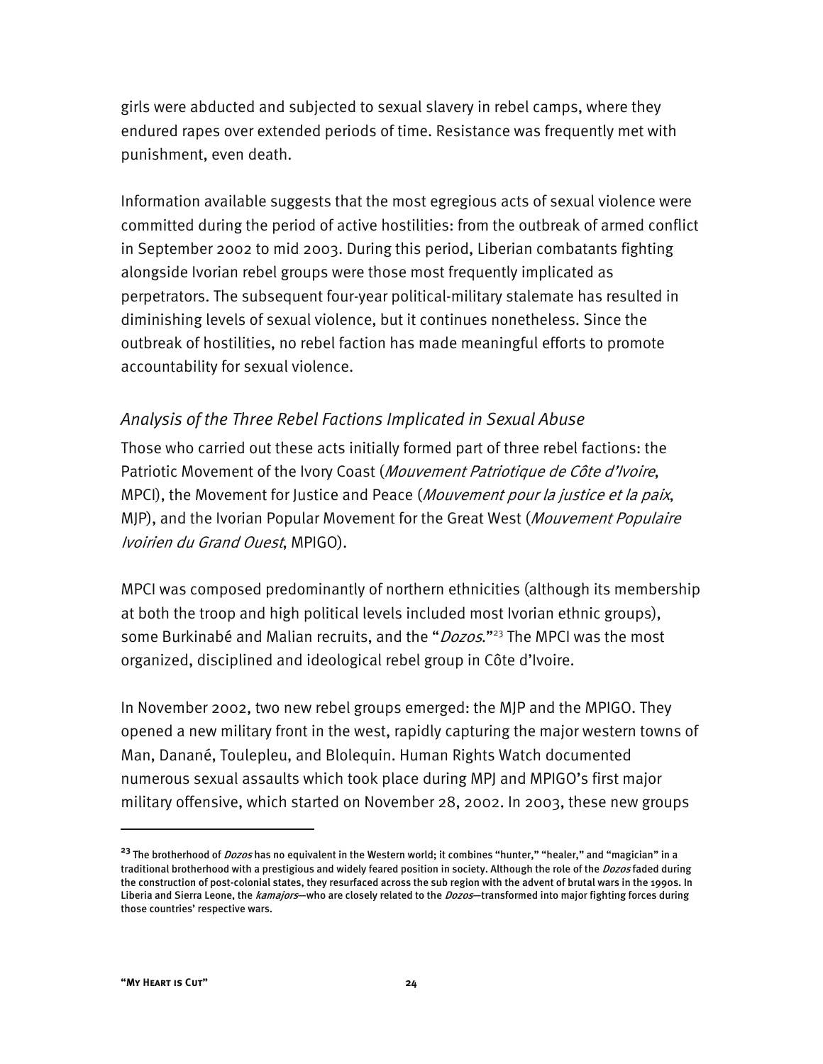girls were abducted and subjected to sexual slavery in rebel camps, where they endured rapes over extended periods of time. Resistance was frequently met with punishment, even death.

Information available suggests that the most egregious acts of sexual violence were committed during the period of active hostilities: from the outbreak of armed conflict in September 2002 to mid 2003. During this period, Liberian combatants fighting alongside Ivorian rebel groups were those most frequently implicated as perpetrators. The subsequent four-year political-military stalemate has resulted in diminishing levels of sexual violence, but it continues nonetheless. Since the outbreak of hostilities, no rebel faction has made meaningful efforts to promote accountability for sexual violence.

### *Analysis of the Three Rebel Factions Implicated in Sexual Abuse*

Those who carried out these acts initially formed part of three rebel factions: the Patriotic Movement of the Ivory Coast (*Mouvement Patriotique de Côte d'Ivoire*, MPCI), the Movement for Justice and Peace (*Mouvement pour la justice et la paix*, MJP), and the Ivorian Popular Movement for the Great West (*Mouvement Populaire Ivoirien du Grand Ouest*, MPIGO).

MPCI was composed predominantly of northern ethnicities (although its membership at both the troop and high political levels included most Ivorian ethnic groups), some Burkinabé and Malian recruits, and the "*Dozos*."[23] The MPCI was the most organized, disciplined and ideological rebel group in Côte d'Ivoire.

In November 2002, two new rebel groups emerged: the MJP and the MPIGO. They opened a new military front in the west, rapidly capturing the major western towns of Man, Danané, Toulepleu, and Blolequin. Human Rights Watch documented numerous sexual assaults which took place during MPJ and MPIGO's first major military offensive, which started on November 28, 2002. In 2003, these new groups

---

[23] The brotherhood of *Dozos* has no equivalent in the Western world; it combines "hunter," "healer," and "magician" in a traditional brotherhood with a prestigious and widely feared position in society. Although the role of the *Dozos* faded during the construction of post-colonial states, they resurfaced across the sub region with the advent of brutal wars in the 1990s. In Liberia and Sierra Leone, the *kamajors*—who are closely related to the *Dozos*—transformed into major fighting forces during those countries' respective wars.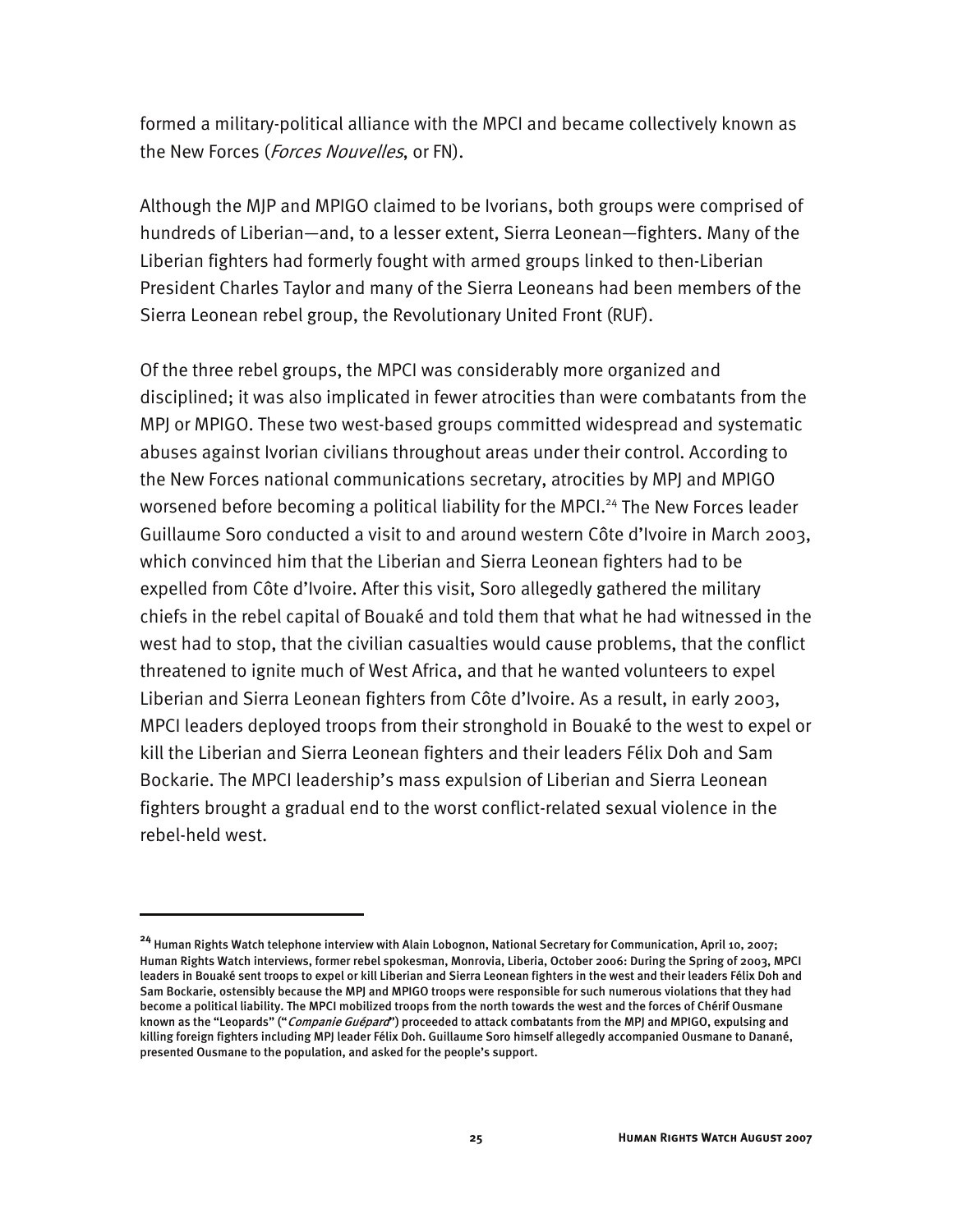formed a military-political alliance with the MPCI and became collectively known as the New Forces (*Forces Nouvelles*, or FN).

Although the MJP and MPIGO claimed to be Ivorians, both groups were comprised of hundreds of Liberian—and, to a lesser extent, Sierra Leonean—fighters. Many of the Liberian fighters had formerly fought with armed groups linked to then-Liberian President Charles Taylor and many of the Sierra Leoneans had been members of the Sierra Leonean rebel group, the Revolutionary United Front (RUF).

Of the three rebel groups, the MPCI was considerably more organized and disciplined; it was also implicated in fewer atrocities than were combatants from the MPJ or MPIGO. These two west-based groups committed widespread and systematic abuses against Ivorian civilians throughout areas under their control. According to the New Forces national communications secretary, atrocities by MPJ and MPIGO worsened before becoming a political liability for the MPCI.[24] The New Forces leader Guillaume Soro conducted a visit to and around western Côte d'Ivoire in March 2003, which convinced him that the Liberian and Sierra Leonean fighters had to be expelled from Côte d'Ivoire. After this visit, Soro allegedly gathered the military chiefs in the rebel capital of Bouaké and told them that what he had witnessed in the west had to stop, that the civilian casualties would cause problems, that the conflict threatened to ignite much of West Africa, and that he wanted volunteers to expel Liberian and Sierra Leonean fighters from Côte d'Ivoire. As a result, in early 2003, MPCI leaders deployed troops from their stronghold in Bouaké to the west to expel or kill the Liberian and Sierra Leonean fighters and their leaders Félix Doh and Sam Bockarie. The MPCI leadership's mass expulsion of Liberian and Sierra Leonean fighters brought a gradual end to the worst conflict-related sexual violence in the rebel-held west.

---

[24] Human Rights Watch telephone interview with Alain Lobognon, National Secretary for Communication, April 10, 2007; Human Rights Watch interviews, former rebel spokesman, Monrovia, Liberia, October 2006: During the Spring of 2003, MPCI leaders in Bouaké sent troops to expel or kill Liberian and Sierra Leonean fighters in the west and their leaders Félix Doh and Sam Bockarie, ostensibly because the MPJ and MPIGO troops were responsible for such numerous violations that they had become a political liability. The MPCI mobilized troops from the north towards the west and the forces of Chérif Ousmane known as the "Leopards" ("*Companie Guépard*") proceeded to attack combatants from the MPJ and MPIGO, expulsing and killing foreign fighters including MPJ leader Félix Doh. Guillaume Soro himself allegedly accompanied Ousmane to Danané, presented Ousmane to the population, and asked for the people's support.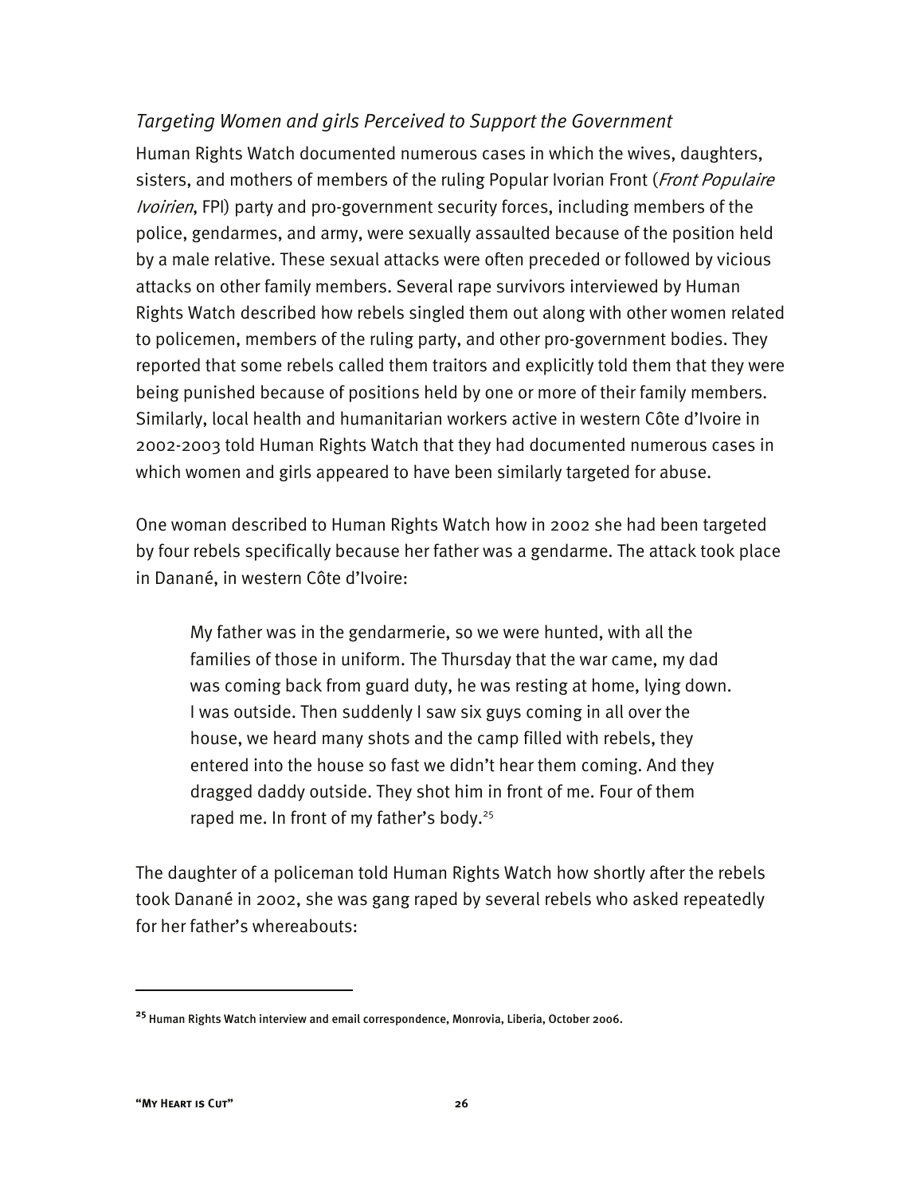### *Targeting Women and girls Perceived to Support the Government*

Human Rights Watch documented numerous cases in which the wives, daughters, sisters, and mothers of members of the ruling Popular Ivorian Front (*Front Populaire Ivoirien*, FPI) party and pro-government security forces, including members of the police, gendarmes, and army, were sexually assaulted because of the position held by a male relative. These sexual attacks were often preceded or followed by vicious attacks on other family members. Several rape survivors interviewed by Human Rights Watch described how rebels singled them out along with other women related to policemen, members of the ruling party, and other pro-government bodies. They reported that some rebels called them traitors and explicitly told them that they were being punished because of positions held by one or more of their family members. Similarly, local health and humanitarian workers active in western Côte d'Ivoire in 2002-2003 told Human Rights Watch that they had documented numerous cases in which women and girls appeared to have been similarly targeted for abuse.

One woman described to Human Rights Watch how in 2002 she had been targeted by four rebels specifically because her father was a gendarme. The attack took place in Danané, in western Côte d'Ivoire:

> My father was in the gendarmerie, so we were hunted, with all the families of those in uniform. The Thursday that the war came, my dad was coming back from guard duty, he was resting at home, lying down. I was outside. Then suddenly I saw six guys coming in all over the house, we heard many shots and the camp filled with rebels, they entered into the house so fast we didn't hear them coming. And they dragged daddy outside. They shot him in front of me. Four of them raped me. In front of my father's body.[25]

The daughter of a policeman told Human Rights Watch how shortly after the rebels took Danané in 2002, she was gang raped by several rebels who asked repeatedly for her father's whereabouts:

---

[25] Human Rights Watch interview and email correspondence, Monrovia, Liberia, October 2006.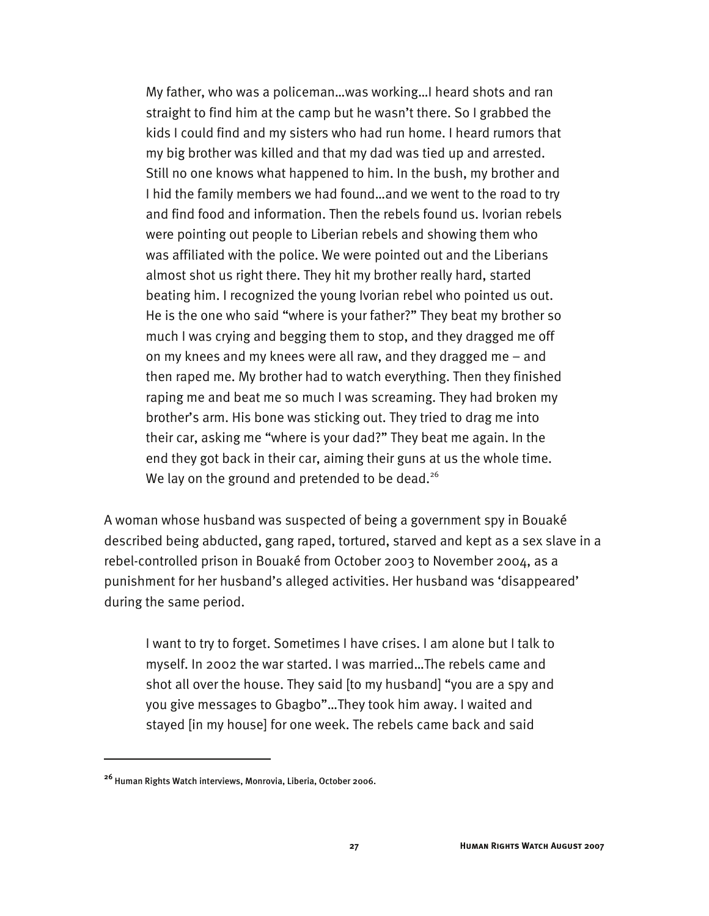> My father, who was a policeman…was working…I heard shots and ran straight to find him at the camp but he wasn't there. So I grabbed the kids I could find and my sisters who had run home. I heard rumors that my big brother was killed and that my dad was tied up and arrested. Still no one knows what happened to him. In the bush, my brother and I hid the family members we had found…and we went to the road to try and find food and information. Then the rebels found us. Ivorian rebels were pointing out people to Liberian rebels and showing them who was affiliated with the police. We were pointed out and the Liberians almost shot us right there. They hit my brother really hard, started beating him. I recognized the young Ivorian rebel who pointed us out. He is the one who said "where is your father?" They beat my brother so much I was crying and begging them to stop, and they dragged me off on my knees and my knees were all raw, and they dragged me – and then raped me. My brother had to watch everything. Then they finished raping me and beat me so much I was screaming. They had broken my brother's arm. His bone was sticking out. They tried to drag me into their car, asking me "where is your dad?" They beat me again. In the end they got back in their car, aiming their guns at us the whole time. We lay on the ground and pretended to be dead.[26]

A woman whose husband was suspected of being a government spy in Bouaké described being abducted, gang raped, tortured, starved and kept as a sex slave in a rebel-controlled prison in Bouaké from October 2003 to November 2004, as a punishment for her husband's alleged activities. Her husband was 'disappeared' during the same period.

> I want to try to forget. Sometimes I have crises. I am alone but I talk to myself. In 2002 the war started. I was married…The rebels came and shot all over the house. They said [to my husband] "you are a spy and you give messages to Gbagbo"…They took him away. I waited and stayed [in my house] for one week. The rebels came back and said

---

[26] Human Rights Watch interviews, Monrovia, Liberia, October 2006.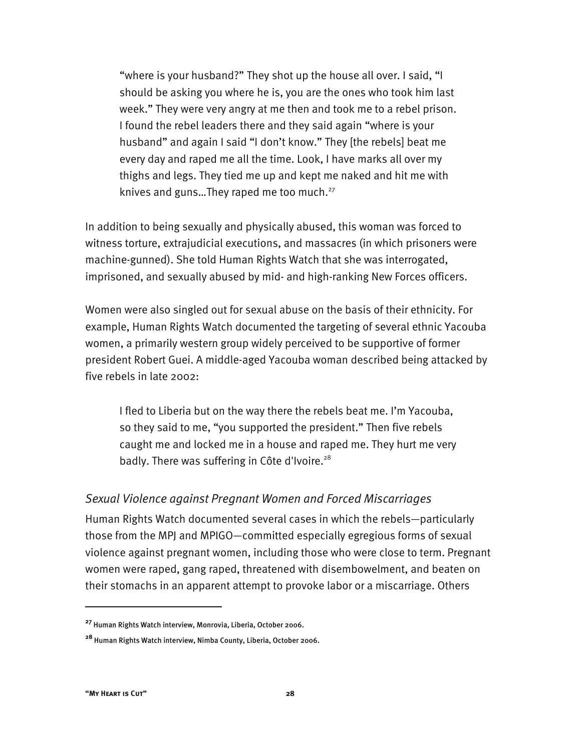> "where is your husband?" They shot up the house all over. I said, "I should be asking you where he is, you are the ones who took him last week." They were very angry at me then and took me to a rebel prison. I found the rebel leaders there and they said again "where is your husband" and again I said "I don't know." They [the rebels] beat me every day and raped me all the time. Look, I have marks all over my thighs and legs. They tied me up and kept me naked and hit me with knives and guns…They raped me too much.[27]

In addition to being sexually and physically abused, this woman was forced to witness torture, extrajudicial executions, and massacres (in which prisoners were machine-gunned). She told Human Rights Watch that she was interrogated, imprisoned, and sexually abused by mid- and high-ranking New Forces officers.

Women were also singled out for sexual abuse on the basis of their ethnicity. For example, Human Rights Watch documented the targeting of several ethnic Yacouba women, a primarily western group widely perceived to be supportive of former president Robert Guei. A middle-aged Yacouba woman described being attacked by five rebels in late 2002:

> I fled to Liberia but on the way there the rebels beat me. I'm Yacouba, so they said to me, "you supported the president." Then five rebels caught me and locked me in a house and raped me. They hurt me very badly. There was suffering in Côte d'Ivoire.[28]

### *Sexual Violence against Pregnant Women and Forced Miscarriages*

Human Rights Watch documented several cases in which the rebels—particularly those from the MPJ and MPIGO—committed especially egregious forms of sexual violence against pregnant women, including those who were close to term. Pregnant women were raped, gang raped, threatened with disembowelment, and beaten on their stomachs in an apparent attempt to provoke labor or a miscarriage. Others

---

[27] Human Rights Watch interview, Monrovia, Liberia, October 2006.

[28] Human Rights Watch interview, Nimba County, Liberia, October 2006.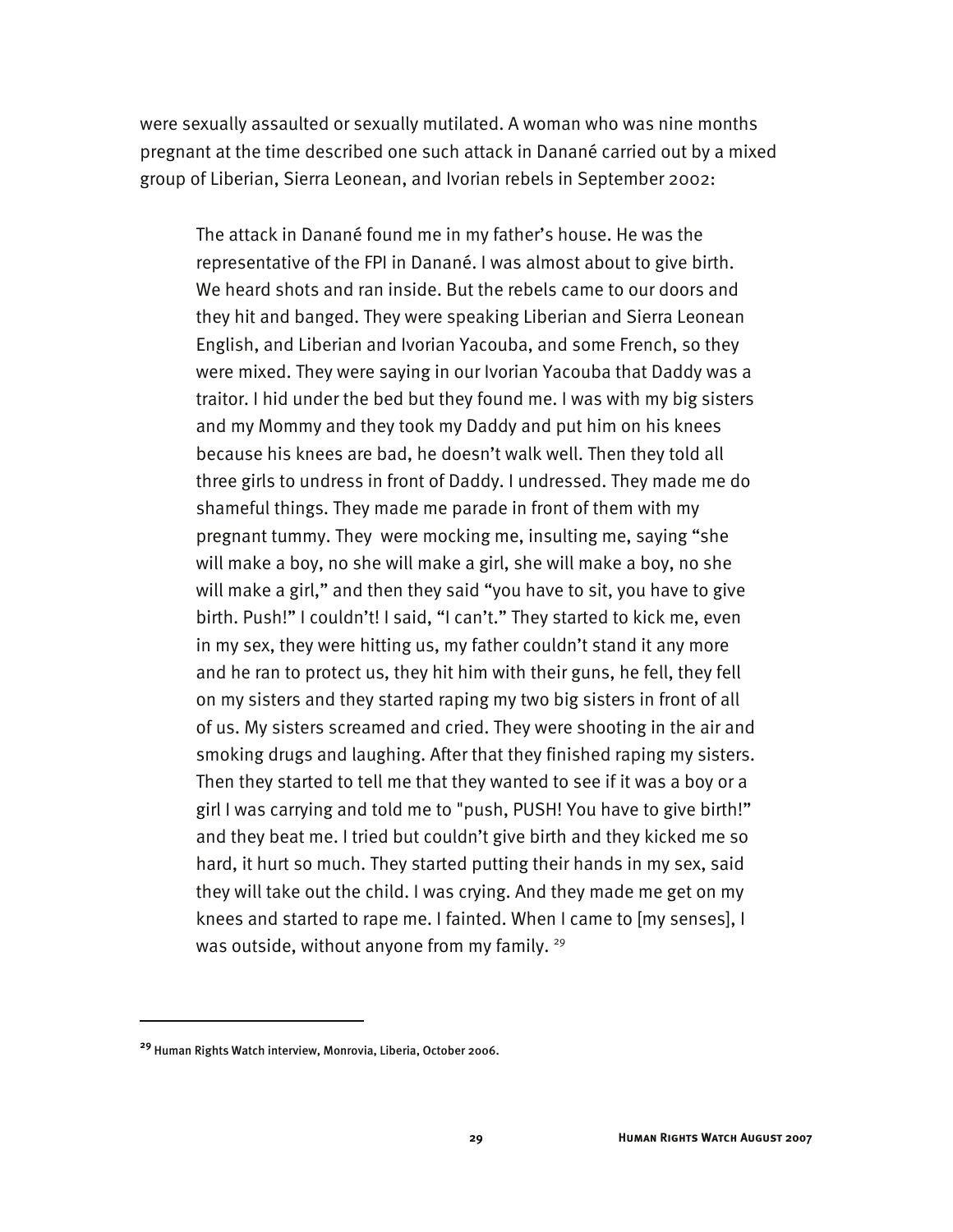were sexually assaulted or sexually mutilated. A woman who was nine months pregnant at the time described one such attack in Danané carried out by a mixed group of Liberian, Sierra Leonean, and Ivorian rebels in September 2002:

> The attack in Danané found me in my father's house. He was the representative of the FPI in Danané. I was almost about to give birth. We heard shots and ran inside. But the rebels came to our doors and they hit and banged. They were speaking Liberian and Sierra Leonean English, and Liberian and Ivorian Yacouba, and some French, so they were mixed. They were saying in our Ivorian Yacouba that Daddy was a traitor. I hid under the bed but they found me. I was with my big sisters and my Mommy and they took my Daddy and put him on his knees because his knees are bad, he doesn't walk well. Then they told all three girls to undress in front of Daddy. I undressed. They made me do shameful things. They made me parade in front of them with my pregnant tummy. They were mocking me, insulting me, saying "she will make a boy, no she will make a girl, she will make a boy, no she will make a girl," and then they said "you have to sit, you have to give birth. Push!" I couldn't! I said, "I can't." They started to kick me, even in my sex, they were hitting us, my father couldn't stand it any more and he ran to protect us, they hit him with their guns, he fell, they fell on my sisters and they started raping my two big sisters in front of all of us. My sisters screamed and cried. They were shooting in the air and smoking drugs and laughing. After that they finished raping my sisters. Then they started to tell me that they wanted to see if it was a boy or a girl I was carrying and told me to "push, PUSH! You have to give birth!" and they beat me. I tried but couldn't give birth and they kicked me so hard, it hurt so much. They started putting their hands in my sex, said they will take out the child. I was crying. And they made me get on my knees and started to rape me. I fainted. When I came to [my senses], I was outside, without anyone from my family. [29]

---

[29] Human Rights Watch interview, Monrovia, Liberia, October 2006.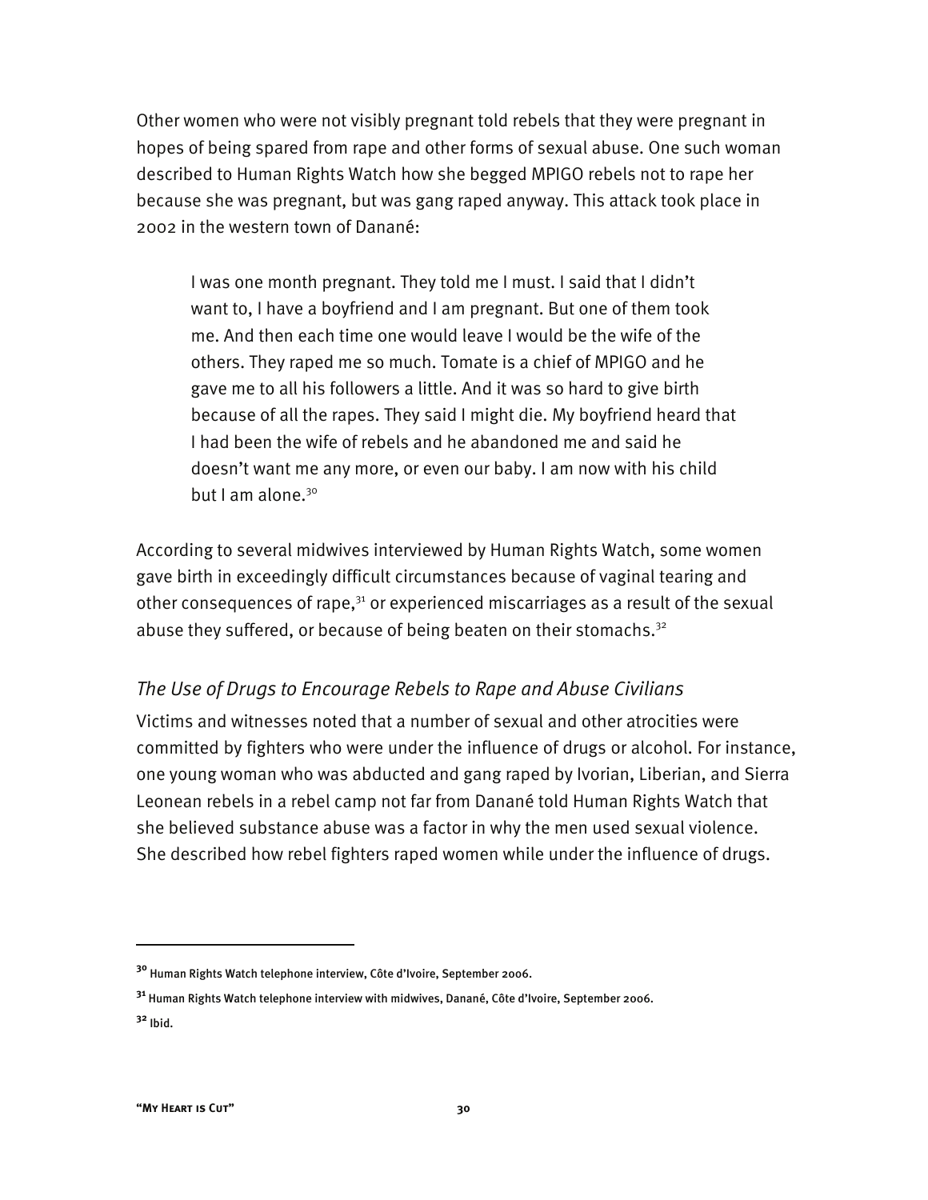Other women who were not visibly pregnant told rebels that they were pregnant in hopes of being spared from rape and other forms of sexual abuse. One such woman described to Human Rights Watch how she begged MPIGO rebels not to rape her because she was pregnant, but was gang raped anyway. This attack took place in 2002 in the western town of Danané:

> I was one month pregnant. They told me I must. I said that I didn't want to, I have a boyfriend and I am pregnant. But one of them took me. And then each time one would leave I would be the wife of the others. They raped me so much. Tomate is a chief of MPIGO and he gave me to all his followers a little. And it was so hard to give birth because of all the rapes. They said I might die. My boyfriend heard that I had been the wife of rebels and he abandoned me and said he doesn't want me any more, or even our baby. I am now with his child but I am alone.[30]

According to several midwives interviewed by Human Rights Watch, some women gave birth in exceedingly difficult circumstances because of vaginal tearing and other consequences of rape,[31] or experienced miscarriages as a result of the sexual abuse they suffered, or because of being beaten on their stomachs.[32]

### *The Use of Drugs to Encourage Rebels to Rape and Abuse Civilians*

Victims and witnesses noted that a number of sexual and other atrocities were committed by fighters who were under the influence of drugs or alcohol. For instance, one young woman who was abducted and gang raped by Ivorian, Liberian, and Sierra Leonean rebels in a rebel camp not far from Danané told Human Rights Watch that she believed substance abuse was a factor in why the men used sexual violence. She described how rebel fighters raped women while under the influence of drugs.

---

[30] Human Rights Watch telephone interview, Côte d'Ivoire, September 2006.

[31] Human Rights Watch telephone interview with midwives, Danané, Côte d'Ivoire, September 2006.

[32] Ibid.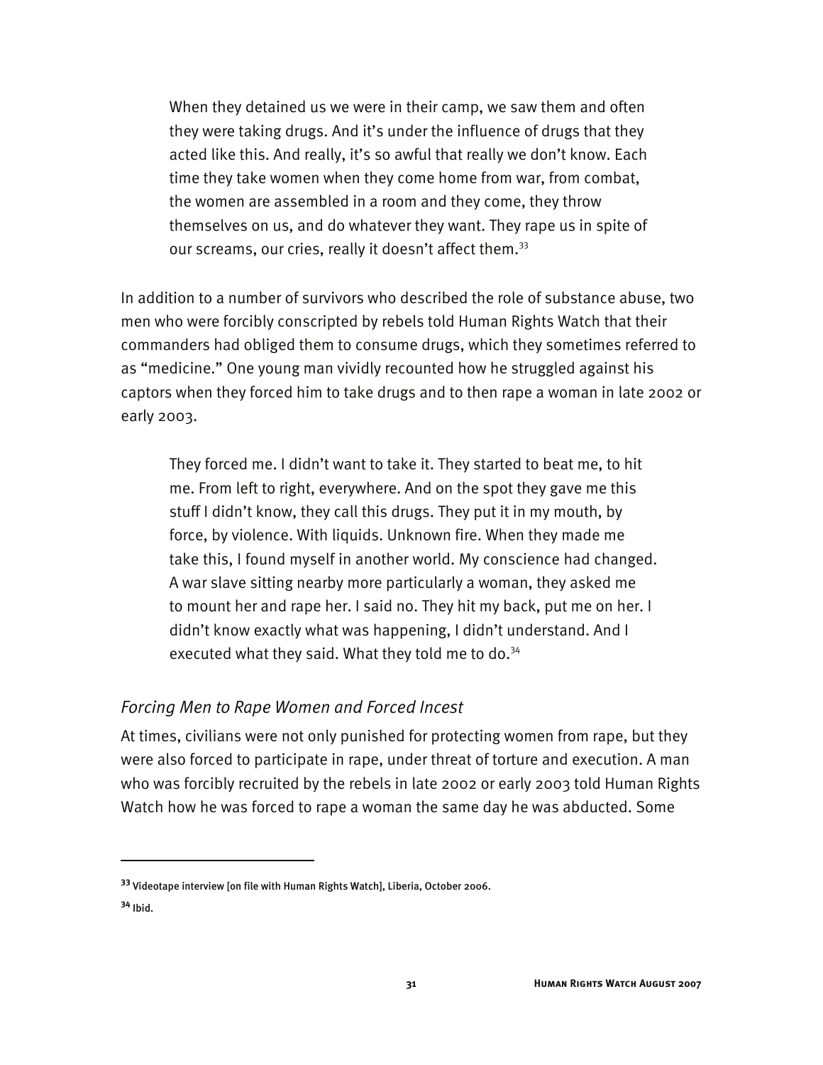> When they detained us we were in their camp, we saw them and often they were taking drugs. And it's under the influence of drugs that they acted like this. And really, it's so awful that really we don't know. Each time they take women when they come home from war, from combat, the women are assembled in a room and they come, they throw themselves on us, and do whatever they want. They rape us in spite of our screams, our cries, really it doesn't affect them.[33]

In addition to a number of survivors who described the role of substance abuse, two men who were forcibly conscripted by rebels told Human Rights Watch that their commanders had obliged them to consume drugs, which they sometimes referred to as "medicine." One young man vividly recounted how he struggled against his captors when they forced him to take drugs and to then rape a woman in late 2002 or early 2003.

> They forced me. I didn't want to take it. They started to beat me, to hit me. From left to right, everywhere. And on the spot they gave me this stuff I didn't know, they call this drugs. They put it in my mouth, by force, by violence. With liquids. Unknown fire. When they made me take this, I found myself in another world. My conscience had changed. A war slave sitting nearby more particularly a woman, they asked me to mount her and rape her. I said no. They hit my back, put me on her. I didn't know exactly what was happening, I didn't understand. And I executed what they said. What they told me to do.[34]

### *Forcing Men to Rape Women and Forced Incest*

At times, civilians were not only punished for protecting women from rape, but they were also forced to participate in rape, under threat of torture and execution. A man who was forcibly recruited by the rebels in late 2002 or early 2003 told Human Rights Watch how he was forced to rape a woman the same day he was abducted. Some

---

[33] Videotape interview [on file with Human Rights Watch], Liberia, October 2006.

[34] Ibid.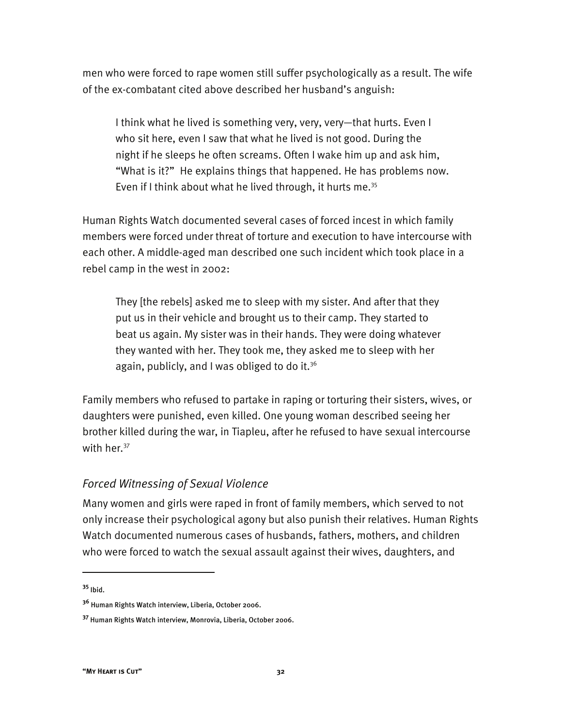men who were forced to rape women still suffer psychologically as a result. The wife of the ex-combatant cited above described her husband's anguish:

> I think what he lived is something very, very, very—that hurts. Even I who sit here, even I saw that what he lived is not good. During the night if he sleeps he often screams. Often I wake him up and ask him, "What is it?" He explains things that happened. He has problems now. Even if I think about what he lived through, it hurts me.[35]

Human Rights Watch documented several cases of forced incest in which family members were forced under threat of torture and execution to have intercourse with each other. A middle-aged man described one such incident which took place in a rebel camp in the west in 2002:

> They [the rebels] asked me to sleep with my sister. And after that they put us in their vehicle and brought us to their camp. They started to beat us again. My sister was in their hands. They were doing whatever they wanted with her. They took me, they asked me to sleep with her again, publicly, and I was obliged to do it.[36]

Family members who refused to partake in raping or torturing their sisters, wives, or daughters were punished, even killed. One young woman described seeing her brother killed during the war, in Tiapleu, after he refused to have sexual intercourse with her.[37]

### *Forced Witnessing of Sexual Violence*

Many women and girls were raped in front of family members, which served to not only increase their psychological agony but also punish their relatives. Human Rights Watch documented numerous cases of husbands, fathers, mothers, and children who were forced to watch the sexual assault against their wives, daughters, and

---

[35] Ibid.

[36] Human Rights Watch interview, Liberia, October 2006.

[37] Human Rights Watch interview, Monrovia, Liberia, October 2006.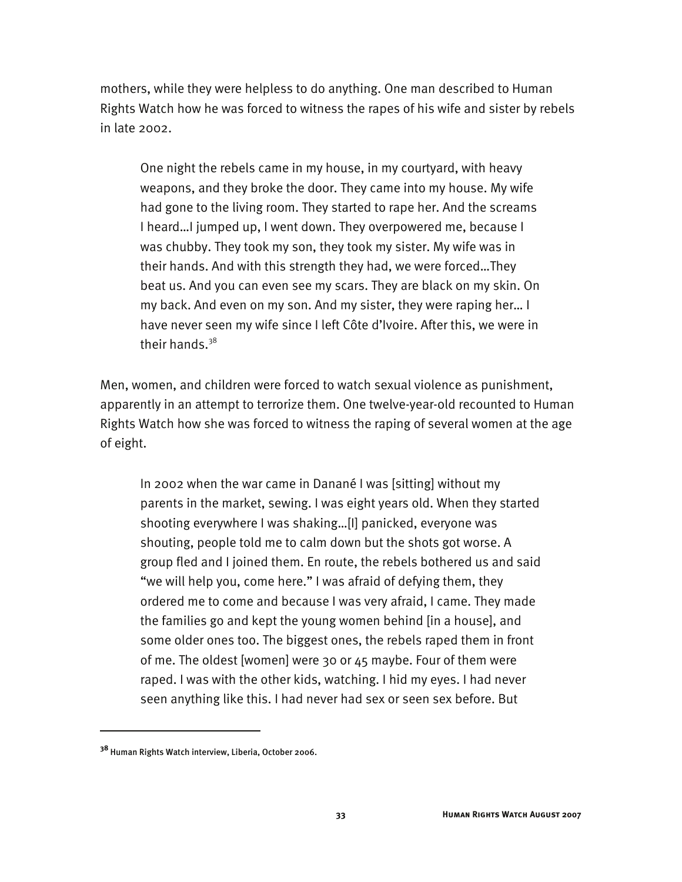mothers, while they were helpless to do anything. One man described to Human Rights Watch how he was forced to witness the rapes of his wife and sister by rebels in late 2002.

> One night the rebels came in my house, in my courtyard, with heavy weapons, and they broke the door. They came into my house. My wife had gone to the living room. They started to rape her. And the screams I heard…I jumped up, I went down. They overpowered me, because I was chubby. They took my son, they took my sister. My wife was in their hands. And with this strength they had, we were forced…They beat us. And you can even see my scars. They are black on my skin. On my back. And even on my son. And my sister, they were raping her… I have never seen my wife since I left Côte d'Ivoire. After this, we were in their hands.[38]

Men, women, and children were forced to watch sexual violence as punishment, apparently in an attempt to terrorize them. One twelve-year-old recounted to Human Rights Watch how she was forced to witness the raping of several women at the age of eight.

> In 2002 when the war came in Danané I was [sitting] without my parents in the market, sewing. I was eight years old. When they started shooting everywhere I was shaking…[I] panicked, everyone was shouting, people told me to calm down but the shots got worse. A group fled and I joined them. En route, the rebels bothered us and said "we will help you, come here." I was afraid of defying them, they ordered me to come and because I was very afraid, I came. They made the families go and kept the young women behind [in a house], and some older ones too. The biggest ones, the rebels raped them in front of me. The oldest [women] were 30 or 45 maybe. Four of them were raped. I was with the other kids, watching. I hid my eyes. I had never seen anything like this. I had never had sex or seen sex before. But

---

[38] Human Rights Watch interview, Liberia, October 2006.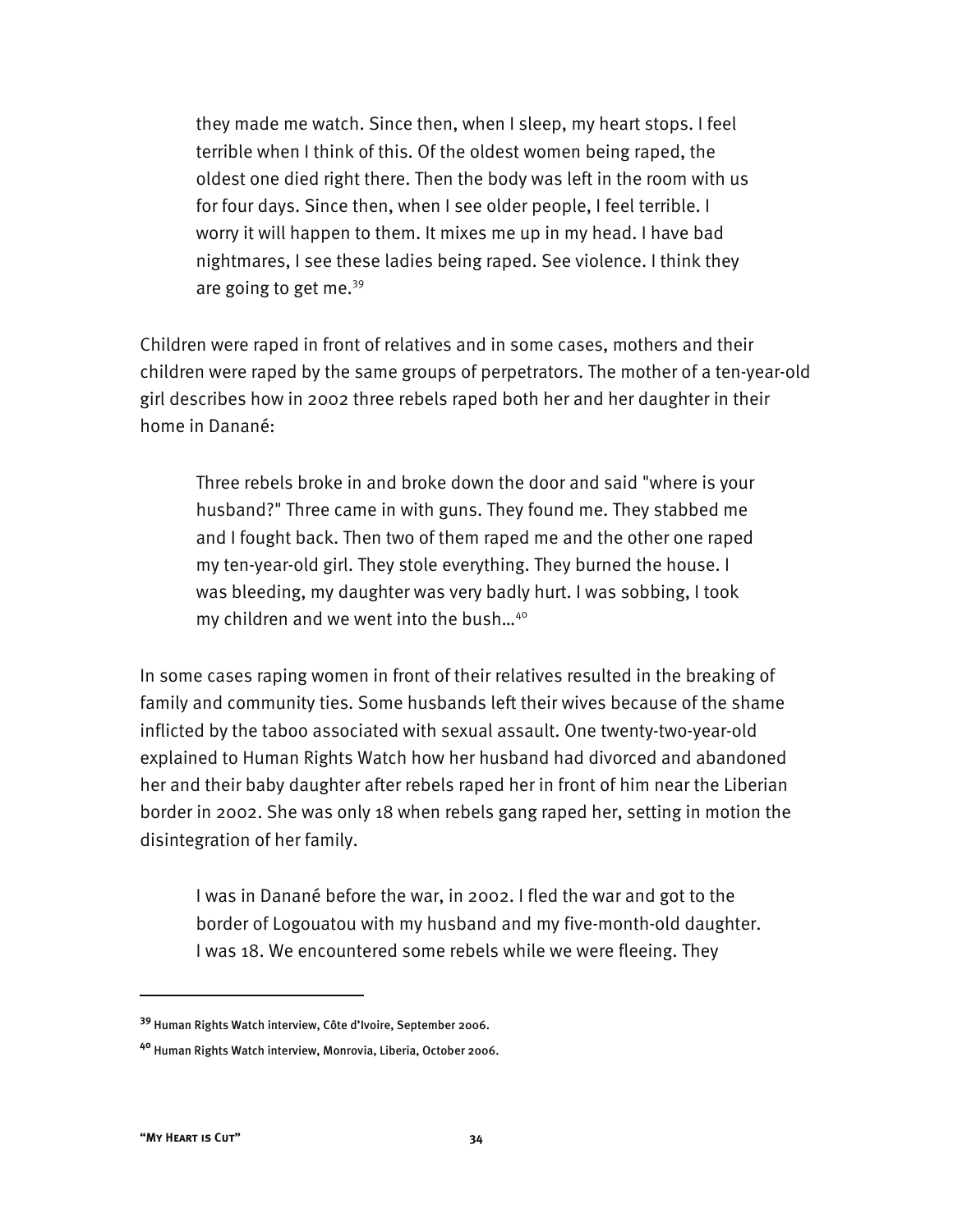> they made me watch. Since then, when I sleep, my heart stops. I feel terrible when I think of this. Of the oldest women being raped, the oldest one died right there. Then the body was left in the room with us for four days. Since then, when I see older people, I feel terrible. I worry it will happen to them. It mixes me up in my head. I have bad nightmares, I see these ladies being raped. See violence. I think they are going to get me.[39]

Children were raped in front of relatives and in some cases, mothers and their children were raped by the same groups of perpetrators. The mother of a ten-year-old girl describes how in 2002 three rebels raped both her and her daughter in their home in Danané:

> Three rebels broke in and broke down the door and said "where is your husband?" Three came in with guns. They found me. They stabbed me and I fought back. Then two of them raped me and the other one raped my ten-year-old girl. They stole everything. They burned the house. I was bleeding, my daughter was very badly hurt. I was sobbing, I took my children and we went into the bush…[40]

In some cases raping women in front of their relatives resulted in the breaking of family and community ties. Some husbands left their wives because of the shame inflicted by the taboo associated with sexual assault. One twenty-two-year-old explained to Human Rights Watch how her husband had divorced and abandoned her and their baby daughter after rebels raped her in front of him near the Liberian border in 2002. She was only 18 when rebels gang raped her, setting in motion the disintegration of her family.

> I was in Danané before the war, in 2002. I fled the war and got to the border of Logouatou with my husband and my five-month-old daughter. I was 18. We encountered some rebels while we were fleeing. They

---

[39] Human Rights Watch interview, Côte d'Ivoire, September 2006.

[40] Human Rights Watch interview, Monrovia, Liberia, October 2006.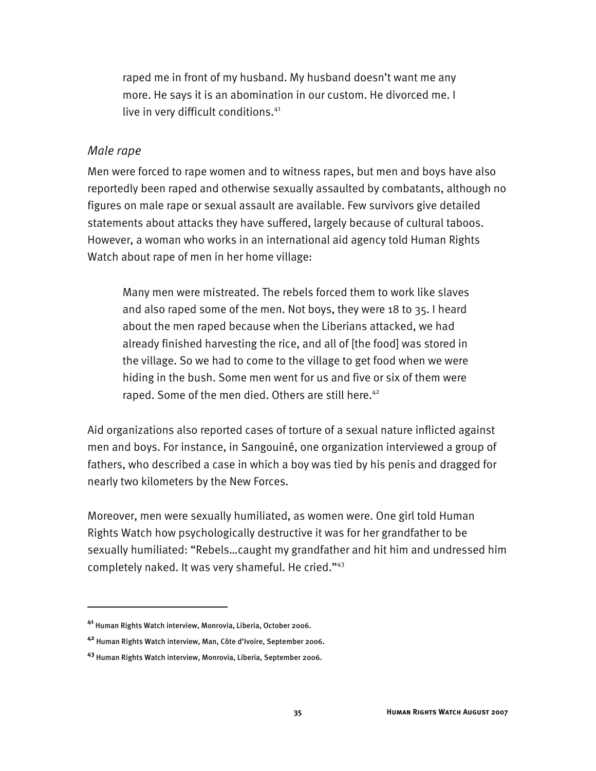> raped me in front of my husband. My husband doesn't want me any more. He says it is an abomination in our custom. He divorced me. I live in very difficult conditions.[41]

### *Male rape*

Men were forced to rape women and to witness rapes, but men and boys have also reportedly been raped and otherwise sexually assaulted by combatants, although no figures on male rape or sexual assault are available. Few survivors give detailed statements about attacks they have suffered, largely because of cultural taboos. However, a woman who works in an international aid agency told Human Rights Watch about rape of men in her home village:

> Many men were mistreated. The rebels forced them to work like slaves and also raped some of the men. Not boys, they were 18 to 35. I heard about the men raped because when the Liberians attacked, we had already finished harvesting the rice, and all of [the food] was stored in the village. So we had to come to the village to get food when we were hiding in the bush. Some men went for us and five or six of them were raped. Some of the men died. Others are still here.[42]

Aid organizations also reported cases of torture of a sexual nature inflicted against men and boys. For instance, in Sangouiné, one organization interviewed a group of fathers, who described a case in which a boy was tied by his penis and dragged for nearly two kilometers by the New Forces.

Moreover, men were sexually humiliated, as women were. One girl told Human Rights Watch how psychologically destructive it was for her grandfather to be sexually humiliated: "Rebels…caught my grandfather and hit him and undressed him completely naked. It was very shameful. He cried."[43]

---

[41] Human Rights Watch interview, Monrovia, Liberia, October 2006.

[42] Human Rights Watch interview, Man, Côte d'Ivoire, September 2006.

[43] Human Rights Watch interview, Monrovia, Liberia, September 2006.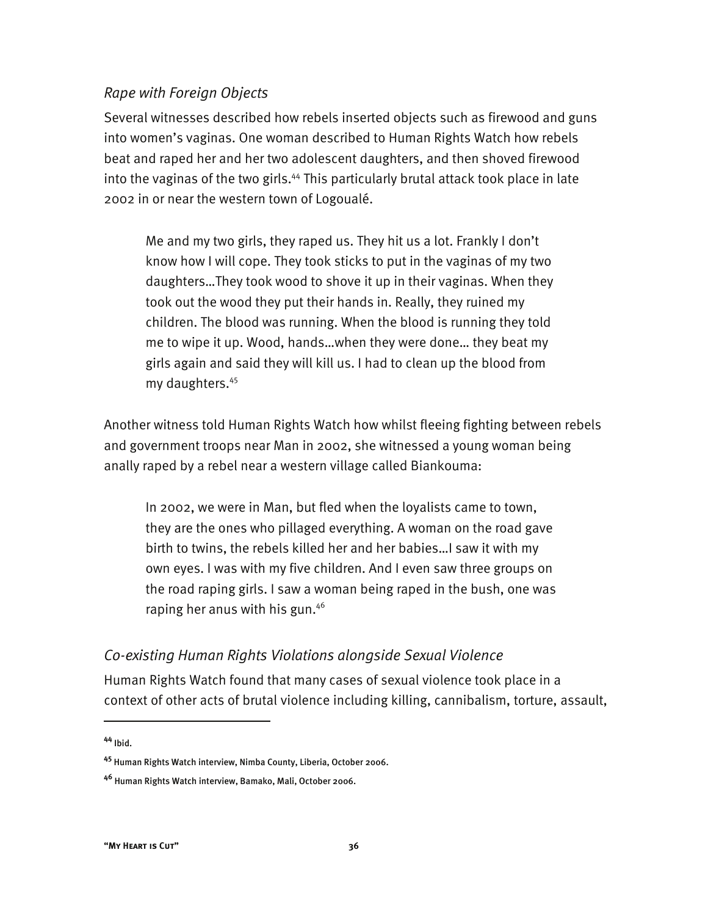*Rape with Foreign Objects*

Several witnesses described how rebels inserted objects such as firewood and guns into women's vaginas. One woman described to Human Rights Watch how rebels beat and raped her and her two adolescent daughters, and then shoved firewood into the vaginas of the two girls.[44] This particularly brutal attack took place in late 2002 in or near the western town of Logoualé.

> Me and my two girls, they raped us. They hit us a lot. Frankly I don't know how I will cope. They took sticks to put in the vaginas of my two daughters…They took wood to shove it up in their vaginas. When they took out the wood they put their hands in. Really, they ruined my children. The blood was running. When the blood is running they told me to wipe it up. Wood, hands…when they were done… they beat my girls again and said they will kill us. I had to clean up the blood from my daughters.[45]

Another witness told Human Rights Watch how whilst fleeing fighting between rebels and government troops near Man in 2002, she witnessed a young woman being anally raped by a rebel near a western village called Biankouma:

> In 2002, we were in Man, but fled when the loyalists came to town, they are the ones who pillaged everything. A woman on the road gave birth to twins, the rebels killed her and her babies…I saw it with my own eyes. I was with my five children. And I even saw three groups on the road raping girls. I saw a woman being raped in the bush, one was raping her anus with his gun.[46]

*Co-existing Human Rights Violations alongside Sexual Violence*

Human Rights Watch found that many cases of sexual violence took place in a context of other acts of brutal violence including killing, cannibalism, torture, assault,

---

[44] Ibid.

[45] Human Rights Watch interview, Nimba County, Liberia, October 2006.

[46] Human Rights Watch interview, Bamako, Mali, October 2006.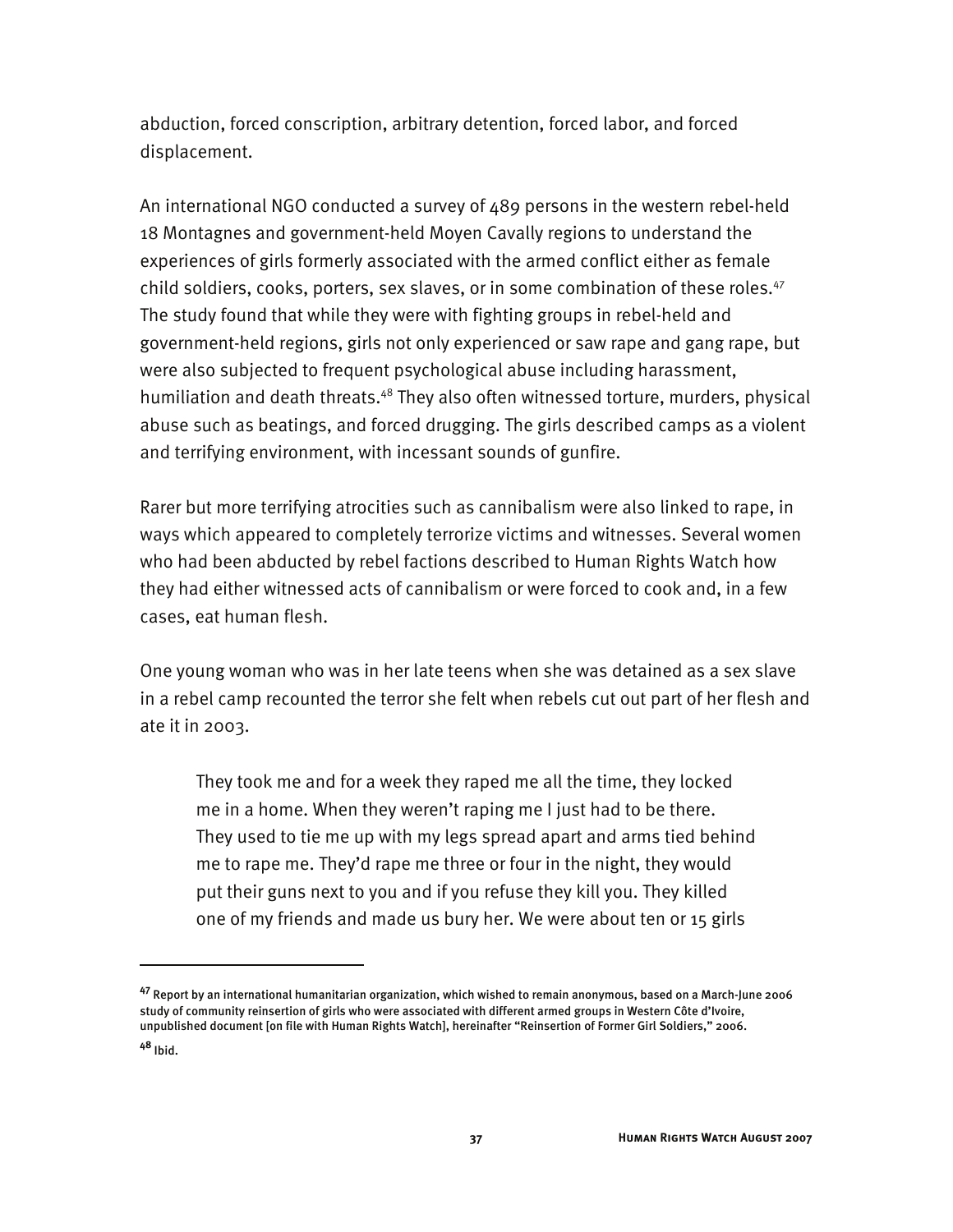abduction, forced conscription, arbitrary detention, forced labor, and forced displacement.

An international NGO conducted a survey of 489 persons in the western rebel-held 18 Montagnes and government-held Moyen Cavally regions to understand the experiences of girls formerly associated with the armed conflict either as female child soldiers, cooks, porters, sex slaves, or in some combination of these roles.[47] The study found that while they were with fighting groups in rebel-held and government-held regions, girls not only experienced or saw rape and gang rape, but were also subjected to frequent psychological abuse including harassment, humiliation and death threats.[48] They also often witnessed torture, murders, physical abuse such as beatings, and forced drugging. The girls described camps as a violent and terrifying environment, with incessant sounds of gunfire.

Rarer but more terrifying atrocities such as cannibalism were also linked to rape, in ways which appeared to completely terrorize victims and witnesses. Several women who had been abducted by rebel factions described to Human Rights Watch how they had either witnessed acts of cannibalism or were forced to cook and, in a few cases, eat human flesh.

One young woman who was in her late teens when she was detained as a sex slave in a rebel camp recounted the terror she felt when rebels cut out part of her flesh and ate it in 2003.

> They took me and for a week they raped me all the time, they locked me in a home. When they weren't raping me I just had to be there. They used to tie me up with my legs spread apart and arms tied behind me to rape me. They'd rape me three or four in the night, they would put their guns next to you and if you refuse they kill you. They killed one of my friends and made us bury her. We were about ten or 15 girls

---

[47] Report by an international humanitarian organization, which wished to remain anonymous, based on a March-June 2006 study of community reinsertion of girls who were associated with different armed groups in Western Côte d'Ivoire, unpublished document [on file with Human Rights Watch], hereinafter "Reinsertion of Former Girl Soldiers," 2006.

[48] Ibid.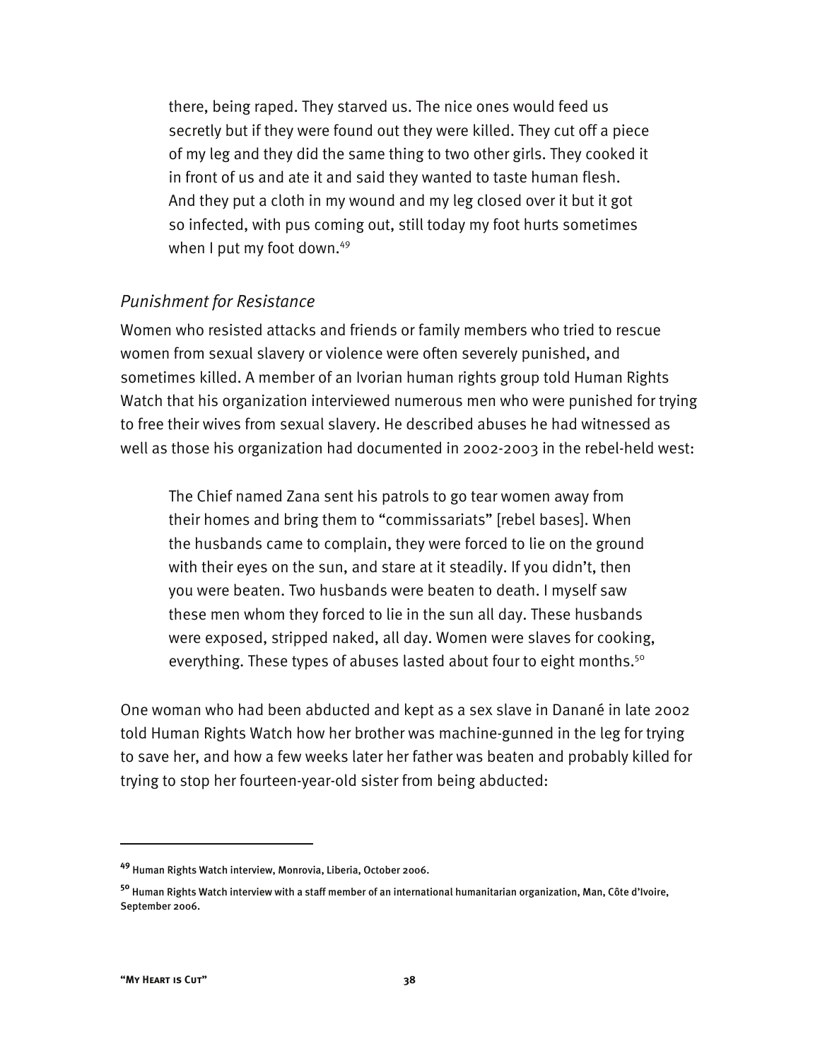> there, being raped. They starved us. The nice ones would feed us secretly but if they were found out they were killed. They cut off a piece of my leg and they did the same thing to two other girls. They cooked it in front of us and ate it and said they wanted to taste human flesh. And they put a cloth in my wound and my leg closed over it but it got so infected, with pus coming out, still today my foot hurts sometimes when I put my foot down.[49]

### *Punishment for Resistance*

Women who resisted attacks and friends or family members who tried to rescue women from sexual slavery or violence were often severely punished, and sometimes killed. A member of an Ivorian human rights group told Human Rights Watch that his organization interviewed numerous men who were punished for trying to free their wives from sexual slavery. He described abuses he had witnessed as well as those his organization had documented in 2002-2003 in the rebel-held west:

> The Chief named Zana sent his patrols to go tear women away from their homes and bring them to "commissariats" [rebel bases]. When the husbands came to complain, they were forced to lie on the ground with their eyes on the sun, and stare at it steadily. If you didn't, then you were beaten. Two husbands were beaten to death. I myself saw these men whom they forced to lie in the sun all day. These husbands were exposed, stripped naked, all day. Women were slaves for cooking, everything. These types of abuses lasted about four to eight months.[50]

One woman who had been abducted and kept as a sex slave in Danané in late 2002 told Human Rights Watch how her brother was machine-gunned in the leg for trying to save her, and how a few weeks later her father was beaten and probably killed for trying to stop her fourteen-year-old sister from being abducted:

---

[49] Human Rights Watch interview, Monrovia, Liberia, October 2006.

[50] Human Rights Watch interview with a staff member of an international humanitarian organization, Man, Côte d'Ivoire, September 2006.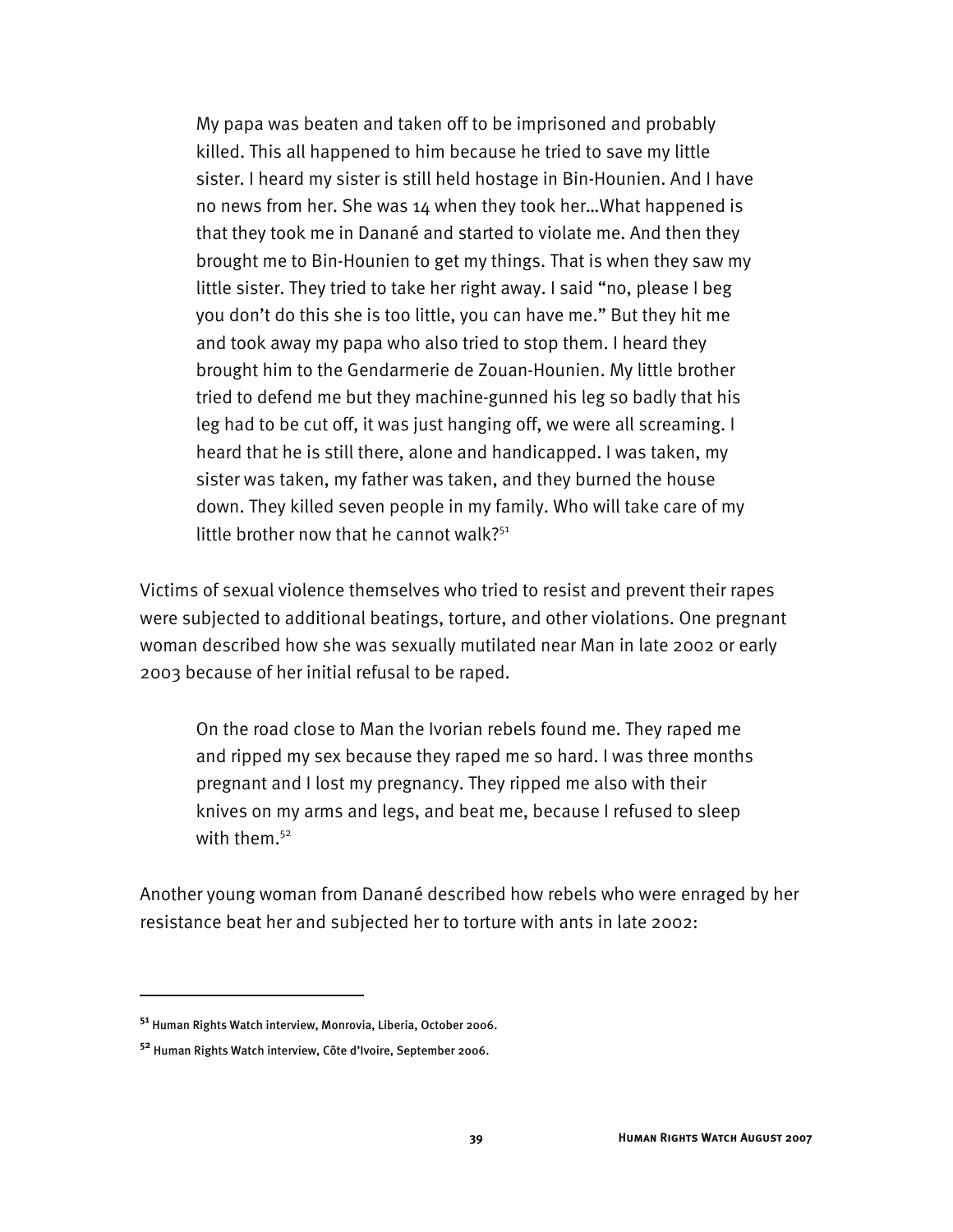> My papa was beaten and taken off to be imprisoned and probably killed. This all happened to him because he tried to save my little sister. I heard my sister is still held hostage in Bin-Hounien. And I have no news from her. She was 14 when they took her…What happened is that they took me in Danané and started to violate me. And then they brought me to Bin-Hounien to get my things. That is when they saw my little sister. They tried to take her right away. I said "no, please I beg you don't do this she is too little, you can have me." But they hit me and took away my papa who also tried to stop them. I heard they brought him to the Gendarmerie de Zouan-Hounien. My little brother tried to defend me but they machine-gunned his leg so badly that his leg had to be cut off, it was just hanging off, we were all screaming. I heard that he is still there, alone and handicapped. I was taken, my sister was taken, my father was taken, and they burned the house down. They killed seven people in my family. Who will take care of my little brother now that he cannot walk?[51]

Victims of sexual violence themselves who tried to resist and prevent their rapes were subjected to additional beatings, torture, and other violations. One pregnant woman described how she was sexually mutilated near Man in late 2002 or early 2003 because of her initial refusal to be raped.

> On the road close to Man the Ivorian rebels found me. They raped me and ripped my sex because they raped me so hard. I was three months pregnant and I lost my pregnancy. They ripped me also with their knives on my arms and legs, and beat me, because I refused to sleep with them.[52]

Another young woman from Danané described how rebels who were enraged by her resistance beat her and subjected her to torture with ants in late 2002:

---

[51] Human Rights Watch interview, Monrovia, Liberia, October 2006.

[52] Human Rights Watch interview, Côte d'Ivoire, September 2006.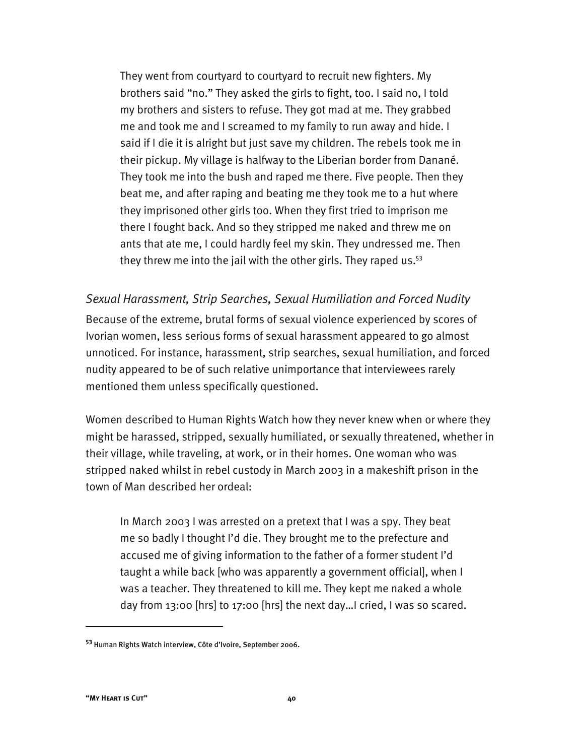> They went from courtyard to courtyard to recruit new fighters. My brothers said "no." They asked the girls to fight, too. I said no, I told my brothers and sisters to refuse. They got mad at me. They grabbed me and took me and I screamed to my family to run away and hide. I said if I die it is alright but just save my children. The rebels took me in their pickup. My village is halfway to the Liberian border from Danané. They took me into the bush and raped me there. Five people. Then they beat me, and after raping and beating me they took me to a hut where they imprisoned other girls too. When they first tried to imprison me there I fought back. And so they stripped me naked and threw me on ants that ate me, I could hardly feel my skin. They undressed me. Then they threw me into the jail with the other girls. They raped us.[53]

### *Sexual Harassment, Strip Searches, Sexual Humiliation and Forced Nudity*

Because of the extreme, brutal forms of sexual violence experienced by scores of Ivorian women, less serious forms of sexual harassment appeared to go almost unnoticed. For instance, harassment, strip searches, sexual humiliation, and forced nudity appeared to be of such relative unimportance that interviewees rarely mentioned them unless specifically questioned.

Women described to Human Rights Watch how they never knew when or where they might be harassed, stripped, sexually humiliated, or sexually threatened, whether in their village, while traveling, at work, or in their homes. One woman who was stripped naked whilst in rebel custody in March 2003 in a makeshift prison in the town of Man described her ordeal:

> In March 2003 I was arrested on a pretext that I was a spy. They beat me so badly I thought I'd die. They brought me to the prefecture and accused me of giving information to the father of a former student I'd taught a while back [who was apparently a government official], when I was a teacher. They threatened to kill me. They kept me naked a whole day from 13:00 [hrs] to 17:00 [hrs] the next day…I cried, I was so scared.

---

[53] Human Rights Watch interview, Côte d'Ivoire, September 2006.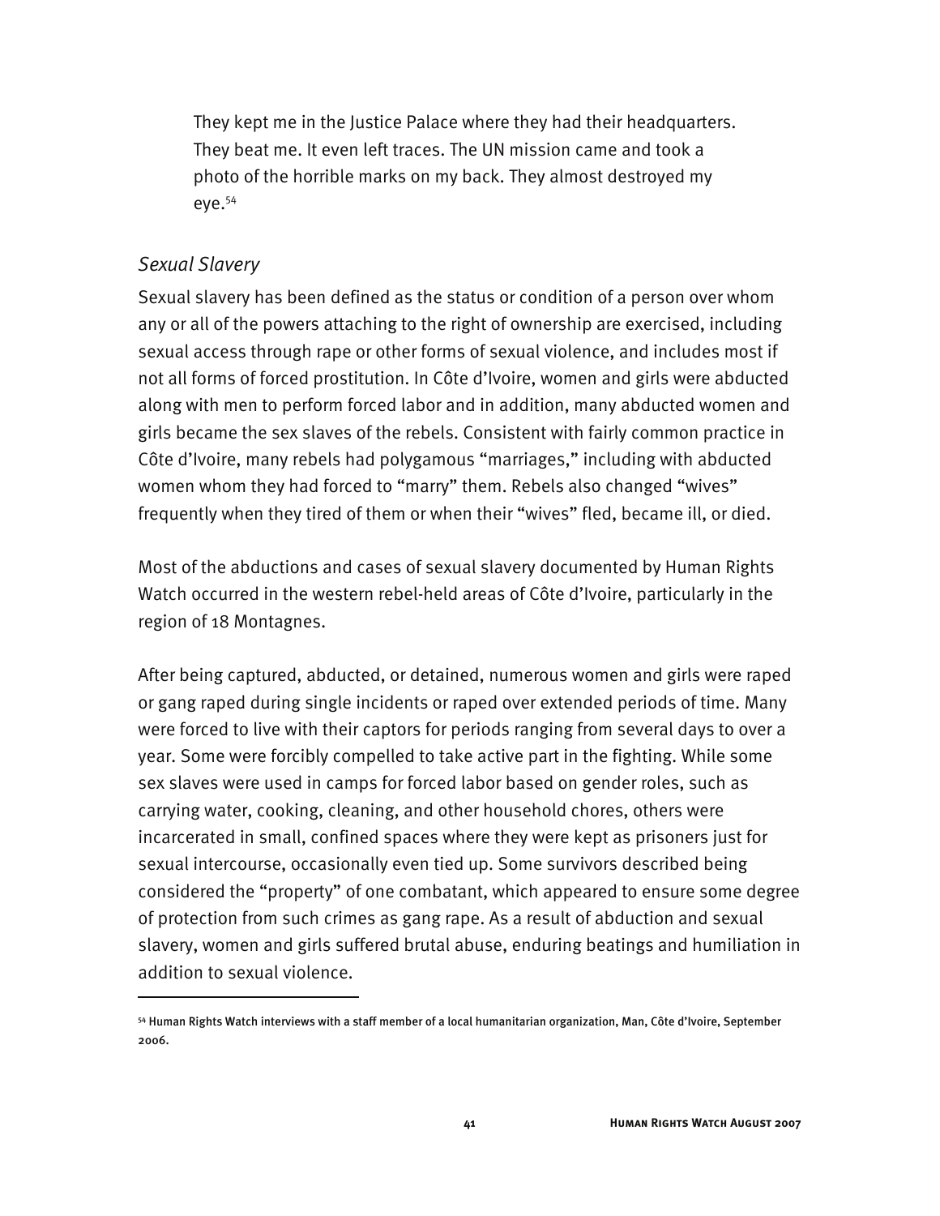> They kept me in the Justice Palace where they had their headquarters. They beat me. It even left traces. The UN mission came and took a photo of the horrible marks on my back. They almost destroyed my eye.[54]

### *Sexual Slavery*

Sexual slavery has been defined as the status or condition of a person over whom any or all of the powers attaching to the right of ownership are exercised, including sexual access through rape or other forms of sexual violence, and includes most if not all forms of forced prostitution. In Côte d'Ivoire, women and girls were abducted along with men to perform forced labor and in addition, many abducted women and girls became the sex slaves of the rebels. Consistent with fairly common practice in Côte d'Ivoire, many rebels had polygamous "marriages," including with abducted women whom they had forced to "marry" them. Rebels also changed "wives" frequently when they tired of them or when their "wives" fled, became ill, or died.

Most of the abductions and cases of sexual slavery documented by Human Rights Watch occurred in the western rebel-held areas of Côte d'Ivoire, particularly in the region of 18 Montagnes.

After being captured, abducted, or detained, numerous women and girls were raped or gang raped during single incidents or raped over extended periods of time. Many were forced to live with their captors for periods ranging from several days to over a year. Some were forcibly compelled to take active part in the fighting. While some sex slaves were used in camps for forced labor based on gender roles, such as carrying water, cooking, cleaning, and other household chores, others were incarcerated in small, confined spaces where they were kept as prisoners just for sexual intercourse, occasionally even tied up. Some survivors described being considered the "property" of one combatant, which appeared to ensure some degree of protection from such crimes as gang rape. As a result of abduction and sexual slavery, women and girls suffered brutal abuse, enduring beatings and humiliation in addition to sexual violence.

---

[54] Human Rights Watch interviews with a staff member of a local humanitarian organization, Man, Côte d'Ivoire, September 2006.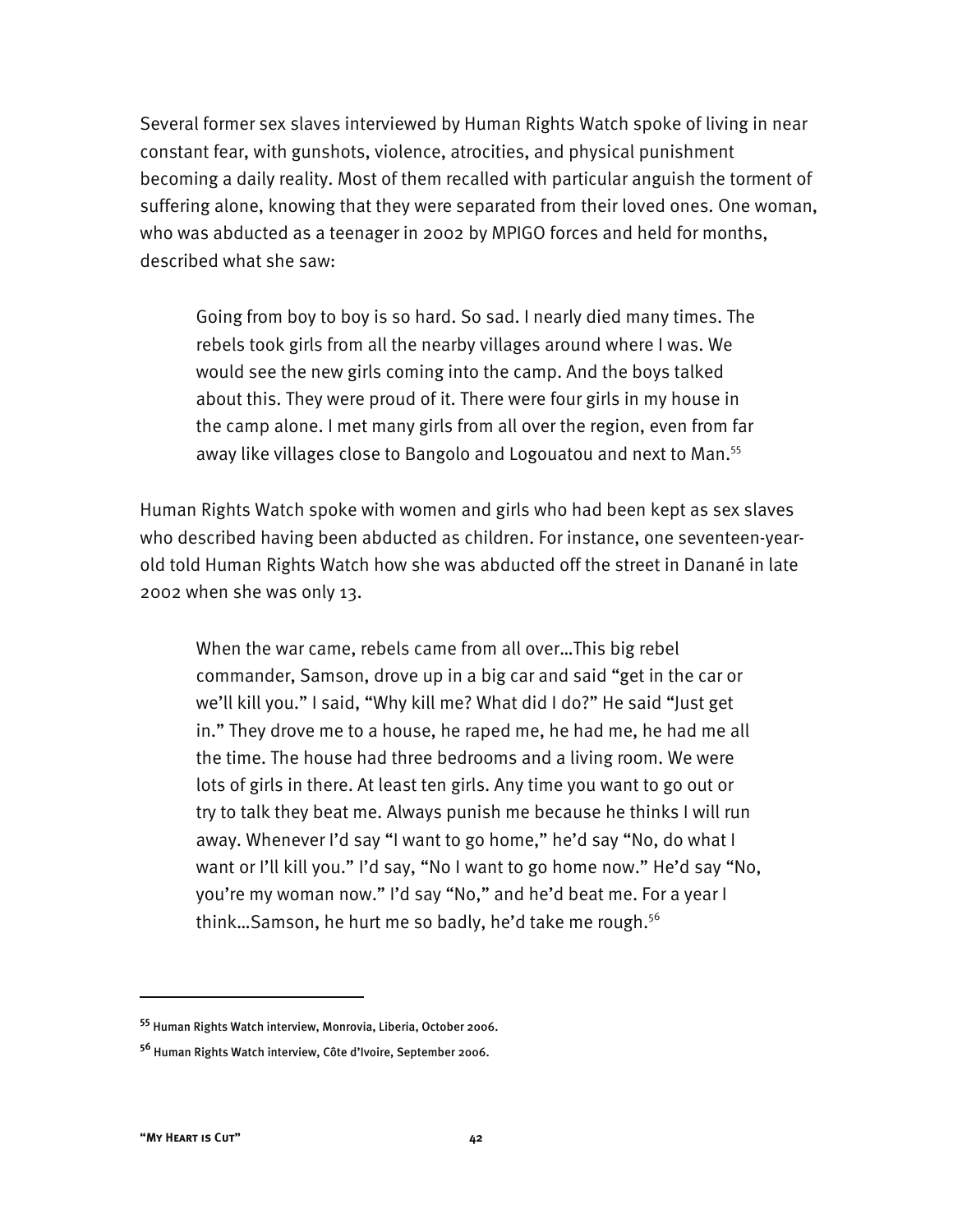Several former sex slaves interviewed by Human Rights Watch spoke of living in near constant fear, with gunshots, violence, atrocities, and physical punishment becoming a daily reality. Most of them recalled with particular anguish the torment of suffering alone, knowing that they were separated from their loved ones. One woman, who was abducted as a teenager in 2002 by MPIGO forces and held for months, described what she saw:

> Going from boy to boy is so hard. So sad. I nearly died many times. The rebels took girls from all the nearby villages around where I was. We would see the new girls coming into the camp. And the boys talked about this. They were proud of it. There were four girls in my house in the camp alone. I met many girls from all over the region, even from far away like villages close to Bangolo and Logouatou and next to Man.[55]

Human Rights Watch spoke with women and girls who had been kept as sex slaves who described having been abducted as children. For instance, one seventeen-year-old told Human Rights Watch how she was abducted off the street in Danané in late 2002 when she was only 13.

> When the war came, rebels came from all over…This big rebel commander, Samson, drove up in a big car and said "get in the car or we'll kill you." I said, "Why kill me? What did I do?" He said "Just get in." They drove me to a house, he raped me, he had me, he had me all the time. The house had three bedrooms and a living room. We were lots of girls in there. At least ten girls. Any time you want to go out or try to talk they beat me. Always punish me because he thinks I will run away. Whenever I'd say "I want to go home," he'd say "No, do what I want or I'll kill you." I'd say, "No I want to go home now." He'd say "No, you're my woman now." I'd say "No," and he'd beat me. For a year I think…Samson, he hurt me so badly, he'd take me rough.[56]

---

[55] Human Rights Watch interview, Monrovia, Liberia, October 2006.

[56] Human Rights Watch interview, Côte d'Ivoire, September 2006.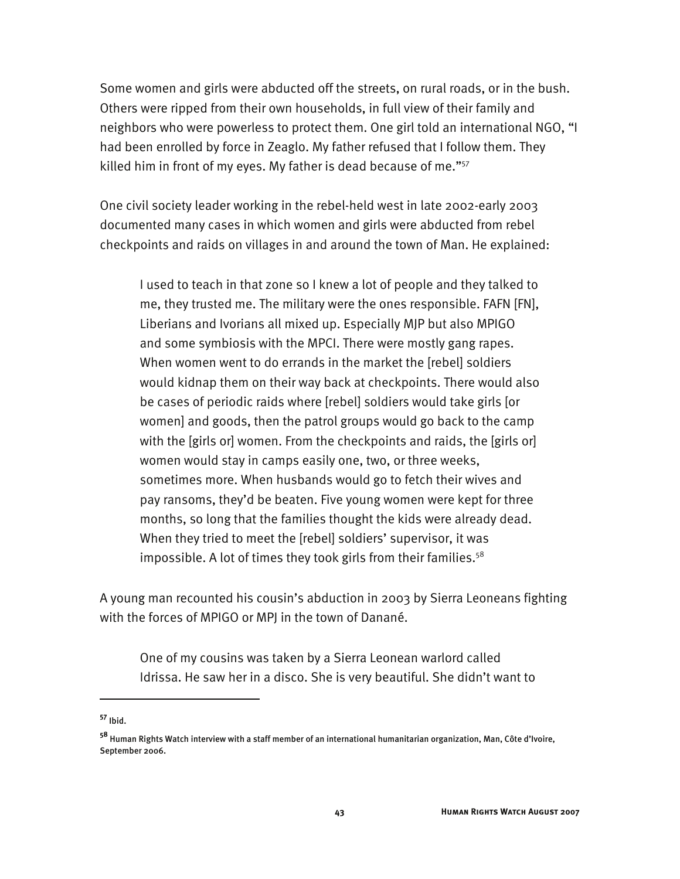Some women and girls were abducted off the streets, on rural roads, or in the bush. Others were ripped from their own households, in full view of their family and neighbors who were powerless to protect them. One girl told an international NGO, "I had been enrolled by force in Zeaglo. My father refused that I follow them. They killed him in front of my eyes. My father is dead because of me."[57]

One civil society leader working in the rebel-held west in late 2002-early 2003 documented many cases in which women and girls were abducted from rebel checkpoints and raids on villages in and around the town of Man. He explained:

> I used to teach in that zone so I knew a lot of people and they talked to me, they trusted me. The military were the ones responsible. FAFN [FN], Liberians and Ivorians all mixed up. Especially MJP but also MPIGO and some symbiosis with the MPCI. There were mostly gang rapes. When women went to do errands in the market the [rebel] soldiers would kidnap them on their way back at checkpoints. There would also be cases of periodic raids where [rebel] soldiers would take girls [or women] and goods, then the patrol groups would go back to the camp with the [girls or] women. From the checkpoints and raids, the [girls or] women would stay in camps easily one, two, or three weeks, sometimes more. When husbands would go to fetch their wives and pay ransoms, they'd be beaten. Five young women were kept for three months, so long that the families thought the kids were already dead. When they tried to meet the [rebel] soldiers' supervisor, it was impossible. A lot of times they took girls from their families.[58]

A young man recounted his cousin's abduction in 2003 by Sierra Leoneans fighting with the forces of MPIGO or MPJ in the town of Danané.

> One of my cousins was taken by a Sierra Leonean warlord called Idrissa. He saw her in a disco. She is very beautiful. She didn't want to

---

[57] Ibid.

[58] Human Rights Watch interview with a staff member of an international humanitarian organization, Man, Côte d'Ivoire, September 2006.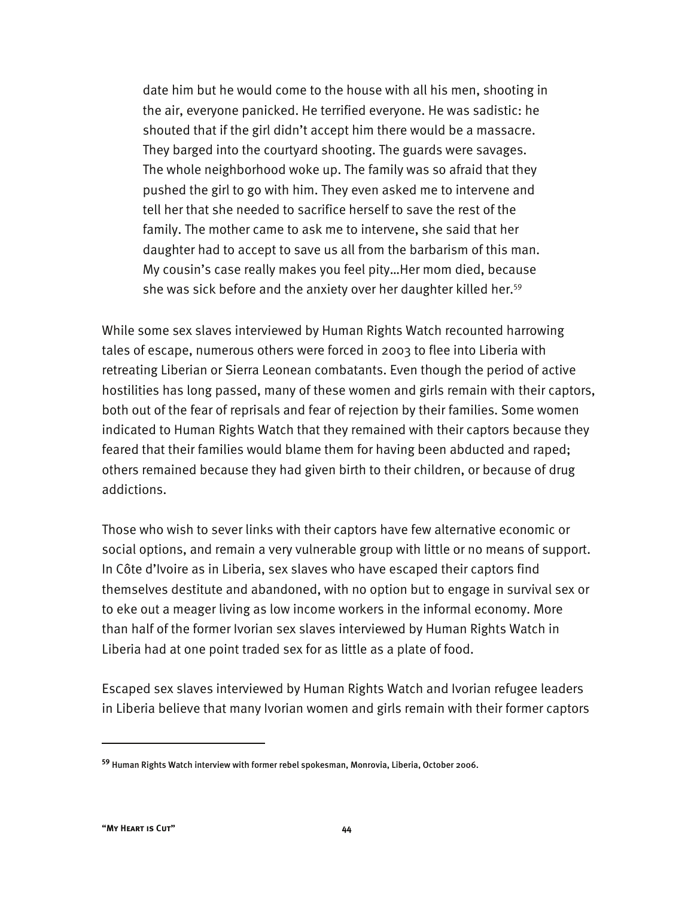> date him but he would come to the house with all his men, shooting in the air, everyone panicked. He terrified everyone. He was sadistic: he shouted that if the girl didn't accept him there would be a massacre. They barged into the courtyard shooting. The guards were savages. The whole neighborhood woke up. The family was so afraid that they pushed the girl to go with him. They even asked me to intervene and tell her that she needed to sacrifice herself to save the rest of the family. The mother came to ask me to intervene, she said that her daughter had to accept to save us all from the barbarism of this man. My cousin's case really makes you feel pity…Her mom died, because she was sick before and the anxiety over her daughter killed her.[59]

While some sex slaves interviewed by Human Rights Watch recounted harrowing tales of escape, numerous others were forced in 2003 to flee into Liberia with retreating Liberian or Sierra Leonean combatants. Even though the period of active hostilities has long passed, many of these women and girls remain with their captors, both out of the fear of reprisals and fear of rejection by their families. Some women indicated to Human Rights Watch that they remained with their captors because they feared that their families would blame them for having been abducted and raped; others remained because they had given birth to their children, or because of drug addictions.

Those who wish to sever links with their captors have few alternative economic or social options, and remain a very vulnerable group with little or no means of support. In Côte d'Ivoire as in Liberia, sex slaves who have escaped their captors find themselves destitute and abandoned, with no option but to engage in survival sex or to eke out a meager living as low income workers in the informal economy. More than half of the former Ivorian sex slaves interviewed by Human Rights Watch in Liberia had at one point traded sex for as little as a plate of food.

Escaped sex slaves interviewed by Human Rights Watch and Ivorian refugee leaders in Liberia believe that many Ivorian women and girls remain with their former captors

---

[59] Human Rights Watch interview with former rebel spokesman, Monrovia, Liberia, October 2006.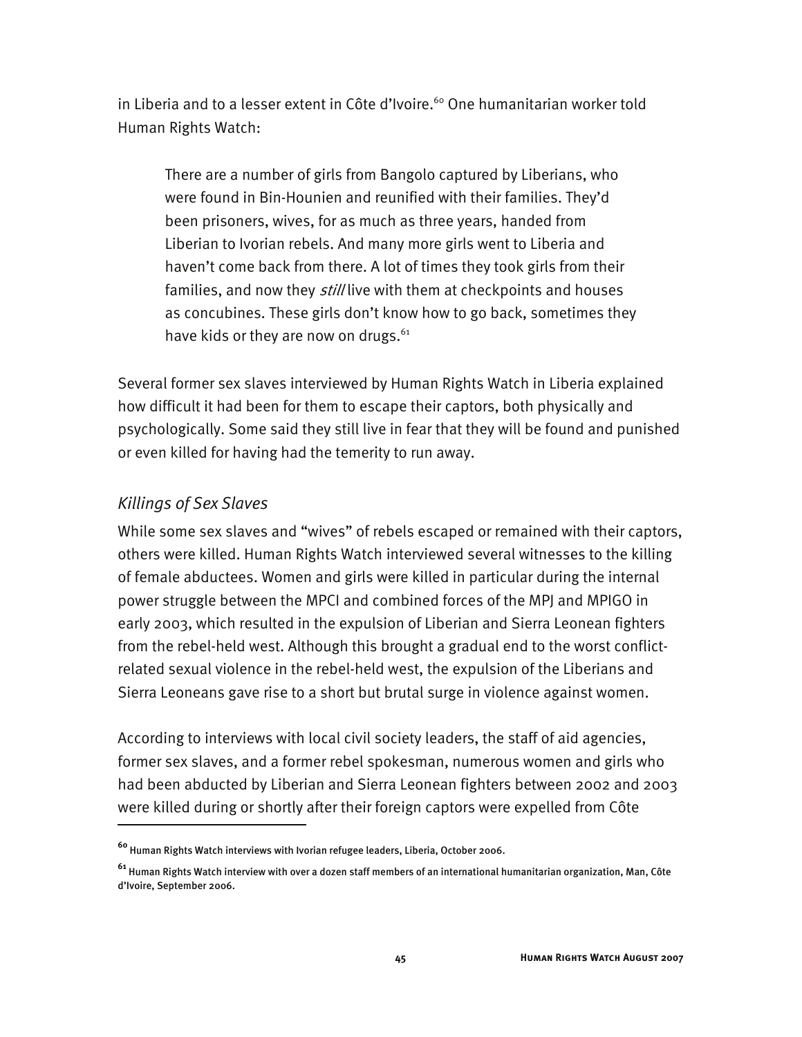in Liberia and to a lesser extent in Côte d'Ivoire.[60] One humanitarian worker told Human Rights Watch:

> There are a number of girls from Bangolo captured by Liberians, who were found in Bin-Hounien and reunified with their families. They'd been prisoners, wives, for as much as three years, handed from Liberian to Ivorian rebels. And many more girls went to Liberia and haven't come back from there. A lot of times they took girls from their families, and now they *still* live with them at checkpoints and houses as concubines. These girls don't know how to go back, sometimes they have kids or they are now on drugs.[61]

Several former sex slaves interviewed by Human Rights Watch in Liberia explained how difficult it had been for them to escape their captors, both physically and psychologically. Some said they still live in fear that they will be found and punished or even killed for having had the temerity to run away.

### *Killings of Sex Slaves*

While some sex slaves and "wives" of rebels escaped or remained with their captors, others were killed. Human Rights Watch interviewed several witnesses to the killing of female abductees. Women and girls were killed in particular during the internal power struggle between the MPCI and combined forces of the MPJ and MPIGO in early 2003, which resulted in the expulsion of Liberian and Sierra Leonean fighters from the rebel-held west. Although this brought a gradual end to the worst conflict-related sexual violence in the rebel-held west, the expulsion of the Liberians and Sierra Leoneans gave rise to a short but brutal surge in violence against women.

According to interviews with local civil society leaders, the staff of aid agencies, former sex slaves, and a former rebel spokesman, numerous women and girls who had been abducted by Liberian and Sierra Leonean fighters between 2002 and 2003 were killed during or shortly after their foreign captors were expelled from Côte

---

[60] Human Rights Watch interviews with Ivorian refugee leaders, Liberia, October 2006.

[61] Human Rights Watch interview with over a dozen staff members of an international humanitarian organization, Man, Côte d'Ivoire, September 2006.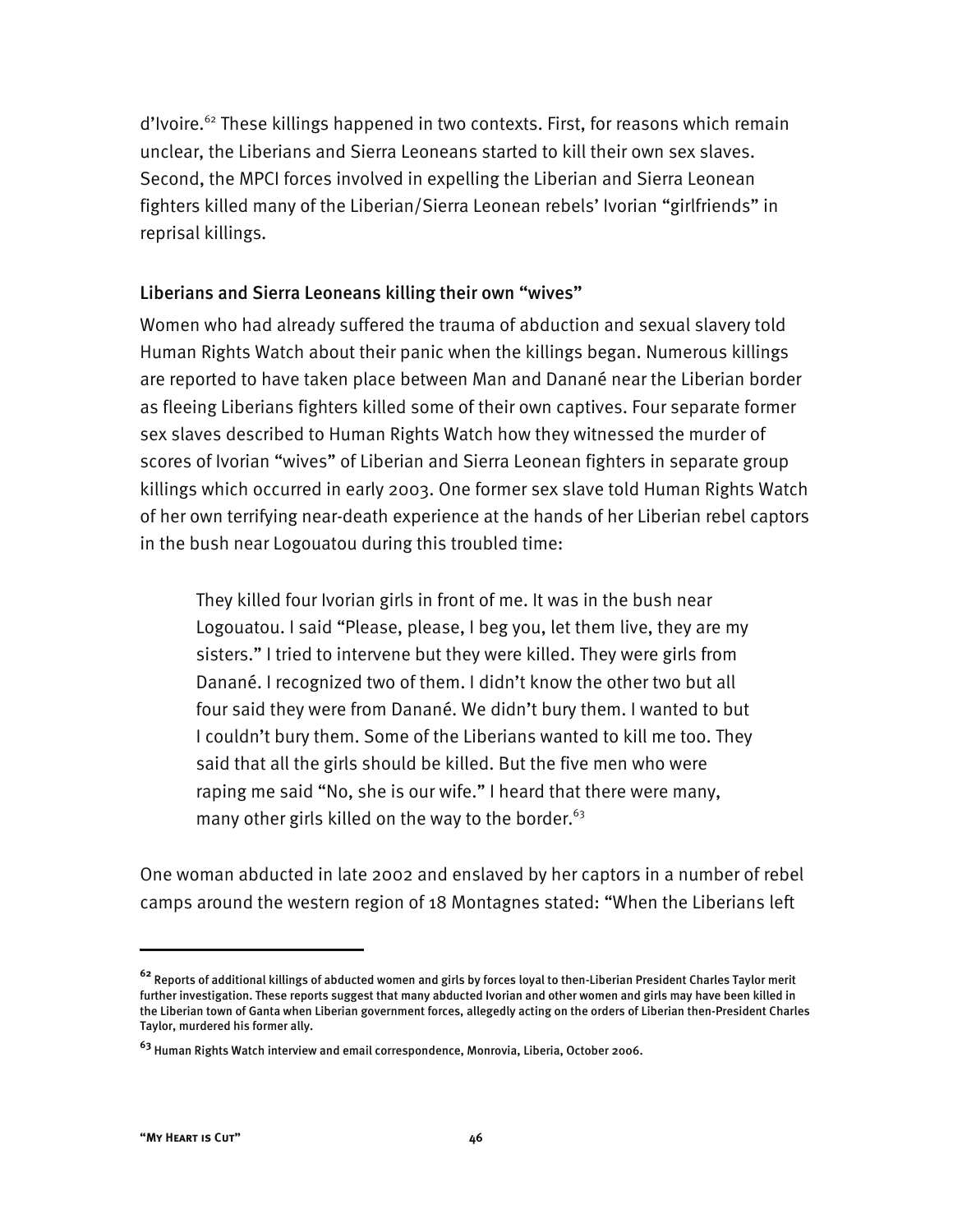d'Ivoire.[62] These killings happened in two contexts. First, for reasons which remain unclear, the Liberians and Sierra Leoneans started to kill their own sex slaves. Second, the MPCI forces involved in expelling the Liberian and Sierra Leonean fighters killed many of the Liberian/Sierra Leonean rebels' Ivorian "girlfriends" in reprisal killings.

### Liberians and Sierra Leoneans killing their own "wives"

Women who had already suffered the trauma of abduction and sexual slavery told Human Rights Watch about their panic when the killings began. Numerous killings are reported to have taken place between Man and Danané near the Liberian border as fleeing Liberians fighters killed some of their own captives. Four separate former sex slaves described to Human Rights Watch how they witnessed the murder of scores of Ivorian "wives" of Liberian and Sierra Leonean fighters in separate group killings which occurred in early 2003. One former sex slave told Human Rights Watch of her own terrifying near-death experience at the hands of her Liberian rebel captors in the bush near Logouatou during this troubled time:

> They killed four Ivorian girls in front of me. It was in the bush near Logouatou. I said "Please, please, I beg you, let them live, they are my sisters." I tried to intervene but they were killed. They were girls from Danané. I recognized two of them. I didn't know the other two but all four said they were from Danané. We didn't bury them. I wanted to but I couldn't bury them. Some of the Liberians wanted to kill me too. They said that all the girls should be killed. But the five men who were raping me said "No, she is our wife." I heard that there were many, many other girls killed on the way to the border.[63]

One woman abducted in late 2002 and enslaved by her captors in a number of rebel camps around the western region of 18 Montagnes stated: "When the Liberians left

---

[62] Reports of additional killings of abducted women and girls by forces loyal to then-Liberian President Charles Taylor merit further investigation. These reports suggest that many abducted Ivorian and other women and girls may have been killed in the Liberian town of Ganta when Liberian government forces, allegedly acting on the orders of Liberian then-President Charles Taylor, murdered his former ally.

[63] Human Rights Watch interview and email correspondence, Monrovia, Liberia, October 2006.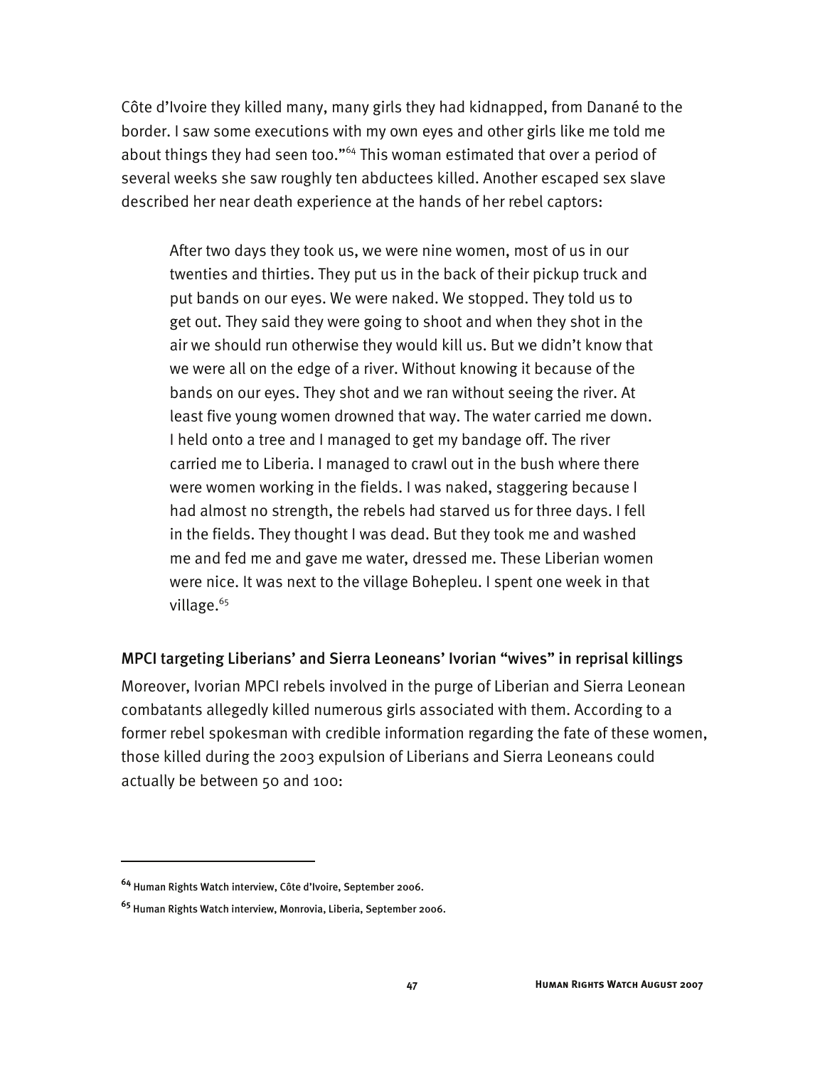Côte d'Ivoire they killed many, many girls they had kidnapped, from Danané to the border. I saw some executions with my own eyes and other girls like me told me about things they had seen too."[64] This woman estimated that over a period of several weeks she saw roughly ten abductees killed. Another escaped sex slave described her near death experience at the hands of her rebel captors:

> After two days they took us, we were nine women, most of us in our twenties and thirties. They put us in the back of their pickup truck and put bands on our eyes. We were naked. We stopped. They told us to get out. They said they were going to shoot and when they shot in the air we should run otherwise they would kill us. But we didn't know that we were all on the edge of a river. Without knowing it because of the bands on our eyes. They shot and we ran without seeing the river. At least five young women drowned that way. The water carried me down. I held onto a tree and I managed to get my bandage off. The river carried me to Liberia. I managed to crawl out in the bush where there were women working in the fields. I was naked, staggering because I had almost no strength, the rebels had starved us for three days. I fell in the fields. They thought I was dead. But they took me and washed me and fed me and gave me water, dressed me. These Liberian women were nice. It was next to the village Bohepleu. I spent one week in that village.[65]

### MPCI targeting Liberians' and Sierra Leoneans' Ivorian "wives" in reprisal killings

Moreover, Ivorian MPCI rebels involved in the purge of Liberian and Sierra Leonean combatants allegedly killed numerous girls associated with them. According to a former rebel spokesman with credible information regarding the fate of these women, those killed during the 2003 expulsion of Liberians and Sierra Leoneans could actually be between 50 and 100:

---

[64] Human Rights Watch interview, Côte d'Ivoire, September 2006.

[65] Human Rights Watch interview, Monrovia, Liberia, September 2006.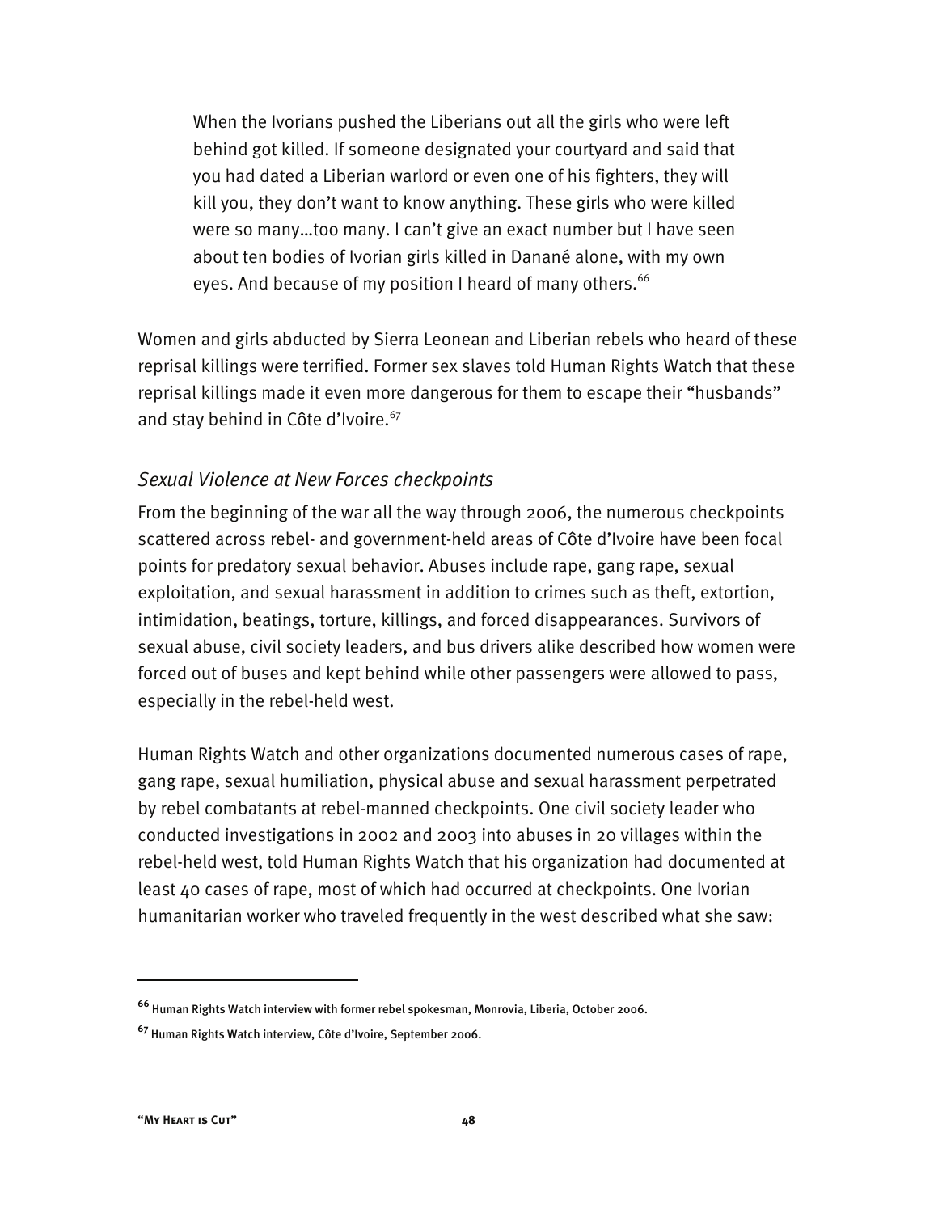> When the Ivorians pushed the Liberians out all the girls who were left behind got killed. If someone designated your courtyard and said that you had dated a Liberian warlord or even one of his fighters, they will kill you, they don't want to know anything. These girls who were killed were so many…too many. I can't give an exact number but I have seen about ten bodies of Ivorian girls killed in Danané alone, with my own eyes. And because of my position I heard of many others.[66]

Women and girls abducted by Sierra Leonean and Liberian rebels who heard of these reprisal killings were terrified. Former sex slaves told Human Rights Watch that these reprisal killings made it even more dangerous for them to escape their "husbands" and stay behind in Côte d'Ivoire.[67]

### *Sexual Violence at New Forces checkpoints*

From the beginning of the war all the way through 2006, the numerous checkpoints scattered across rebel- and government-held areas of Côte d'Ivoire have been focal points for predatory sexual behavior. Abuses include rape, gang rape, sexual exploitation, and sexual harassment in addition to crimes such as theft, extortion, intimidation, beatings, torture, killings, and forced disappearances. Survivors of sexual abuse, civil society leaders, and bus drivers alike described how women were forced out of buses and kept behind while other passengers were allowed to pass, especially in the rebel-held west.

Human Rights Watch and other organizations documented numerous cases of rape, gang rape, sexual humiliation, physical abuse and sexual harassment perpetrated by rebel combatants at rebel-manned checkpoints. One civil society leader who conducted investigations in 2002 and 2003 into abuses in 20 villages within the rebel-held west, told Human Rights Watch that his organization had documented at least 40 cases of rape, most of which had occurred at checkpoints. One Ivorian humanitarian worker who traveled frequently in the west described what she saw:

---

[66] Human Rights Watch interview with former rebel spokesman, Monrovia, Liberia, October 2006.

[67] Human Rights Watch interview, Côte d'Ivoire, September 2006.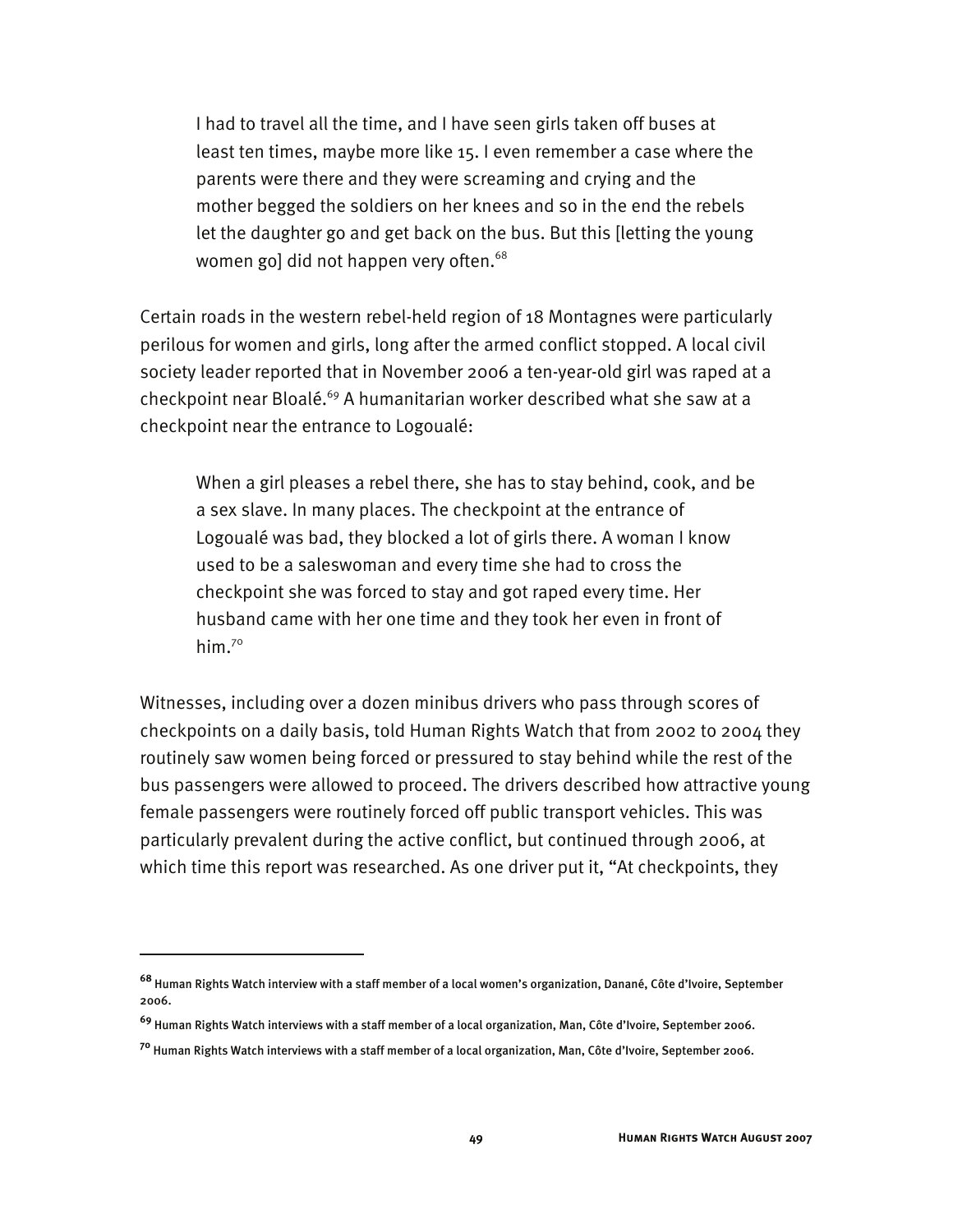> I had to travel all the time, and I have seen girls taken off buses at least ten times, maybe more like 15. I even remember a case where the parents were there and they were screaming and crying and the mother begged the soldiers on her knees and so in the end the rebels let the daughter go and get back on the bus. But this [letting the young women go] did not happen very often.[68]

Certain roads in the western rebel-held region of 18 Montagnes were particularly perilous for women and girls, long after the armed conflict stopped. A local civil society leader reported that in November 2006 a ten-year-old girl was raped at a checkpoint near Bloalé.[69] A humanitarian worker described what she saw at a checkpoint near the entrance to Logoualé:

> When a girl pleases a rebel there, she has to stay behind, cook, and be a sex slave. In many places. The checkpoint at the entrance of Logoualé was bad, they blocked a lot of girls there. A woman I know used to be a saleswoman and every time she had to cross the checkpoint she was forced to stay and got raped every time. Her husband came with her one time and they took her even in front of him.[70]

Witnesses, including over a dozen minibus drivers who pass through scores of checkpoints on a daily basis, told Human Rights Watch that from 2002 to 2004 they routinely saw women being forced or pressured to stay behind while the rest of the bus passengers were allowed to proceed. The drivers described how attractive young female passengers were routinely forced off public transport vehicles. This was particularly prevalent during the active conflict, but continued through 2006, at which time this report was researched. As one driver put it, "At checkpoints, they

---

[68] Human Rights Watch interview with a staff member of a local women's organization, Danané, Côte d'Ivoire, September 2006.

[69] Human Rights Watch interviews with a staff member of a local organization, Man, Côte d'Ivoire, September 2006.

[70] Human Rights Watch interviews with a staff member of a local organization, Man, Côte d'Ivoire, September 2006.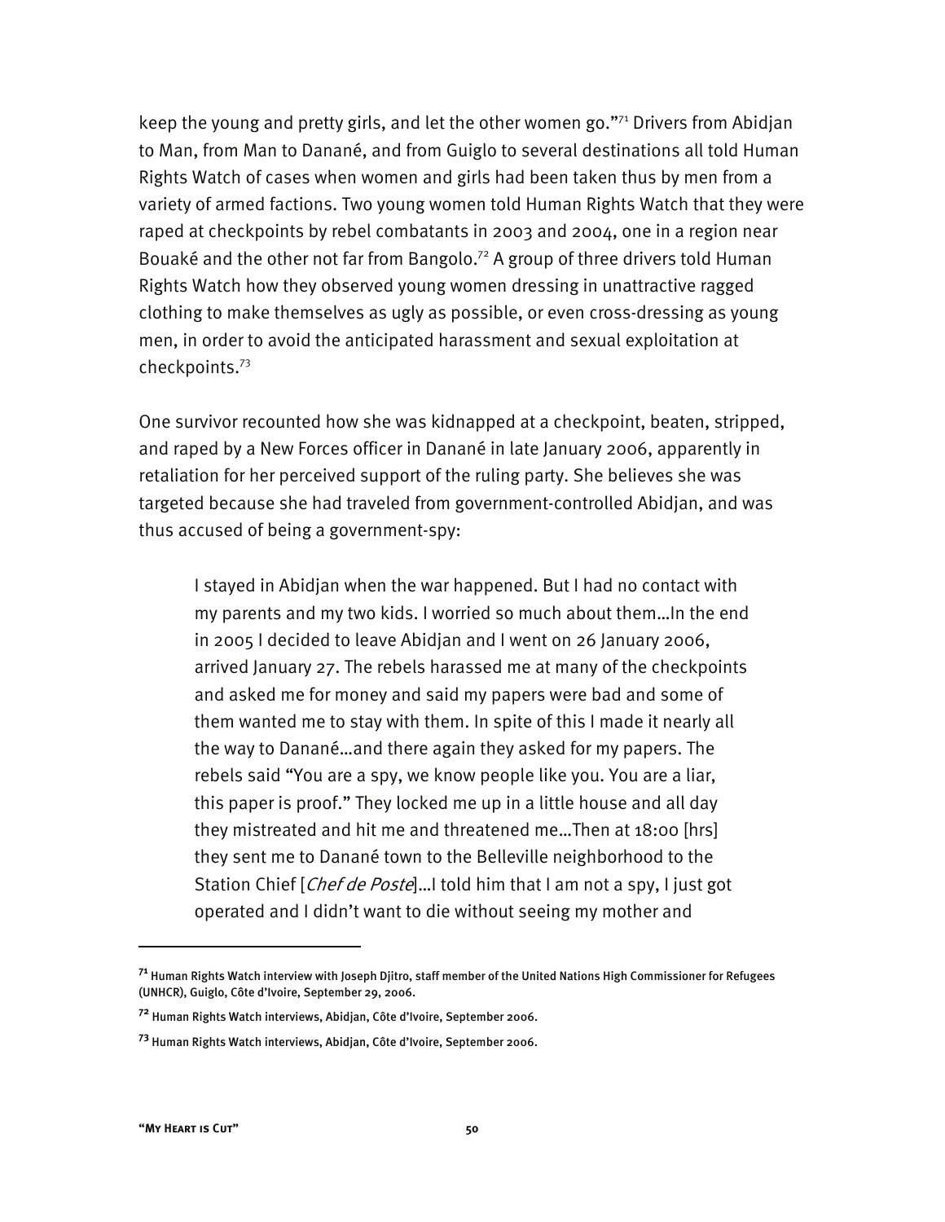keep the young and pretty girls, and let the other women go."[71] Drivers from Abidjan to Man, from Man to Danané, and from Guiglo to several destinations all told Human Rights Watch of cases when women and girls had been taken thus by men from a variety of armed factions. Two young women told Human Rights Watch that they were raped at checkpoints by rebel combatants in 2003 and 2004, one in a region near Bouaké and the other not far from Bangolo.[72] A group of three drivers told Human Rights Watch how they observed young women dressing in unattractive ragged clothing to make themselves as ugly as possible, or even cross-dressing as young men, in order to avoid the anticipated harassment and sexual exploitation at checkpoints.[73]

One survivor recounted how she was kidnapped at a checkpoint, beaten, stripped, and raped by a New Forces officer in Danané in late January 2006, apparently in retaliation for her perceived support of the ruling party. She believes she was targeted because she had traveled from government-controlled Abidjan, and was thus accused of being a government-spy:

> I stayed in Abidjan when the war happened. But I had no contact with my parents and my two kids. I worried so much about them…In the end in 2005 I decided to leave Abidjan and I went on 26 January 2006, arrived January 27. The rebels harassed me at many of the checkpoints and asked me for money and said my papers were bad and some of them wanted me to stay with them. In spite of this I made it nearly all the way to Danané…and there again they asked for my papers. The rebels said "You are a spy, we know people like you. You are a liar, this paper is proof." They locked me up in a little house and all day they mistreated and hit me and threatened me…Then at 18:00 [hrs] they sent me to Danané town to the Belleville neighborhood to the Station Chief [*Chef de Poste*]…I told him that I am not a spy, I just got operated and I didn't want to die without seeing my mother and

---

[71] Human Rights Watch interview with Joseph Djitro, staff member of the United Nations High Commissioner for Refugees (UNHCR), Guiglo, Côte d'Ivoire, September 29, 2006.

[72] Human Rights Watch interviews, Abidjan, Côte d'Ivoire, September 2006.

[73] Human Rights Watch interviews, Abidjan, Côte d'Ivoire, September 2006.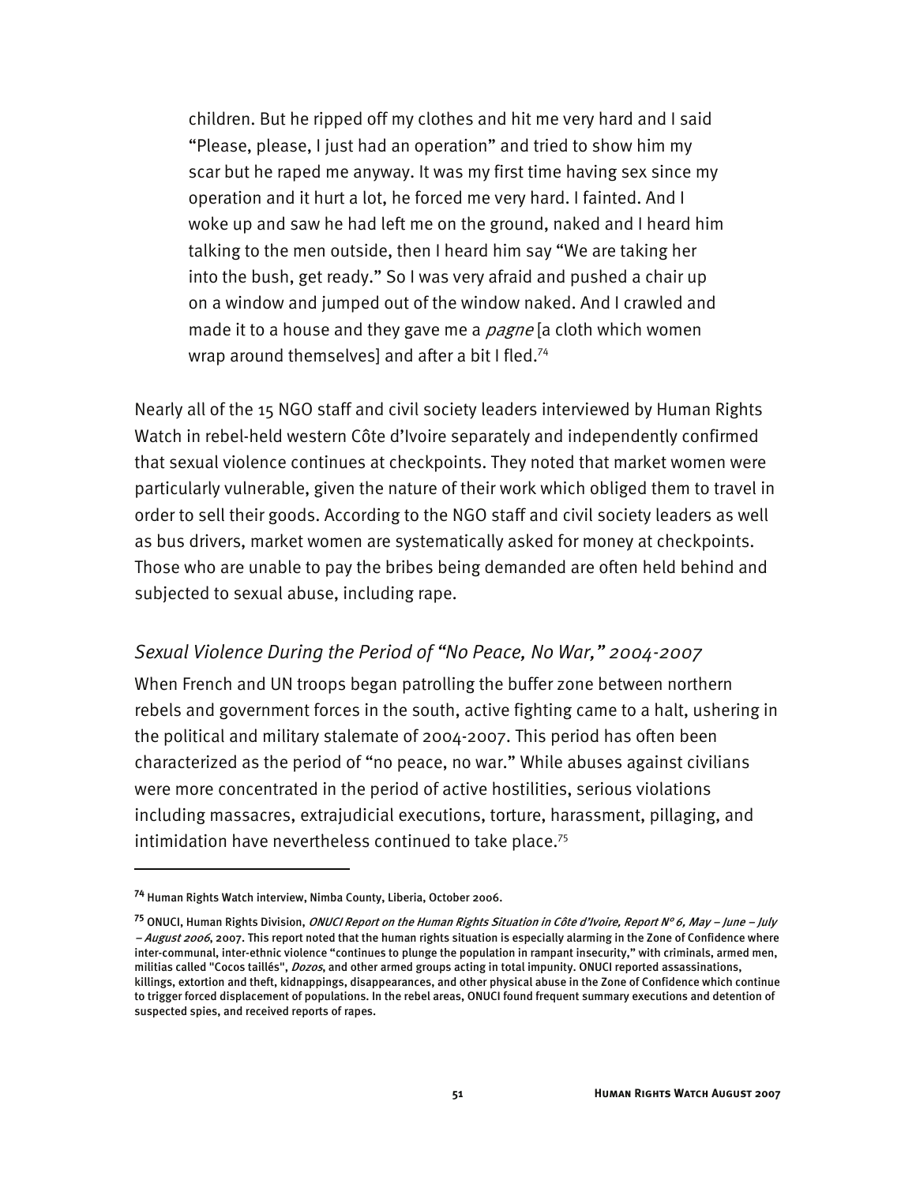> children. But he ripped off my clothes and hit me very hard and I said "Please, please, I just had an operation" and tried to show him my scar but he raped me anyway. It was my first time having sex since my operation and it hurt a lot, he forced me very hard. I fainted. And I woke up and saw he had left me on the ground, naked and I heard him talking to the men outside, then I heard him say "We are taking her into the bush, get ready." So I was very afraid and pushed a chair up on a window and jumped out of the window naked. And I crawled and made it to a house and they gave me a *pagne* [a cloth which women wrap around themselves] and after a bit I fled.[74]

Nearly all of the 15 NGO staff and civil society leaders interviewed by Human Rights Watch in rebel-held western Côte d'Ivoire separately and independently confirmed that sexual violence continues at checkpoints. They noted that market women were particularly vulnerable, given the nature of their work which obliged them to travel in order to sell their goods. According to the NGO staff and civil society leaders as well as bus drivers, market women are systematically asked for money at checkpoints. Those who are unable to pay the bribes being demanded are often held behind and subjected to sexual abuse, including rape.

### *Sexual Violence During the Period of "No Peace, No War," 2004-2007*

When French and UN troops began patrolling the buffer zone between northern rebels and government forces in the south, active fighting came to a halt, ushering in the political and military stalemate of 2004-2007. This period has often been characterized as the period of "no peace, no war." While abuses against civilians were more concentrated in the period of active hostilities, serious violations including massacres, extrajudicial executions, torture, harassment, pillaging, and intimidation have nevertheless continued to take place.[75]

---

[74] Human Rights Watch interview, Nimba County, Liberia, October 2006.

[75] ONUCI, Human Rights Division, *ONUCI Report on the Human Rights Situation in Côte d'Ivoire, Report N° 6, May – June – July – August 2006*, 2007. This report noted that the human rights situation is especially alarming in the Zone of Confidence where inter-communal, inter-ethnic violence "continues to plunge the population in rampant insecurity," with criminals, armed men, militias called "Cocos taillés", *Dozos*, and other armed groups acting in total impunity. ONUCI reported assassinations, killings, extortion and theft, kidnappings, disappearances, and other physical abuse in the Zone of Confidence which continue to trigger forced displacement of populations. In the rebel areas, ONUCI found frequent summary executions and detention of suspected spies, and received reports of rapes.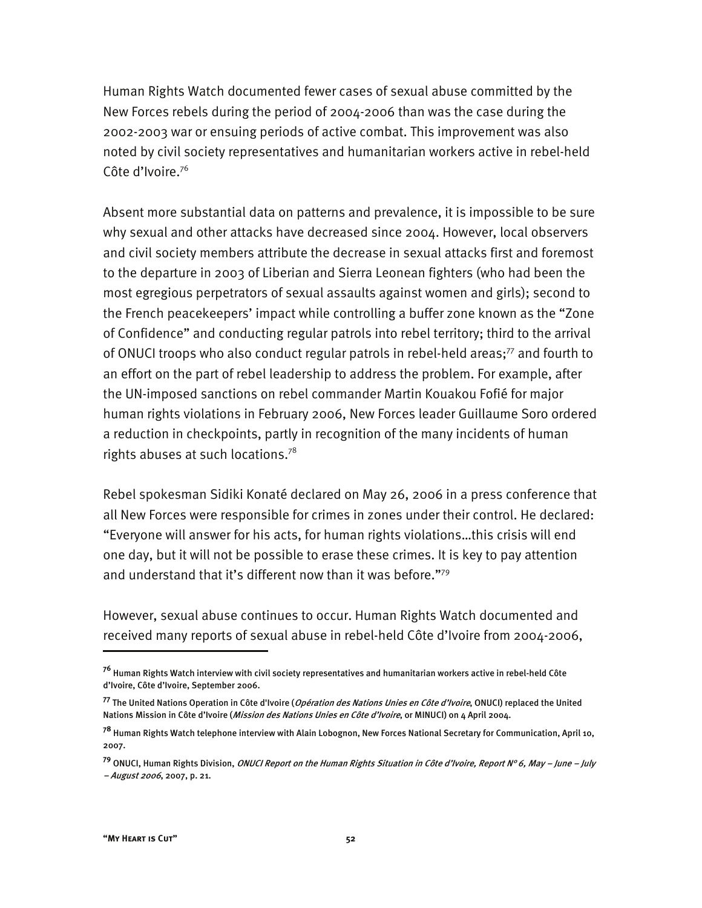Human Rights Watch documented fewer cases of sexual abuse committed by the New Forces rebels during the period of 2004-2006 than was the case during the 2002-2003 war or ensuing periods of active combat. This improvement was also noted by civil society representatives and humanitarian workers active in rebel-held Côte d'Ivoire.[76]

Absent more substantial data on patterns and prevalence, it is impossible to be sure why sexual and other attacks have decreased since 2004. However, local observers and civil society members attribute the decrease in sexual attacks first and foremost to the departure in 2003 of Liberian and Sierra Leonean fighters (who had been the most egregious perpetrators of sexual assaults against women and girls); second to the French peacekeepers' impact while controlling a buffer zone known as the "Zone of Confidence" and conducting regular patrols into rebel territory; third to the arrival of ONUCI troops who also conduct regular patrols in rebel-held areas;[77] and fourth to an effort on the part of rebel leadership to address the problem. For example, after the UN-imposed sanctions on rebel commander Martin Kouakou Fofié for major human rights violations in February 2006, New Forces leader Guillaume Soro ordered a reduction in checkpoints, partly in recognition of the many incidents of human rights abuses at such locations.[78]

Rebel spokesman Sidiki Konaté declared on May 26, 2006 in a press conference that all New Forces were responsible for crimes in zones under their control. He declared: "Everyone will answer for his acts, for human rights violations…this crisis will end one day, but it will not be possible to erase these crimes. It is key to pay attention and understand that it's different now than it was before."[79]

However, sexual abuse continues to occur. Human Rights Watch documented and received many reports of sexual abuse in rebel-held Côte d'Ivoire from 2004-2006,

---

[76] Human Rights Watch interview with civil society representatives and humanitarian workers active in rebel-held Côte d'Ivoire, Côte d'Ivoire, September 2006.

[77] The United Nations Operation in Côte d'Ivoire (*Opération des Nations Unies en Côte d'Ivoire*, ONUCI) replaced the United Nations Mission in Côte d'Ivoire (*Mission des Nations Unies en Côte d'Ivoire*, or MINUCI) on 4 April 2004.

[78] Human Rights Watch telephone interview with Alain Lobognon, New Forces National Secretary for Communication, April 10, 2007.

[79] ONUCI, Human Rights Division, *ONUCI Report on the Human Rights Situation in Côte d'Ivoire, Report N° 6, May – June – July – August 2006*, 2007, p. 21.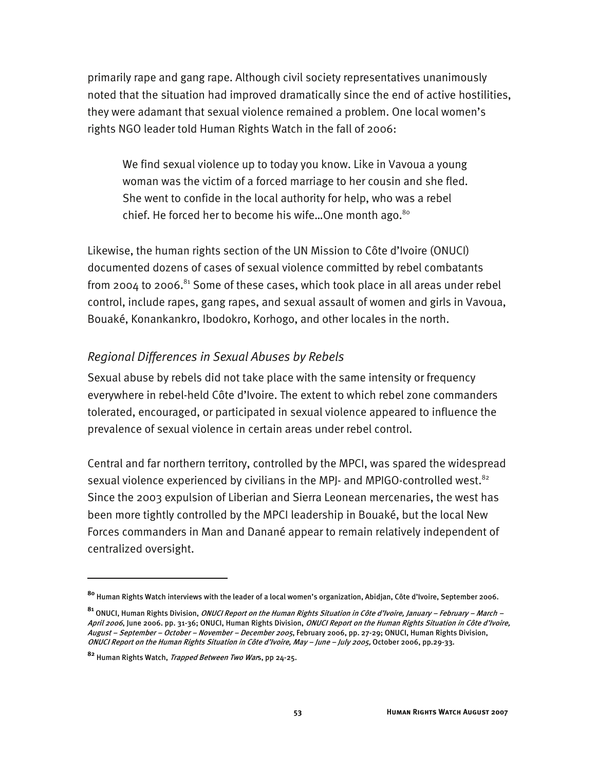primarily rape and gang rape. Although civil society representatives unanimously noted that the situation had improved dramatically since the end of active hostilities, they were adamant that sexual violence remained a problem. One local women's rights NGO leader told Human Rights Watch in the fall of 2006:

> We find sexual violence up to today you know. Like in Vavoua a young woman was the victim of a forced marriage to her cousin and she fled. She went to confide in the local authority for help, who was a rebel chief. He forced her to become his wife…One month ago.[80]

Likewise, the human rights section of the UN Mission to Côte d'Ivoire (ONUCI) documented dozens of cases of sexual violence committed by rebel combatants from 2004 to 2006.[81] Some of these cases, which took place in all areas under rebel control, include rapes, gang rapes, and sexual assault of women and girls in Vavoua, Bouaké, Konankankro, Ibodokro, Korhogo, and other locales in the north.

### *Regional Differences in Sexual Abuses by Rebels*

Sexual abuse by rebels did not take place with the same intensity or frequency everywhere in rebel-held Côte d'Ivoire. The extent to which rebel zone commanders tolerated, encouraged, or participated in sexual violence appeared to influence the prevalence of sexual violence in certain areas under rebel control.

Central and far northern territory, controlled by the MPCI, was spared the widespread sexual violence experienced by civilians in the MPJ- and MPIGO-controlled west.[82] Since the 2003 expulsion of Liberian and Sierra Leonean mercenaries, the west has been more tightly controlled by the MPCI leadership in Bouaké, but the local New Forces commanders in Man and Danané appear to remain relatively independent of centralized oversight.

---

[80] Human Rights Watch interviews with the leader of a local women's organization, Abidjan, Côte d'Ivoire, September 2006.

[81] ONUCI, Human Rights Division, *ONUCI Report on the Human Rights Situation in Côte d'Ivoire, January – February – March – April 2006*, June 2006. pp. 31-36; ONUCI, Human Rights Division, *ONUCI Report on the Human Rights Situation in Côte d'Ivoire, August – September – October – November – December 2005*, February 2006, pp. 27-29; ONUCI, Human Rights Division, *ONUCI Report on the Human Rights Situation in Côte d'Ivoire, May – June – July 2005,* October 2006, pp.29-33.

[82] Human Rights Watch, *Trapped Between Two Wars*, pp 24-25.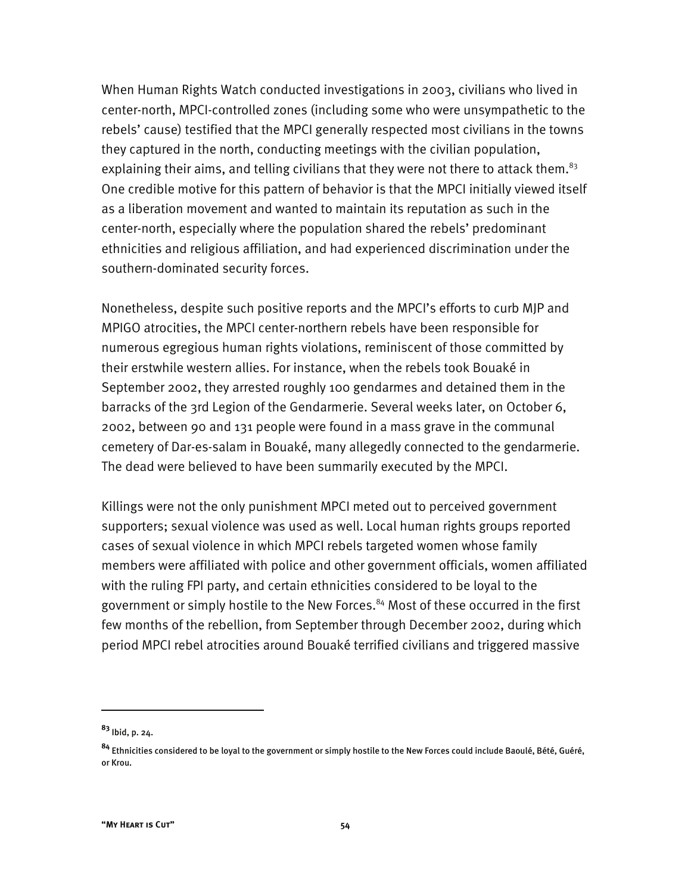When Human Rights Watch conducted investigations in 2003, civilians who lived in center-north, MPCI-controlled zones (including some who were unsympathetic to the rebels' cause) testified that the MPCI generally respected most civilians in the towns they captured in the north, conducting meetings with the civilian population, explaining their aims, and telling civilians that they were not there to attack them.[83] One credible motive for this pattern of behavior is that the MPCI initially viewed itself as a liberation movement and wanted to maintain its reputation as such in the center-north, especially where the population shared the rebels' predominant ethnicities and religious affiliation, and had experienced discrimination under the southern-dominated security forces.

Nonetheless, despite such positive reports and the MPCI's efforts to curb MJP and MPIGO atrocities, the MPCI center-northern rebels have been responsible for numerous egregious human rights violations, reminiscent of those committed by their erstwhile western allies. For instance, when the rebels took Bouaké in September 2002, they arrested roughly 100 gendarmes and detained them in the barracks of the 3rd Legion of the Gendarmerie. Several weeks later, on October 6, 2002, between 90 and 131 people were found in a mass grave in the communal cemetery of Dar-es-salam in Bouaké, many allegedly connected to the gendarmerie. The dead were believed to have been summarily executed by the MPCI.

Killings were not the only punishment MPCI meted out to perceived government supporters; sexual violence was used as well. Local human rights groups reported cases of sexual violence in which MPCI rebels targeted women whose family members were affiliated with police and other government officials, women affiliated with the ruling FPI party, and certain ethnicities considered to be loyal to the government or simply hostile to the New Forces.[84] Most of these occurred in the first few months of the rebellion, from September through December 2002, during which period MPCI rebel atrocities around Bouaké terrified civilians and triggered massive

[83] Ibid, p. 24.

[84] Ethnicities considered to be loyal to the government or simply hostile to the New Forces could include Baoulé, Bété, Guéré, or Krou.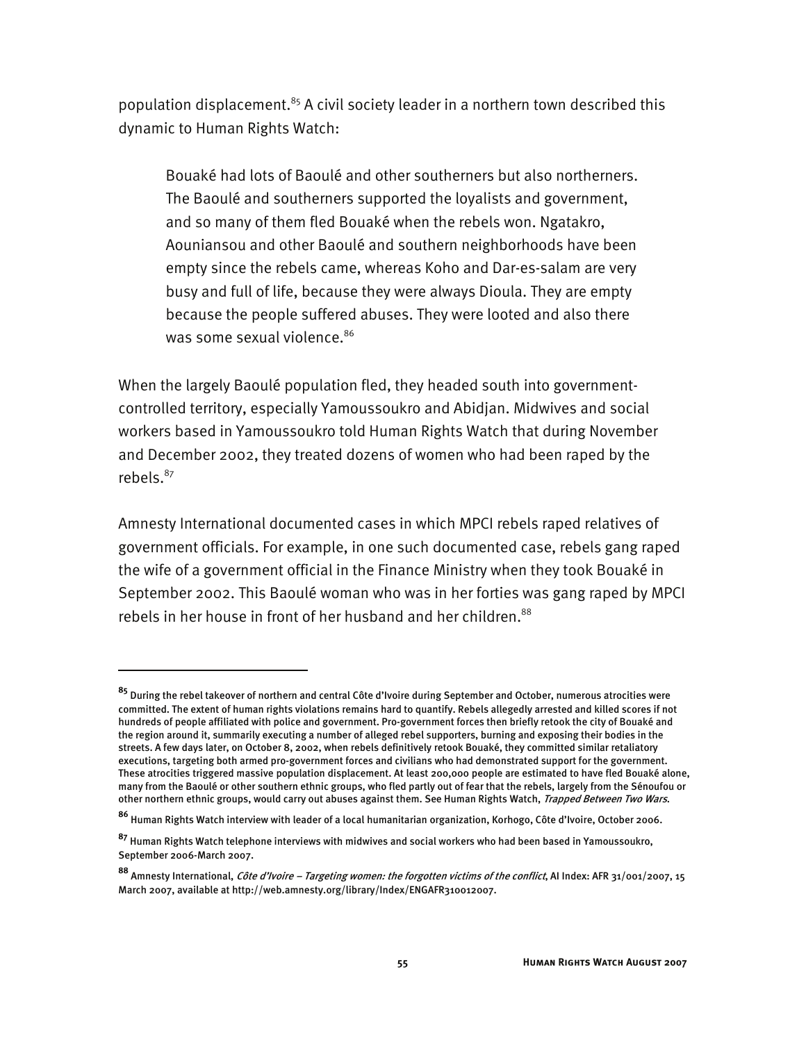population displacement.[85] A civil society leader in a northern town described this dynamic to Human Rights Watch:

> Bouaké had lots of Baoulé and other southerners but also northerners. The Baoulé and southerners supported the loyalists and government, and so many of them fled Bouaké when the rebels won. Ngatakro, Aouniansou and other Baoulé and southern neighborhoods have been empty since the rebels came, whereas Koho and Dar-es-salam are very busy and full of life, because they were always Dioula. They are empty because the people suffered abuses. They were looted and also there was some sexual violence.[86]

When the largely Baoulé population fled, they headed south into government-controlled territory, especially Yamoussoukro and Abidjan. Midwives and social workers based in Yamoussoukro told Human Rights Watch that during November and December 2002, they treated dozens of women who had been raped by the rebels.[87]

Amnesty International documented cases in which MPCI rebels raped relatives of government officials. For example, in one such documented case, rebels gang raped the wife of a government official in the Finance Ministry when they took Bouaké in September 2002. This Baoulé woman who was in her forties was gang raped by MPCI rebels in her house in front of her husband and her children.[88]

---

[85] During the rebel takeover of northern and central Côte d'Ivoire during September and October, numerous atrocities were committed. The extent of human rights violations remains hard to quantify. Rebels allegedly arrested and killed scores if not hundreds of people affiliated with police and government. Pro-government forces then briefly retook the city of Bouaké and the region around it, summarily executing a number of alleged rebel supporters, burning and exposing their bodies in the streets. A few days later, on October 8, 2002, when rebels definitively retook Bouaké, they committed similar retaliatory executions, targeting both armed pro-government forces and civilians who had demonstrated support for the government. These atrocities triggered massive population displacement. At least 200,000 people are estimated to have fled Bouaké alone, many from the Baoulé or other southern ethnic groups, who fled partly out of fear that the rebels, largely from the Sénoufou or other northern ethnic groups, would carry out abuses against them. See Human Rights Watch, *Trapped Between Two Wars*.

[86] Human Rights Watch interview with leader of a local humanitarian organization, Korhogo, Côte d'Ivoire, October 2006.

[87] Human Rights Watch telephone interviews with midwives and social workers who had been based in Yamoussoukro, September 2006-March 2007.

[88] Amnesty International, *Côte d'Ivoire – Targeting women: the forgotten victims of the conflict*, AI Index: AFR 31/001/2007, 15 March 2007, available at http://web.amnesty.org/library/Index/ENGAFR310012007.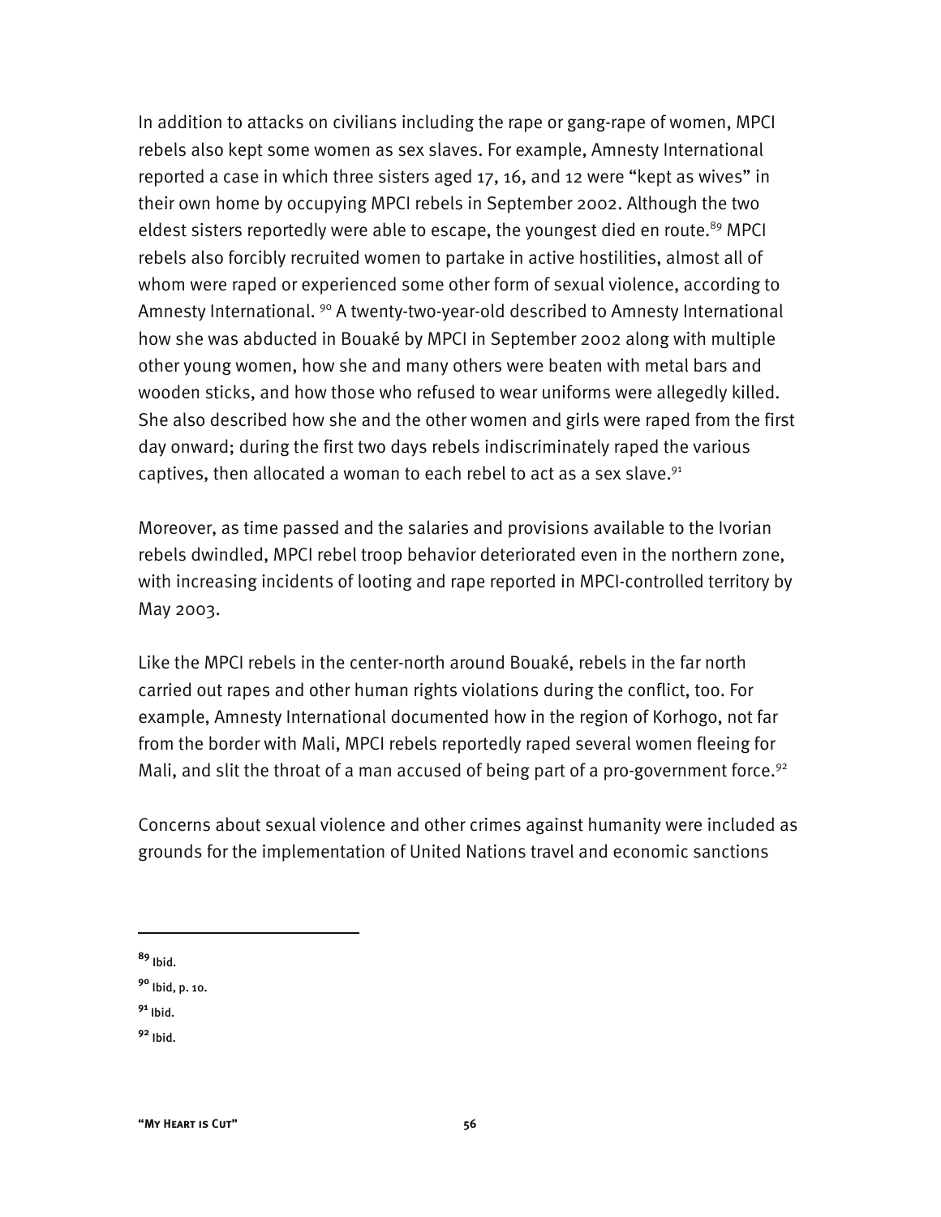In addition to attacks on civilians including the rape or gang-rape of women, MPCI rebels also kept some women as sex slaves. For example, Amnesty International reported a case in which three sisters aged 17, 16, and 12 were "kept as wives" in their own home by occupying MPCI rebels in September 2002. Although the two eldest sisters reportedly were able to escape, the youngest died en route.[89] MPCI rebels also forcibly recruited women to partake in active hostilities, almost all of whom were raped or experienced some other form of sexual violence, according to Amnesty International.[90] A twenty-two-year-old described to Amnesty International how she was abducted in Bouaké by MPCI in September 2002 along with multiple other young women, how she and many others were beaten with metal bars and wooden sticks, and how those who refused to wear uniforms were allegedly killed. She also described how she and the other women and girls were raped from the first day onward; during the first two days rebels indiscriminately raped the various captives, then allocated a woman to each rebel to act as a sex slave.[91]

Moreover, as time passed and the salaries and provisions available to the Ivorian rebels dwindled, MPCI rebel troop behavior deteriorated even in the northern zone, with increasing incidents of looting and rape reported in MPCI-controlled territory by May 2003.

Like the MPCI rebels in the center-north around Bouaké, rebels in the far north carried out rapes and other human rights violations during the conflict, too. For example, Amnesty International documented how in the region of Korhogo, not far from the border with Mali, MPCI rebels reportedly raped several women fleeing for Mali, and slit the throat of a man accused of being part of a pro-government force.[92]

Concerns about sexual violence and other crimes against humanity were included as grounds for the implementation of United Nations travel and economic sanctions

---

[89] Ibid.

[90] Ibid, p. 10.

[91] Ibid.

[92] Ibid.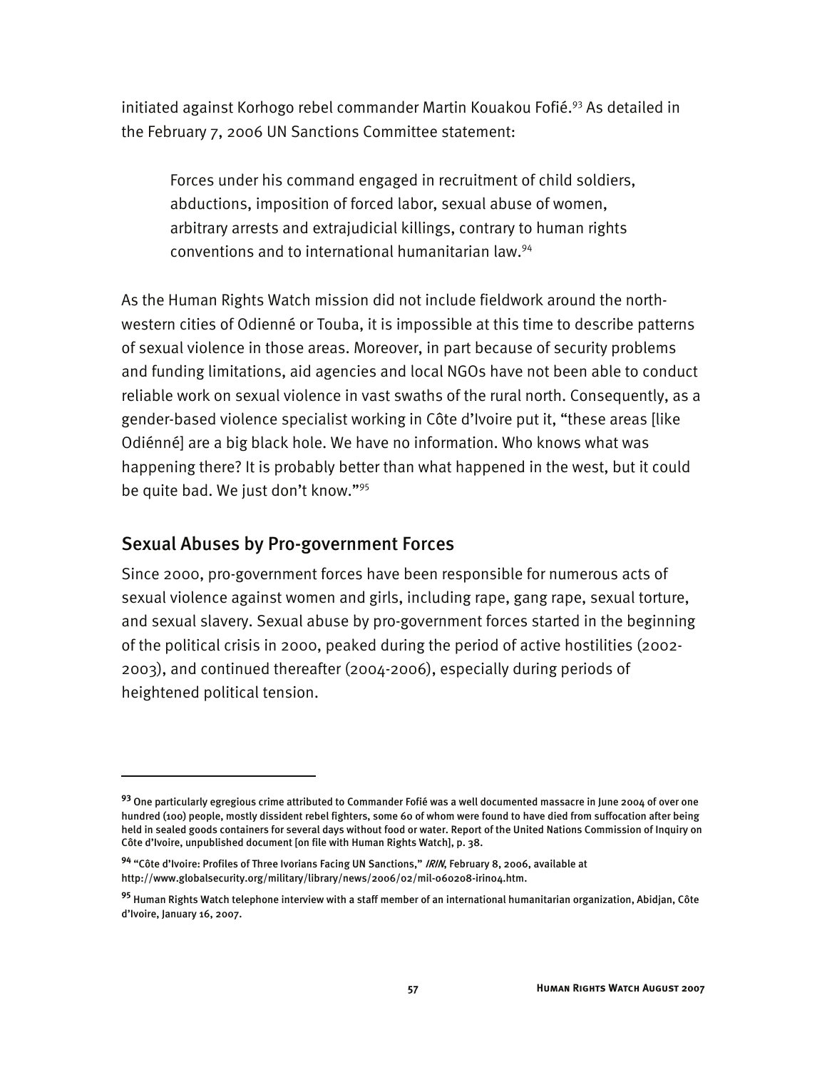initiated against Korhogo rebel commander Martin Kouakou Fofié.[93] As detailed in the February 7, 2006 UN Sanctions Committee statement:

> Forces under his command engaged in recruitment of child soldiers, abductions, imposition of forced labor, sexual abuse of women, arbitrary arrests and extrajudicial killings, contrary to human rights conventions and to international humanitarian law.[94]

As the Human Rights Watch mission did not include fieldwork around the north-western cities of Odienné or Touba, it is impossible at this time to describe patterns of sexual violence in those areas. Moreover, in part because of security problems and funding limitations, aid agencies and local NGOs have not been able to conduct reliable work on sexual violence in vast swaths of the rural north. Consequently, as a gender-based violence specialist working in Côte d'Ivoire put it, "these areas [like Odiénné] are a big black hole. We have no information. Who knows what was happening there? It is probably better than what happened in the west, but it could be quite bad. We just don't know."[95]

## Sexual Abuses by Pro-government Forces

Since 2000, pro-government forces have been responsible for numerous acts of sexual violence against women and girls, including rape, gang rape, sexual torture, and sexual slavery. Sexual abuse by pro-government forces started in the beginning of the political crisis in 2000, peaked during the period of active hostilities (2002-2003), and continued thereafter (2004-2006), especially during periods of heightened political tension.

---

[93] One particularly egregious crime attributed to Commander Fofié was a well documented massacre in June 2004 of over one hundred (100) people, mostly dissident rebel fighters, some 60 of whom were found to have died from suffocation after being held in sealed goods containers for several days without food or water. Report of the United Nations Commission of Inquiry on Côte d'Ivoire, unpublished document [on file with Human Rights Watch], p. 38.

[94] "Côte d'Ivoire: Profiles of Three Ivorians Facing UN Sanctions," *IRIN*, February 8, 2006, available at http://www.globalsecurity.org/military/library/news/2006/02/mil-060208-irin04.htm.

[95] Human Rights Watch telephone interview with a staff member of an international humanitarian organization, Abidjan, Côte d'Ivoire, January 16, 2007.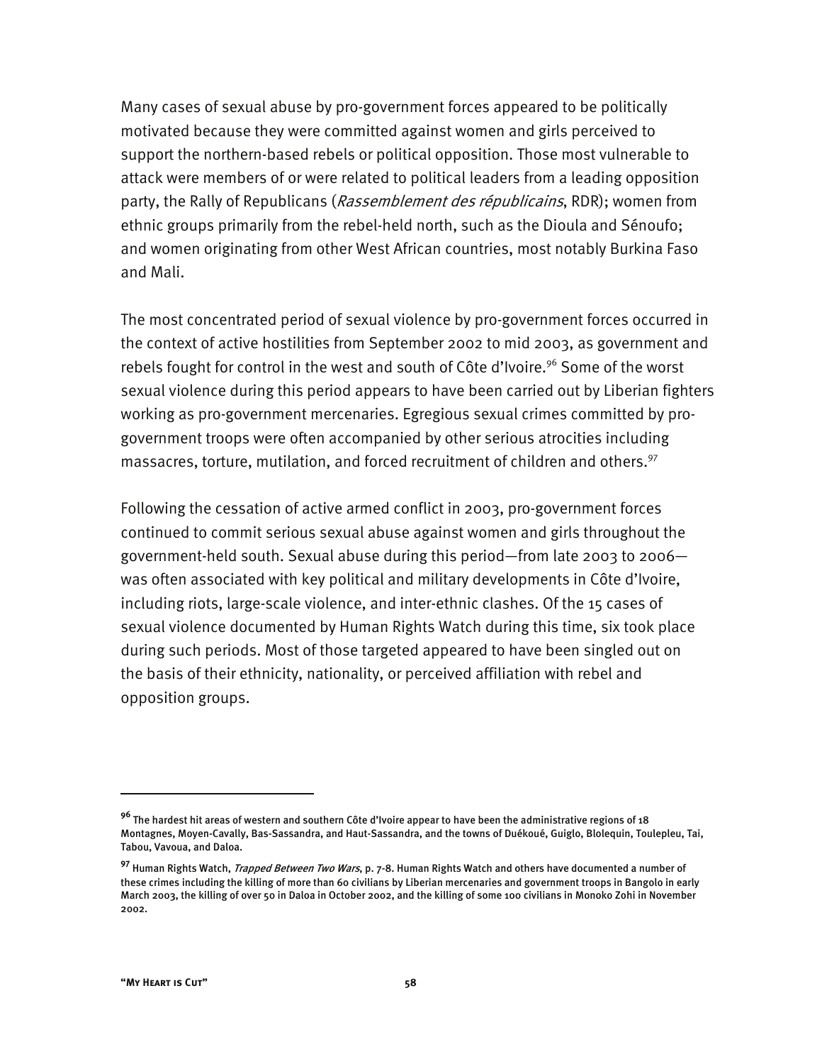Many cases of sexual abuse by pro-government forces appeared to be politically motivated because they were committed against women and girls perceived to support the northern-based rebels or political opposition. Those most vulnerable to attack were members of or were related to political leaders from a leading opposition party, the Rally of Republicans (*Rassemblement des républicains*, RDR); women from ethnic groups primarily from the rebel-held north, such as the Dioula and Sénoufo; and women originating from other West African countries, most notably Burkina Faso and Mali.

The most concentrated period of sexual violence by pro-government forces occurred in the context of active hostilities from September 2002 to mid 2003, as government and rebels fought for control in the west and south of Côte d'Ivoire.[96] Some of the worst sexual violence during this period appears to have been carried out by Liberian fighters working as pro-government mercenaries. Egregious sexual crimes committed by pro-government troops were often accompanied by other serious atrocities including massacres, torture, mutilation, and forced recruitment of children and others.[97]

Following the cessation of active armed conflict in 2003, pro-government forces continued to commit serious sexual abuse against women and girls throughout the government-held south. Sexual abuse during this period—from late 2003 to 2006—was often associated with key political and military developments in Côte d'Ivoire, including riots, large-scale violence, and inter-ethnic clashes. Of the 15 cases of sexual violence documented by Human Rights Watch during this time, six took place during such periods. Most of those targeted appeared to have been singled out on the basis of their ethnicity, nationality, or perceived affiliation with rebel and opposition groups.

---

[96] The hardest hit areas of western and southern Côte d'Ivoire appear to have been the administrative regions of 18 Montagnes, Moyen-Cavally, Bas-Sassandra, and Haut-Sassandra, and the towns of Duékoué, Guiglo, Blolequin, Toulepleu, Tai, Tabou, Vavoua, and Daloa.

[97] Human Rights Watch, *Trapped Between Two Wars*, p. 7-8. Human Rights Watch and others have documented a number of these crimes including the killing of more than 60 civilians by Liberian mercenaries and government troops in Bangolo in early March 2003, the killing of over 50 in Daloa in October 2002, and the killing of some 100 civilians in Monoko Zohi in November 2002.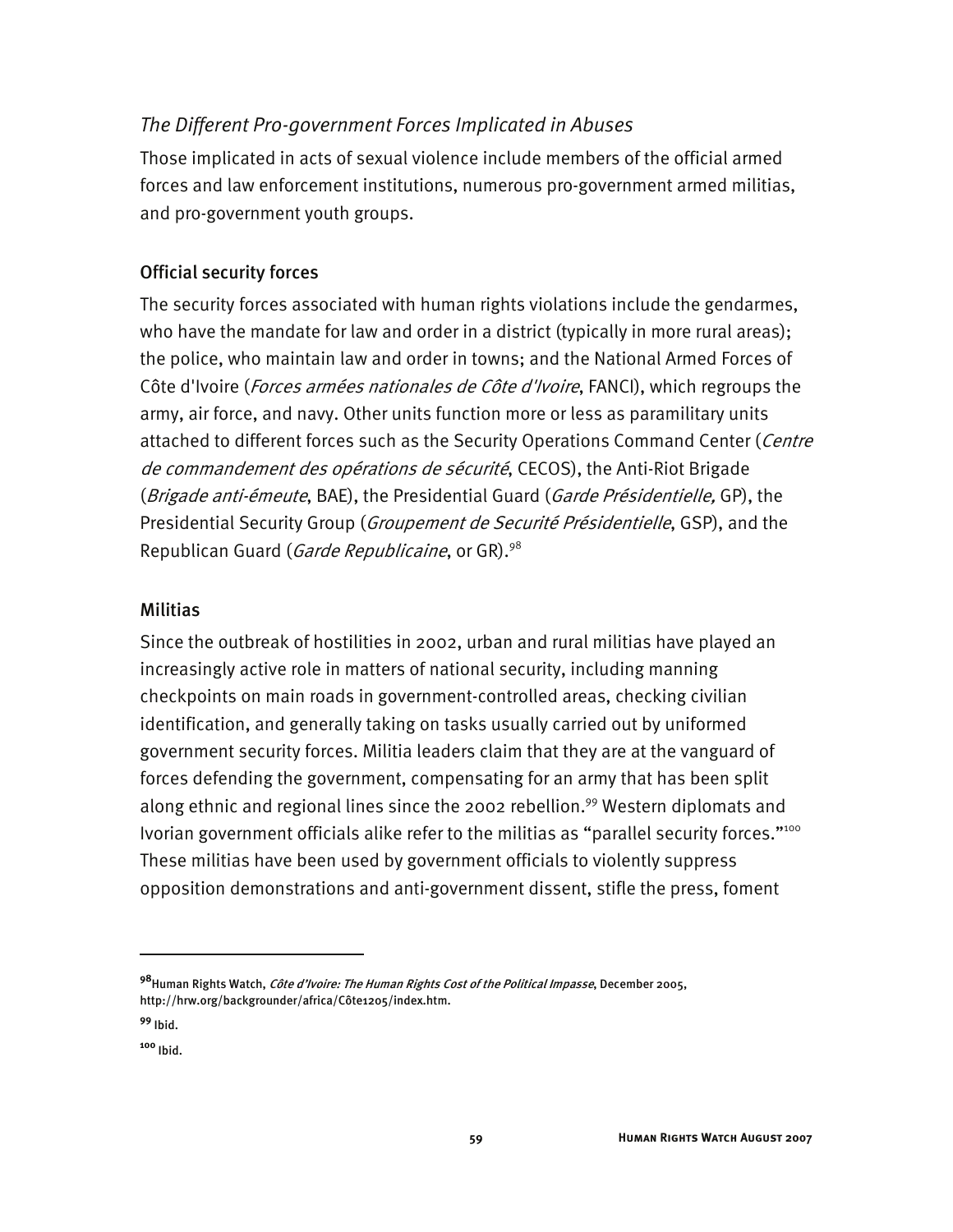### *The Different Pro-government Forces Implicated in Abuses*

Those implicated in acts of sexual violence include members of the official armed forces and law enforcement institutions, numerous pro-government armed militias, and pro-government youth groups.

#### Official security forces

The security forces associated with human rights violations include the gendarmes, who have the mandate for law and order in a district (typically in more rural areas); the police, who maintain law and order in towns; and the National Armed Forces of Côte d'Ivoire (*Forces armées nationales de Côte d'Ivoire*, FANCI), which regroups the army, air force, and navy. Other units function more or less as paramilitary units attached to different forces such as the Security Operations Command Center (*Centre de commandement des opérations de sécurité*, CECOS), the Anti-Riot Brigade (*Brigade anti-émeute*, BAE), the Presidential Guard (*Garde Présidentielle,* GP), the Presidential Security Group (*Groupement de Securité Présidentielle*, GSP), and the Republican Guard (*Garde Republicaine*, or GR).[98]

#### Militias

Since the outbreak of hostilities in 2002, urban and rural militias have played an increasingly active role in matters of national security, including manning checkpoints on main roads in government-controlled areas, checking civilian identification, and generally taking on tasks usually carried out by uniformed government security forces. Militia leaders claim that they are at the vanguard of forces defending the government, compensating for an army that has been split along ethnic and regional lines since the 2002 rebellion.[99] Western diplomats and Ivorian government officials alike refer to the militias as "parallel security forces."[100] These militias have been used by government officials to violently suppress opposition demonstrations and anti-government dissent, stifle the press, foment

---

[98] Human Rights Watch, *Côte d'Ivoire: The Human Rights Cost of the Political Impasse*, December 2005, http://hrw.org/backgrounder/africa/Côte1205/index.htm.

[99] Ibid.

[100] Ibid.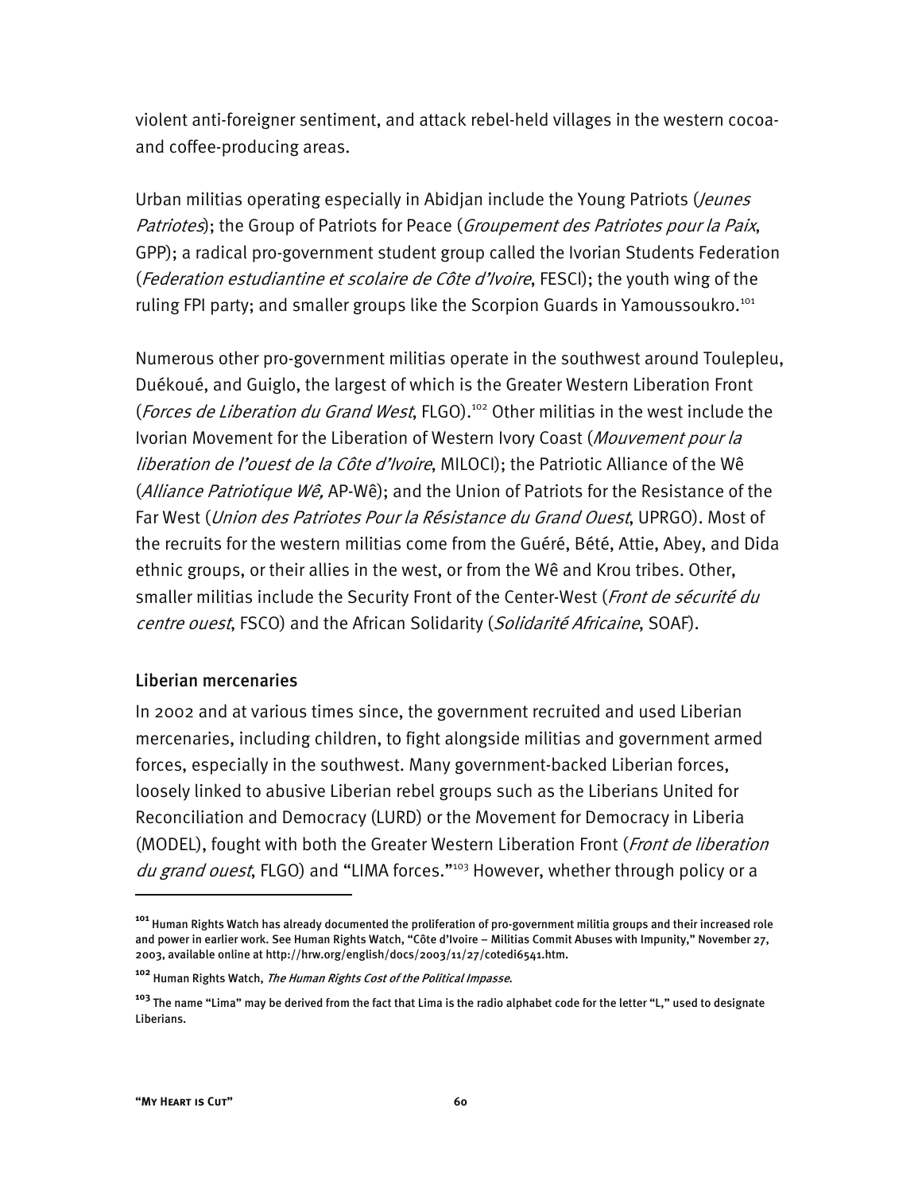violent anti-foreigner sentiment, and attack rebel-held villages in the western cocoa- and coffee-producing areas.

Urban militias operating especially in Abidjan include the Young Patriots (*Jeunes Patriotes*); the Group of Patriots for Peace (*Groupement des Patriotes pour la Paix*, GPP); a radical pro-government student group called the Ivorian Students Federation (*Federation estudiantine et scolaire de Côte d'Ivoire*, FESCI); the youth wing of the ruling FPI party; and smaller groups like the Scorpion Guards in Yamoussoukro.[101]

Numerous other pro-government militias operate in the southwest around Toulepleu, Duékoué, and Guiglo, the largest of which is the Greater Western Liberation Front (*Forces de Liberation du Grand West*, FLGO).[102] Other militias in the west include the Ivorian Movement for the Liberation of Western Ivory Coast (*Mouvement pour la liberation de l'ouest de la Côte d'Ivoire*, MILOCI); the Patriotic Alliance of the Wê (*Alliance Patriotique Wê,* AP-Wê); and the Union of Patriots for the Resistance of the Far West (*Union des Patriotes Pour la Résistance du Grand Ouest*, UPRGO). Most of the recruits for the western militias come from the Guéré, Bété, Attie, Abey, and Dida ethnic groups, or their allies in the west, or from the Wê and Krou tribes. Other, smaller militias include the Security Front of the Center-West (*Front de sécurité du centre ouest*, FSCO) and the African Solidarity (*Solidarité Africaine*, SOAF).

### Liberian mercenaries

In 2002 and at various times since, the government recruited and used Liberian mercenaries, including children, to fight alongside militias and government armed forces, especially in the southwest. Many government-backed Liberian forces, loosely linked to abusive Liberian rebel groups such as the Liberians United for Reconciliation and Democracy (LURD) or the Movement for Democracy in Liberia (MODEL), fought with both the Greater Western Liberation Front (*Front de liberation du grand ouest*, FLGO) and "LIMA forces."[103] However, whether through policy or a

---

**[101]** Human Rights Watch has already documented the proliferation of pro-government militia groups and their increased role and power in earlier work. See Human Rights Watch, "Côte d'Ivoire – Militias Commit Abuses with Impunity," November 27, 2003, available online at http://hrw.org/english/docs/2003/11/27/cotedi6541.htm.

**[102]** Human Rights Watch, *The Human Rights Cost of the Political Impasse*.

**[103]** The name "Lima" may be derived from the fact that Lima is the radio alphabet code for the letter "L," used to designate Liberians.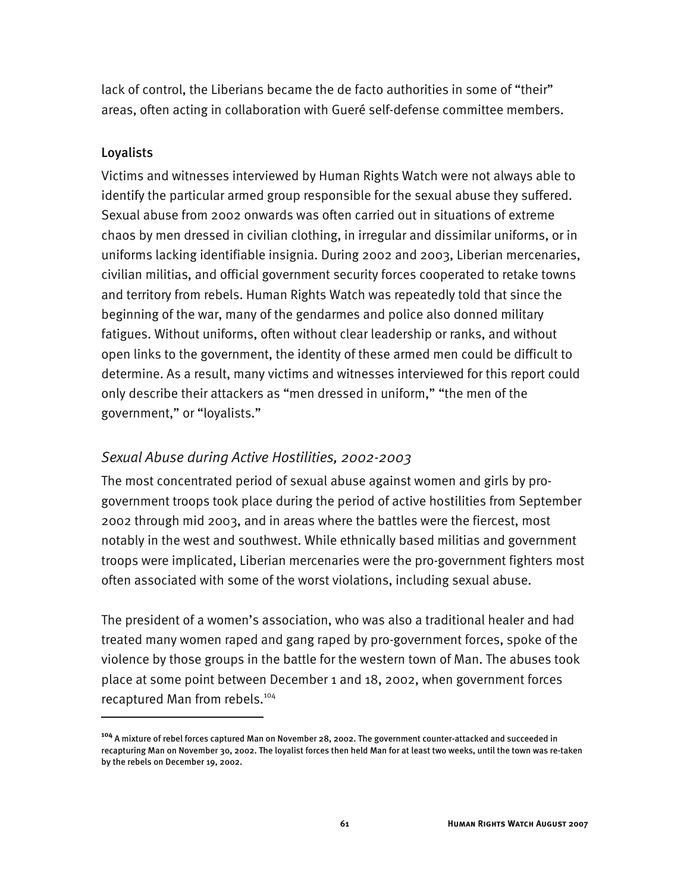lack of control, the Liberians became the de facto authorities in some of "their" areas, often acting in collaboration with Gueré self-defense committee members.

### Loyalists

Victims and witnesses interviewed by Human Rights Watch were not always able to identify the particular armed group responsible for the sexual abuse they suffered. Sexual abuse from 2002 onwards was often carried out in situations of extreme chaos by men dressed in civilian clothing, in irregular and dissimilar uniforms, or in uniforms lacking identifiable insignia. During 2002 and 2003, Liberian mercenaries, civilian militias, and official government security forces cooperated to retake towns and territory from rebels. Human Rights Watch was repeatedly told that since the beginning of the war, many of the gendarmes and police also donned military fatigues. Without uniforms, often without clear leadership or ranks, and without open links to the government, the identity of these armed men could be difficult to determine. As a result, many victims and witnesses interviewed for this report could only describe their attackers as "men dressed in uniform," "the men of the government," or "loyalists."

#### *Sexual Abuse during Active Hostilities, 2002-2003*

The most concentrated period of sexual abuse against women and girls by pro-government troops took place during the period of active hostilities from September 2002 through mid 2003, and in areas where the battles were the fiercest, most notably in the west and southwest. While ethnically based militias and government troops were implicated, Liberian mercenaries were the pro-government fighters most often associated with some of the worst violations, including sexual abuse.

The president of a women's association, who was also a traditional healer and had treated many women raped and gang raped by pro-government forces, spoke of the violence by those groups in the battle for the western town of Man. The abuses took place at some point between December 1 and 18, 2002, when government forces recaptured Man from rebels.[104]

---

[104] A mixture of rebel forces captured Man on November 28, 2002. The government counter-attacked and succeeded in recapturing Man on November 30, 2002. The loyalist forces then held Man for at least two weeks, until the town was re-taken by the rebels on December 19, 2002.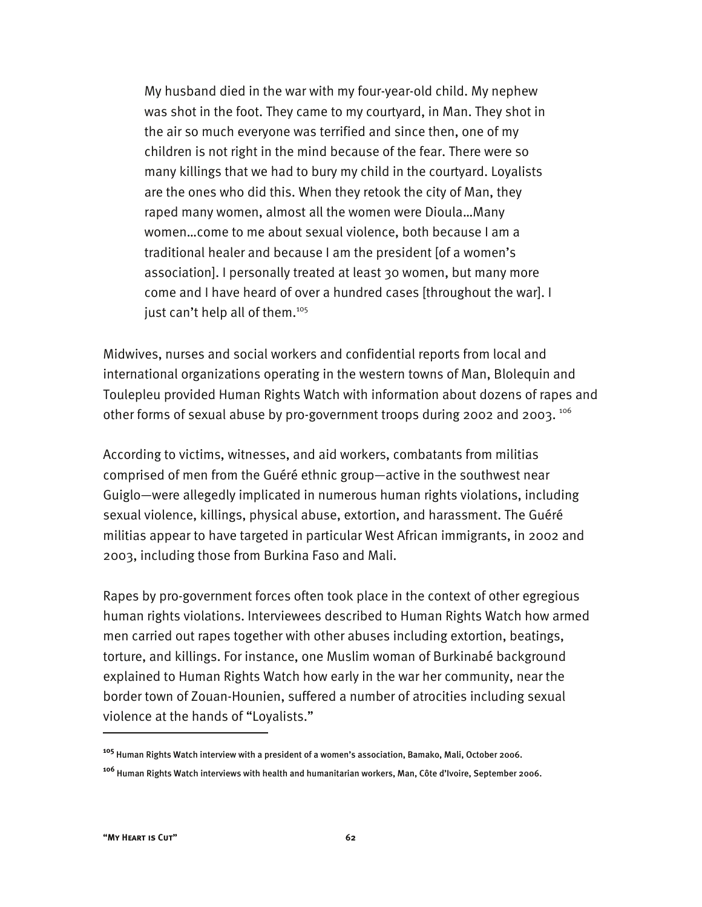> My husband died in the war with my four-year-old child. My nephew was shot in the foot. They came to my courtyard, in Man. They shot in the air so much everyone was terrified and since then, one of my children is not right in the mind because of the fear. There were so many killings that we had to bury my child in the courtyard. Loyalists are the ones who did this. When they retook the city of Man, they raped many women, almost all the women were Dioula…Many women…come to me about sexual violence, both because I am a traditional healer and because I am the president [of a women's association]. I personally treated at least 30 women, but many more come and I have heard of over a hundred cases [throughout the war]. I just can't help all of them.[105]

Midwives, nurses and social workers and confidential reports from local and international organizations operating in the western towns of Man, Blolequin and Toulepleu provided Human Rights Watch with information about dozens of rapes and other forms of sexual abuse by pro-government troops during 2002 and 2003. [106]

According to victims, witnesses, and aid workers, combatants from militias comprised of men from the Guéré ethnic group—active in the southwest near Guiglo—were allegedly implicated in numerous human rights violations, including sexual violence, killings, physical abuse, extortion, and harassment. The Guéré militias appear to have targeted in particular West African immigrants, in 2002 and 2003, including those from Burkina Faso and Mali.

Rapes by pro-government forces often took place in the context of other egregious human rights violations. Interviewees described to Human Rights Watch how armed men carried out rapes together with other abuses including extortion, beatings, torture, and killings. For instance, one Muslim woman of Burkinabé background explained to Human Rights Watch how early in the war her community, near the border town of Zouan-Hounien, suffered a number of atrocities including sexual violence at the hands of "Loyalists."

---

[105] Human Rights Watch interview with a president of a women's association, Bamako, Mali, October 2006.

[106] Human Rights Watch interviews with health and humanitarian workers, Man, Côte d'Ivoire, September 2006.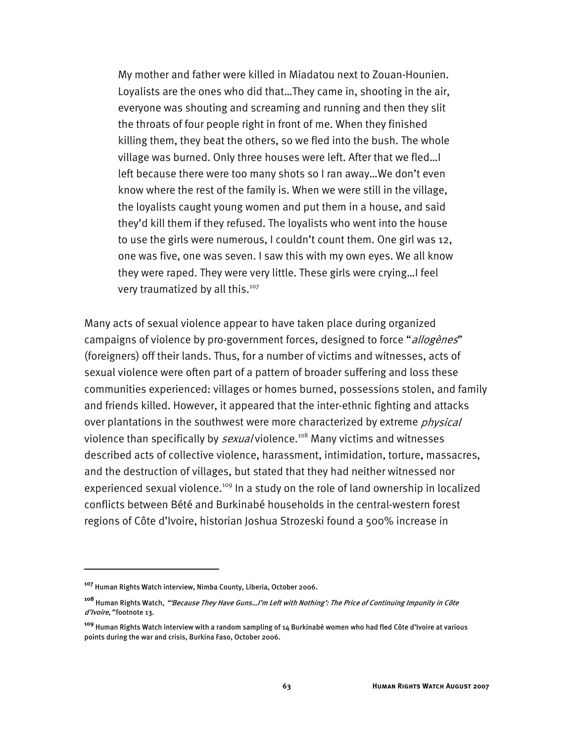> My mother and father were killed in Miadatou next to Zouan-Hounien. Loyalists are the ones who did that…They came in, shooting in the air, everyone was shouting and screaming and running and then they slit the throats of four people right in front of me. When they finished killing them, they beat the others, so we fled into the bush. The whole village was burned. Only three houses were left. After that we fled…I left because there were too many shots so I ran away…We don't even know where the rest of the family is. When we were still in the village, the loyalists caught young women and put them in a house, and said they'd kill them if they refused. The loyalists who went into the house to use the girls were numerous, I couldn't count them. One girl was 12, one was five, one was seven. I saw this with my own eyes. We all know they were raped. They were very little. These girls were crying…I feel very traumatized by all this.[107]

Many acts of sexual violence appear to have taken place during organized campaigns of violence by pro-government forces, designed to force "*allogènes*" (foreigners) off their lands. Thus, for a number of victims and witnesses, acts of sexual violence were often part of a pattern of broader suffering and loss these communities experienced: villages or homes burned, possessions stolen, and family and friends killed. However, it appeared that the inter-ethnic fighting and attacks over plantations in the southwest were more characterized by extreme *physical* violence than specifically by *sexual* violence.[108] Many victims and witnesses described acts of collective violence, harassment, intimidation, torture, massacres, and the destruction of villages, but stated that they had neither witnessed nor experienced sexual violence.[109] In a study on the role of land ownership in localized conflicts between Bété and Burkinabé households in the central-western forest regions of Côte d'Ivoire, historian Joshua Strozeski found a 500% increase in

---

[107] Human Rights Watch interview, Nimba County, Liberia, October 2006.

[108] Human Rights Watch, *"'Because They Have Guns…I'm Left with Nothing': The Price of Continuing Impunity in Côte d'Ivoire,"* footnote 13.

[109] Human Rights Watch interview with a random sampling of 14 Burkinabé women who had fled Côte d'Ivoire at various points during the war and crisis, Burkina Faso, October 2006.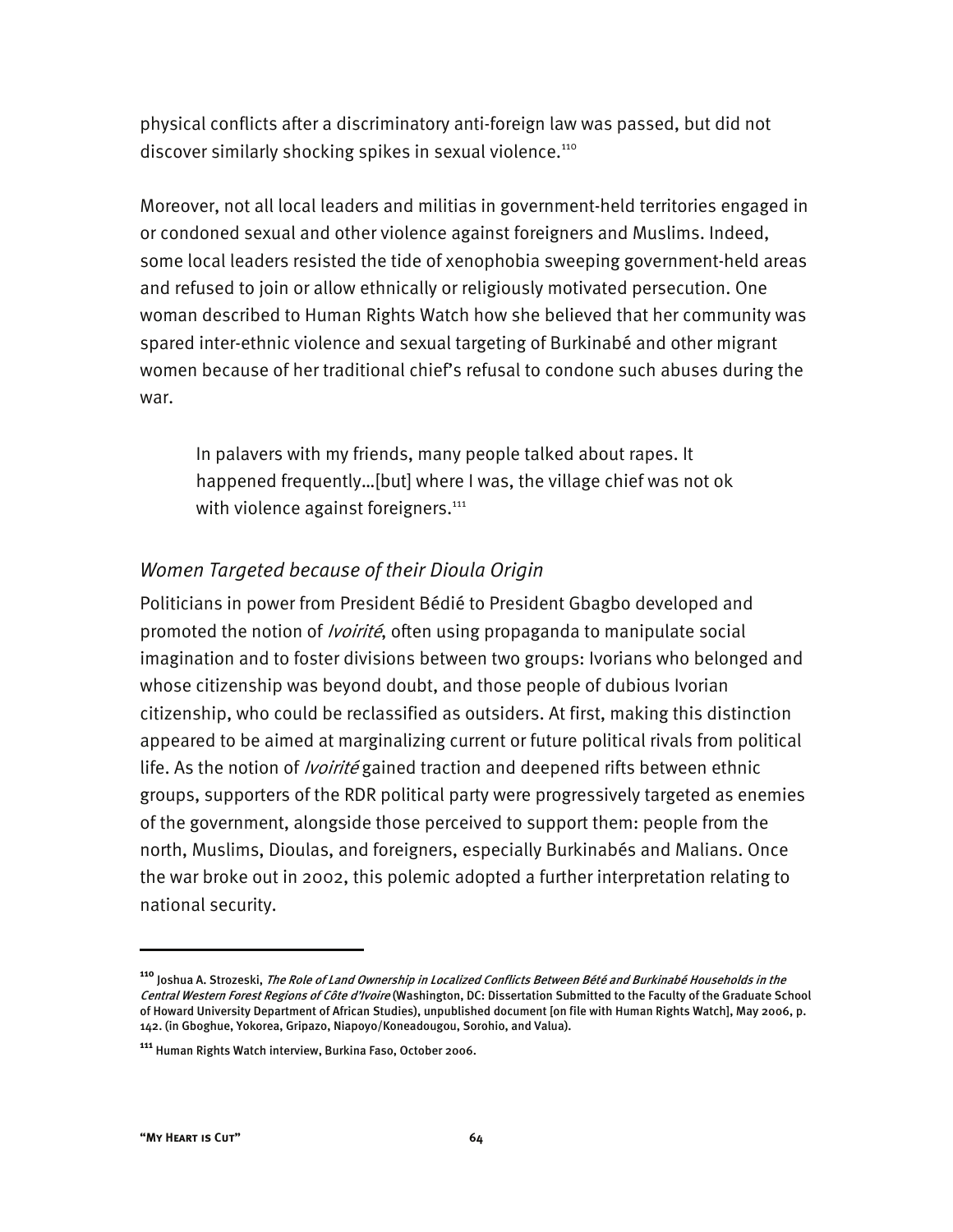physical conflicts after a discriminatory anti-foreign law was passed, but did not discover similarly shocking spikes in sexual violence.[110]

Moreover, not all local leaders and militias in government-held territories engaged in or condoned sexual and other violence against foreigners and Muslims. Indeed, some local leaders resisted the tide of xenophobia sweeping government-held areas and refused to join or allow ethnically or religiously motivated persecution. One woman described to Human Rights Watch how she believed that her community was spared inter-ethnic violence and sexual targeting of Burkinabé and other migrant women because of her traditional chief's refusal to condone such abuses during the war.

> In palavers with my friends, many people talked about rapes. It happened frequently…[but] where I was, the village chief was not ok with violence against foreigners.[111]

### *Women Targeted because of their Dioula Origin*

Politicians in power from President Bédié to President Gbagbo developed and promoted the notion of *Ivoirité*, often using propaganda to manipulate social imagination and to foster divisions between two groups: Ivorians who belonged and whose citizenship was beyond doubt, and those people of dubious Ivorian citizenship, who could be reclassified as outsiders. At first, making this distinction appeared to be aimed at marginalizing current or future political rivals from political life. As the notion of *Ivoirité* gained traction and deepened rifts between ethnic groups, supporters of the RDR political party were progressively targeted as enemies of the government, alongside those perceived to support them: people from the north, Muslims, Dioulas, and foreigners, especially Burkinabés and Malians. Once the war broke out in 2002, this polemic adopted a further interpretation relating to national security.

---

[110] Joshua A. Strozeski, *The Role of Land Ownership in Localized Conflicts Between Bété and Burkinabé Households in the Central Western Forest Regions of Côte d'Ivoire* (Washington, DC: Dissertation Submitted to the Faculty of the Graduate School of Howard University Department of African Studies), unpublished document [on file with Human Rights Watch], May 2006, p. 142. (in Gboghue, Yokorea, Gripazo, Niapoyo/Koneadougou, Sorohio, and Valua).

[111] Human Rights Watch interview, Burkina Faso, October 2006.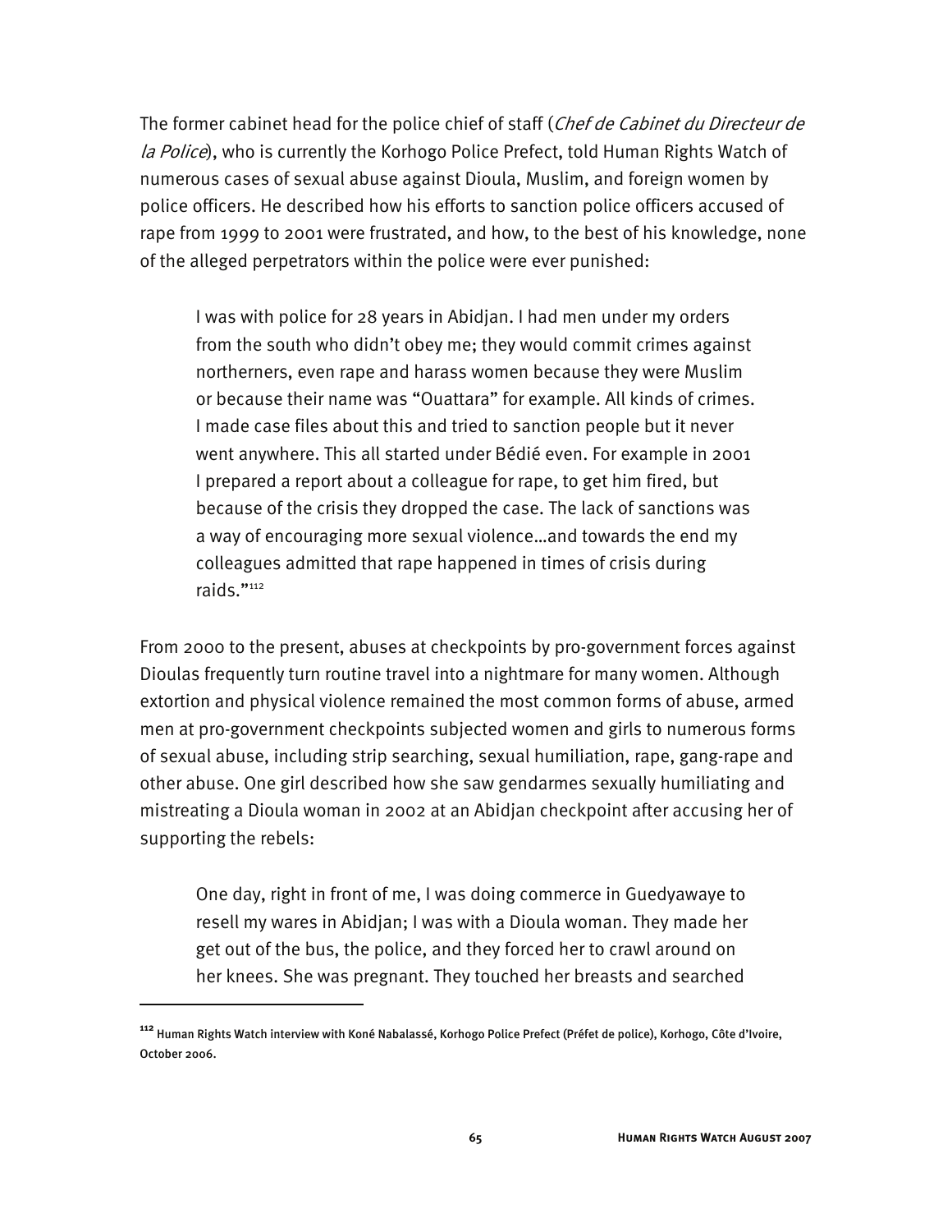The former cabinet head for the police chief of staff (*Chef de Cabinet du Directeur de la Police*), who is currently the Korhogo Police Prefect, told Human Rights Watch of numerous cases of sexual abuse against Dioula, Muslim, and foreign women by police officers. He described how his efforts to sanction police officers accused of rape from 1999 to 2001 were frustrated, and how, to the best of his knowledge, none of the alleged perpetrators within the police were ever punished:

> I was with police for 28 years in Abidjan. I had men under my orders from the south who didn't obey me; they would commit crimes against northerners, even rape and harass women because they were Muslim or because their name was "Ouattara" for example. All kinds of crimes. I made case files about this and tried to sanction people but it never went anywhere. This all started under Bédié even. For example in 2001 I prepared a report about a colleague for rape, to get him fired, but because of the crisis they dropped the case. The lack of sanctions was a way of encouraging more sexual violence…and towards the end my colleagues admitted that rape happened in times of crisis during raids."[112]

From 2000 to the present, abuses at checkpoints by pro-government forces against Dioulas frequently turn routine travel into a nightmare for many women. Although extortion and physical violence remained the most common forms of abuse, armed men at pro-government checkpoints subjected women and girls to numerous forms of sexual abuse, including strip searching, sexual humiliation, rape, gang-rape and other abuse. One girl described how she saw gendarmes sexually humiliating and mistreating a Dioula woman in 2002 at an Abidjan checkpoint after accusing her of supporting the rebels:

> One day, right in front of me, I was doing commerce in Guedyawaye to resell my wares in Abidjan; I was with a Dioula woman. They made her get out of the bus, the police, and they forced her to crawl around on her knees. She was pregnant. They touched her breasts and searched

---

[112] Human Rights Watch interview with Koné Nabalassé, Korhogo Police Prefect (Préfet de police), Korhogo, Côte d'Ivoire, October 2006.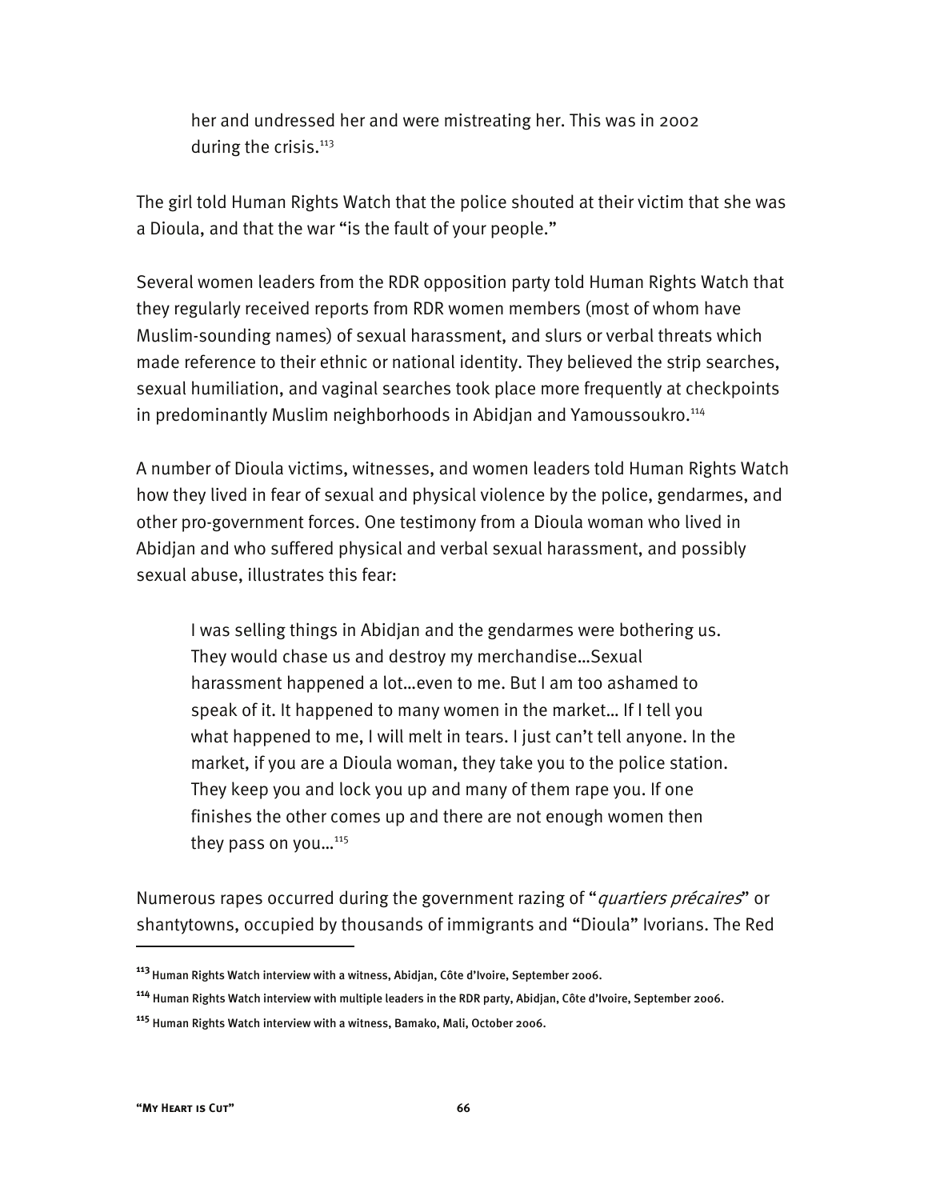> her and undressed her and were mistreating her. This was in 2002 during the crisis.[113]

The girl told Human Rights Watch that the police shouted at their victim that she was a Dioula, and that the war "is the fault of your people."

Several women leaders from the RDR opposition party told Human Rights Watch that they regularly received reports from RDR women members (most of whom have Muslim-sounding names) of sexual harassment, and slurs or verbal threats which made reference to their ethnic or national identity. They believed the strip searches, sexual humiliation, and vaginal searches took place more frequently at checkpoints in predominantly Muslim neighborhoods in Abidjan and Yamoussoukro.[114]

A number of Dioula victims, witnesses, and women leaders told Human Rights Watch how they lived in fear of sexual and physical violence by the police, gendarmes, and other pro-government forces. One testimony from a Dioula woman who lived in Abidjan and who suffered physical and verbal sexual harassment, and possibly sexual abuse, illustrates this fear:

> I was selling things in Abidjan and the gendarmes were bothering us. They would chase us and destroy my merchandise…Sexual harassment happened a lot…even to me. But I am too ashamed to speak of it. It happened to many women in the market… If I tell you what happened to me, I will melt in tears. I just can't tell anyone. In the market, if you are a Dioula woman, they take you to the police station. They keep you and lock you up and many of them rape you. If one finishes the other comes up and there are not enough women then they pass on you…[115]

Numerous rapes occurred during the government razing of "*quartiers précaires*" or shantytowns, occupied by thousands of immigrants and "Dioula" Ivorians. The Red

---

[113] Human Rights Watch interview with a witness, Abidjan, Côte d'Ivoire, September 2006.

[114] Human Rights Watch interview with multiple leaders in the RDR party, Abidjan, Côte d'Ivoire, September 2006.

[115] Human Rights Watch interview with a witness, Bamako, Mali, October 2006.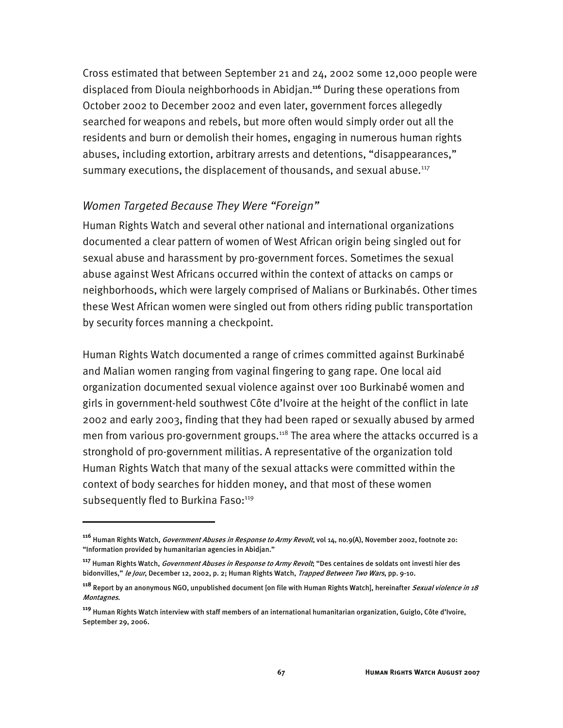Cross estimated that between September 21 and 24, 2002 some 12,000 people were displaced from Dioula neighborhoods in Abidjan.[116] During these operations from October 2002 to December 2002 and even later, government forces allegedly searched for weapons and rebels, but more often would simply order out all the residents and burn or demolish their homes, engaging in numerous human rights abuses, including extortion, arbitrary arrests and detentions, "disappearances," summary executions, the displacement of thousands, and sexual abuse.[117]

### *Women Targeted Because They Were "Foreign"*

Human Rights Watch and several other national and international organizations documented a clear pattern of women of West African origin being singled out for sexual abuse and harassment by pro-government forces. Sometimes the sexual abuse against West Africans occurred within the context of attacks on camps or neighborhoods, which were largely comprised of Malians or Burkinabés. Other times these West African women were singled out from others riding public transportation by security forces manning a checkpoint.

Human Rights Watch documented a range of crimes committed against Burkinabé and Malian women ranging from vaginal fingering to gang rape. One local aid organization documented sexual violence against over 100 Burkinabé women and girls in government-held southwest Côte d'Ivoire at the height of the conflict in late 2002 and early 2003, finding that they had been raped or sexually abused by armed men from various pro-government groups.[118] The area where the attacks occurred is a stronghold of pro-government militias. A representative of the organization told Human Rights Watch that many of the sexual attacks were committed within the context of body searches for hidden money, and that most of these women subsequently fled to Burkina Faso:[119]

---

[116] Human Rights Watch, *Government Abuses in Response to Army Revolt*, vol 14, no.9(A), November 2002, footnote 20: "Information provided by humanitarian agencies in Abidjan."

[117] Human Rights Watch, *Government Abuses in Response to Army Revolt*; "Des centaines de soldats ont investi hier des bidonvilles," *le Jour*, December 12, 2002, p. 2; Human Rights Watch, *Trapped Between Two Wars*, pp. 9-10.

[118] Report by an anonymous NGO, unpublished document [on file with Human Rights Watch], hereinafter *Sexual violence in 18 Montagnes*.

[119] Human Rights Watch interview with staff members of an international humanitarian organization, Guiglo, Côte d'Ivoire, September 29, 2006.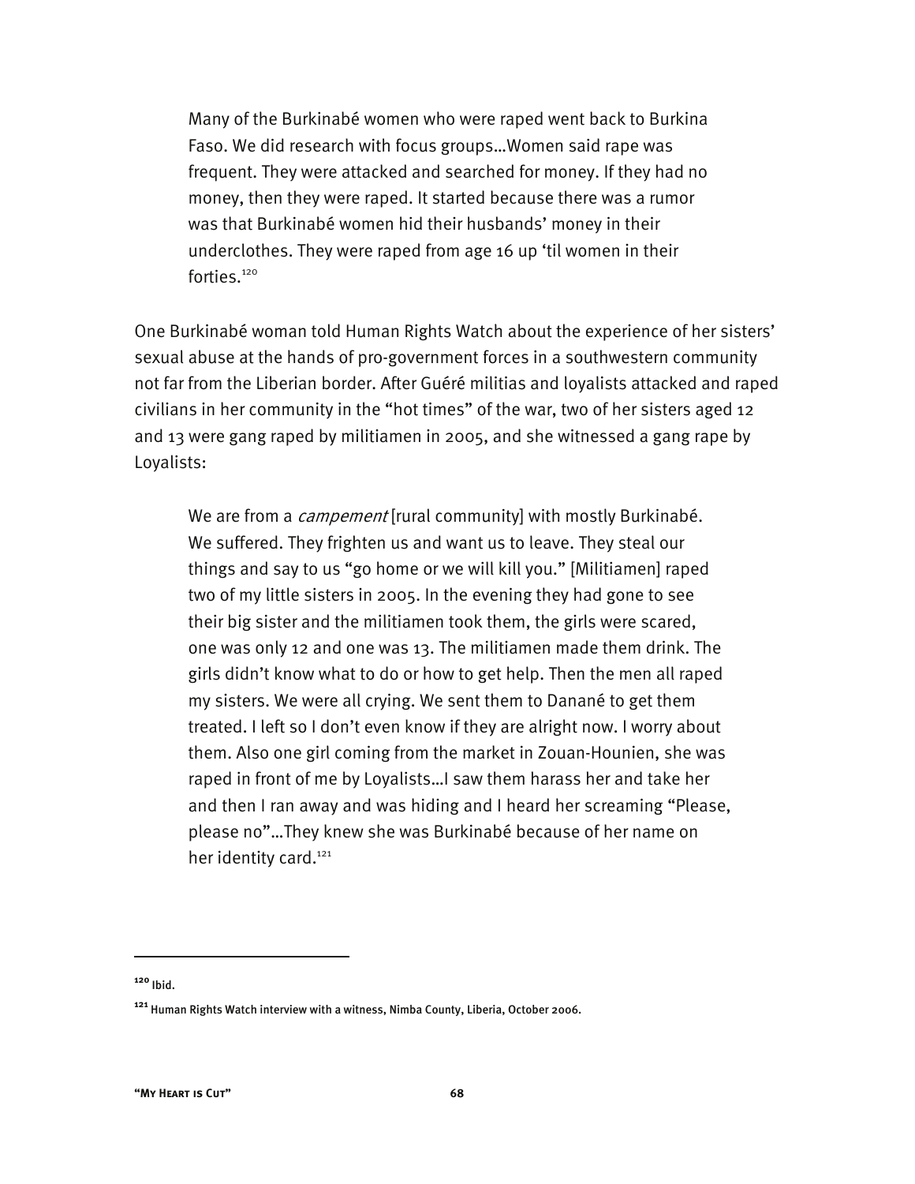> Many of the Burkinabé women who were raped went back to Burkina Faso. We did research with focus groups…Women said rape was frequent. They were attacked and searched for money. If they had no money, then they were raped. It started because there was a rumor was that Burkinabé women hid their husbands' money in their underclothes. They were raped from age 16 up 'til women in their forties.[120]

One Burkinabé woman told Human Rights Watch about the experience of her sisters' sexual abuse at the hands of pro-government forces in a southwestern community not far from the Liberian border. After Guéré militias and loyalists attacked and raped civilians in her community in the "hot times" of the war, two of her sisters aged 12 and 13 were gang raped by militiamen in 2005, and she witnessed a gang rape by Loyalists:

> We are from a *campement* [rural community] with mostly Burkinabé. We suffered. They frighten us and want us to leave. They steal our things and say to us "go home or we will kill you." [Militiamen] raped two of my little sisters in 2005. In the evening they had gone to see their big sister and the militiamen took them, the girls were scared, one was only 12 and one was 13. The militiamen made them drink. The girls didn't know what to do or how to get help. Then the men all raped my sisters. We were all crying. We sent them to Danané to get them treated. I left so I don't even know if they are alright now. I worry about them. Also one girl coming from the market in Zouan-Hounien, she was raped in front of me by Loyalists…I saw them harass her and take her and then I ran away and was hiding and I heard her screaming "Please, please no"…They knew she was Burkinabé because of her name on her identity card.[121]

---

[120] Ibid.

[121] Human Rights Watch interview with a witness, Nimba County, Liberia, October 2006.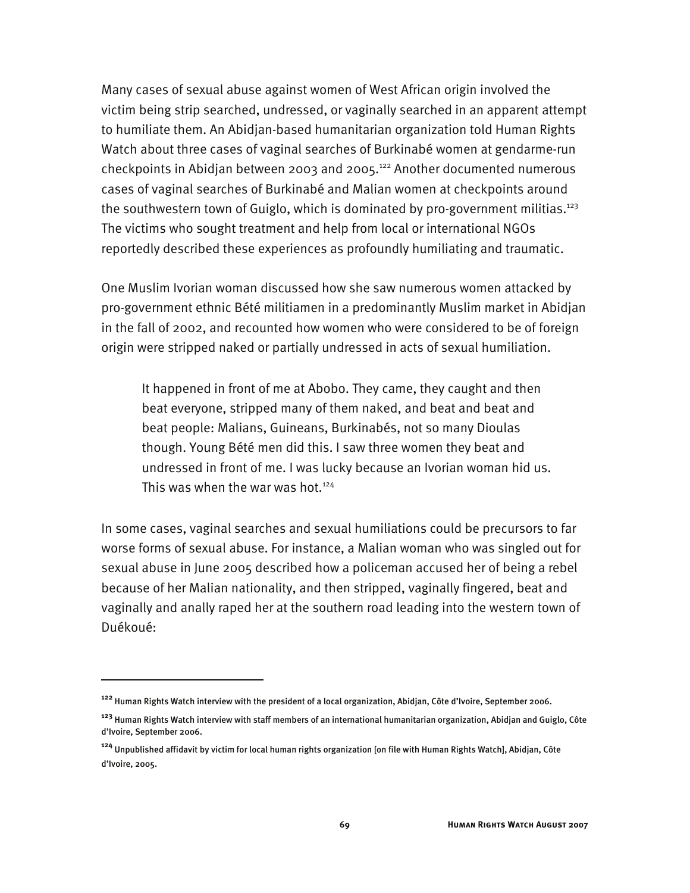Many cases of sexual abuse against women of West African origin involved the victim being strip searched, undressed, or vaginally searched in an apparent attempt to humiliate them. An Abidjan-based humanitarian organization told Human Rights Watch about three cases of vaginal searches of Burkinabé women at gendarme-run checkpoints in Abidjan between 2003 and 2005.[122] Another documented numerous cases of vaginal searches of Burkinabé and Malian women at checkpoints around the southwestern town of Guiglo, which is dominated by pro-government militias.[123] The victims who sought treatment and help from local or international NGOs reportedly described these experiences as profoundly humiliating and traumatic.

One Muslim Ivorian woman discussed how she saw numerous women attacked by pro-government ethnic Bété militiamen in a predominantly Muslim market in Abidjan in the fall of 2002, and recounted how women who were considered to be of foreign origin were stripped naked or partially undressed in acts of sexual humiliation.

> It happened in front of me at Abobo. They came, they caught and then beat everyone, stripped many of them naked, and beat and beat and beat people: Malians, Guineans, Burkinabés, not so many Dioulas though. Young Bété men did this. I saw three women they beat and undressed in front of me. I was lucky because an Ivorian woman hid us. This was when the war was hot.[124]

In some cases, vaginal searches and sexual humiliations could be precursors to far worse forms of sexual abuse. For instance, a Malian woman who was singled out for sexual abuse in June 2005 described how a policeman accused her of being a rebel because of her Malian nationality, and then stripped, vaginally fingered, beat and vaginally and anally raped her at the southern road leading into the western town of Duékoué:

---

[122] Human Rights Watch interview with the president of a local organization, Abidjan, Côte d'Ivoire, September 2006.

[123] Human Rights Watch interview with staff members of an international humanitarian organization, Abidjan and Guiglo, Côte d'Ivoire, September 2006.

[124] Unpublished affidavit by victim for local human rights organization [on file with Human Rights Watch], Abidjan, Côte d'Ivoire, 2005.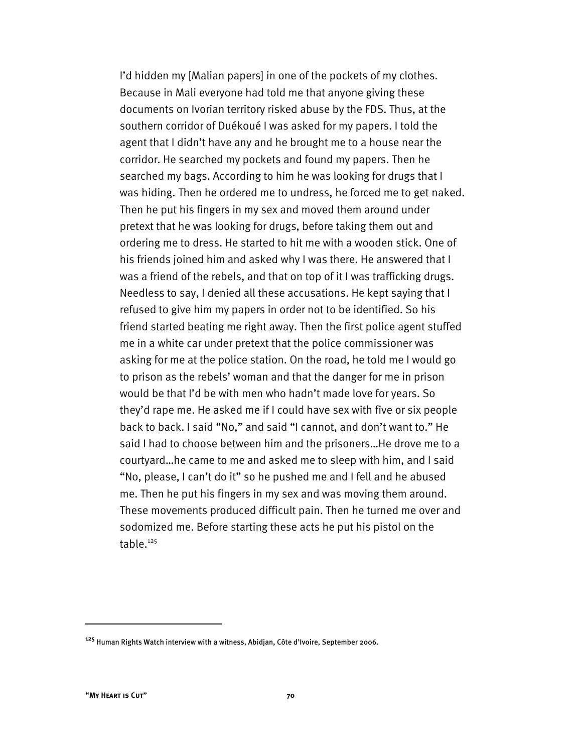I'd hidden my [Malian papers] in one of the pockets of my clothes. Because in Mali everyone had told me that anyone giving these documents on Ivorian territory risked abuse by the FDS. Thus, at the southern corridor of Duékoué I was asked for my papers. I told the agent that I didn't have any and he brought me to a house near the corridor. He searched my pockets and found my papers. Then he searched my bags. According to him he was looking for drugs that I was hiding. Then he ordered me to undress, he forced me to get naked. Then he put his fingers in my sex and moved them around under pretext that he was looking for drugs, before taking them out and ordering me to dress. He started to hit me with a wooden stick. One of his friends joined him and asked why I was there. He answered that I was a friend of the rebels, and that on top of it I was trafficking drugs. Needless to say, I denied all these accusations. He kept saying that I refused to give him my papers in order not to be identified. So his friend started beating me right away. Then the first police agent stuffed me in a white car under pretext that the police commissioner was asking for me at the police station. On the road, he told me I would go to prison as the rebels' woman and that the danger for me in prison would be that I'd be with men who hadn't made love for years. So they'd rape me. He asked me if I could have sex with five or six people back to back. I said "No," and said "I cannot, and don't want to." He said I had to choose between him and the prisoners…He drove me to a courtyard…he came to me and asked me to sleep with him, and I said "No, please, I can't do it" so he pushed me and I fell and he abused me. Then he put his fingers in my sex and was moving them around. These movements produced difficult pain. Then he turned me over and sodomized me. Before starting these acts he put his pistol on the table.[125]

---

[125] Human Rights Watch interview with a witness, Abidjan, Côte d'Ivoire, September 2006.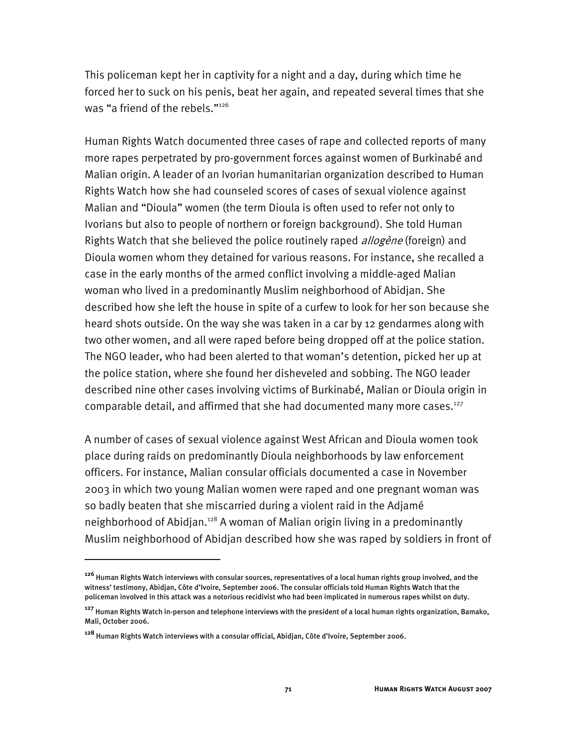This policeman kept her in captivity for a night and a day, during which time he forced her to suck on his penis, beat her again, and repeated several times that she was "a friend of the rebels."[126]

Human Rights Watch documented three cases of rape and collected reports of many more rapes perpetrated by pro-government forces against women of Burkinabé and Malian origin. A leader of an Ivorian humanitarian organization described to Human Rights Watch how she had counseled scores of cases of sexual violence against Malian and "Dioula" women (the term Dioula is often used to refer not only to Ivorians but also to people of northern or foreign background). She told Human Rights Watch that she believed the police routinely raped *allogène* (foreign) and Dioula women whom they detained for various reasons. For instance, she recalled a case in the early months of the armed conflict involving a middle-aged Malian woman who lived in a predominantly Muslim neighborhood of Abidjan. She described how she left the house in spite of a curfew to look for her son because she heard shots outside. On the way she was taken in a car by 12 gendarmes along with two other women, and all were raped before being dropped off at the police station. The NGO leader, who had been alerted to that woman's detention, picked her up at the police station, where she found her disheveled and sobbing. The NGO leader described nine other cases involving victims of Burkinabé, Malian or Dioula origin in comparable detail, and affirmed that she had documented many more cases.[127]

A number of cases of sexual violence against West African and Dioula women took place during raids on predominantly Dioula neighborhoods by law enforcement officers. For instance, Malian consular officials documented a case in November 2003 in which two young Malian women were raped and one pregnant woman was so badly beaten that she miscarried during a violent raid in the Adjamé neighborhood of Abidjan.[128] A woman of Malian origin living in a predominantly Muslim neighborhood of Abidjan described how she was raped by soldiers in front of

---

[126] Human Rights Watch interviews with consular sources, representatives of a local human rights group involved, and the witness' testimony, Abidjan, Côte d'Ivoire, September 2006. The consular officials told Human Rights Watch that the policeman involved in this attack was a notorious recidivist who had been implicated in numerous rapes whilst on duty.

[127] Human Rights Watch in-person and telephone interviews with the president of a local human rights organization, Bamako, Mali, October 2006.

[128] Human Rights Watch interviews with a consular official, Abidjan, Côte d'Ivoire, September 2006.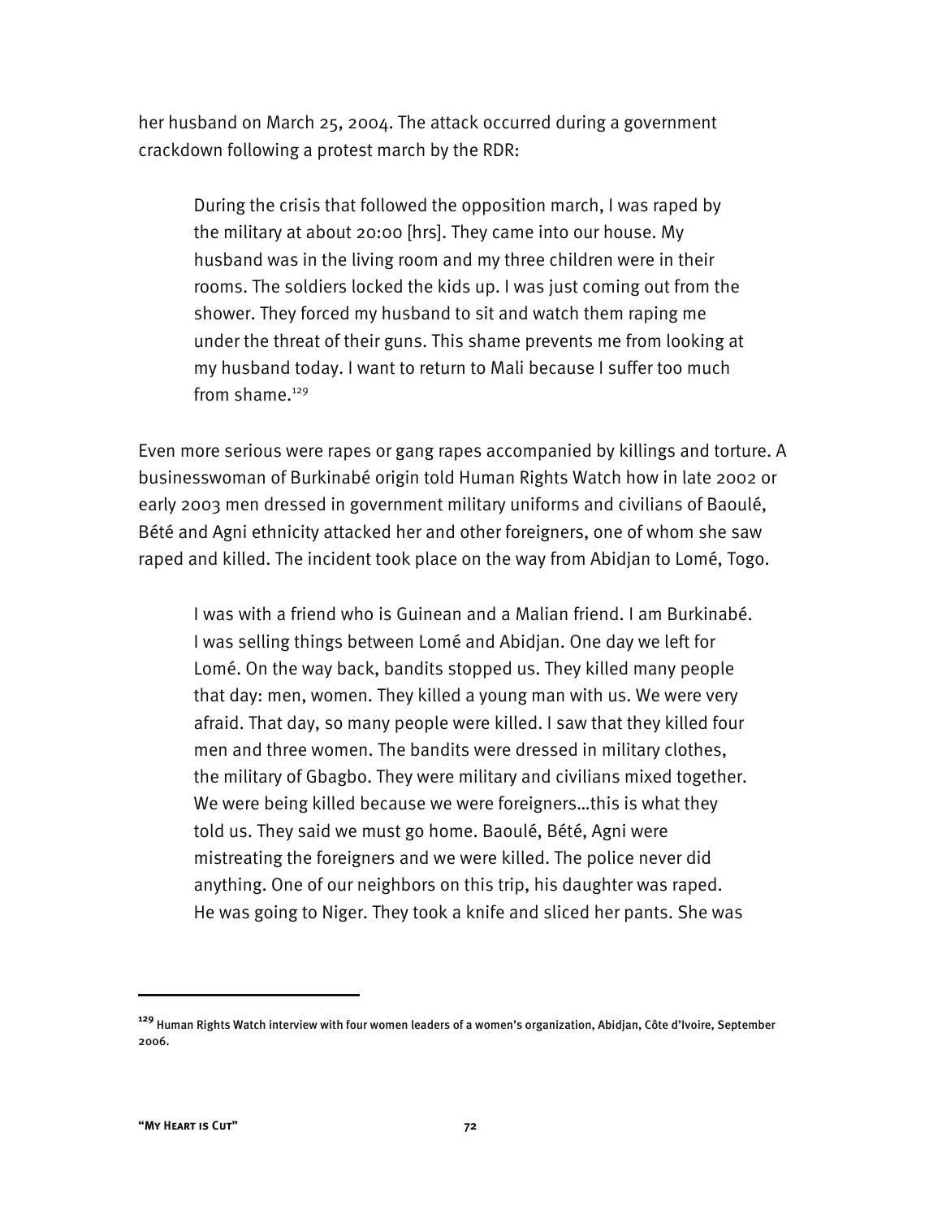her husband on March 25, 2004. The attack occurred during a government crackdown following a protest march by the RDR:

> During the crisis that followed the opposition march, I was raped by the military at about 20:00 [hrs]. They came into our house. My husband was in the living room and my three children were in their rooms. The soldiers locked the kids up. I was just coming out from the shower. They forced my husband to sit and watch them raping me under the threat of their guns. This shame prevents me from looking at my husband today. I want to return to Mali because I suffer too much from shame.[129]

Even more serious were rapes or gang rapes accompanied by killings and torture. A businesswoman of Burkinabé origin told Human Rights Watch how in late 2002 or early 2003 men dressed in government military uniforms and civilians of Baoulé, Bété and Agni ethnicity attacked her and other foreigners, one of whom she saw raped and killed. The incident took place on the way from Abidjan to Lomé, Togo.

> I was with a friend who is Guinean and a Malian friend. I am Burkinabé. I was selling things between Lomé and Abidjan. One day we left for Lomé. On the way back, bandits stopped us. They killed many people that day: men, women. They killed a young man with us. We were very afraid. That day, so many people were killed. I saw that they killed four men and three women. The bandits were dressed in military clothes, the military of Gbagbo. They were military and civilians mixed together. We were being killed because we were foreigners…this is what they told us. They said we must go home. Baoulé, Bété, Agni were mistreating the foreigners and we were killed. The police never did anything. One of our neighbors on this trip, his daughter was raped. He was going to Niger. They took a knife and sliced her pants. She was

---

[129] Human Rights Watch interview with four women leaders of a women's organization, Abidjan, Côte d'Ivoire, September 2006.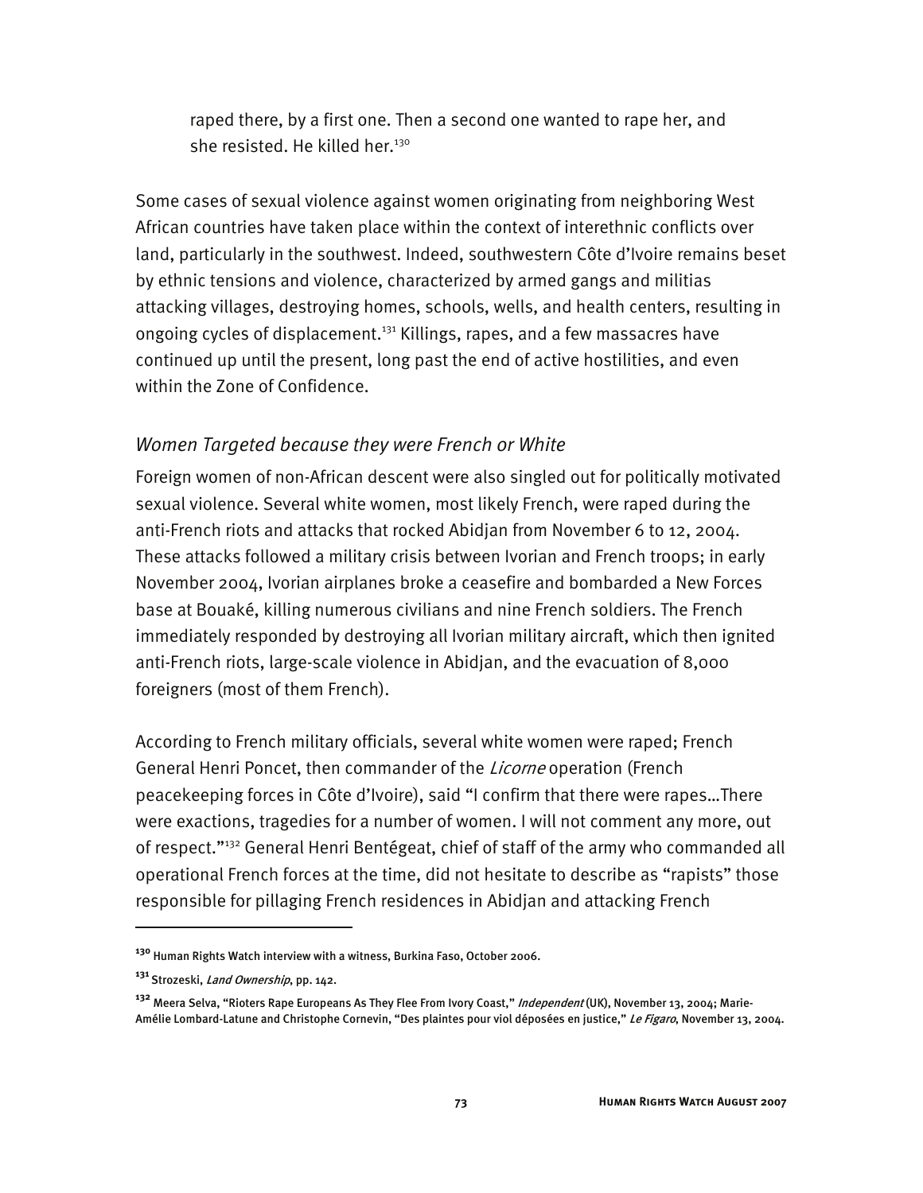> raped there, by a first one. Then a second one wanted to rape her, and she resisted. He killed her.[130]

Some cases of sexual violence against women originating from neighboring West African countries have taken place within the context of interethnic conflicts over land, particularly in the southwest. Indeed, southwestern Côte d'Ivoire remains beset by ethnic tensions and violence, characterized by armed gangs and militias attacking villages, destroying homes, schools, wells, and health centers, resulting in ongoing cycles of displacement.[131] Killings, rapes, and a few massacres have continued up until the present, long past the end of active hostilities, and even within the Zone of Confidence.

### *Women Targeted because they were French or White*

Foreign women of non-African descent were also singled out for politically motivated sexual violence. Several white women, most likely French, were raped during the anti-French riots and attacks that rocked Abidjan from November 6 to 12, 2004. These attacks followed a military crisis between Ivorian and French troops; in early November 2004, Ivorian airplanes broke a ceasefire and bombarded a New Forces base at Bouaké, killing numerous civilians and nine French soldiers. The French immediately responded by destroying all Ivorian military aircraft, which then ignited anti-French riots, large-scale violence in Abidjan, and the evacuation of 8,000 foreigners (most of them French).

According to French military officials, several white women were raped; French General Henri Poncet, then commander of the *Licorne* operation (French peacekeeping forces in Côte d'Ivoire), said "I confirm that there were rapes…There were exactions, tragedies for a number of women. I will not comment any more, out of respect."[132] General Henri Bentégeat, chief of staff of the army who commanded all operational French forces at the time, did not hesitate to describe as "rapists" those responsible for pillaging French residences in Abidjan and attacking French

---

[130] Human Rights Watch interview with a witness, Burkina Faso, October 2006.

[131] Strozeski, *Land Ownership*, pp. 142.

[132] Meera Selva, "Rioters Rape Europeans As They Flee From Ivory Coast," *Independent* (UK), November 13, 2004; Marie-Amélie Lombard-Latune and Christophe Cornevin, "Des plaintes pour viol déposées en justice," *Le Figaro*, November 13, 2004.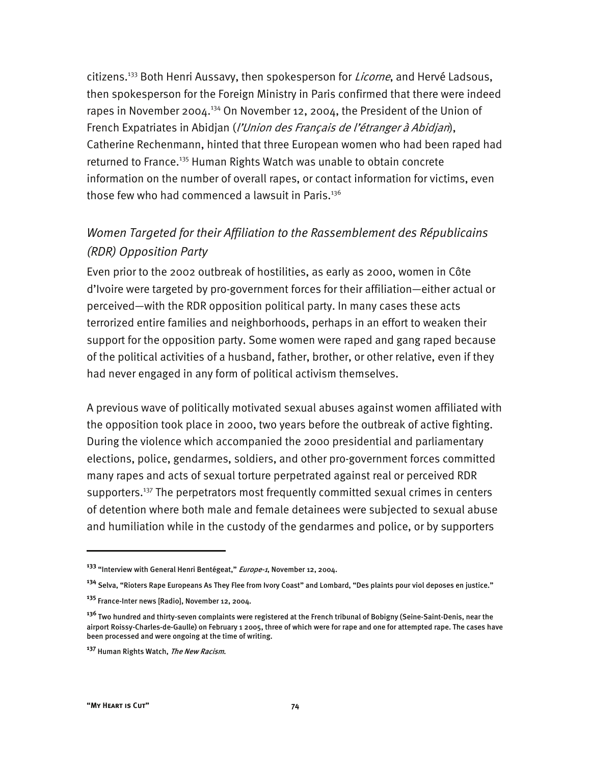citizens.[133] Both Henri Aussavy, then spokesperson for *Licorne*, and Hervé Ladsous, then spokesperson for the Foreign Ministry in Paris confirmed that there were indeed rapes in November 2004.[134] On November 12, 2004, the President of the Union of French Expatriates in Abidjan (*l'Union des Français de l'étranger à Abidjan*), Catherine Rechenmann, hinted that three European women who had been raped had returned to France.[135] Human Rights Watch was unable to obtain concrete information on the number of overall rapes, or contact information for victims, even those few who had commenced a lawsuit in Paris.[136]

### *Women Targeted for their Affiliation to the Rassemblement des Républicains (RDR) Opposition Party*

Even prior to the 2002 outbreak of hostilities, as early as 2000, women in Côte d'Ivoire were targeted by pro-government forces for their affiliation—either actual or perceived—with the RDR opposition political party. In many cases these acts terrorized entire families and neighborhoods, perhaps in an effort to weaken their support for the opposition party. Some women were raped and gang raped because of the political activities of a husband, father, brother, or other relative, even if they had never engaged in any form of political activism themselves.

A previous wave of politically motivated sexual abuses against women affiliated with the opposition took place in 2000, two years before the outbreak of active fighting. During the violence which accompanied the 2000 presidential and parliamentary elections, police, gendarmes, soldiers, and other pro-government forces committed many rapes and acts of sexual torture perpetrated against real or perceived RDR supporters.[137] The perpetrators most frequently committed sexual crimes in centers of detention where both male and female detainees were subjected to sexual abuse and humiliation while in the custody of the gendarmes and police, or by supporters

---

[133] "Interview with General Henri Bentégeat," *Europe-1*, November 12, 2004.

[134] Selva, "Rioters Rape Europeans As They Flee from Ivory Coast" and Lombard, "Des plaints pour viol deposes en justice."

[135] France-Inter news [Radio], November 12, 2004.

[136] Two hundred and thirty-seven complaints were registered at the French tribunal of Bobigny (Seine-Saint-Denis, near the airport Roissy-Charles-de-Gaulle) on February 1 2005, three of which were for rape and one for attempted rape. The cases have been processed and were ongoing at the time of writing.

[137] Human Rights Watch, *The New Racism*.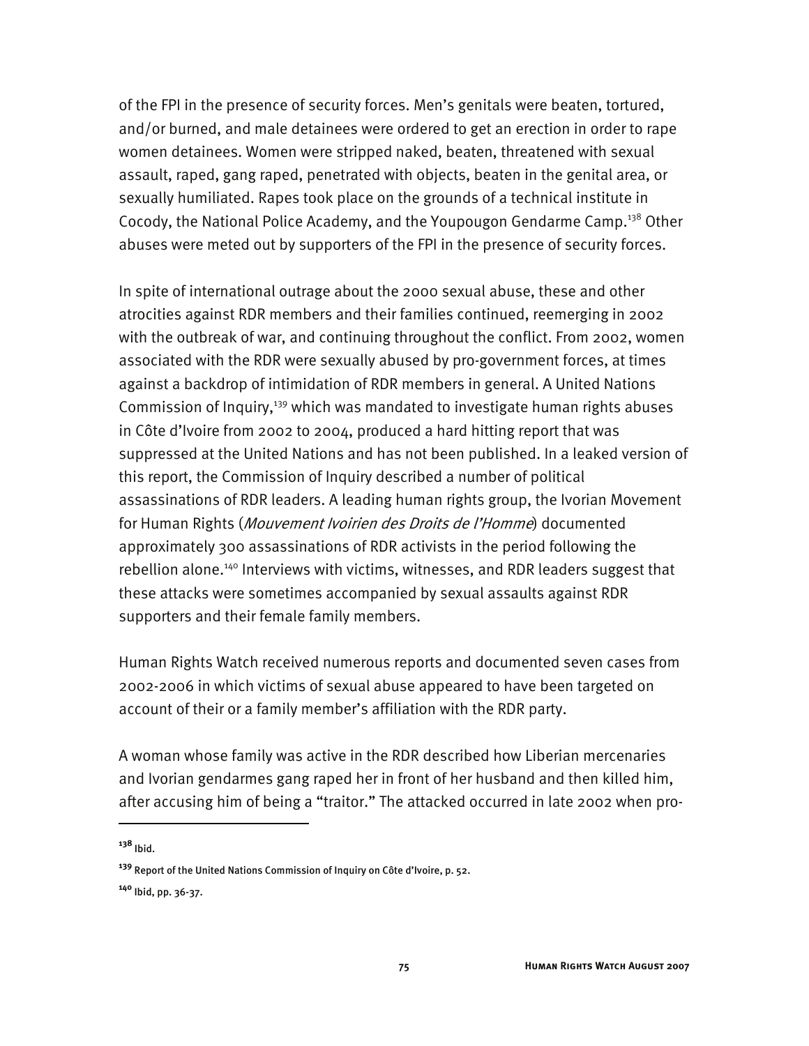of the FPI in the presence of security forces. Men's genitals were beaten, tortured, and/or burned, and male detainees were ordered to get an erection in order to rape women detainees. Women were stripped naked, beaten, threatened with sexual assault, raped, gang raped, penetrated with objects, beaten in the genital area, or sexually humiliated. Rapes took place on the grounds of a technical institute in Cocody, the National Police Academy, and the Youpougon Gendarme Camp.[138] Other abuses were meted out by supporters of the FPI in the presence of security forces.

In spite of international outrage about the 2000 sexual abuse, these and other atrocities against RDR members and their families continued, reemerging in 2002 with the outbreak of war, and continuing throughout the conflict. From 2002, women associated with the RDR were sexually abused by pro-government forces, at times against a backdrop of intimidation of RDR members in general. A United Nations Commission of Inquiry,[139] which was mandated to investigate human rights abuses in Côte d'Ivoire from 2002 to 2004, produced a hard hitting report that was suppressed at the United Nations and has not been published. In a leaked version of this report, the Commission of Inquiry described a number of political assassinations of RDR leaders. A leading human rights group, the Ivorian Movement for Human Rights (*Mouvement Ivoirien des Droits de l'Homme*) documented approximately 300 assassinations of RDR activists in the period following the rebellion alone.[140] Interviews with victims, witnesses, and RDR leaders suggest that these attacks were sometimes accompanied by sexual assaults against RDR supporters and their female family members.

Human Rights Watch received numerous reports and documented seven cases from 2002-2006 in which victims of sexual abuse appeared to have been targeted on account of their or a family member's affiliation with the RDR party.

A woman whose family was active in the RDR described how Liberian mercenaries and Ivorian gendarmes gang raped her in front of her husband and then killed him, after accusing him of being a "traitor." The attacked occurred in late 2002 when pro-

---

[138] Ibid.

[139] Report of the United Nations Commission of Inquiry on Côte d'Ivoire, p. 52.

[140] Ibid, pp. 36-37.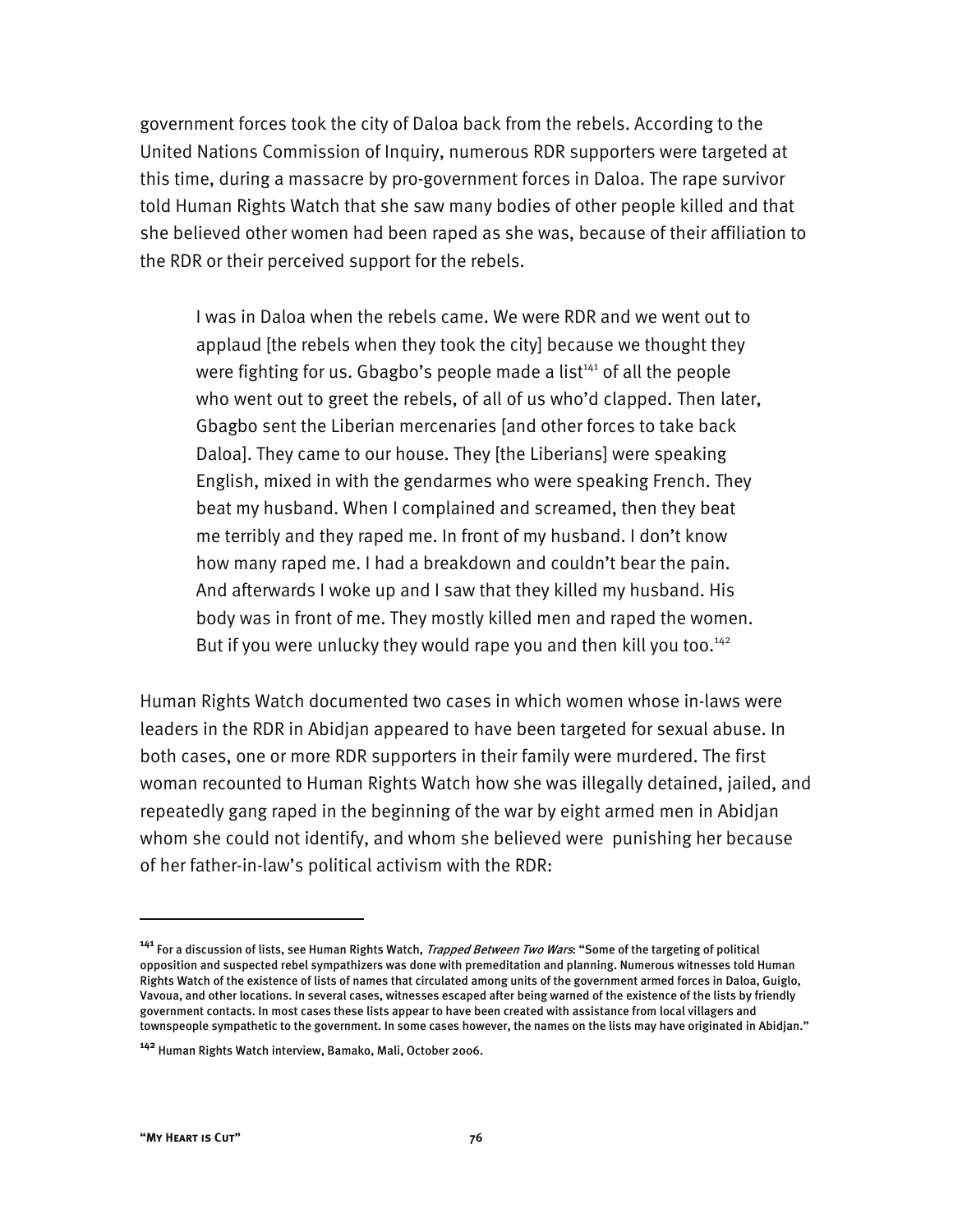government forces took the city of Daloa back from the rebels. According to the United Nations Commission of Inquiry, numerous RDR supporters were targeted at this time, during a massacre by pro-government forces in Daloa. The rape survivor told Human Rights Watch that she saw many bodies of other people killed and that she believed other women had been raped as she was, because of their affiliation to the RDR or their perceived support for the rebels.

> I was in Daloa when the rebels came. We were RDR and we went out to applaud [the rebels when they took the city] because we thought they were fighting for us. Gbagbo's people made a list[141] of all the people who went out to greet the rebels, of all of us who'd clapped. Then later, Gbagbo sent the Liberian mercenaries [and other forces to take back Daloa]. They came to our house. They [the Liberians] were speaking English, mixed in with the gendarmes who were speaking French. They beat my husband. When I complained and screamed, then they beat me terribly and they raped me. In front of my husband. I don't know how many raped me. I had a breakdown and couldn't bear the pain. And afterwards I woke up and I saw that they killed my husband. His body was in front of me. They mostly killed men and raped the women. But if you were unlucky they would rape you and then kill you too.[142]

Human Rights Watch documented two cases in which women whose in-laws were leaders in the RDR in Abidjan appeared to have been targeted for sexual abuse. In both cases, one or more RDR supporters in their family were murdered. The first woman recounted to Human Rights Watch how she was illegally detained, jailed, and repeatedly gang raped in the beginning of the war by eight armed men in Abidjan whom she could not identify, and whom she believed were punishing her because of her father-in-law's political activism with the RDR:

---

[141] For a discussion of lists, see Human Rights Watch, *Trapped Between Two Wars*: "Some of the targeting of political opposition and suspected rebel sympathizers was done with premeditation and planning. Numerous witnesses told Human Rights Watch of the existence of lists of names that circulated among units of the government armed forces in Daloa, Guiglo, Vavoua, and other locations. In several cases, witnesses escaped after being warned of the existence of the lists by friendly government contacts. In most cases these lists appear to have been created with assistance from local villagers and townspeople sympathetic to the government. In some cases however, the names on the lists may have originated in Abidjan."

[142] Human Rights Watch interview, Bamako, Mali, October 2006.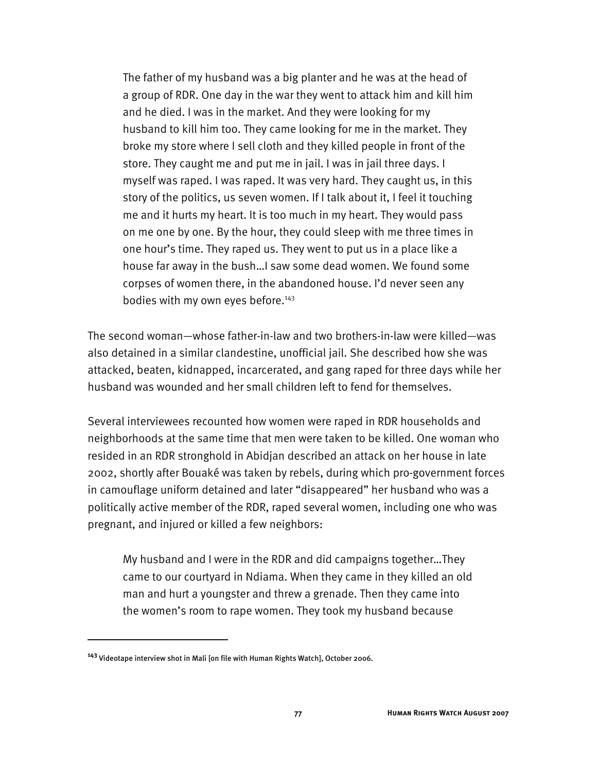> The father of my husband was a big planter and he was at the head of a group of RDR. One day in the war they went to attack him and kill him and he died. I was in the market. And they were looking for my husband to kill him too. They came looking for me in the market. They broke my store where I sell cloth and they killed people in front of the store. They caught me and put me in jail. I was in jail three days. I myself was raped. I was raped. It was very hard. They caught us, in this story of the politics, us seven women. If I talk about it, I feel it touching me and it hurts my heart. It is too much in my heart. They would pass on me one by one. By the hour, they could sleep with me three times in one hour's time. They raped us. They went to put us in a place like a house far away in the bush…I saw some dead women. We found some corpses of women there, in the abandoned house. I'd never seen any bodies with my own eyes before.[143]

The second woman—whose father-in-law and two brothers-in-law were killed—was also detained in a similar clandestine, unofficial jail. She described how she was attacked, beaten, kidnapped, incarcerated, and gang raped for three days while her husband was wounded and her small children left to fend for themselves.

Several interviewees recounted how women were raped in RDR households and neighborhoods at the same time that men were taken to be killed. One woman who resided in an RDR stronghold in Abidjan described an attack on her house in late 2002, shortly after Bouaké was taken by rebels, during which pro-government forces in camouflage uniform detained and later "disappeared" her husband who was a politically active member of the RDR, raped several women, including one who was pregnant, and injured or killed a few neighbors:

> My husband and I were in the RDR and did campaigns together…They came to our courtyard in Ndiama. When they came in they killed an old man and hurt a youngster and threw a grenade. Then they came into the women's room to rape women. They took my husband because

---

[143] Videotape interview shot in Mali [on file with Human Rights Watch], October 2006.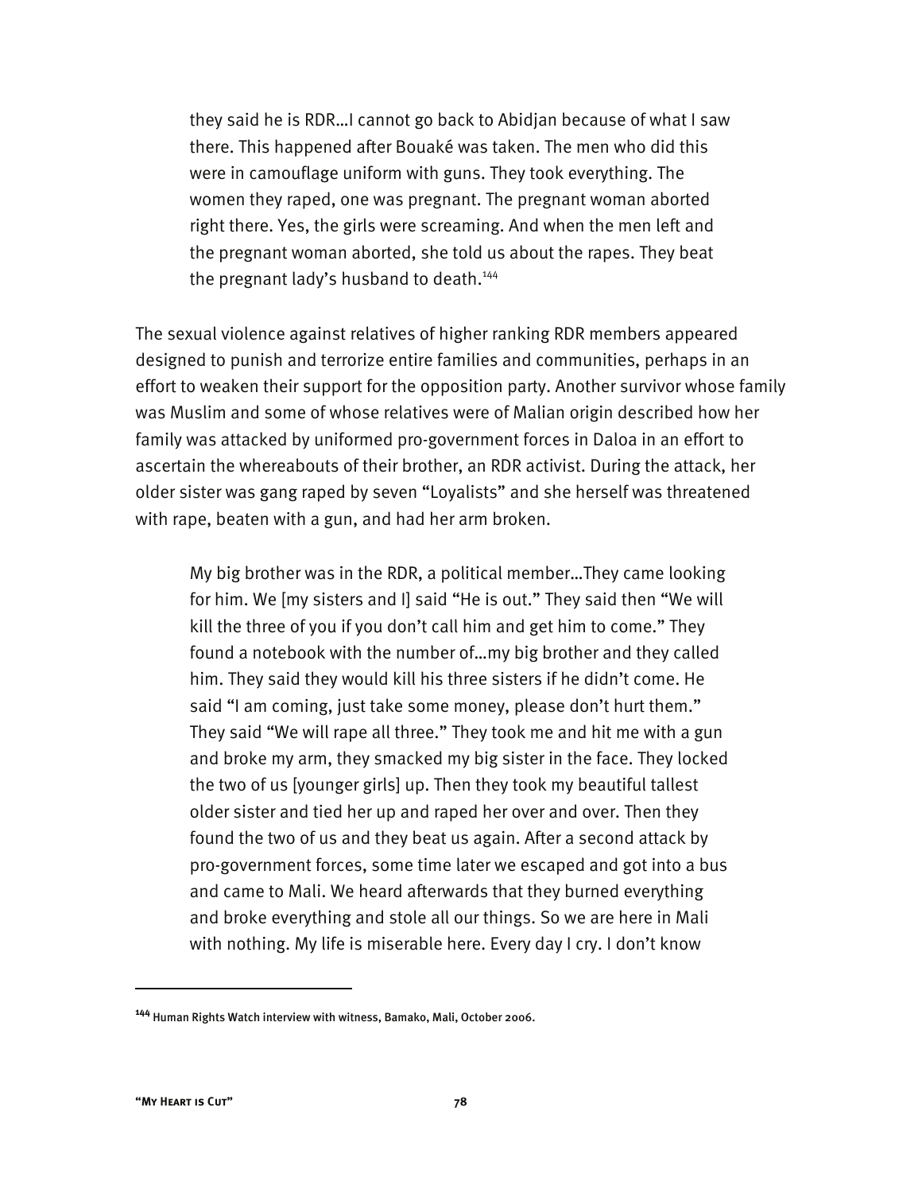> they said he is RDR…I cannot go back to Abidjan because of what I saw there. This happened after Bouaké was taken. The men who did this were in camouflage uniform with guns. They took everything. The women they raped, one was pregnant. The pregnant woman aborted right there. Yes, the girls were screaming. And when the men left and the pregnant woman aborted, she told us about the rapes. They beat the pregnant lady's husband to death.[144]

The sexual violence against relatives of higher ranking RDR members appeared designed to punish and terrorize entire families and communities, perhaps in an effort to weaken their support for the opposition party. Another survivor whose family was Muslim and some of whose relatives were of Malian origin described how her family was attacked by uniformed pro-government forces in Daloa in an effort to ascertain the whereabouts of their brother, an RDR activist. During the attack, her older sister was gang raped by seven "Loyalists" and she herself was threatened with rape, beaten with a gun, and had her arm broken.

> My big brother was in the RDR, a political member…They came looking for him. We [my sisters and I] said "He is out." They said then "We will kill the three of you if you don't call him and get him to come." They found a notebook with the number of…my big brother and they called him. They said they would kill his three sisters if he didn't come. He said "I am coming, just take some money, please don't hurt them." They said "We will rape all three." They took me and hit me with a gun and broke my arm, they smacked my big sister in the face. They locked the two of us [younger girls] up. Then they took my beautiful tallest older sister and tied her up and raped her over and over. Then they found the two of us and they beat us again. After a second attack by pro-government forces, some time later we escaped and got into a bus and came to Mali. We heard afterwards that they burned everything and broke everything and stole all our things. So we are here in Mali with nothing. My life is miserable here. Every day I cry. I don't know

---

[144] Human Rights Watch interview with witness, Bamako, Mali, October 2006.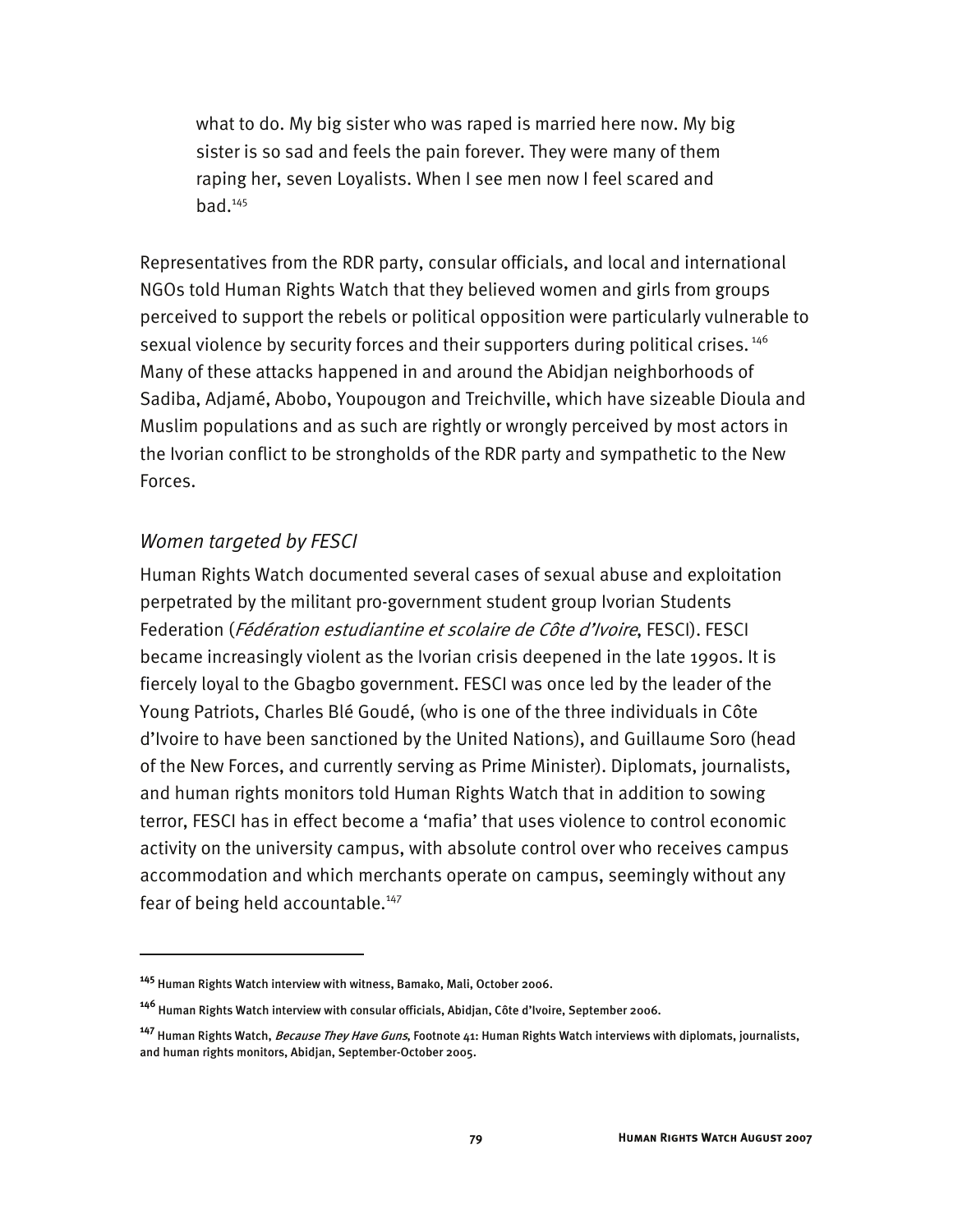> what to do. My big sister who was raped is married here now. My big sister is so sad and feels the pain forever. They were many of them raping her, seven Loyalists. When I see men now I feel scared and bad.[145]

Representatives from the RDR party, consular officials, and local and international NGOs told Human Rights Watch that they believed women and girls from groups perceived to support the rebels or political opposition were particularly vulnerable to sexual violence by security forces and their supporters during political crises.[146] Many of these attacks happened in and around the Abidjan neighborhoods of Sadiba, Adjamé, Abobo, Youpougon and Treichville, which have sizeable Dioula and Muslim populations and as such are rightly or wrongly perceived by most actors in the Ivorian conflict to be strongholds of the RDR party and sympathetic to the New Forces.

### *Women targeted by FESCI*

Human Rights Watch documented several cases of sexual abuse and exploitation perpetrated by the militant pro-government student group Ivorian Students Federation (*Fédération estudiantine et scolaire de Côte d'Ivoire*, FESCI). FESCI became increasingly violent as the Ivorian crisis deepened in the late 1990s. It is fiercely loyal to the Gbagbo government. FESCI was once led by the leader of the Young Patriots, Charles Blé Goudé, (who is one of the three individuals in Côte d'Ivoire to have been sanctioned by the United Nations), and Guillaume Soro (head of the New Forces, and currently serving as Prime Minister). Diplomats, journalists, and human rights monitors told Human Rights Watch that in addition to sowing terror, FESCI has in effect become a 'mafia' that uses violence to control economic activity on the university campus, with absolute control over who receives campus accommodation and which merchants operate on campus, seemingly without any fear of being held accountable.[147]

---

[145] Human Rights Watch interview with witness, Bamako, Mali, October 2006.

[146] Human Rights Watch interview with consular officials, Abidjan, Côte d'Ivoire, September 2006.

[147] Human Rights Watch, *Because They Have Guns*, Footnote 41: Human Rights Watch interviews with diplomats, journalists, and human rights monitors, Abidjan, September-October 2005.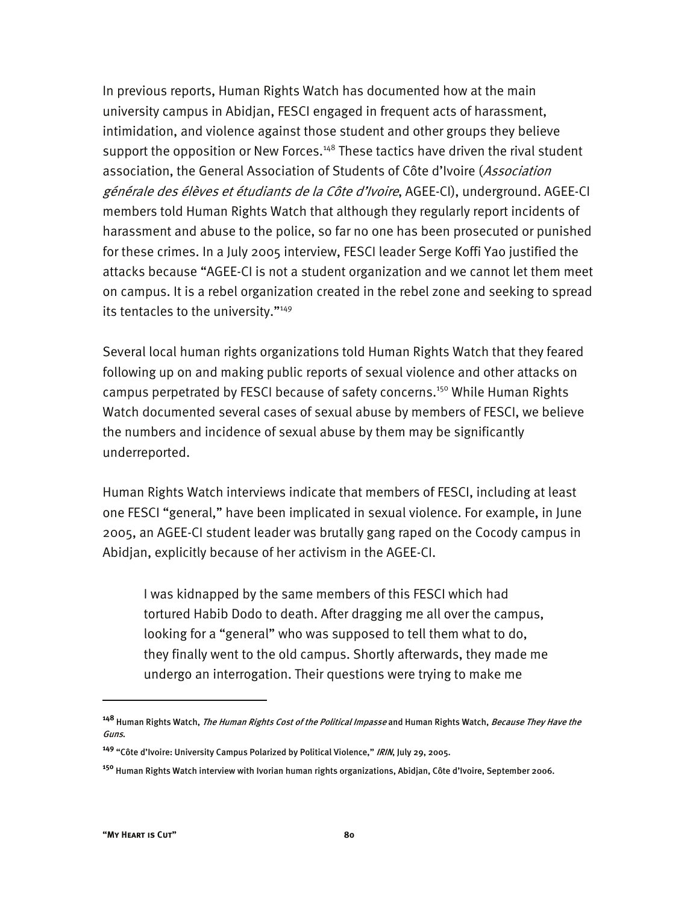In previous reports, Human Rights Watch has documented how at the main university campus in Abidjan, FESCI engaged in frequent acts of harassment, intimidation, and violence against those student and other groups they believe support the opposition or New Forces.[148] These tactics have driven the rival student association, the General Association of Students of Côte d'Ivoire (*Association générale des élèves et étudiants de la Côte d'Ivoire*, AGEE-CI), underground. AGEE-CI members told Human Rights Watch that although they regularly report incidents of harassment and abuse to the police, so far no one has been prosecuted or punished for these crimes. In a July 2005 interview, FESCI leader Serge Koffi Yao justified the attacks because "AGEE-CI is not a student organization and we cannot let them meet on campus. It is a rebel organization created in the rebel zone and seeking to spread its tentacles to the university."[149]

Several local human rights organizations told Human Rights Watch that they feared following up on and making public reports of sexual violence and other attacks on campus perpetrated by FESCI because of safety concerns.[150] While Human Rights Watch documented several cases of sexual abuse by members of FESCI, we believe the numbers and incidence of sexual abuse by them may be significantly underreported.

Human Rights Watch interviews indicate that members of FESCI, including at least one FESCI "general," have been implicated in sexual violence. For example, in June 2005, an AGEE-CI student leader was brutally gang raped on the Cocody campus in Abidjan, explicitly because of her activism in the AGEE-CI.

> I was kidnapped by the same members of this FESCI which had tortured Habib Dodo to death. After dragging me all over the campus, looking for a "general" who was supposed to tell them what to do, they finally went to the old campus. Shortly afterwards, they made me undergo an interrogation. Their questions were trying to make me

---

[148] Human Rights Watch, *The Human Rights Cost of the Political Impasse* and Human Rights Watch, *Because They Have the Guns*.

[149] "Côte d'Ivoire: University Campus Polarized by Political Violence," *IRIN*, July 29, 2005.

[150] Human Rights Watch interview with Ivorian human rights organizations, Abidjan, Côte d'Ivoire, September 2006.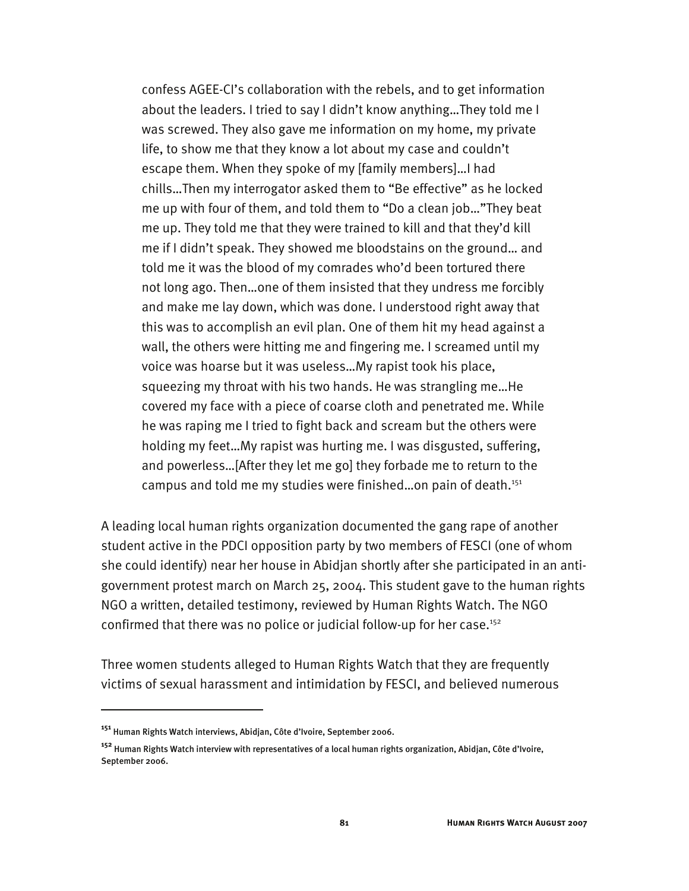> confess AGEE-CI's collaboration with the rebels, and to get information about the leaders. I tried to say I didn't know anything…They told me I was screwed. They also gave me information on my home, my private life, to show me that they know a lot about my case and couldn't escape them. When they spoke of my [family members]…I had chills…Then my interrogator asked them to "Be effective" as he locked me up with four of them, and told them to "Do a clean job…"They beat me up. They told me that they were trained to kill and that they'd kill me if I didn't speak. They showed me bloodstains on the ground… and told me it was the blood of my comrades who'd been tortured there not long ago. Then…one of them insisted that they undress me forcibly and make me lay down, which was done. I understood right away that this was to accomplish an evil plan. One of them hit my head against a wall, the others were hitting me and fingering me. I screamed until my voice was hoarse but it was useless…My rapist took his place, squeezing my throat with his two hands. He was strangling me…He covered my face with a piece of coarse cloth and penetrated me. While he was raping me I tried to fight back and scream but the others were holding my feet…My rapist was hurting me. I was disgusted, suffering, and powerless…[After they let me go] they forbade me to return to the campus and told me my studies were finished…on pain of death.[151]

A leading local human rights organization documented the gang rape of another student active in the PDCI opposition party by two members of FESCI (one of whom she could identify) near her house in Abidjan shortly after she participated in an anti-government protest march on March 25, 2004. This student gave to the human rights NGO a written, detailed testimony, reviewed by Human Rights Watch. The NGO confirmed that there was no police or judicial follow-up for her case.[152]

Three women students alleged to Human Rights Watch that they are frequently victims of sexual harassment and intimidation by FESCI, and believed numerous

---

[151] Human Rights Watch interviews, Abidjan, Côte d'Ivoire, September 2006.

[152] Human Rights Watch interview with representatives of a local human rights organization, Abidjan, Côte d'Ivoire, September 2006.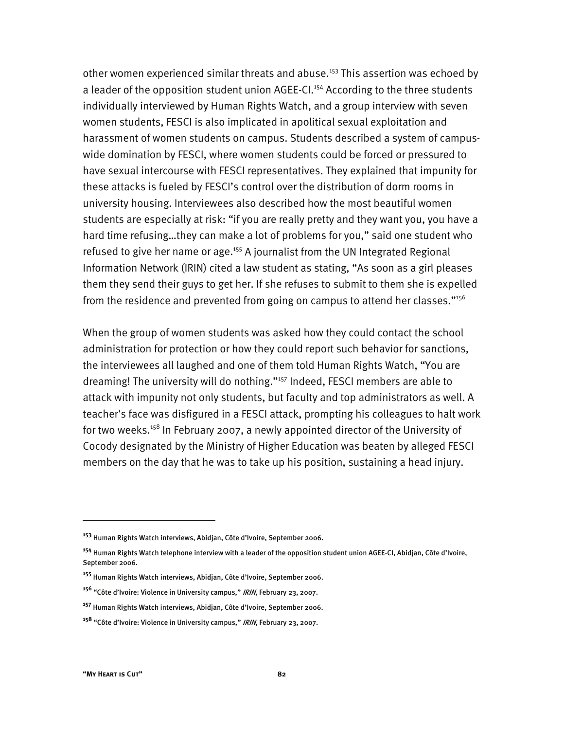other women experienced similar threats and abuse.[153] This assertion was echoed by a leader of the opposition student union AGEE-CI.[154] According to the three students individually interviewed by Human Rights Watch, and a group interview with seven women students, FESCI is also implicated in apolitical sexual exploitation and harassment of women students on campus. Students described a system of campus-wide domination by FESCI, where women students could be forced or pressured to have sexual intercourse with FESCI representatives. They explained that impunity for these attacks is fueled by FESCI's control over the distribution of dorm rooms in university housing. Interviewees also described how the most beautiful women students are especially at risk: "if you are really pretty and they want you, you have a hard time refusing…they can make a lot of problems for you," said one student who refused to give her name or age.[155] A journalist from the UN Integrated Regional Information Network (IRIN) cited a law student as stating, "As soon as a girl pleases them they send their guys to get her. If she refuses to submit to them she is expelled from the residence and prevented from going on campus to attend her classes."[156]

When the group of women students was asked how they could contact the school administration for protection or how they could report such behavior for sanctions, the interviewees all laughed and one of them told Human Rights Watch, "You are dreaming! The university will do nothing."[157] Indeed, FESCI members are able to attack with impunity not only students, but faculty and top administrators as well. A teacher's face was disfigured in a FESCI attack, prompting his colleagues to halt work for two weeks.[158] In February 2007, a newly appointed director of the University of Cocody designated by the Ministry of Higher Education was beaten by alleged FESCI members on the day that he was to take up his position, sustaining a head injury.

---

[153] Human Rights Watch interviews, Abidjan, Côte d'Ivoire, September 2006.

[154] Human Rights Watch telephone interview with a leader of the opposition student union AGEE-CI, Abidjan, Côte d'Ivoire, September 2006.

[155] Human Rights Watch interviews, Abidjan, Côte d'Ivoire, September 2006.

[156] "Côte d'Ivoire: Violence in University campus," *IRIN*, February 23, 2007.

[157] Human Rights Watch interviews, Abidjan, Côte d'Ivoire, September 2006.

[158] "Côte d'Ivoire: Violence in University campus," *IRIN*, February 23, 2007.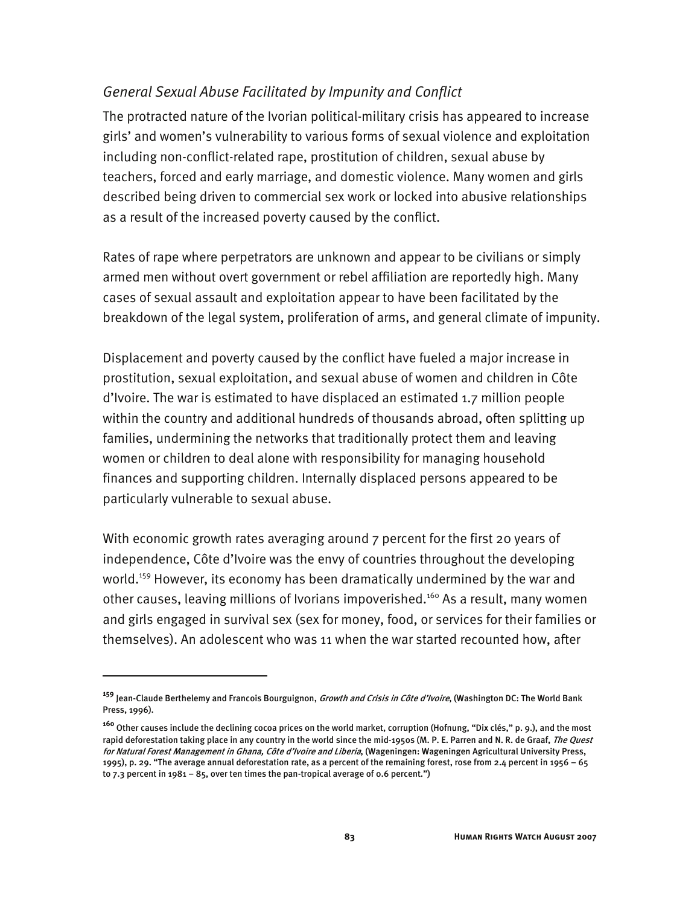### *General Sexual Abuse Facilitated by Impunity and Conflict*

The protracted nature of the Ivorian political-military crisis has appeared to increase girls' and women's vulnerability to various forms of sexual violence and exploitation including non-conflict-related rape, prostitution of children, sexual abuse by teachers, forced and early marriage, and domestic violence. Many women and girls described being driven to commercial sex work or locked into abusive relationships as a result of the increased poverty caused by the conflict.

Rates of rape where perpetrators are unknown and appear to be civilians or simply armed men without overt government or rebel affiliation are reportedly high. Many cases of sexual assault and exploitation appear to have been facilitated by the breakdown of the legal system, proliferation of arms, and general climate of impunity.

Displacement and poverty caused by the conflict have fueled a major increase in prostitution, sexual exploitation, and sexual abuse of women and children in Côte d'Ivoire. The war is estimated to have displaced an estimated 1.7 million people within the country and additional hundreds of thousands abroad, often splitting up families, undermining the networks that traditionally protect them and leaving women or children to deal alone with responsibility for managing household finances and supporting children. Internally displaced persons appeared to be particularly vulnerable to sexual abuse.

With economic growth rates averaging around 7 percent for the first 20 years of independence, Côte d'Ivoire was the envy of countries throughout the developing world.[159] However, its economy has been dramatically undermined by the war and other causes, leaving millions of Ivorians impoverished.[160] As a result, many women and girls engaged in survival sex (sex for money, food, or services for their families or themselves). An adolescent who was 11 when the war started recounted how, after

---

[159] Jean-Claude Berthelemy and Francois Bourguignon, *Growth and Crisis in Côte d'Ivoire*, (Washington DC: The World Bank Press, 1996).

[160] Other causes include the declining cocoa prices on the world market, corruption (Hofnung, "Dix clés," p. 9.), and the most rapid deforestation taking place in any country in the world since the mid-1950s (M. P. E. Parren and N. R. de Graaf, *The Quest for Natural Forest Management in Ghana, Côte d'Ivoire and Liberia*, (Wageningen: Wageningen Agricultural University Press, 1995), p. 29. "The average annual deforestation rate, as a percent of the remaining forest, rose from 2.4 percent in 1956 – 65 to 7.3 percent in 1981 – 85, over ten times the pan-tropical average of 0.6 percent.")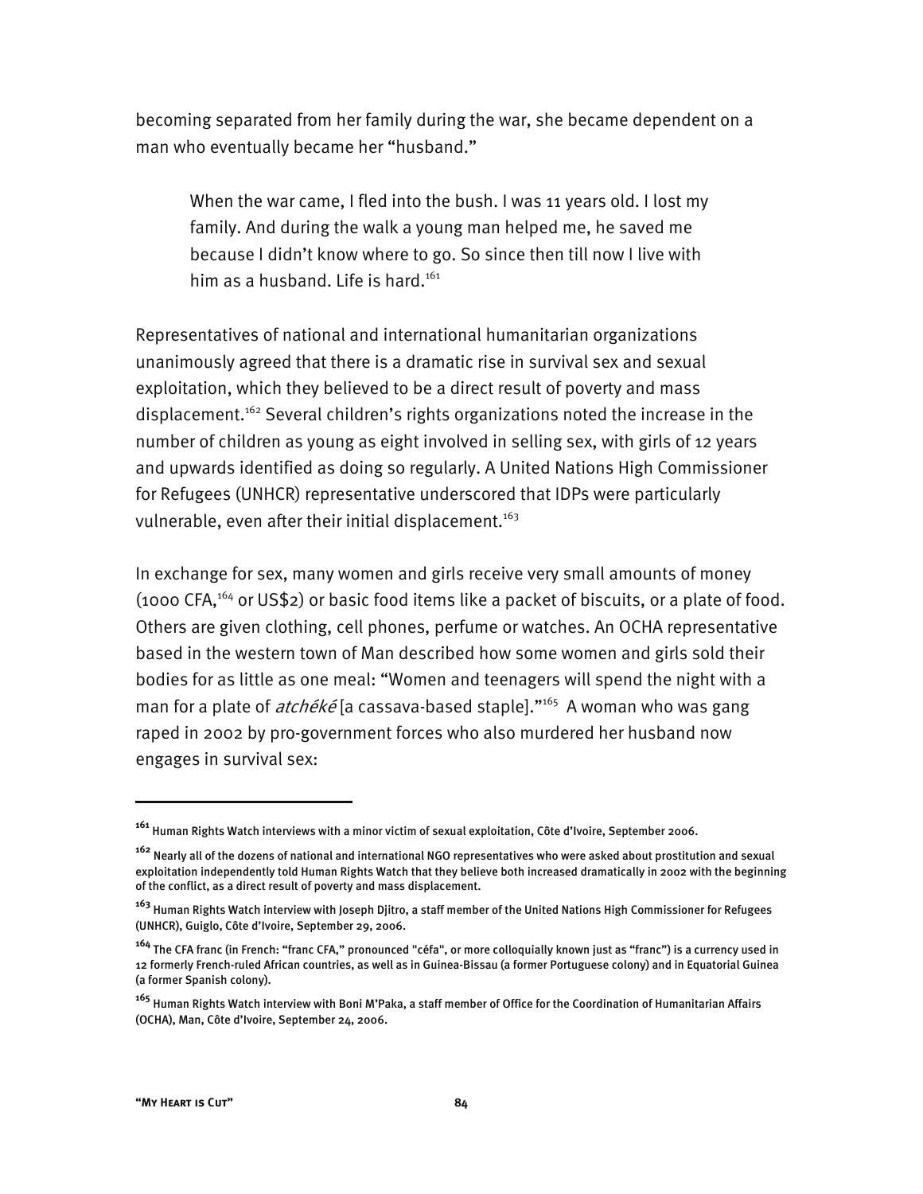becoming separated from her family during the war, she became dependent on a man who eventually became her "husband."

> When the war came, I fled into the bush. I was 11 years old. I lost my family. And during the walk a young man helped me, he saved me because I didn't know where to go. So since then till now I live with him as a husband. Life is hard.[161]

Representatives of national and international humanitarian organizations unanimously agreed that there is a dramatic rise in survival sex and sexual exploitation, which they believed to be a direct result of poverty and mass displacement.[162] Several children's rights organizations noted the increase in the number of children as young as eight involved in selling sex, with girls of 12 years and upwards identified as doing so regularly. A United Nations High Commissioner for Refugees (UNHCR) representative underscored that IDPs were particularly vulnerable, even after their initial displacement.[163]

In exchange for sex, many women and girls receive very small amounts of money (1000 CFA,[164] or US$2) or basic food items like a packet of biscuits, or a plate of food. Others are given clothing, cell phones, perfume or watches. An OCHA representative based in the western town of Man described how some women and girls sold their bodies for as little as one meal: "Women and teenagers will spend the night with a man for a plate of *atchéké* [a cassava-based staple]."[165] A woman who was gang raped in 2002 by pro-government forces who also murdered her husband now engages in survival sex:

---

[161] Human Rights Watch interviews with a minor victim of sexual exploitation, Côte d'Ivoire, September 2006.

[162] Nearly all of the dozens of national and international NGO representatives who were asked about prostitution and sexual exploitation independently told Human Rights Watch that they believe both increased dramatically in 2002 with the beginning of the conflict, as a direct result of poverty and mass displacement.

[163] Human Rights Watch interview with Joseph Djitro, a staff member of the United Nations High Commissioner for Refugees (UNHCR), Guiglo, Côte d'Ivoire, September 29, 2006.

[164] The CFA franc (in French: "franc CFA," pronounced "céfa", or more colloquially known just as "franc") is a currency used in 12 formerly French-ruled African countries, as well as in Guinea-Bissau (a former Portuguese colony) and in Equatorial Guinea (a former Spanish colony).

[165] Human Rights Watch interview with Boni M'Paka, a staff member of Office for the Coordination of Humanitarian Affairs (OCHA), Man, Côte d'Ivoire, September 24, 2006.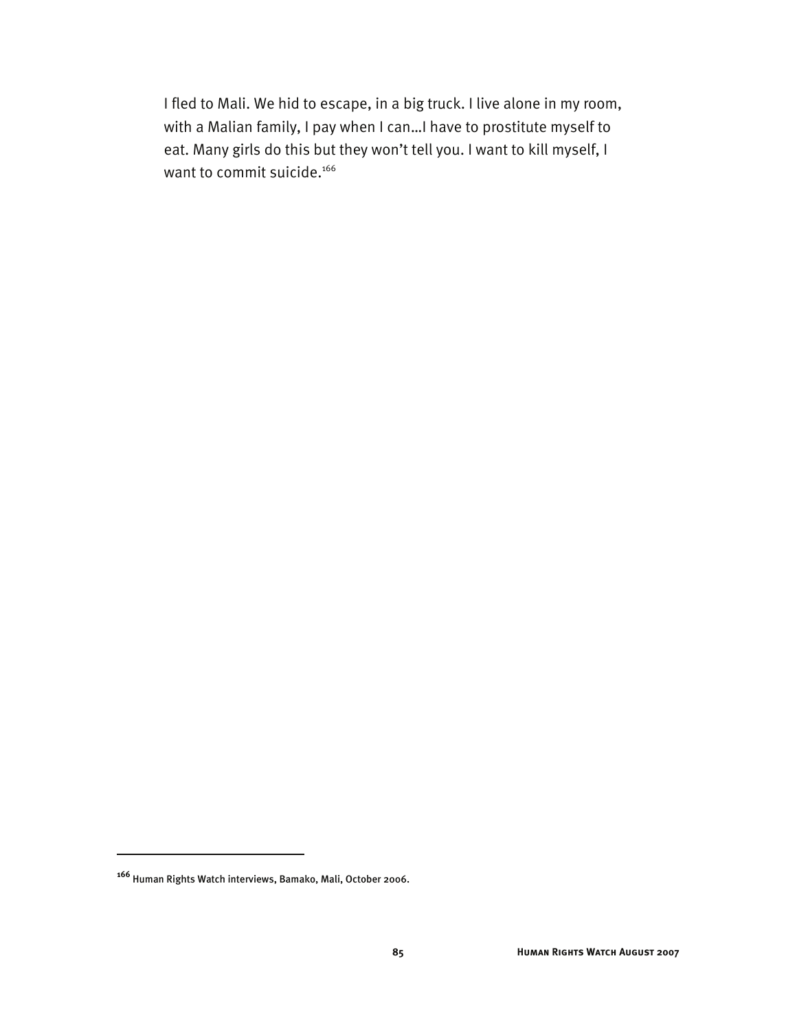> I fled to Mali. We hid to escape, in a big truck. I live alone in my room, with a Malian family, I pay when I can…I have to prostitute myself to eat. Many girls do this but they won't tell you. I want to kill myself, I want to commit suicide.[166]

---

[166] Human Rights Watch interviews, Bamako, Mali, October 2006.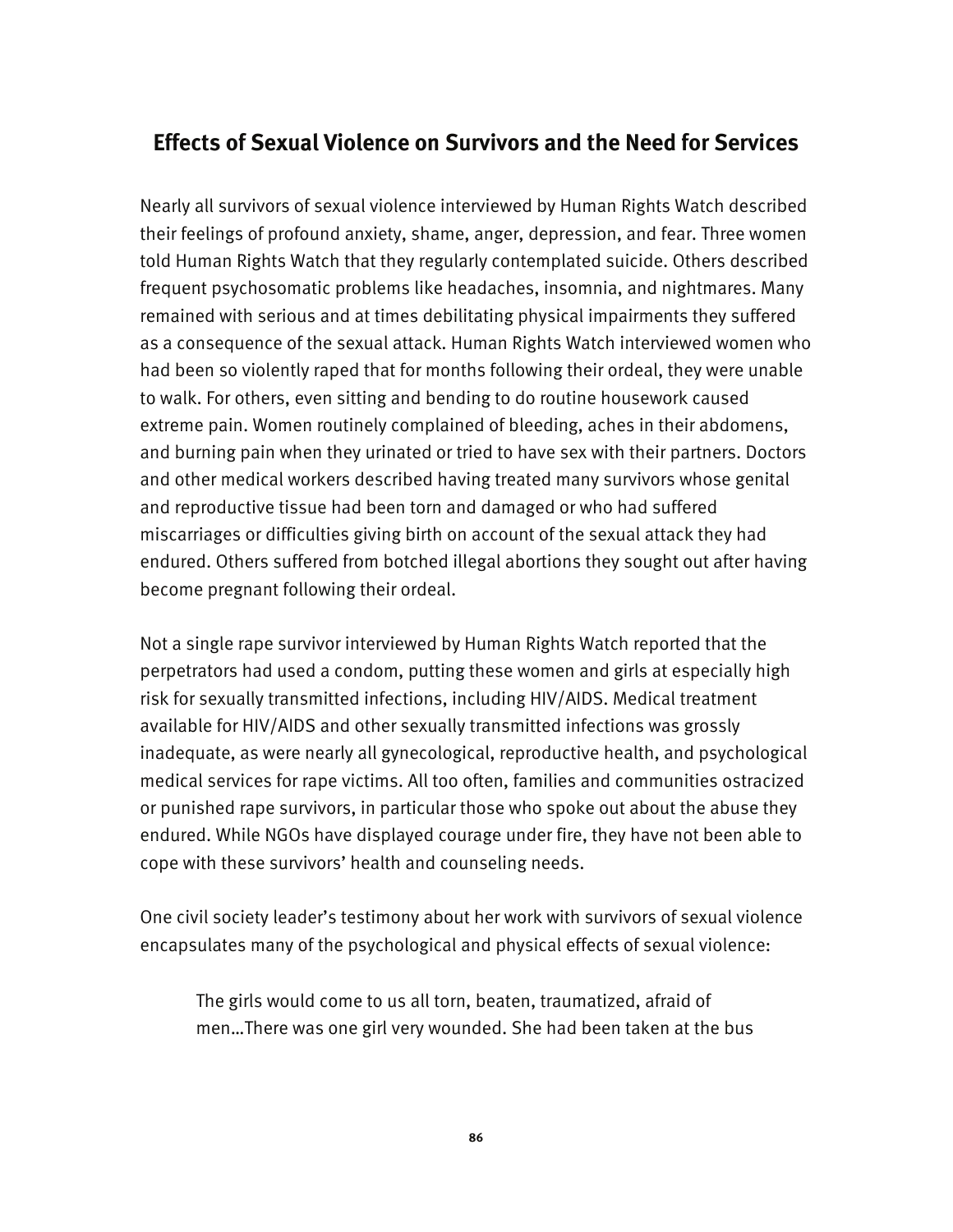## Effects of Sexual Violence on Survivors and the Need for Services

Nearly all survivors of sexual violence interviewed by Human Rights Watch described their feelings of profound anxiety, shame, anger, depression, and fear. Three women told Human Rights Watch that they regularly contemplated suicide. Others described frequent psychosomatic problems like headaches, insomnia, and nightmares. Many remained with serious and at times debilitating physical impairments they suffered as a consequence of the sexual attack. Human Rights Watch interviewed women who had been so violently raped that for months following their ordeal, they were unable to walk. For others, even sitting and bending to do routine housework caused extreme pain. Women routinely complained of bleeding, aches in their abdomens, and burning pain when they urinated or tried to have sex with their partners. Doctors and other medical workers described having treated many survivors whose genital and reproductive tissue had been torn and damaged or who had suffered miscarriages or difficulties giving birth on account of the sexual attack they had endured. Others suffered from botched illegal abortions they sought out after having become pregnant following their ordeal.

Not a single rape survivor interviewed by Human Rights Watch reported that the perpetrators had used a condom, putting these women and girls at especially high risk for sexually transmitted infections, including HIV/AIDS. Medical treatment available for HIV/AIDS and other sexually transmitted infections was grossly inadequate, as were nearly all gynecological, reproductive health, and psychological medical services for rape victims. All too often, families and communities ostracized or punished rape survivors, in particular those who spoke out about the abuse they endured. While NGOs have displayed courage under fire, they have not been able to cope with these survivors' health and counseling needs.

One civil society leader's testimony about her work with survivors of sexual violence encapsulates many of the psychological and physical effects of sexual violence:

> The girls would come to us all torn, beaten, traumatized, afraid of men…There was one girl very wounded. She had been taken at the bus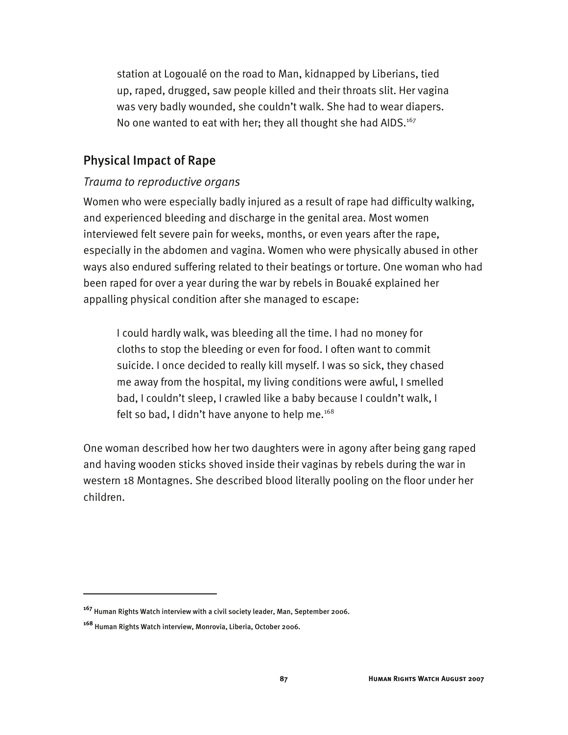> station at Logoualé on the road to Man, kidnapped by Liberians, tied up, raped, drugged, saw people killed and their throats slit. Her vagina was very badly wounded, she couldn't walk. She had to wear diapers. No one wanted to eat with her; they all thought she had AIDS.[167]

## Physical Impact of Rape

### *Trauma to reproductive organs*

Women who were especially badly injured as a result of rape had difficulty walking, and experienced bleeding and discharge in the genital area. Most women interviewed felt severe pain for weeks, months, or even years after the rape, especially in the abdomen and vagina. Women who were physically abused in other ways also endured suffering related to their beatings or torture. One woman who had been raped for over a year during the war by rebels in Bouaké explained her appalling physical condition after she managed to escape:

> I could hardly walk, was bleeding all the time. I had no money for cloths to stop the bleeding or even for food. I often want to commit suicide. I once decided to really kill myself. I was so sick, they chased me away from the hospital, my living conditions were awful, I smelled bad, I couldn't sleep, I crawled like a baby because I couldn't walk, I felt so bad, I didn't have anyone to help me.[168]

One woman described how her two daughters were in agony after being gang raped and having wooden sticks shoved inside their vaginas by rebels during the war in western 18 Montagnes. She described blood literally pooling on the floor under her children.

---

[167] Human Rights Watch interview with a civil society leader, Man, September 2006.

[168] Human Rights Watch interview, Monrovia, Liberia, October 2006.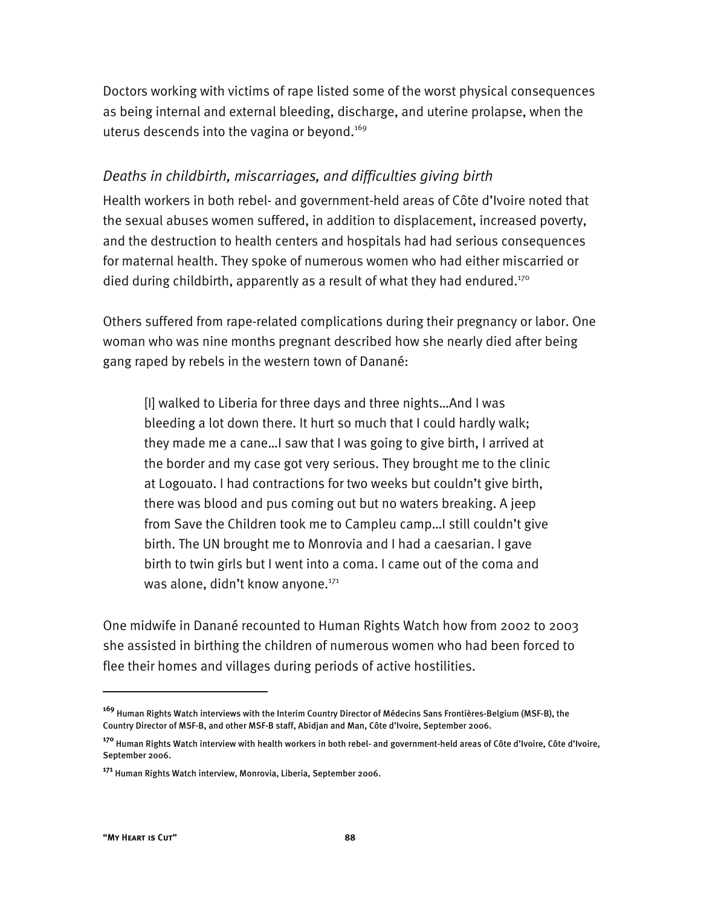Doctors working with victims of rape listed some of the worst physical consequences as being internal and external bleeding, discharge, and uterine prolapse, when the uterus descends into the vagina or beyond.[169]

### *Deaths in childbirth, miscarriages, and difficulties giving birth*

Health workers in both rebel- and government-held areas of Côte d'Ivoire noted that the sexual abuses women suffered, in addition to displacement, increased poverty, and the destruction to health centers and hospitals had had serious consequences for maternal health. They spoke of numerous women who had either miscarried or died during childbirth, apparently as a result of what they had endured.[170]

Others suffered from rape-related complications during their pregnancy or labor. One woman who was nine months pregnant described how she nearly died after being gang raped by rebels in the western town of Danané:

> [I] walked to Liberia for three days and three nights…And I was bleeding a lot down there. It hurt so much that I could hardly walk; they made me a cane…I saw that I was going to give birth, I arrived at the border and my case got very serious. They brought me to the clinic at Logouato. I had contractions for two weeks but couldn't give birth, there was blood and pus coming out but no waters breaking. A jeep from Save the Children took me to Campleu camp…I still couldn't give birth. The UN brought me to Monrovia and I had a caesarian. I gave birth to twin girls but I went into a coma. I came out of the coma and was alone, didn't know anyone.[171]

One midwife in Danané recounted to Human Rights Watch how from 2002 to 2003 she assisted in birthing the children of numerous women who had been forced to flee their homes and villages during periods of active hostilities.

---

[169] Human Rights Watch interviews with the Interim Country Director of Médecins Sans Frontières-Belgium (MSF-B), the Country Director of MSF-B, and other MSF-B staff, Abidjan and Man, Côte d'Ivoire, September 2006.

[170] Human Rights Watch interview with health workers in both rebel- and government-held areas of Côte d'Ivoire, Côte d'Ivoire, September 2006.

[171] Human Rights Watch interview, Monrovia, Liberia, September 2006.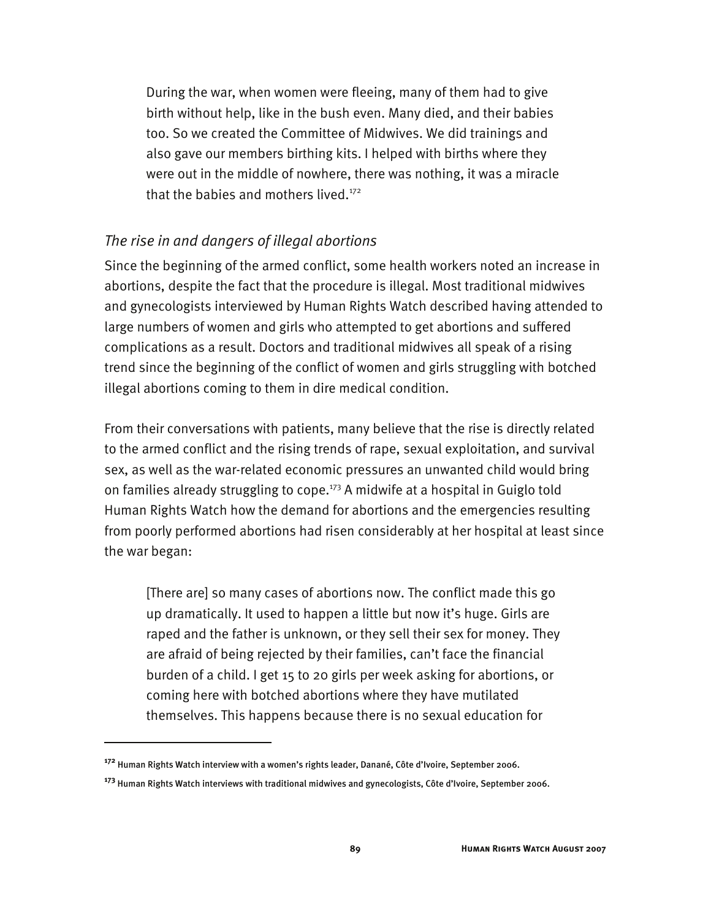> During the war, when women were fleeing, many of them had to give birth without help, like in the bush even. Many died, and their babies too. So we created the Committee of Midwives. We did trainings and also gave our members birthing kits. I helped with births where they were out in the middle of nowhere, there was nothing, it was a miracle that the babies and mothers lived.[172]

### *The rise in and dangers of illegal abortions*

Since the beginning of the armed conflict, some health workers noted an increase in abortions, despite the fact that the procedure is illegal. Most traditional midwives and gynecologists interviewed by Human Rights Watch described having attended to large numbers of women and girls who attempted to get abortions and suffered complications as a result. Doctors and traditional midwives all speak of a rising trend since the beginning of the conflict of women and girls struggling with botched illegal abortions coming to them in dire medical condition.

From their conversations with patients, many believe that the rise is directly related to the armed conflict and the rising trends of rape, sexual exploitation, and survival sex, as well as the war-related economic pressures an unwanted child would bring on families already struggling to cope.[173] A midwife at a hospital in Guiglo told Human Rights Watch how the demand for abortions and the emergencies resulting from poorly performed abortions had risen considerably at her hospital at least since the war began:

> [There are] so many cases of abortions now. The conflict made this go up dramatically. It used to happen a little but now it's huge. Girls are raped and the father is unknown, or they sell their sex for money. They are afraid of being rejected by their families, can't face the financial burden of a child. I get 15 to 20 girls per week asking for abortions, or coming here with botched abortions where they have mutilated themselves. This happens because there is no sexual education for

---

[172] Human Rights Watch interview with a women's rights leader, Danané, Côte d'Ivoire, September 2006.

[173] Human Rights Watch interviews with traditional midwives and gynecologists, Côte d'Ivoire, September 2006.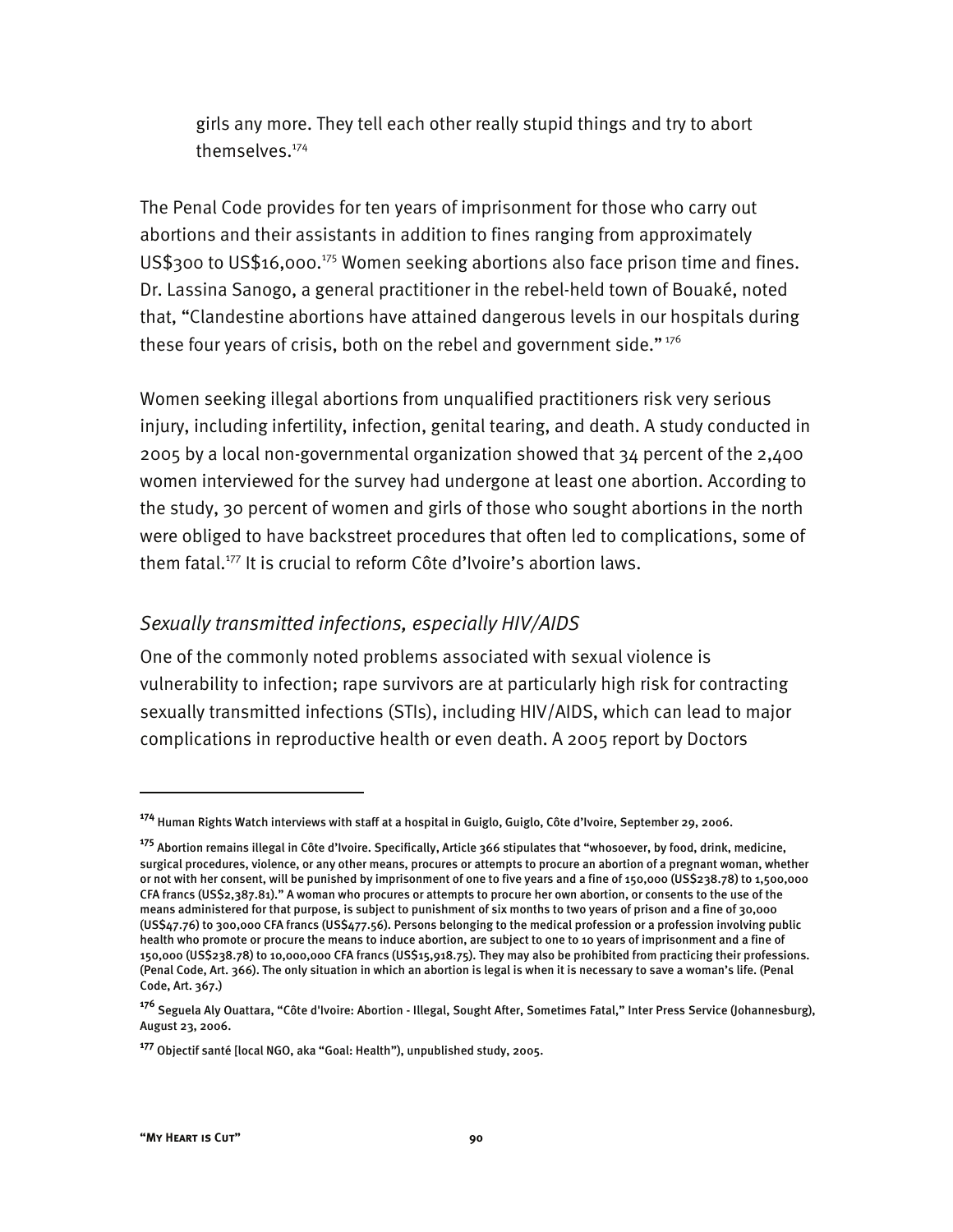girls any more. They tell each other really stupid things and try to abort themselves.[174]

The Penal Code provides for ten years of imprisonment for those who carry out abortions and their assistants in addition to fines ranging from approximately US$300 to US$16,000.[175] Women seeking abortions also face prison time and fines. Dr. Lassina Sanogo, a general practitioner in the rebel-held town of Bouaké, noted that, "Clandestine abortions have attained dangerous levels in our hospitals during these four years of crisis, both on the rebel and government side."[176]

Women seeking illegal abortions from unqualified practitioners risk very serious injury, including infertility, infection, genital tearing, and death. A study conducted in 2005 by a local non-governmental organization showed that 34 percent of the 2,400 women interviewed for the survey had undergone at least one abortion. According to the study, 30 percent of women and girls of those who sought abortions in the north were obliged to have backstreet procedures that often led to complications, some of them fatal.[177] It is crucial to reform Côte d'Ivoire's abortion laws.

### *Sexually transmitted infections, especially HIV/AIDS*

One of the commonly noted problems associated with sexual violence is vulnerability to infection; rape survivors are at particularly high risk for contracting sexually transmitted infections (STIs), including HIV/AIDS, which can lead to major complications in reproductive health or even death. A 2005 report by Doctors

---

[174] Human Rights Watch interviews with staff at a hospital in Guiglo, Guiglo, Côte d'Ivoire, September 29, 2006.

[175] Abortion remains illegal in Côte d'Ivoire. Specifically, Article 366 stipulates that "whosoever, by food, drink, medicine, surgical procedures, violence, or any other means, procures or attempts to procure an abortion of a pregnant woman, whether or not with her consent, will be punished by imprisonment of one to five years and a fine of 150,000 (US$238.78) to 1,500,000 CFA francs (US$2,387.81)." A woman who procures or attempts to procure her own abortion, or consents to the use of the means administered for that purpose, is subject to punishment of six months to two years of prison and a fine of 30,000 (US$47.76) to 300,000 CFA francs (US$477.56). Persons belonging to the medical profession or a profession involving public health who promote or procure the means to induce abortion, are subject to one to 10 years of imprisonment and a fine of 150,000 (US$238.78) to 10,000,000 CFA francs (US$15,918.75). They may also be prohibited from practicing their professions. (Penal Code, Art. 366). The only situation in which an abortion is legal is when it is necessary to save a woman's life. (Penal Code, Art. 367.)

[176] Seguela Aly Ouattara, "Côte d'Ivoire: Abortion - Illegal, Sought After, Sometimes Fatal," Inter Press Service (Johannesburg), August 23, 2006.

[177] Objectif santé [local NGO, aka "Goal: Health"), unpublished study, 2005.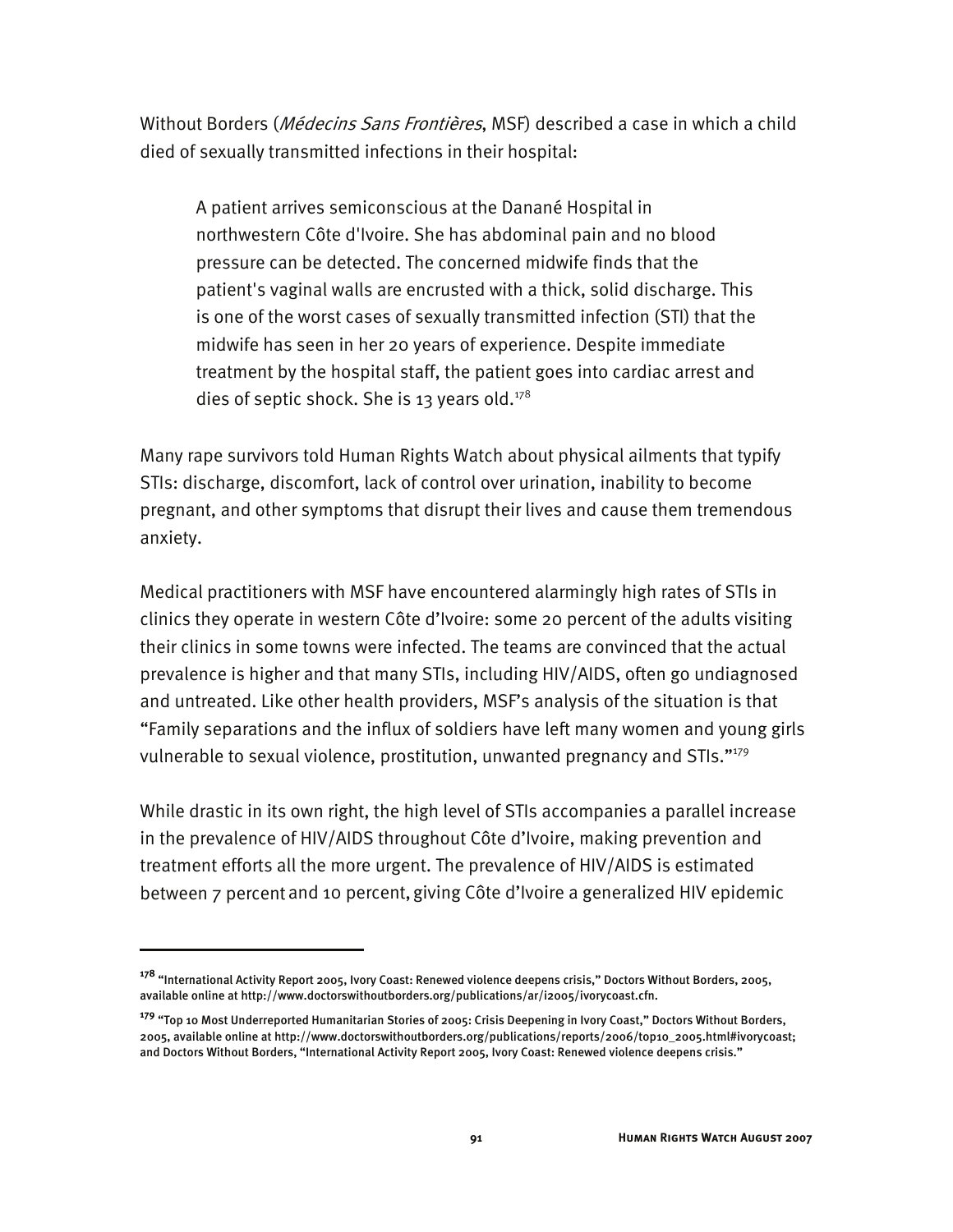Without Borders (*Médecins Sans Frontières*, MSF) described a case in which a child died of sexually transmitted infections in their hospital:

> A patient arrives semiconscious at the Danané Hospital in northwestern Côte d'Ivoire. She has abdominal pain and no blood pressure can be detected. The concerned midwife finds that the patient's vaginal walls are encrusted with a thick, solid discharge. This is one of the worst cases of sexually transmitted infection (STI) that the midwife has seen in her 20 years of experience. Despite immediate treatment by the hospital staff, the patient goes into cardiac arrest and dies of septic shock. She is 13 years old.[178]

Many rape survivors told Human Rights Watch about physical ailments that typify STIs: discharge, discomfort, lack of control over urination, inability to become pregnant, and other symptoms that disrupt their lives and cause them tremendous anxiety.

Medical practitioners with MSF have encountered alarmingly high rates of STIs in clinics they operate in western Côte d'Ivoire: some 20 percent of the adults visiting their clinics in some towns were infected. The teams are convinced that the actual prevalence is higher and that many STIs, including HIV/AIDS, often go undiagnosed and untreated. Like other health providers, MSF's analysis of the situation is that "Family separations and the influx of soldiers have left many women and young girls vulnerable to sexual violence, prostitution, unwanted pregnancy and STIs."[179]

While drastic in its own right, the high level of STIs accompanies a parallel increase in the prevalence of HIV/AIDS throughout Côte d'Ivoire, making prevention and treatment efforts all the more urgent. The prevalence of HIV/AIDS is estimated between 7 percent and 10 percent, giving Côte d'Ivoire a generalized HIV epidemic

---

[178] "International Activity Report 2005, Ivory Coast: Renewed violence deepens crisis," Doctors Without Borders, 2005, available online at http://www.doctorswithoutborders.org/publications/ar/i2005/ivorycoast.cfn.

[179] "Top 10 Most Underreported Humanitarian Stories of 2005: Crisis Deepening in Ivory Coast," Doctors Without Borders, 2005, available online at http://www.doctorswithoutborders.org/publications/reports/2006/top10_2005.html#ivorycoast; and Doctors Without Borders, "International Activity Report 2005, Ivory Coast: Renewed violence deepens crisis."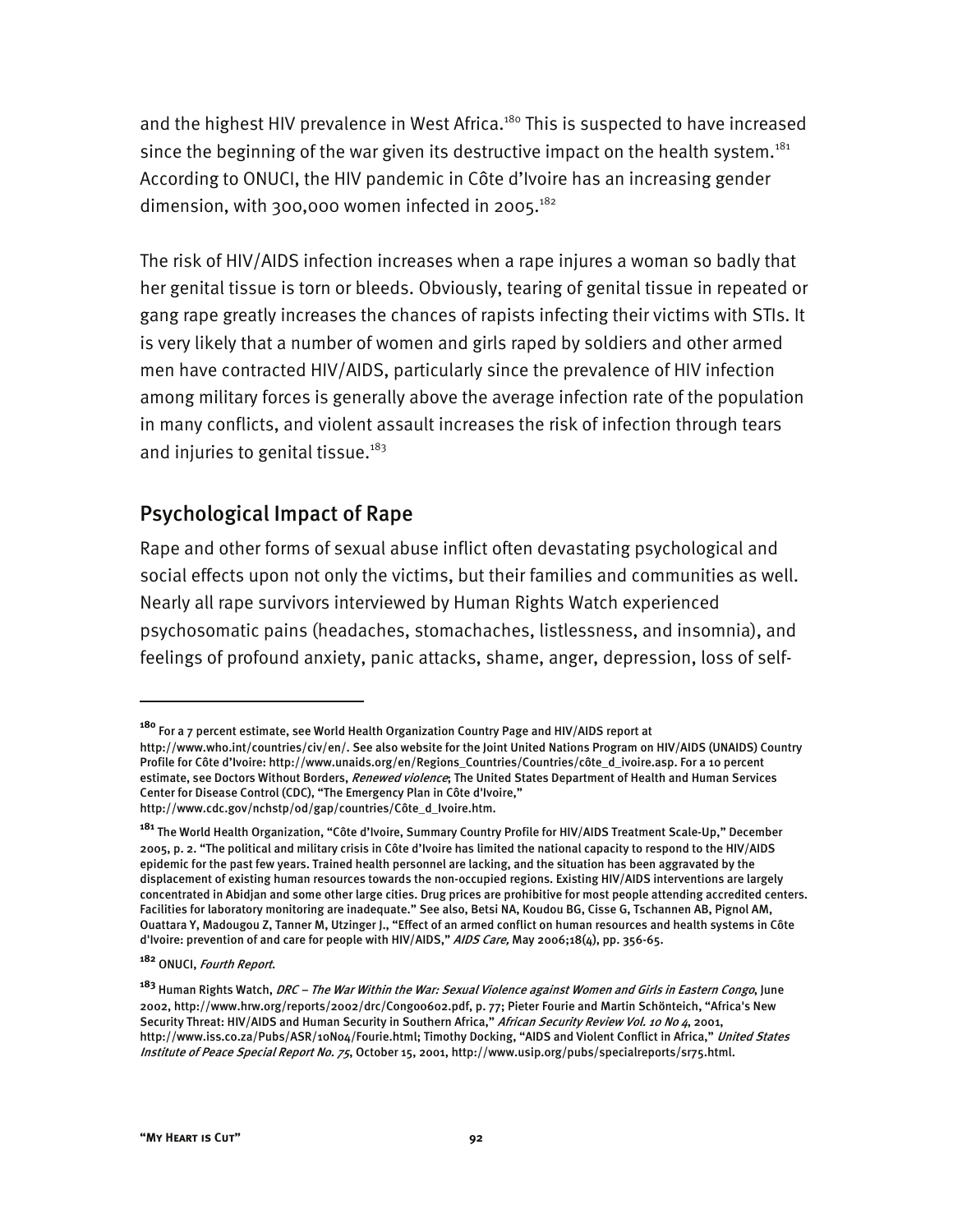and the highest HIV prevalence in West Africa.[180] This is suspected to have increased since the beginning of the war given its destructive impact on the health system.[181] According to ONUCI, the HIV pandemic in Côte d'Ivoire has an increasing gender dimension, with 300,000 women infected in 2005.[182]

The risk of HIV/AIDS infection increases when a rape injures a woman so badly that her genital tissue is torn or bleeds. Obviously, tearing of genital tissue in repeated or gang rape greatly increases the chances of rapists infecting their victims with STIs. It is very likely that a number of women and girls raped by soldiers and other armed men have contracted HIV/AIDS, particularly since the prevalence of HIV infection among military forces is generally above the average infection rate of the population in many conflicts, and violent assault increases the risk of infection through tears and injuries to genital tissue.[183]

## Psychological Impact of Rape

Rape and other forms of sexual abuse inflict often devastating psychological and social effects upon not only the victims, but their families and communities as well. Nearly all rape survivors interviewed by Human Rights Watch experienced psychosomatic pains (headaches, stomachaches, listlessness, and insomnia), and feelings of profound anxiety, panic attacks, shame, anger, depression, loss of self-

---

[180] For a 7 percent estimate, see World Health Organization Country Page and HIV/AIDS report at http://www.who.int/countries/civ/en/. See also website for the Joint United Nations Program on HIV/AIDS (UNAIDS) Country Profile for Côte d'Ivoire: http://www.unaids.org/en/Regions_Countries/Countries/côte_d_ivoire.asp. For a 10 percent estimate, see Doctors Without Borders, *Renewed violence*; The United States Department of Health and Human Services Center for Disease Control (CDC), "The Emergency Plan in Côte d'Ivoire," http://www.cdc.gov/nchstp/od/gap/countries/Côte_d_Ivoire.htm.

[181] The World Health Organization, "Côte d'Ivoire, Summary Country Profile for HIV/AIDS Treatment Scale-Up," December 2005, p. 2. "The political and military crisis in Côte d'Ivoire has limited the national capacity to respond to the HIV/AIDS epidemic for the past few years. Trained health personnel are lacking, and the situation has been aggravated by the displacement of existing human resources towards the non-occupied regions. Existing HIV/AIDS interventions are largely concentrated in Abidjan and some other large cities. Drug prices are prohibitive for most people attending accredited centers. Facilities for laboratory monitoring are inadequate." See also, Betsi NA, Koudou BG, Cisse G, Tschannen AB, Pignol AM, Ouattara Y, Madougou Z, Tanner M, Utzinger J., "Effect of an armed conflict on human resources and health systems in Côte d'Ivoire: prevention of and care for people with HIV/AIDS," *AIDS Care,* May 2006;18(4), pp. 356-65.

[182] ONUCI, *Fourth Report*.

[183] Human Rights Watch, *DRC – The War Within the War: Sexual Violence against Women and Girls in Eastern Congo*, June 2002, http://www.hrw.org/reports/2002/drc/Congo0602.pdf, p. 77; Pieter Fourie and Martin Schönteich, "Africa's New Security Threat: HIV/AIDS and Human Security in Southern Africa," *African Security Review Vol. 10 No 4*, 2001, http://www.iss.co.za/Pubs/ASR/10No4/Fourie.html; Timothy Docking, "AIDS and Violent Conflict in Africa," *United States Institute of Peace Special Report No. 75*, October 15, 2001, http://www.usip.org/pubs/specialreports/sr75.html.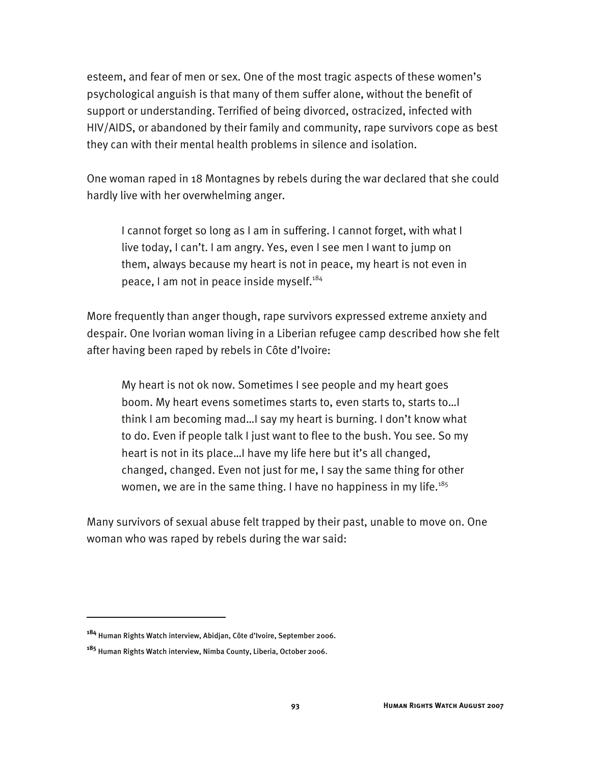esteem, and fear of men or sex. One of the most tragic aspects of these women's psychological anguish is that many of them suffer alone, without the benefit of support or understanding. Terrified of being divorced, ostracized, infected with HIV/AIDS, or abandoned by their family and community, rape survivors cope as best they can with their mental health problems in silence and isolation.

One woman raped in 18 Montagnes by rebels during the war declared that she could hardly live with her overwhelming anger.

> I cannot forget so long as I am in suffering. I cannot forget, with what I live today, I can't. I am angry. Yes, even I see men I want to jump on them, always because my heart is not in peace, my heart is not even in peace, I am not in peace inside myself.[184]

More frequently than anger though, rape survivors expressed extreme anxiety and despair. One Ivorian woman living in a Liberian refugee camp described how she felt after having been raped by rebels in Côte d'Ivoire:

> My heart is not ok now. Sometimes I see people and my heart goes boom. My heart evens sometimes starts to, even starts to, starts to…I think I am becoming mad…I say my heart is burning. I don't know what to do. Even if people talk I just want to flee to the bush. You see. So my heart is not in its place…I have my life here but it's all changed, changed, changed. Even not just for me, I say the same thing for other women, we are in the same thing. I have no happiness in my life.[185]

Many survivors of sexual abuse felt trapped by their past, unable to move on. One woman who was raped by rebels during the war said:

---

[184] Human Rights Watch interview, Abidjan, Côte d'Ivoire, September 2006.

[185] Human Rights Watch interview, Nimba County, Liberia, October 2006.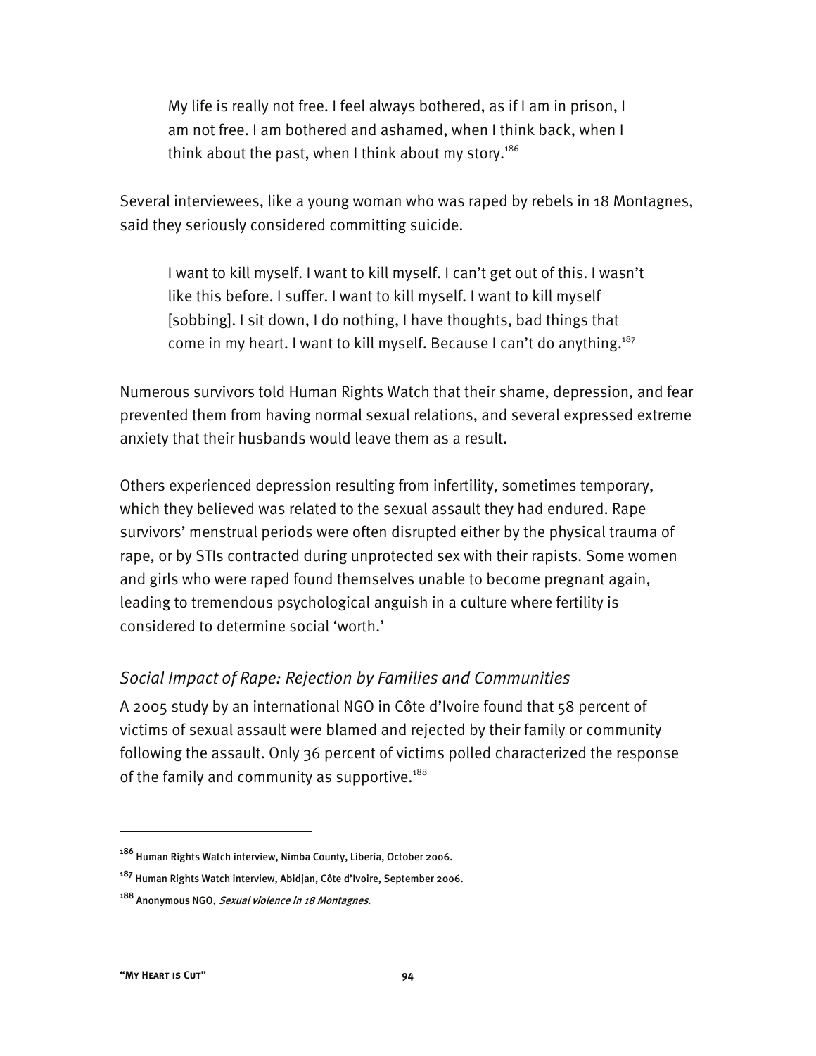> My life is really not free. I feel always bothered, as if I am in prison, I am not free. I am bothered and ashamed, when I think back, when I think about the past, when I think about my story.[186]

Several interviewees, like a young woman who was raped by rebels in 18 Montagnes, said they seriously considered committing suicide.

> I want to kill myself. I want to kill myself. I can't get out of this. I wasn't like this before. I suffer. I want to kill myself. I want to kill myself [sobbing]. I sit down, I do nothing, I have thoughts, bad things that come in my heart. I want to kill myself. Because I can't do anything.[187]

Numerous survivors told Human Rights Watch that their shame, depression, and fear prevented them from having normal sexual relations, and several expressed extreme anxiety that their husbands would leave them as a result.

Others experienced depression resulting from infertility, sometimes temporary, which they believed was related to the sexual assault they had endured. Rape survivors' menstrual periods were often disrupted either by the physical trauma of rape, or by STIs contracted during unprotected sex with their rapists. Some women and girls who were raped found themselves unable to become pregnant again, leading to tremendous psychological anguish in a culture where fertility is considered to determine social 'worth.'

### *Social Impact of Rape: Rejection by Families and Communities*

A 2005 study by an international NGO in Côte d'Ivoire found that 58 percent of victims of sexual assault were blamed and rejected by their family or community following the assault. Only 36 percent of victims polled characterized the response of the family and community as supportive.[188]

---

[186] Human Rights Watch interview, Nimba County, Liberia, October 2006.

[187] Human Rights Watch interview, Abidjan, Côte d'Ivoire, September 2006.

[188] Anonymous NGO, *Sexual violence in 18 Montagnes*.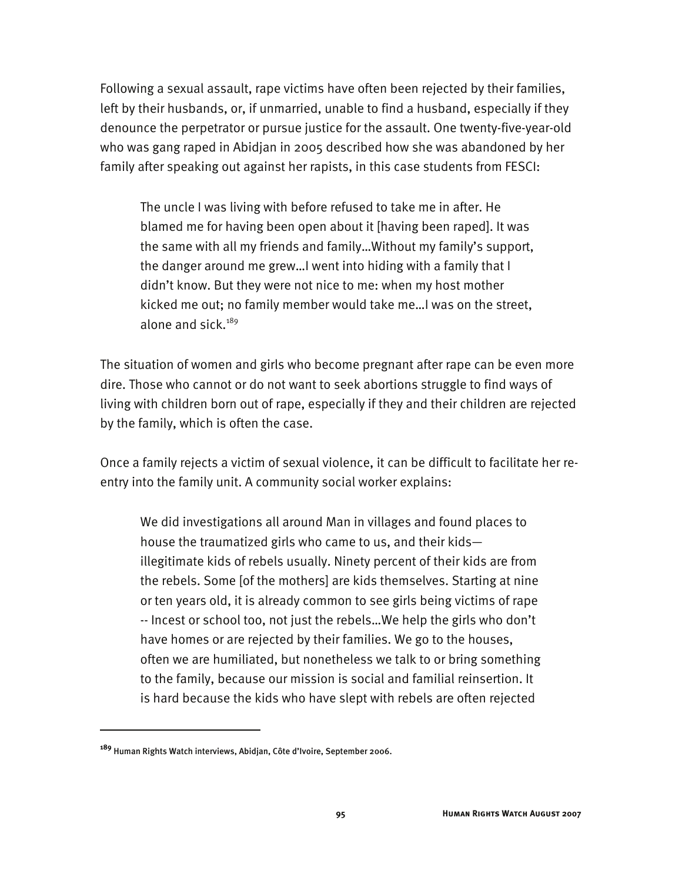Following a sexual assault, rape victims have often been rejected by their families, left by their husbands, or, if unmarried, unable to find a husband, especially if they denounce the perpetrator or pursue justice for the assault. One twenty-five-year-old who was gang raped in Abidjan in 2005 described how she was abandoned by her family after speaking out against her rapists, in this case students from FESCI:

> The uncle I was living with before refused to take me in after. He blamed me for having been open about it [having been raped]. It was the same with all my friends and family…Without my family's support, the danger around me grew…I went into hiding with a family that I didn't know. But they were not nice to me: when my host mother kicked me out; no family member would take me…I was on the street, alone and sick.[189]

The situation of women and girls who become pregnant after rape can be even more dire. Those who cannot or do not want to seek abortions struggle to find ways of living with children born out of rape, especially if they and their children are rejected by the family, which is often the case.

Once a family rejects a victim of sexual violence, it can be difficult to facilitate her re-entry into the family unit. A community social worker explains:

> We did investigations all around Man in villages and found places to house the traumatized girls who came to us, and their kids—illegitimate kids of rebels usually. Ninety percent of their kids are from the rebels. Some [of the mothers] are kids themselves. Starting at nine or ten years old, it is already common to see girls being victims of rape -- Incest or school too, not just the rebels…We help the girls who don't have homes or are rejected by their families. We go to the houses, often we are humiliated, but nonetheless we talk to or bring something to the family, because our mission is social and familial reinsertion. It is hard because the kids who have slept with rebels are often rejected

---

[189] Human Rights Watch interviews, Abidjan, Côte d'Ivoire, September 2006.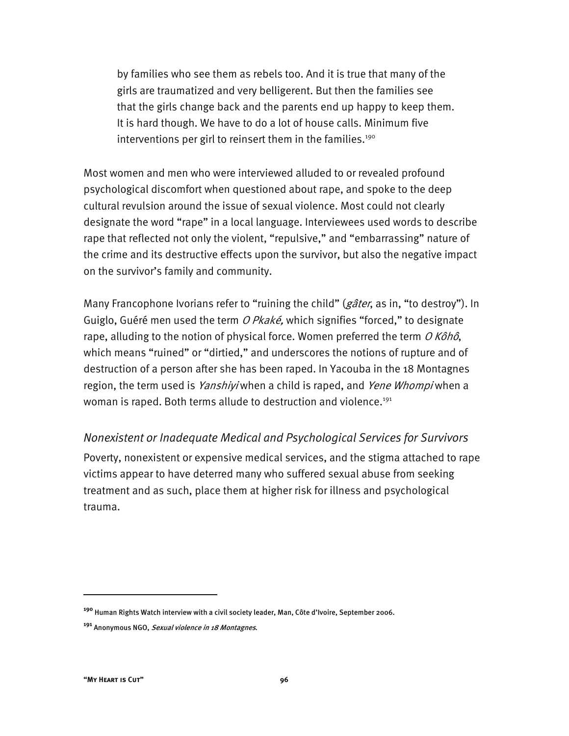> by families who see them as rebels too. And it is true that many of the girls are traumatized and very belligerent. But then the families see that the girls change back and the parents end up happy to keep them. It is hard though. We have to do a lot of house calls. Minimum five interventions per girl to reinsert them in the families.[190]

Most women and men who were interviewed alluded to or revealed profound psychological discomfort when questioned about rape, and spoke to the deep cultural revulsion around the issue of sexual violence. Most could not clearly designate the word "rape" in a local language. Interviewees used words to describe rape that reflected not only the violent, "repulsive," and "embarrassing" nature of the crime and its destructive effects upon the survivor, but also the negative impact on the survivor's family and community.

Many Francophone Ivorians refer to "ruining the child" (*gâter*, as in, "to destroy"). In Guiglo, Guéré men used the term *O Pkaké,* which signifies "forced," to designate rape, alluding to the notion of physical force. Women preferred the term *O Kôhô*, which means "ruined" or "dirtied," and underscores the notions of rupture and of destruction of a person after she has been raped. In Yacouba in the 18 Montagnes region, the term used is *Yanshiyi* when a child is raped, and *Yene Whompi* when a woman is raped. Both terms allude to destruction and violence.[191]

### *Nonexistent or Inadequate Medical and Psychological Services for Survivors*

Poverty, nonexistent or expensive medical services, and the stigma attached to rape victims appear to have deterred many who suffered sexual abuse from seeking treatment and as such, place them at higher risk for illness and psychological trauma.

---

[190] Human Rights Watch interview with a civil society leader, Man, Côte d'Ivoire, September 2006.

[191] Anonymous NGO, *Sexual violence in 18 Montagnes*.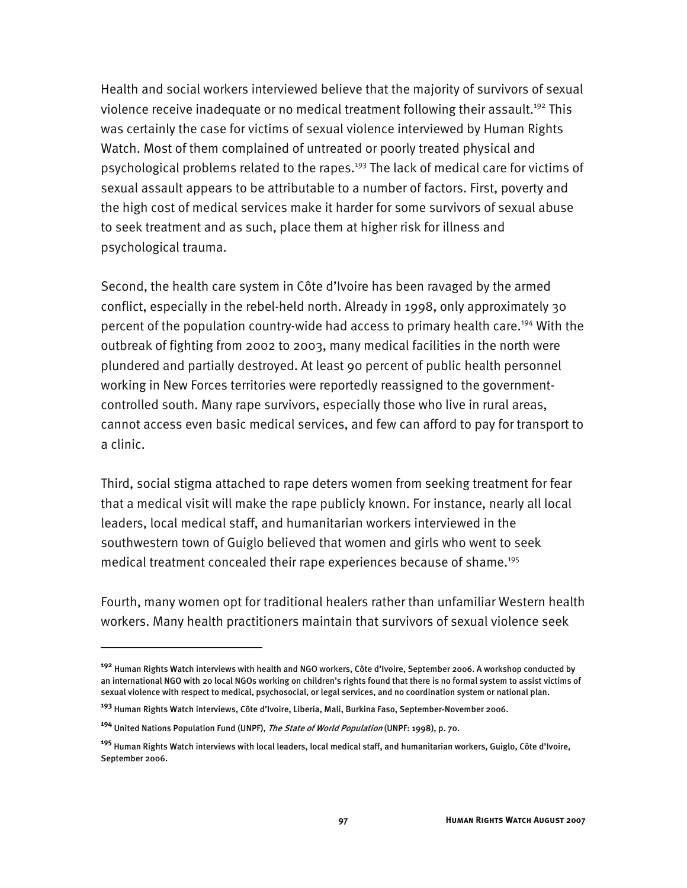Health and social workers interviewed believe that the majority of survivors of sexual violence receive inadequate or no medical treatment following their assault.[192] This was certainly the case for victims of sexual violence interviewed by Human Rights Watch. Most of them complained of untreated or poorly treated physical and psychological problems related to the rapes.[193] The lack of medical care for victims of sexual assault appears to be attributable to a number of factors. First, poverty and the high cost of medical services make it harder for some survivors of sexual abuse to seek treatment and as such, place them at higher risk for illness and psychological trauma.

Second, the health care system in Côte d'Ivoire has been ravaged by the armed conflict, especially in the rebel-held north. Already in 1998, only approximately 30 percent of the population country-wide had access to primary health care.[194] With the outbreak of fighting from 2002 to 2003, many medical facilities in the north were plundered and partially destroyed. At least 90 percent of public health personnel working in New Forces territories were reportedly reassigned to the government-controlled south. Many rape survivors, especially those who live in rural areas, cannot access even basic medical services, and few can afford to pay for transport to a clinic.

Third, social stigma attached to rape deters women from seeking treatment for fear that a medical visit will make the rape publicly known. For instance, nearly all local leaders, local medical staff, and humanitarian workers interviewed in the southwestern town of Guiglo believed that women and girls who went to seek medical treatment concealed their rape experiences because of shame.[195]

Fourth, many women opt for traditional healers rather than unfamiliar Western health workers. Many health practitioners maintain that survivors of sexual violence seek

---

[192] Human Rights Watch interviews with health and NGO workers, Côte d'Ivoire, September 2006. A workshop conducted by an international NGO with 20 local NGOs working on children's rights found that there is no formal system to assist victims of sexual violence with respect to medical, psychosocial, or legal services, and no coordination system or national plan.

[193] Human Rights Watch interviews, Côte d'Ivoire, Liberia, Mali, Burkina Faso, September-November 2006.

[194] United Nations Population Fund (UNPF), *The State of World Population* (UNPF: 1998), p. 70.

[195] Human Rights Watch interviews with local leaders, local medical staff, and humanitarian workers, Guiglo, Côte d'Ivoire, September 2006.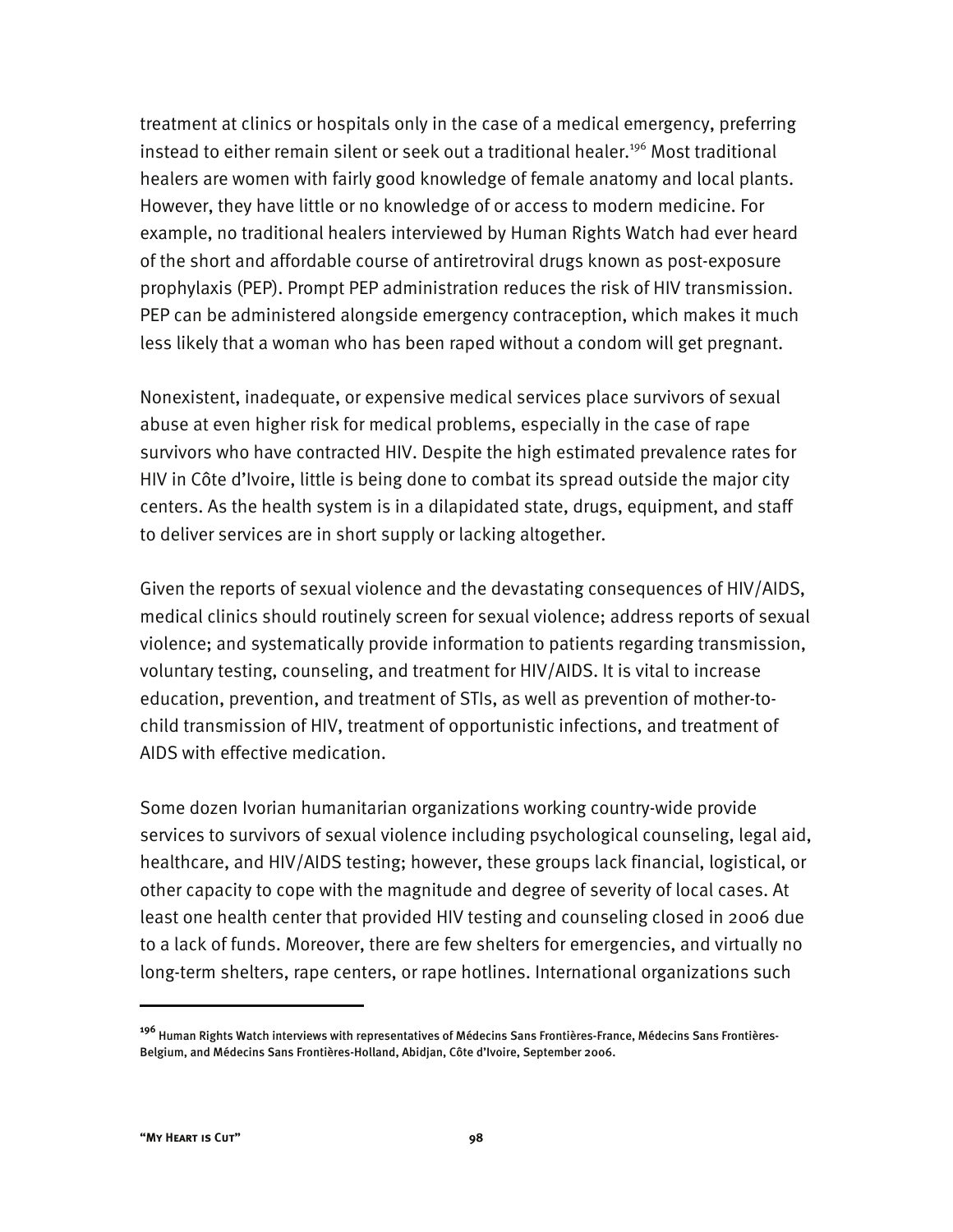treatment at clinics or hospitals only in the case of a medical emergency, preferring instead to either remain silent or seek out a traditional healer.[196] Most traditional healers are women with fairly good knowledge of female anatomy and local plants. However, they have little or no knowledge of or access to modern medicine. For example, no traditional healers interviewed by Human Rights Watch had ever heard of the short and affordable course of antiretroviral drugs known as post-exposure prophylaxis (PEP). Prompt PEP administration reduces the risk of HIV transmission. PEP can be administered alongside emergency contraception, which makes it much less likely that a woman who has been raped without a condom will get pregnant.

Nonexistent, inadequate, or expensive medical services place survivors of sexual abuse at even higher risk for medical problems, especially in the case of rape survivors who have contracted HIV. Despite the high estimated prevalence rates for HIV in Côte d'Ivoire, little is being done to combat its spread outside the major city centers. As the health system is in a dilapidated state, drugs, equipment, and staff to deliver services are in short supply or lacking altogether.

Given the reports of sexual violence and the devastating consequences of HIV/AIDS, medical clinics should routinely screen for sexual violence; address reports of sexual violence; and systematically provide information to patients regarding transmission, voluntary testing, counseling, and treatment for HIV/AIDS. It is vital to increase education, prevention, and treatment of STIs, as well as prevention of mother-to-child transmission of HIV, treatment of opportunistic infections, and treatment of AIDS with effective medication.

Some dozen Ivorian humanitarian organizations working country-wide provide services to survivors of sexual violence including psychological counseling, legal aid, healthcare, and HIV/AIDS testing; however, these groups lack financial, logistical, or other capacity to cope with the magnitude and degree of severity of local cases. At least one health center that provided HIV testing and counseling closed in 2006 due to a lack of funds. Moreover, there are few shelters for emergencies, and virtually no long-term shelters, rape centers, or rape hotlines. International organizations such

---

[196] Human Rights Watch interviews with representatives of Médecins Sans Frontières-France, Médecins Sans Frontières-Belgium, and Médecins Sans Frontières-Holland, Abidjan, Côte d'Ivoire, September 2006.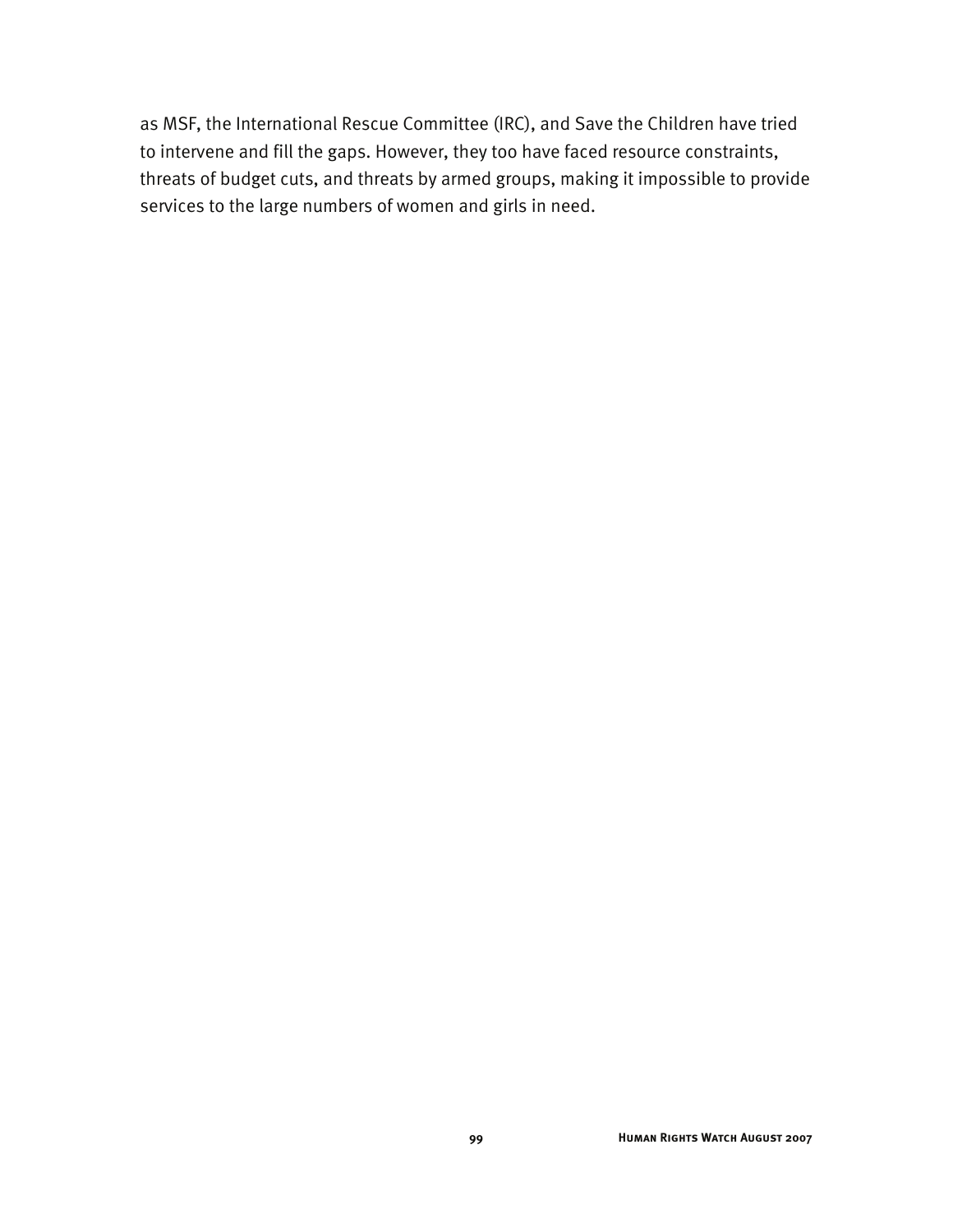as MSF, the International Rescue Committee (IRC), and Save the Children have tried to intervene and fill the gaps. However, they too have faced resource constraints, threats of budget cuts, and threats by armed groups, making it impossible to provide services to the large numbers of women and girls in need.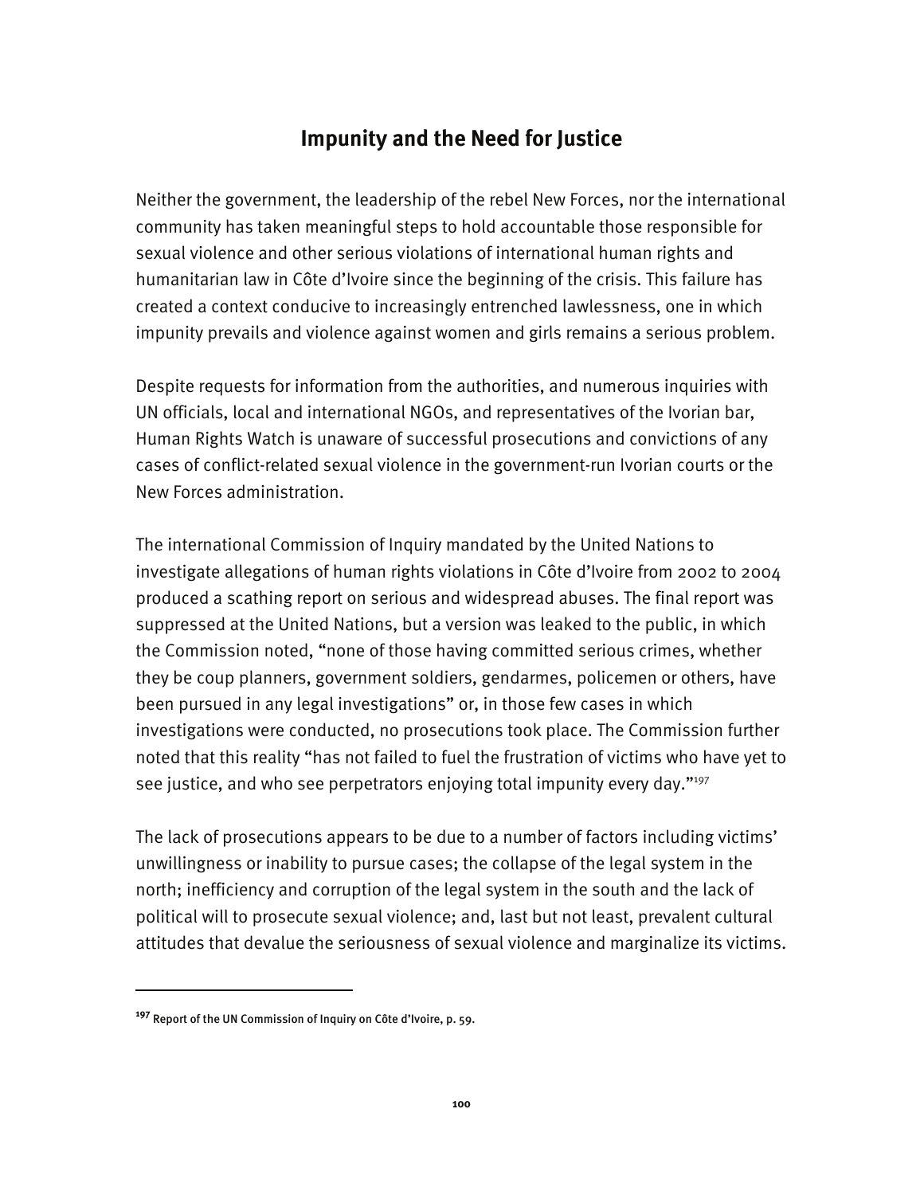## Impunity and the Need for Justice

Neither the government, the leadership of the rebel New Forces, nor the international community has taken meaningful steps to hold accountable those responsible for sexual violence and other serious violations of international human rights and humanitarian law in Côte d'Ivoire since the beginning of the crisis. This failure has created a context conducive to increasingly entrenched lawlessness, one in which impunity prevails and violence against women and girls remains a serious problem.

Despite requests for information from the authorities, and numerous inquiries with UN officials, local and international NGOs, and representatives of the Ivorian bar, Human Rights Watch is unaware of successful prosecutions and convictions of any cases of conflict-related sexual violence in the government-run Ivorian courts or the New Forces administration.

The international Commission of Inquiry mandated by the United Nations to investigate allegations of human rights violations in Côte d'Ivoire from 2002 to 2004 produced a scathing report on serious and widespread abuses. The final report was suppressed at the United Nations, but a version was leaked to the public, in which the Commission noted, "none of those having committed serious crimes, whether they be coup planners, government soldiers, gendarmes, policemen or others, have been pursued in any legal investigations" or, in those few cases in which investigations were conducted, no prosecutions took place. The Commission further noted that this reality "has not failed to fuel the frustration of victims who have yet to see justice, and who see perpetrators enjoying total impunity every day."[197]

The lack of prosecutions appears to be due to a number of factors including victims' unwillingness or inability to pursue cases; the collapse of the legal system in the north; inefficiency and corruption of the legal system in the south and the lack of political will to prosecute sexual violence; and, last but not least, prevalent cultural attitudes that devalue the seriousness of sexual violence and marginalize its victims.

---

[197] Report of the UN Commission of Inquiry on Côte d'Ivoire, p. 59.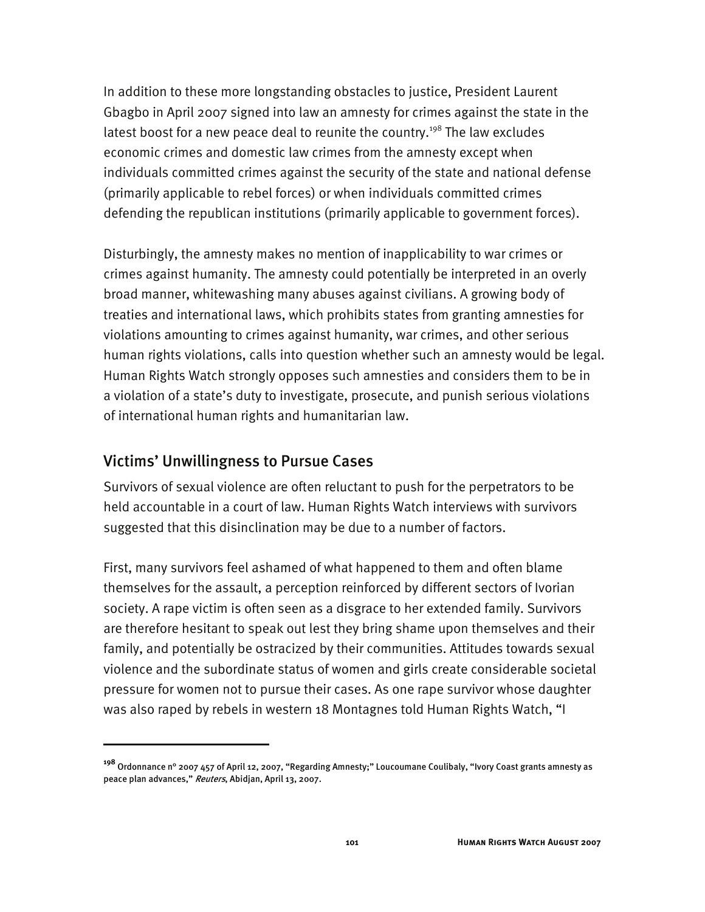In addition to these more longstanding obstacles to justice, President Laurent Gbagbo in April 2007 signed into law an amnesty for crimes against the state in the latest boost for a new peace deal to reunite the country.[198] The law excludes economic crimes and domestic law crimes from the amnesty except when individuals committed crimes against the security of the state and national defense (primarily applicable to rebel forces) or when individuals committed crimes defending the republican institutions (primarily applicable to government forces).

Disturbingly, the amnesty makes no mention of inapplicability to war crimes or crimes against humanity. The amnesty could potentially be interpreted in an overly broad manner, whitewashing many abuses against civilians. A growing body of treaties and international laws, which prohibits states from granting amnesties for violations amounting to crimes against humanity, war crimes, and other serious human rights violations, calls into question whether such an amnesty would be legal. Human Rights Watch strongly opposes such amnesties and considers them to be in a violation of a state's duty to investigate, prosecute, and punish serious violations of international human rights and humanitarian law.

## Victims' Unwillingness to Pursue Cases

Survivors of sexual violence are often reluctant to push for the perpetrators to be held accountable in a court of law. Human Rights Watch interviews with survivors suggested that this disinclination may be due to a number of factors.

First, many survivors feel ashamed of what happened to them and often blame themselves for the assault, a perception reinforced by different sectors of Ivorian society. A rape victim is often seen as a disgrace to her extended family. Survivors are therefore hesitant to speak out lest they bring shame upon themselves and their family, and potentially be ostracized by their communities. Attitudes towards sexual violence and the subordinate status of women and girls create considerable societal pressure for women not to pursue their cases. As one rape survivor whose daughter was also raped by rebels in western 18 Montagnes told Human Rights Watch, "I

---

[198] Ordonnance nº 2007 457 of April 12, 2007, "Regarding Amnesty;" Loucoumane Coulibaly, "Ivory Coast grants amnesty as peace plan advances," *Reuters*, Abidjan, April 13, 2007.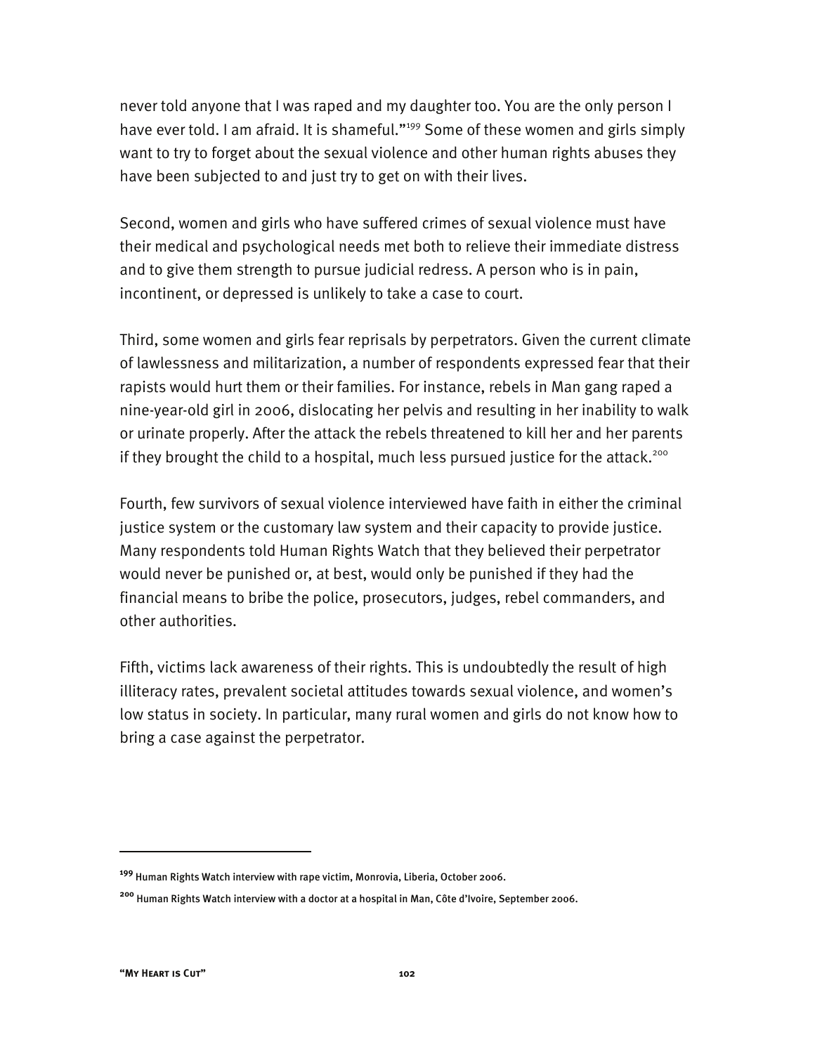never told anyone that I was raped and my daughter too. You are the only person I have ever told. I am afraid. It is shameful."[199] Some of these women and girls simply want to try to forget about the sexual violence and other human rights abuses they have been subjected to and just try to get on with their lives.

Second, women and girls who have suffered crimes of sexual violence must have their medical and psychological needs met both to relieve their immediate distress and to give them strength to pursue judicial redress. A person who is in pain, incontinent, or depressed is unlikely to take a case to court.

Third, some women and girls fear reprisals by perpetrators. Given the current climate of lawlessness and militarization, a number of respondents expressed fear that their rapists would hurt them or their families. For instance, rebels in Man gang raped a nine-year-old girl in 2006, dislocating her pelvis and resulting in her inability to walk or urinate properly. After the attack the rebels threatened to kill her and her parents if they brought the child to a hospital, much less pursued justice for the attack.[200]

Fourth, few survivors of sexual violence interviewed have faith in either the criminal justice system or the customary law system and their capacity to provide justice. Many respondents told Human Rights Watch that they believed their perpetrator would never be punished or, at best, would only be punished if they had the financial means to bribe the police, prosecutors, judges, rebel commanders, and other authorities.

Fifth, victims lack awareness of their rights. This is undoubtedly the result of high illiteracy rates, prevalent societal attitudes towards sexual violence, and women's low status in society. In particular, many rural women and girls do not know how to bring a case against the perpetrator.

---

[199] Human Rights Watch interview with rape victim, Monrovia, Liberia, October 2006.

[200] Human Rights Watch interview with a doctor at a hospital in Man, Côte d'Ivoire, September 2006.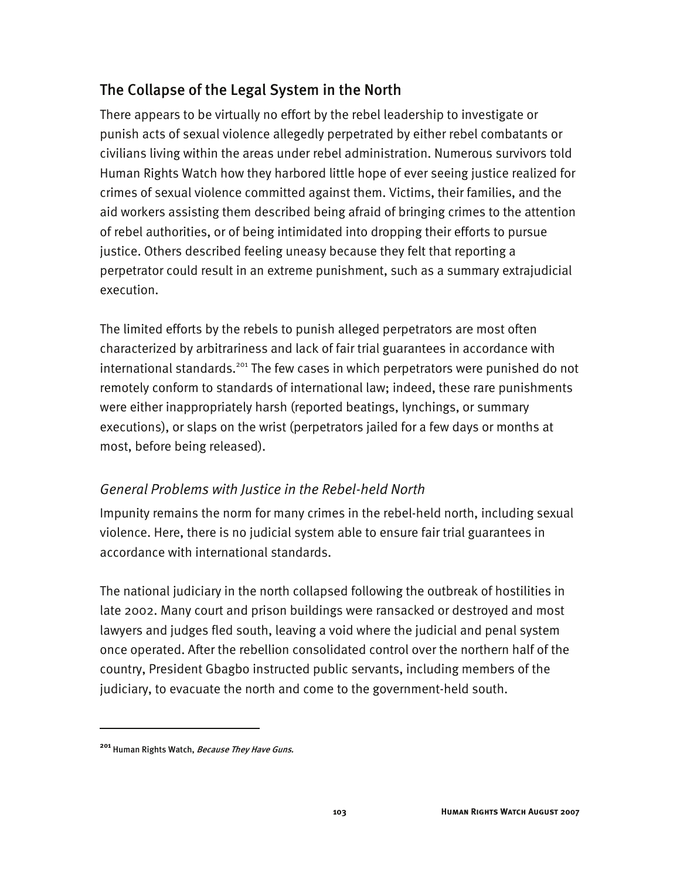## The Collapse of the Legal System in the North

There appears to be virtually no effort by the rebel leadership to investigate or punish acts of sexual violence allegedly perpetrated by either rebel combatants or civilians living within the areas under rebel administration. Numerous survivors told Human Rights Watch how they harbored little hope of ever seeing justice realized for crimes of sexual violence committed against them. Victims, their families, and the aid workers assisting them described being afraid of bringing crimes to the attention of rebel authorities, or of being intimidated into dropping their efforts to pursue justice. Others described feeling uneasy because they felt that reporting a perpetrator could result in an extreme punishment, such as a summary extrajudicial execution.

The limited efforts by the rebels to punish alleged perpetrators are most often characterized by arbitrariness and lack of fair trial guarantees in accordance with international standards.[201] The few cases in which perpetrators were punished do not remotely conform to standards of international law; indeed, these rare punishments were either inappropriately harsh (reported beatings, lynchings, or summary executions), or slaps on the wrist (perpetrators jailed for a few days or months at most, before being released).

### *General Problems with Justice in the Rebel-held North*

Impunity remains the norm for many crimes in the rebel-held north, including sexual violence. Here, there is no judicial system able to ensure fair trial guarantees in accordance with international standards.

The national judiciary in the north collapsed following the outbreak of hostilities in late 2002. Many court and prison buildings were ransacked or destroyed and most lawyers and judges fled south, leaving a void where the judicial and penal system once operated. After the rebellion consolidated control over the northern half of the country, President Gbagbo instructed public servants, including members of the judiciary, to evacuate the north and come to the government-held south.

---

[201] Human Rights Watch, *Because They Have Guns.*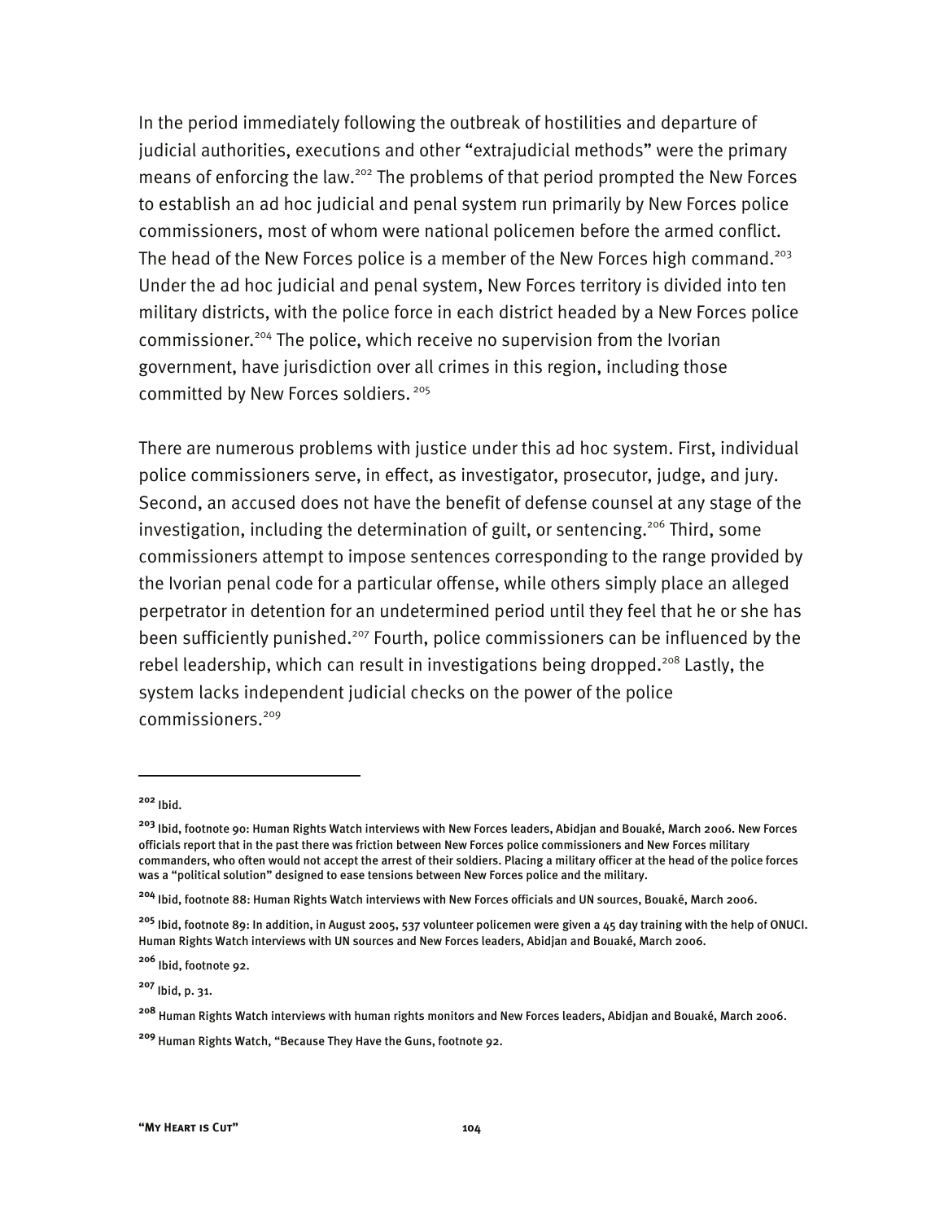In the period immediately following the outbreak of hostilities and departure of judicial authorities, executions and other "extrajudicial methods" were the primary means of enforcing the law.[202] The problems of that period prompted the New Forces to establish an ad hoc judicial and penal system run primarily by New Forces police commissioners, most of whom were national policemen before the armed conflict. The head of the New Forces police is a member of the New Forces high command.[203] Under the ad hoc judicial and penal system, New Forces territory is divided into ten military districts, with the police force in each district headed by a New Forces police commissioner.[204] The police, which receive no supervision from the Ivorian government, have jurisdiction over all crimes in this region, including those committed by New Forces soldiers.[205]

There are numerous problems with justice under this ad hoc system. First, individual police commissioners serve, in effect, as investigator, prosecutor, judge, and jury. Second, an accused does not have the benefit of defense counsel at any stage of the investigation, including the determination of guilt, or sentencing.[206] Third, some commissioners attempt to impose sentences corresponding to the range provided by the Ivorian penal code for a particular offense, while others simply place an alleged perpetrator in detention for an undetermined period until they feel that he or she has been sufficiently punished.[207] Fourth, police commissioners can be influenced by the rebel leadership, which can result in investigations being dropped.[208] Lastly, the system lacks independent judicial checks on the power of the police commissioners.[209]

---

[202] Ibid.

[203] Ibid, footnote 90: Human Rights Watch interviews with New Forces leaders, Abidjan and Bouaké, March 2006. New Forces officials report that in the past there was friction between New Forces police commissioners and New Forces military commanders, who often would not accept the arrest of their soldiers. Placing a military officer at the head of the police forces was a "political solution" designed to ease tensions between New Forces police and the military.

[204] Ibid, footnote 88: Human Rights Watch interviews with New Forces officials and UN sources, Bouaké, March 2006.

[205] Ibid, footnote 89: In addition, in August 2005, 537 volunteer policemen were given a 45 day training with the help of ONUCI. Human Rights Watch interviews with UN sources and New Forces leaders, Abidjan and Bouaké, March 2006.

[206] Ibid, footnote 92.

[207] Ibid, p. 31.

[208] Human Rights Watch interviews with human rights monitors and New Forces leaders, Abidjan and Bouaké, March 2006.

[209] Human Rights Watch, "Because They Have the Guns, footnote 92.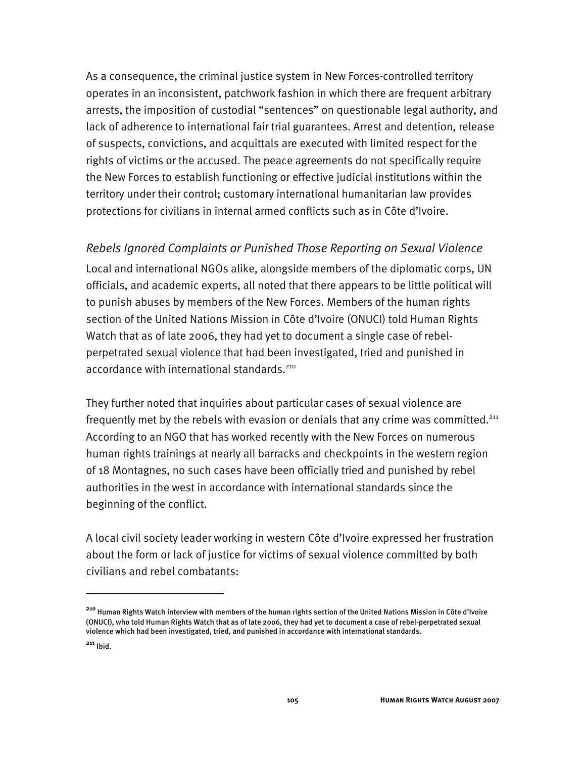As a consequence, the criminal justice system in New Forces-controlled territory operates in an inconsistent, patchwork fashion in which there are frequent arbitrary arrests, the imposition of custodial "sentences" on questionable legal authority, and lack of adherence to international fair trial guarantees. Arrest and detention, release of suspects, convictions, and acquittals are executed with limited respect for the rights of victims or the accused. The peace agreements do not specifically require the New Forces to establish functioning or effective judicial institutions within the territory under their control; customary international humanitarian law provides protections for civilians in internal armed conflicts such as in Côte d'Ivoire.

### *Rebels Ignored Complaints or Punished Those Reporting on Sexual Violence*

Local and international NGOs alike, alongside members of the diplomatic corps, UN officials, and academic experts, all noted that there appears to be little political will to punish abuses by members of the New Forces. Members of the human rights section of the United Nations Mission in Côte d'Ivoire (ONUCI) told Human Rights Watch that as of late 2006, they had yet to document a single case of rebel-perpetrated sexual violence that had been investigated, tried and punished in accordance with international standards.[210]

They further noted that inquiries about particular cases of sexual violence are frequently met by the rebels with evasion or denials that any crime was committed.[211] According to an NGO that has worked recently with the New Forces on numerous human rights trainings at nearly all barracks and checkpoints in the western region of 18 Montagnes, no such cases have been officially tried and punished by rebel authorities in the west in accordance with international standards since the beginning of the conflict.

A local civil society leader working in western Côte d'Ivoire expressed her frustration about the form or lack of justice for victims of sexual violence committed by both civilians and rebel combatants:

---

[210] Human Rights Watch interview with members of the human rights section of the United Nations Mission in Côte d'Ivoire (ONUCI), who told Human Rights Watch that as of late 2006, they had yet to document a case of rebel-perpetrated sexual violence which had been investigated, tried, and punished in accordance with international standards.

[211] Ibid.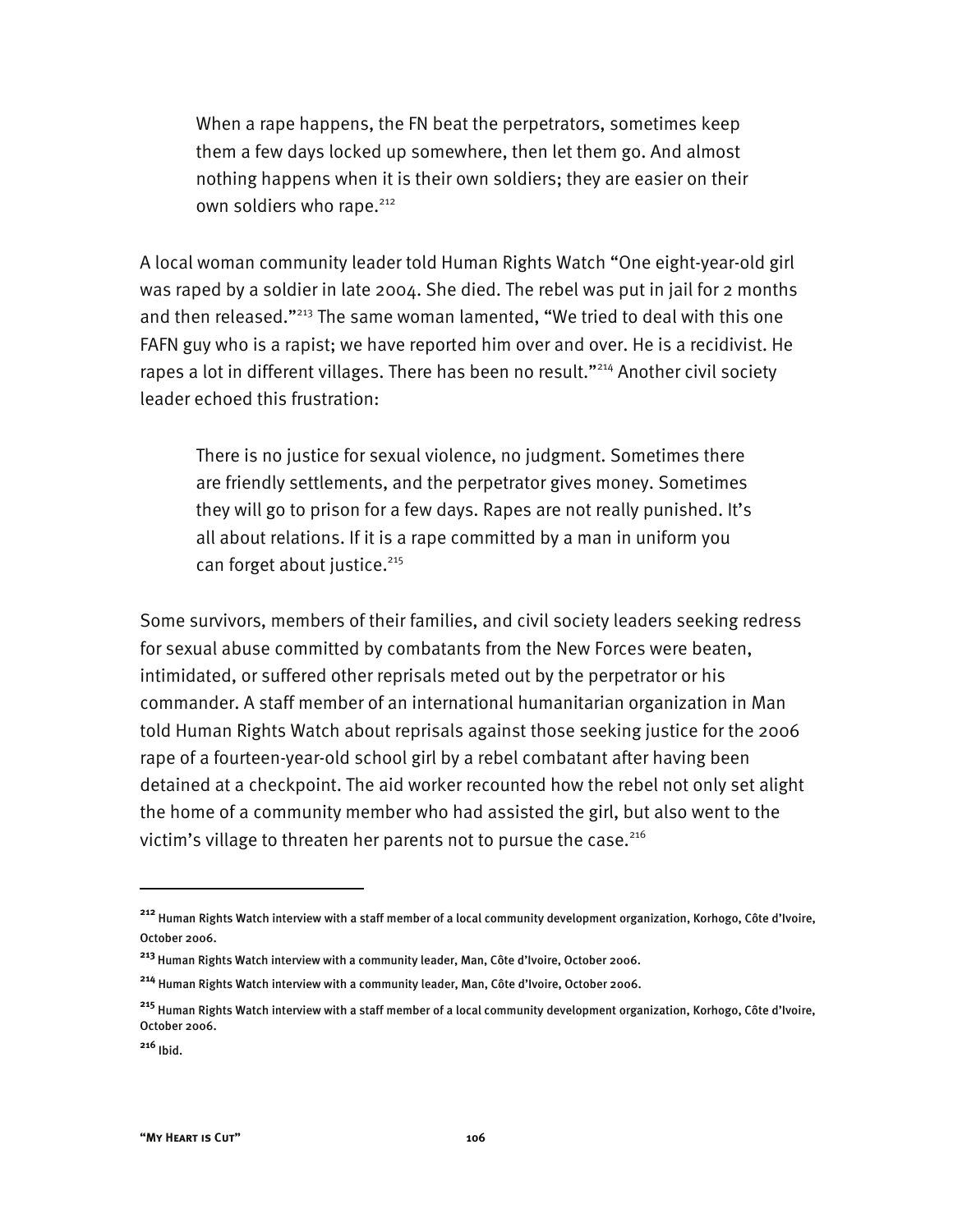> When a rape happens, the FN beat the perpetrators, sometimes keep them a few days locked up somewhere, then let them go. And almost nothing happens when it is their own soldiers; they are easier on their own soldiers who rape.[212]

A local woman community leader told Human Rights Watch "One eight-year-old girl was raped by a soldier in late 2004. She died. The rebel was put in jail for 2 months and then released."[213] The same woman lamented, "We tried to deal with this one FAFN guy who is a rapist; we have reported him over and over. He is a recidivist. He rapes a lot in different villages. There has been no result."[214] Another civil society leader echoed this frustration:

> There is no justice for sexual violence, no judgment. Sometimes there are friendly settlements, and the perpetrator gives money. Sometimes they will go to prison for a few days. Rapes are not really punished. It's all about relations. If it is a rape committed by a man in uniform you can forget about justice.[215]

Some survivors, members of their families, and civil society leaders seeking redress for sexual abuse committed by combatants from the New Forces were beaten, intimidated, or suffered other reprisals meted out by the perpetrator or his commander. A staff member of an international humanitarian organization in Man told Human Rights Watch about reprisals against those seeking justice for the 2006 rape of a fourteen-year-old school girl by a rebel combatant after having been detained at a checkpoint. The aid worker recounted how the rebel not only set alight the home of a community member who had assisted the girl, but also went to the victim's village to threaten her parents not to pursue the case.[216]

---

[212] Human Rights Watch interview with a staff member of a local community development organization, Korhogo, Côte d'Ivoire, October 2006.

[213] Human Rights Watch interview with a community leader, Man, Côte d'Ivoire, October 2006.

[214] Human Rights Watch interview with a community leader, Man, Côte d'Ivoire, October 2006.

[215] Human Rights Watch interview with a staff member of a local community development organization, Korhogo, Côte d'Ivoire, October 2006.

[216] Ibid.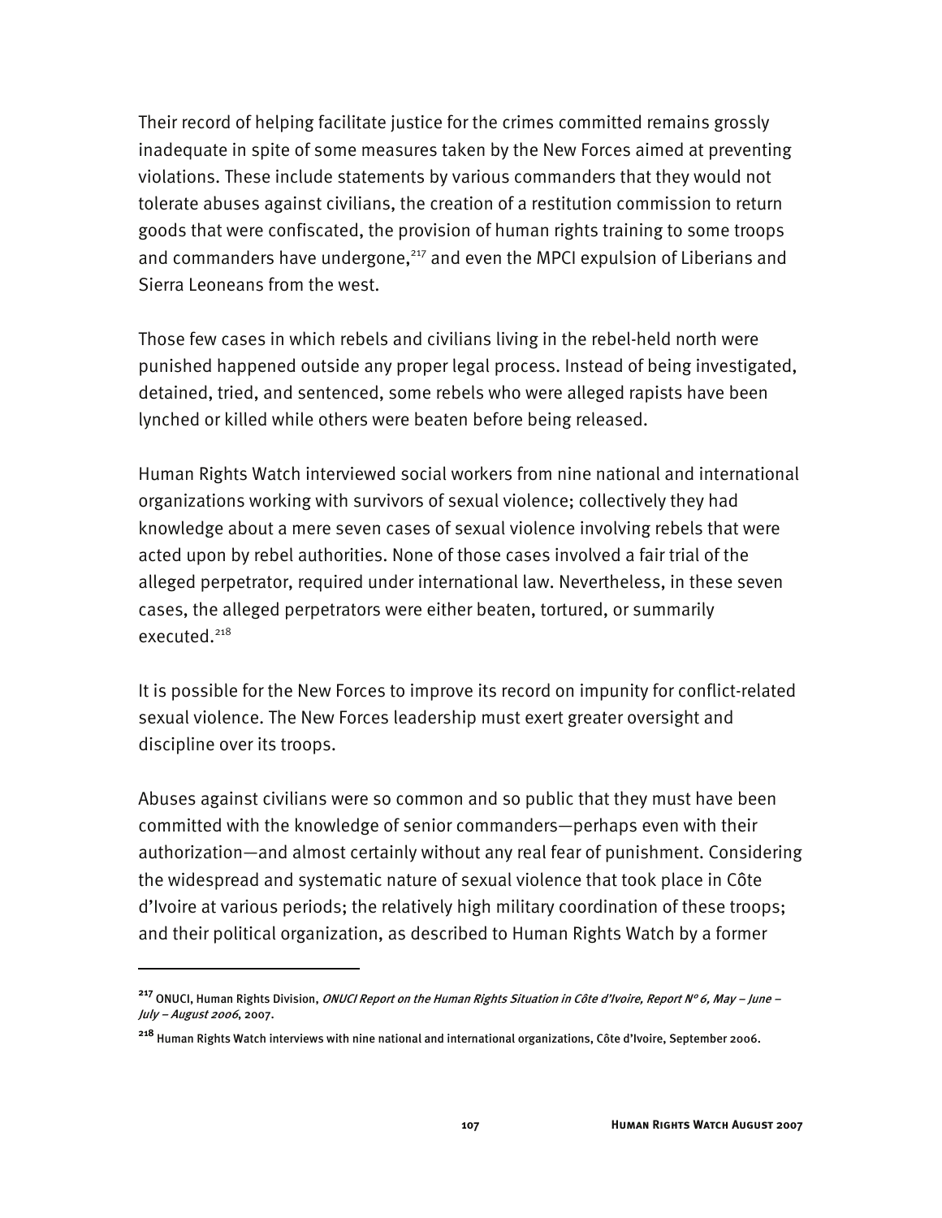Their record of helping facilitate justice for the crimes committed remains grossly inadequate in spite of some measures taken by the New Forces aimed at preventing violations. These include statements by various commanders that they would not tolerate abuses against civilians, the creation of a restitution commission to return goods that were confiscated, the provision of human rights training to some troops and commanders have undergone,[217] and even the MPCI expulsion of Liberians and Sierra Leoneans from the west.

Those few cases in which rebels and civilians living in the rebel-held north were punished happened outside any proper legal process. Instead of being investigated, detained, tried, and sentenced, some rebels who were alleged rapists have been lynched or killed while others were beaten before being released.

Human Rights Watch interviewed social workers from nine national and international organizations working with survivors of sexual violence; collectively they had knowledge about a mere seven cases of sexual violence involving rebels that were acted upon by rebel authorities. None of those cases involved a fair trial of the alleged perpetrator, required under international law. Nevertheless, in these seven cases, the alleged perpetrators were either beaten, tortured, or summarily executed.[218]

It is possible for the New Forces to improve its record on impunity for conflict-related sexual violence. The New Forces leadership must exert greater oversight and discipline over its troops.

Abuses against civilians were so common and so public that they must have been committed with the knowledge of senior commanders—perhaps even with their authorization—and almost certainly without any real fear of punishment. Considering the widespread and systematic nature of sexual violence that took place in Côte d'Ivoire at various periods; the relatively high military coordination of these troops; and their political organization, as described to Human Rights Watch by a former

---

[217] ONUCI, Human Rights Division, *ONUCI Report on the Human Rights Situation in Côte d'Ivoire, Report Nº 6, May – June – July – August 2006*, 2007.

[218] Human Rights Watch interviews with nine national and international organizations, Côte d'Ivoire, September 2006.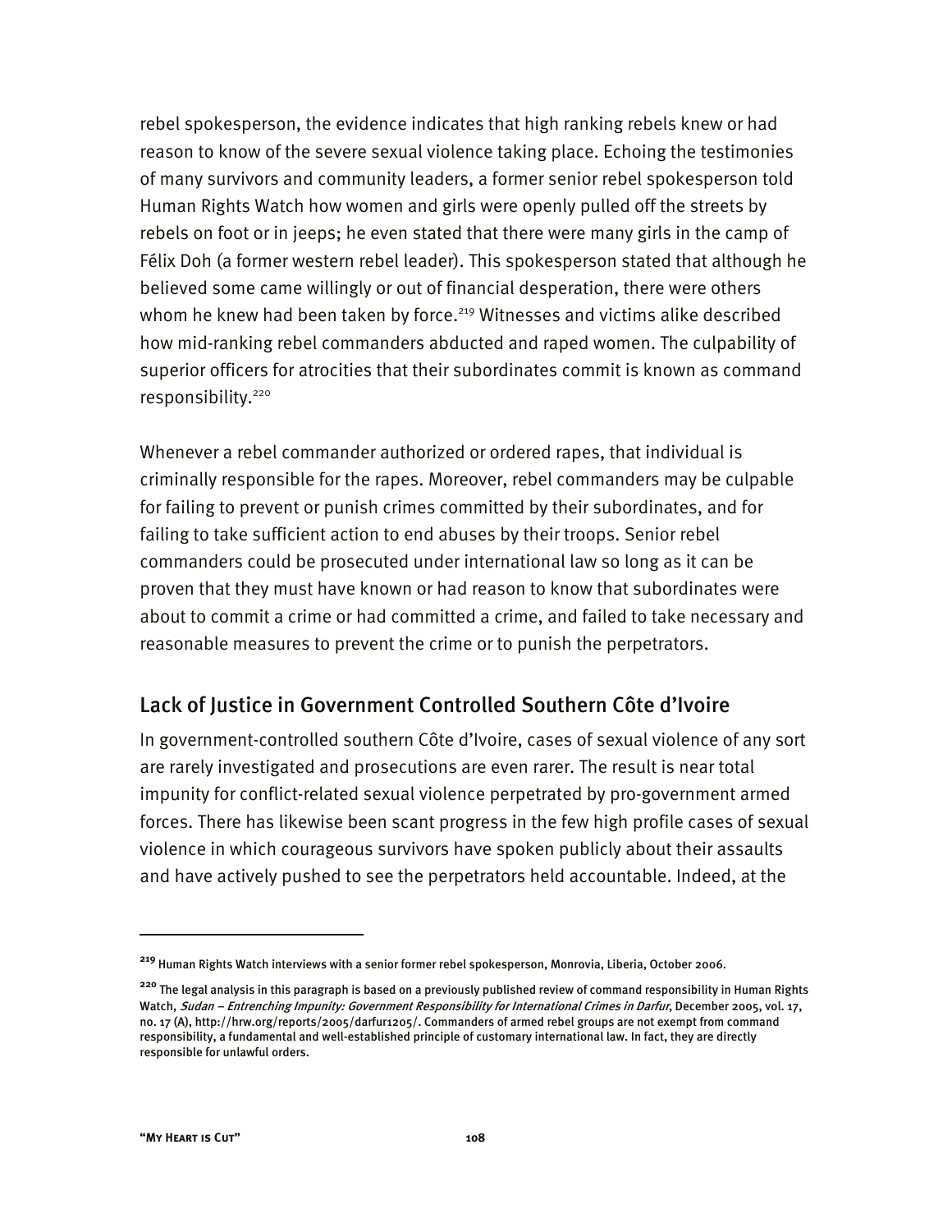rebel spokesperson, the evidence indicates that high ranking rebels knew or had reason to know of the severe sexual violence taking place. Echoing the testimonies of many survivors and community leaders, a former senior rebel spokesperson told Human Rights Watch how women and girls were openly pulled off the streets by rebels on foot or in jeeps; he even stated that there were many girls in the camp of Félix Doh (a former western rebel leader). This spokesperson stated that although he believed some came willingly or out of financial desperation, there were others whom he knew had been taken by force.[219] Witnesses and victims alike described how mid-ranking rebel commanders abducted and raped women. The culpability of superior officers for atrocities that their subordinates commit is known as command responsibility.[220]

Whenever a rebel commander authorized or ordered rapes, that individual is criminally responsible for the rapes. Moreover, rebel commanders may be culpable for failing to prevent or punish crimes committed by their subordinates, and for failing to take sufficient action to end abuses by their troops. Senior rebel commanders could be prosecuted under international law so long as it can be proven that they must have known or had reason to know that subordinates were about to commit a crime or had committed a crime, and failed to take necessary and reasonable measures to prevent the crime or to punish the perpetrators.

## Lack of Justice in Government Controlled Southern Côte d'Ivoire

In government-controlled southern Côte d'Ivoire, cases of sexual violence of any sort are rarely investigated and prosecutions are even rarer. The result is near total impunity for conflict-related sexual violence perpetrated by pro-government armed forces. There has likewise been scant progress in the few high profile cases of sexual violence in which courageous survivors have spoken publicly about their assaults and have actively pushed to see the perpetrators held accountable. Indeed, at the

---

[219] Human Rights Watch interviews with a senior former rebel spokesperson, Monrovia, Liberia, October 2006.

[220] The legal analysis in this paragraph is based on a previously published review of command responsibility in Human Rights Watch, *Sudan – Entrenching Impunity: Government Responsibility for International Crimes in Darfur*, December 2005, vol. 17, no. 17 (A), http://hrw.org/reports/2005/darfur1205/. Commanders of armed rebel groups are not exempt from command responsibility, a fundamental and well-established principle of customary international law. In fact, they are directly responsible for unlawful orders.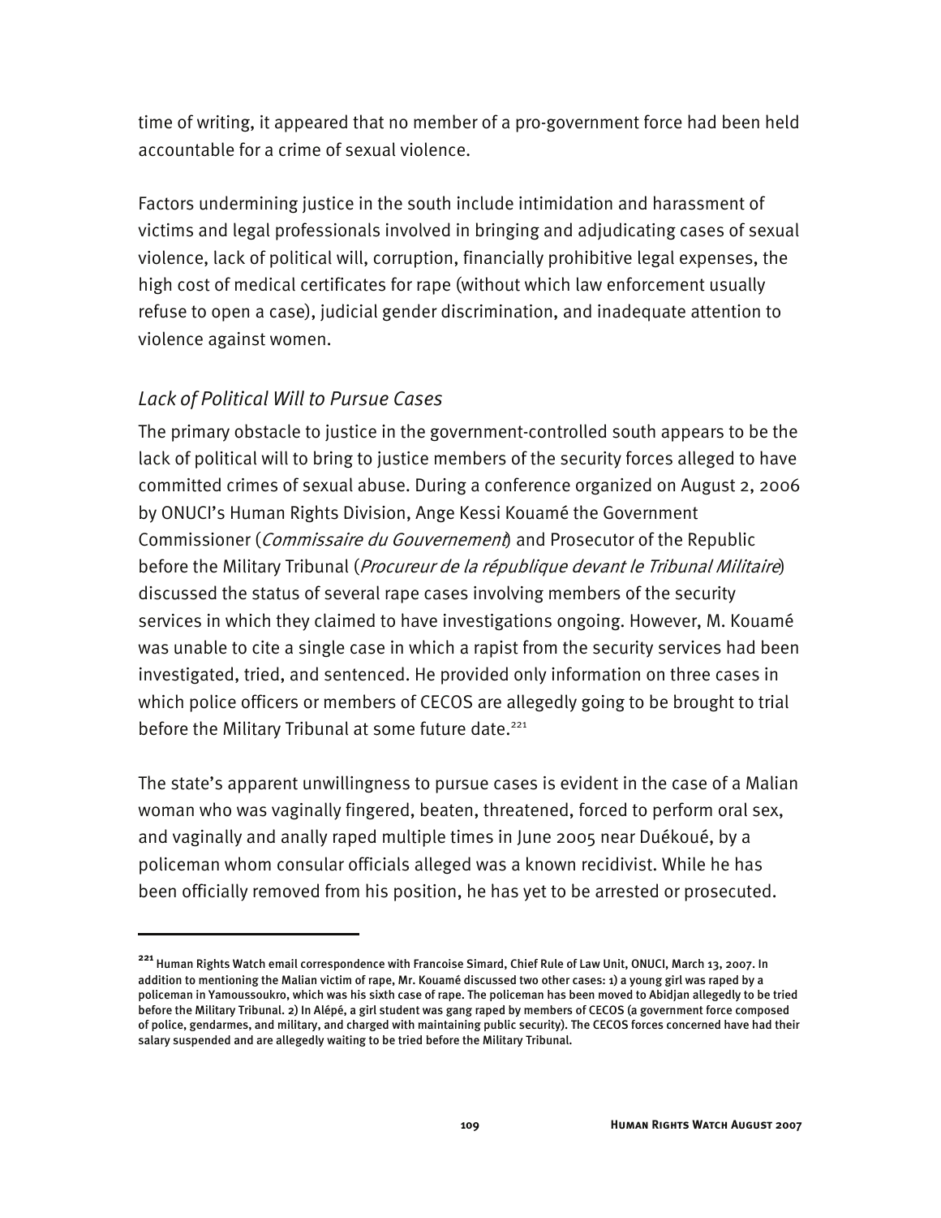time of writing, it appeared that no member of a pro-government force had been held accountable for a crime of sexual violence.

Factors undermining justice in the south include intimidation and harassment of victims and legal professionals involved in bringing and adjudicating cases of sexual violence, lack of political will, corruption, financially prohibitive legal expenses, the high cost of medical certificates for rape (without which law enforcement usually refuse to open a case), judicial gender discrimination, and inadequate attention to violence against women.

### *Lack of Political Will to Pursue Cases*

The primary obstacle to justice in the government-controlled south appears to be the lack of political will to bring to justice members of the security forces alleged to have committed crimes of sexual abuse. During a conference organized on August 2, 2006 by ONUCI's Human Rights Division, Ange Kessi Kouamé the Government Commissioner (*Commissaire du Gouvernement*) and Prosecutor of the Republic before the Military Tribunal (*Procureur de la république devant le Tribunal Militaire*) discussed the status of several rape cases involving members of the security services in which they claimed to have investigations ongoing. However, M. Kouamé was unable to cite a single case in which a rapist from the security services had been investigated, tried, and sentenced. He provided only information on three cases in which police officers or members of CECOS are allegedly going to be brought to trial before the Military Tribunal at some future date.[221]

The state's apparent unwillingness to pursue cases is evident in the case of a Malian woman who was vaginally fingered, beaten, threatened, forced to perform oral sex, and vaginally and anally raped multiple times in June 2005 near Duékoué, by a policeman whom consular officials alleged was a known recidivist. While he has been officially removed from his position, he has yet to be arrested or prosecuted.

---

[221] Human Rights Watch email correspondence with Francoise Simard, Chief Rule of Law Unit, ONUCI, March 13, 2007. In addition to mentioning the Malian victim of rape, Mr. Kouamé discussed two other cases: 1) a young girl was raped by a policeman in Yamoussoukro, which was his sixth case of rape. The policeman has been moved to Abidjan allegedly to be tried before the Military Tribunal. 2) In Alépé, a girl student was gang raped by members of CECOS (a government force composed of police, gendarmes, and military, and charged with maintaining public security). The CECOS forces concerned have had their salary suspended and are allegedly waiting to be tried before the Military Tribunal.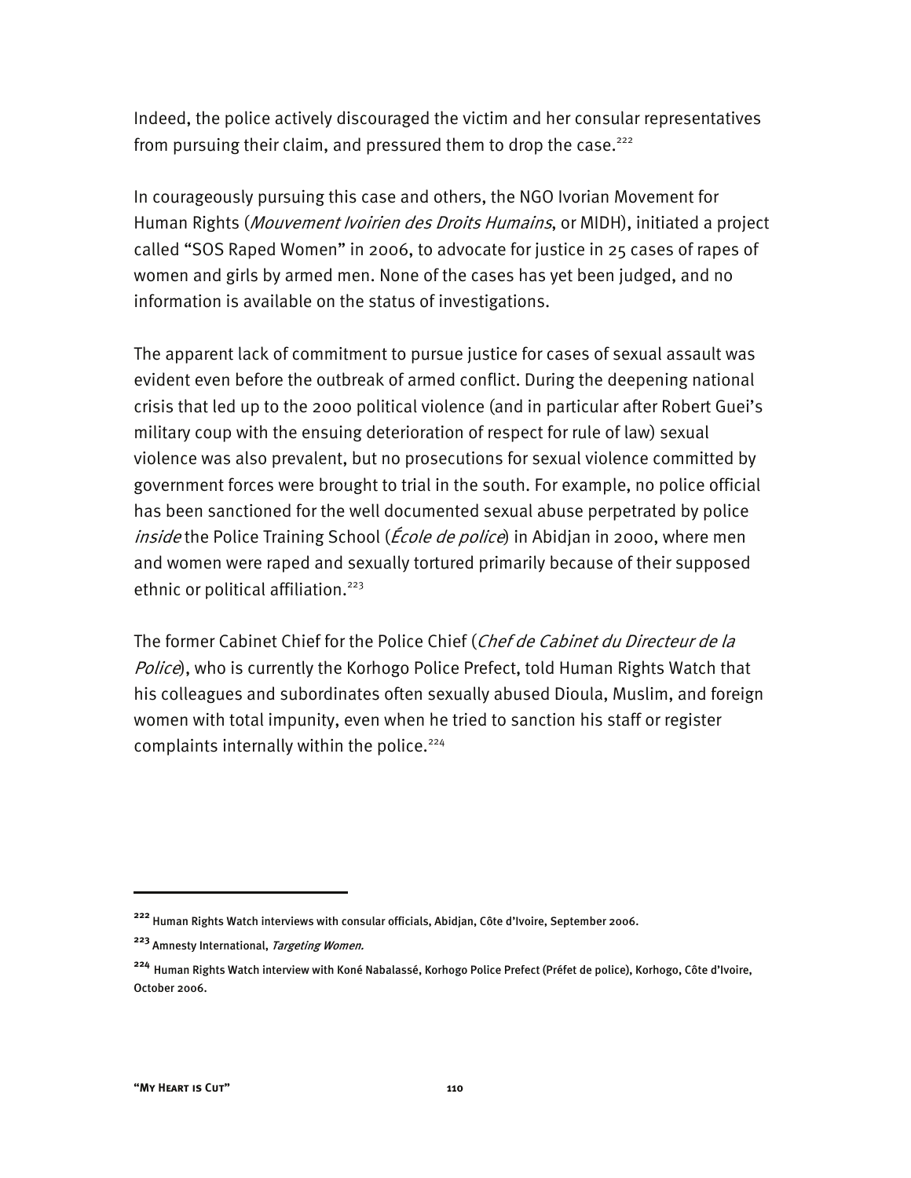Indeed, the police actively discouraged the victim and her consular representatives from pursuing their claim, and pressured them to drop the case.[222]

In courageously pursuing this case and others, the NGO Ivorian Movement for Human Rights (*Mouvement Ivoirien des Droits Humains*, or MIDH), initiated a project called "SOS Raped Women" in 2006, to advocate for justice in 25 cases of rapes of women and girls by armed men. None of the cases has yet been judged, and no information is available on the status of investigations.

The apparent lack of commitment to pursue justice for cases of sexual assault was evident even before the outbreak of armed conflict. During the deepening national crisis that led up to the 2000 political violence (and in particular after Robert Guei's military coup with the ensuing deterioration of respect for rule of law) sexual violence was also prevalent, but no prosecutions for sexual violence committed by government forces were brought to trial in the south. For example, no police official has been sanctioned for the well documented sexual abuse perpetrated by police *inside* the Police Training School (*École de police*) in Abidjan in 2000, where men and women were raped and sexually tortured primarily because of their supposed ethnic or political affiliation.[223]

The former Cabinet Chief for the Police Chief (*Chef de Cabinet du Directeur de la Police*), who is currently the Korhogo Police Prefect, told Human Rights Watch that his colleagues and subordinates often sexually abused Dioula, Muslim, and foreign women with total impunity, even when he tried to sanction his staff or register complaints internally within the police.[224]

---

[222] Human Rights Watch interviews with consular officials, Abidjan, Côte d'Ivoire, September 2006.

[223] Amnesty International, *Targeting Women.*

[224] Human Rights Watch interview with Koné Nabalassé, Korhogo Police Prefect (Préfet de police), Korhogo, Côte d'Ivoire, October 2006.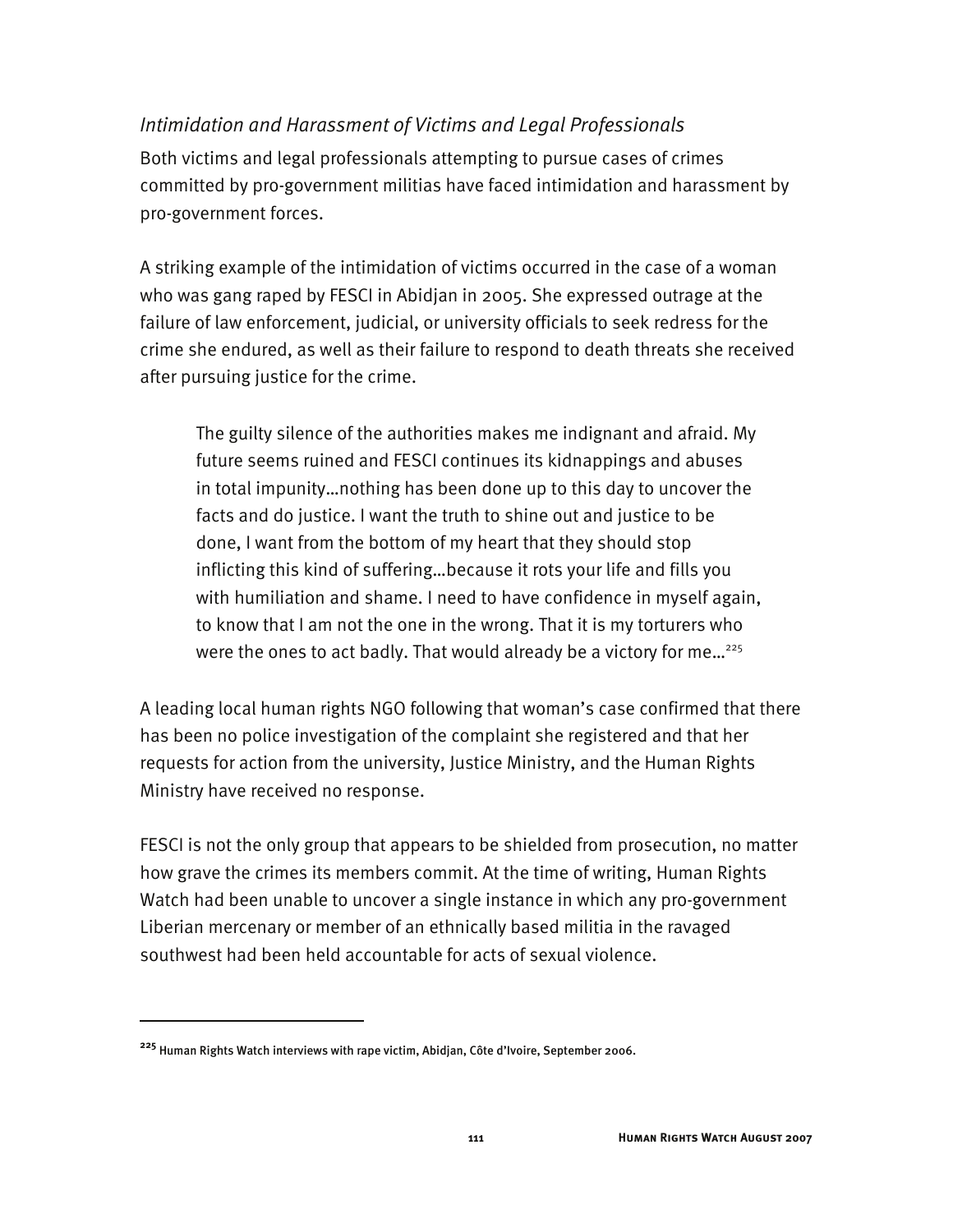*Intimidation and Harassment of Victims and Legal Professionals*

Both victims and legal professionals attempting to pursue cases of crimes committed by pro-government militias have faced intimidation and harassment by pro-government forces.

A striking example of the intimidation of victims occurred in the case of a woman who was gang raped by FESCI in Abidjan in 2005. She expressed outrage at the failure of law enforcement, judicial, or university officials to seek redress for the crime she endured, as well as their failure to respond to death threats she received after pursuing justice for the crime.

> The guilty silence of the authorities makes me indignant and afraid. My future seems ruined and FESCI continues its kidnappings and abuses in total impunity…nothing has been done up to this day to uncover the facts and do justice. I want the truth to shine out and justice to be done, I want from the bottom of my heart that they should stop inflicting this kind of suffering…because it rots your life and fills you with humiliation and shame. I need to have confidence in myself again, to know that I am not the one in the wrong. That it is my torturers who were the ones to act badly. That would already be a victory for me…[225]

A leading local human rights NGO following that woman's case confirmed that there has been no police investigation of the complaint she registered and that her requests for action from the university, Justice Ministry, and the Human Rights Ministry have received no response.

FESCI is not the only group that appears to be shielded from prosecution, no matter how grave the crimes its members commit. At the time of writing, Human Rights Watch had been unable to uncover a single instance in which any pro-government Liberian mercenary or member of an ethnically based militia in the ravaged southwest had been held accountable for acts of sexual violence.

---

[225] Human Rights Watch interviews with rape victim, Abidjan, Côte d'Ivoire, September 2006.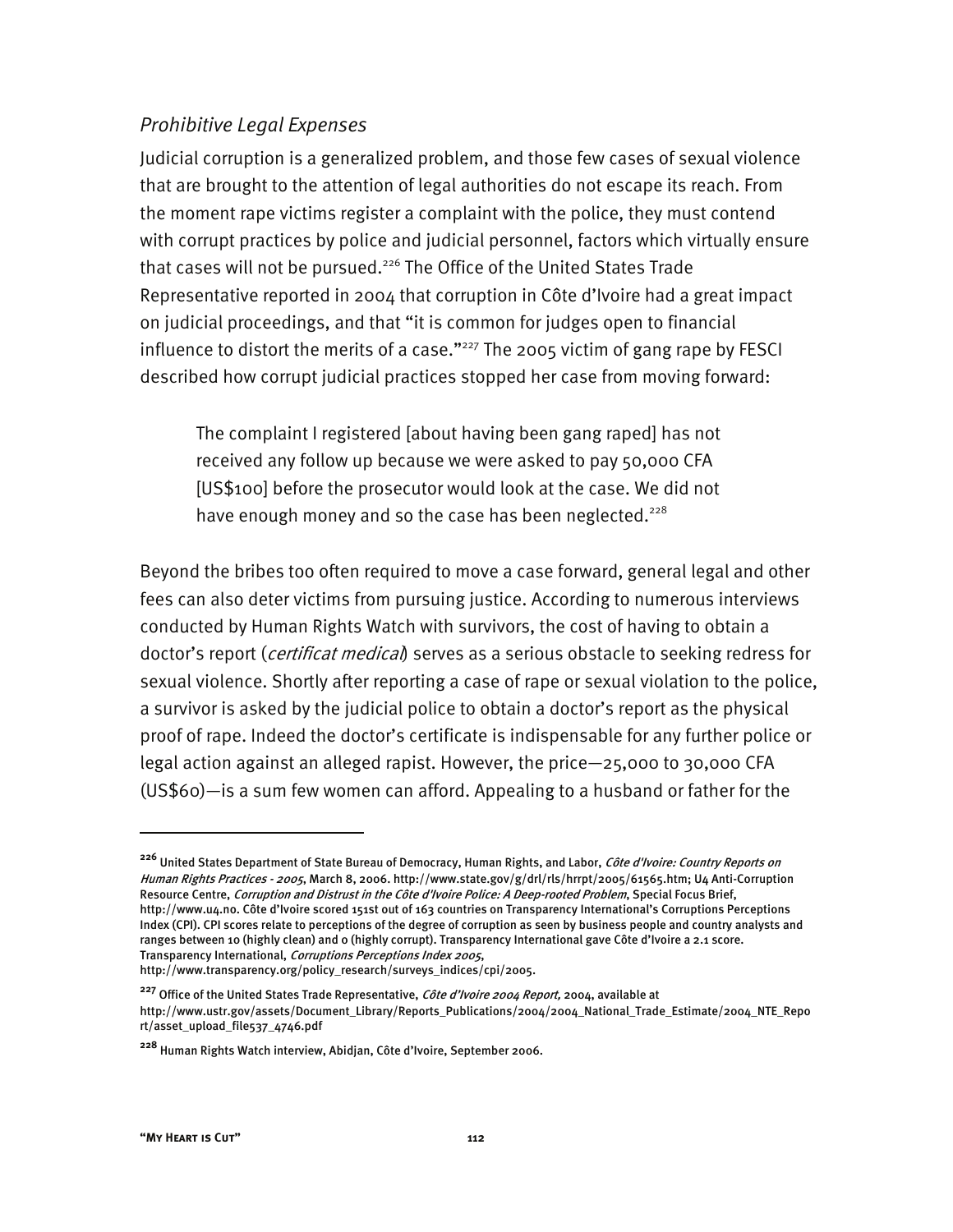### *Prohibitive Legal Expenses*

Judicial corruption is a generalized problem, and those few cases of sexual violence that are brought to the attention of legal authorities do not escape its reach. From the moment rape victims register a complaint with the police, they must contend with corrupt practices by police and judicial personnel, factors which virtually ensure that cases will not be pursued.[226] The Office of the United States Trade Representative reported in 2004 that corruption in Côte d'Ivoire had a great impact on judicial proceedings, and that "it is common for judges open to financial influence to distort the merits of a case."[227] The 2005 victim of gang rape by FESCI described how corrupt judicial practices stopped her case from moving forward:

> The complaint I registered [about having been gang raped] has not received any follow up because we were asked to pay 50,000 CFA [US$100] before the prosecutor would look at the case. We did not have enough money and so the case has been neglected.[228]

Beyond the bribes too often required to move a case forward, general legal and other fees can also deter victims from pursuing justice. According to numerous interviews conducted by Human Rights Watch with survivors, the cost of having to obtain a doctor's report (*certificat medical*) serves as a serious obstacle to seeking redress for sexual violence. Shortly after reporting a case of rape or sexual violation to the police, a survivor is asked by the judicial police to obtain a doctor's report as the physical proof of rape. Indeed the doctor's certificate is indispensable for any further police or legal action against an alleged rapist. However, the price—25,000 to 30,000 CFA (US$60)—is a sum few women can afford. Appealing to a husband or father for the

---

[226] United States Department of State Bureau of Democracy, Human Rights, and Labor, *Côte d'Ivoire: Country Reports on Human Rights Practices - 2005*, March 8, 2006. http://www.state.gov/g/drl/rls/hrrpt/2005/61565.htm; U4 Anti-Corruption Resource Centre, *Corruption and Distrust in the Côte d'Ivoire Police: A Deep-rooted Problem*, Special Focus Brief, http://www.u4.no. Côte d'Ivoire scored 151st out of 163 countries on Transparency International's Corruptions Perceptions Index (CPI). CPI scores relate to perceptions of the degree of corruption as seen by business people and country analysts and ranges between 10 (highly clean) and 0 (highly corrupt). Transparency International gave Côte d'Ivoire a 2.1 score. Transparency International, *Corruptions Perceptions Index 2005*, http://www.transparency.org/policy_research/surveys_indices/cpi/2005.

[227] Office of the United States Trade Representative, *Côte d'Ivoire 2004 Report,* 2004, available at http://www.ustr.gov/assets/Document_Library/Reports_Publications/2004/2004_National_Trade_Estimate/2004_NTE_Report/asset_upload_file537_4746.pdf

[228] Human Rights Watch interview, Abidjan, Côte d'Ivoire, September 2006.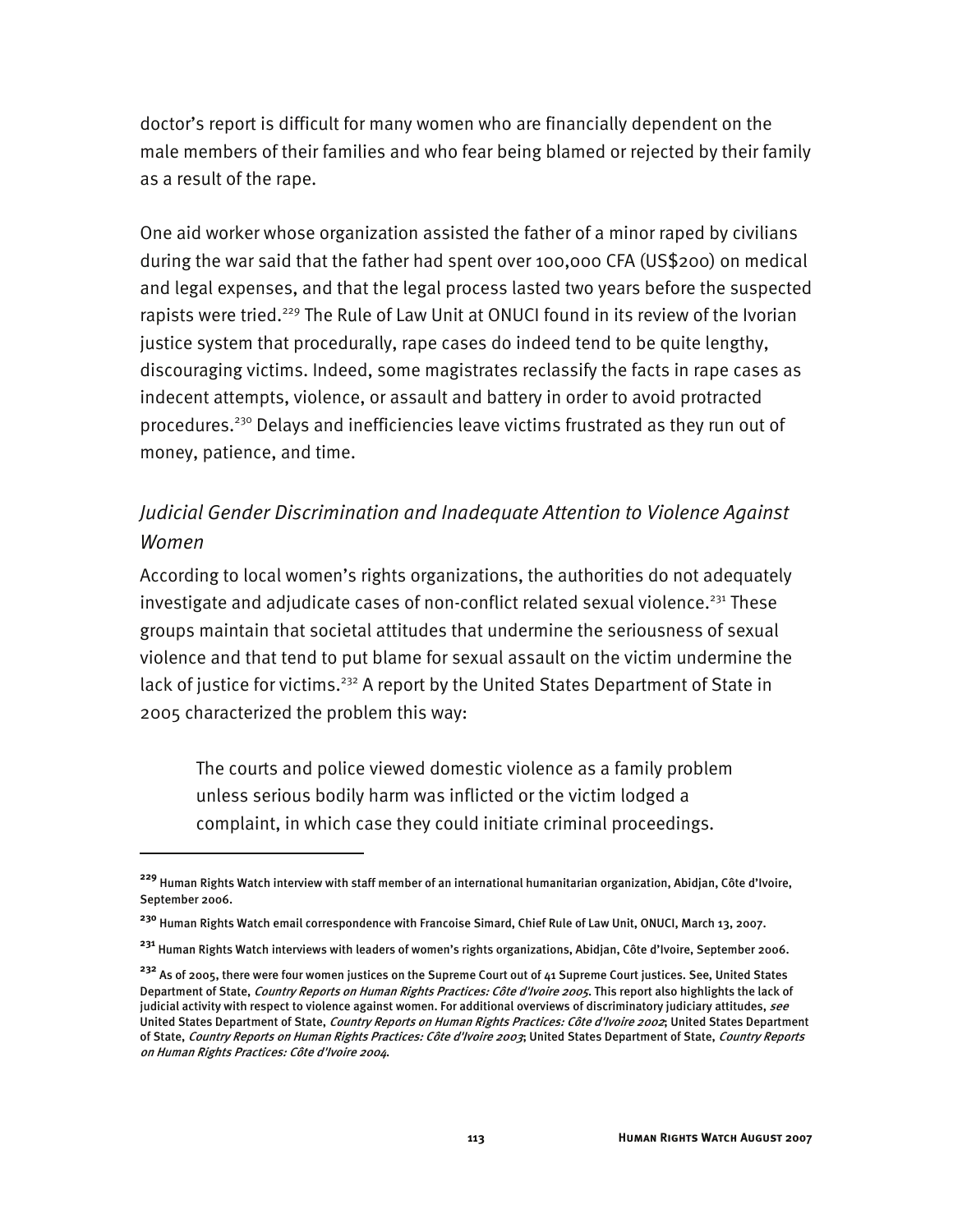doctor's report is difficult for many women who are financially dependent on the male members of their families and who fear being blamed or rejected by their family as a result of the rape.

One aid worker whose organization assisted the father of a minor raped by civilians during the war said that the father had spent over 100,000 CFA (US$200) on medical and legal expenses, and that the legal process lasted two years before the suspected rapists were tried.[229] The Rule of Law Unit at ONUCI found in its review of the Ivorian justice system that procedurally, rape cases do indeed tend to be quite lengthy, discouraging victims. Indeed, some magistrates reclassify the facts in rape cases as indecent attempts, violence, or assault and battery in order to avoid protracted procedures.[230] Delays and inefficiencies leave victims frustrated as they run out of money, patience, and time.

### *Judicial Gender Discrimination and Inadequate Attention to Violence Against Women*

According to local women's rights organizations, the authorities do not adequately investigate and adjudicate cases of non-conflict related sexual violence.[231] These groups maintain that societal attitudes that undermine the seriousness of sexual violence and that tend to put blame for sexual assault on the victim undermine the lack of justice for victims.[232] A report by the United States Department of State in 2005 characterized the problem this way:

> The courts and police viewed domestic violence as a family problem unless serious bodily harm was inflicted or the victim lodged a complaint, in which case they could initiate criminal proceedings.

---

[229] Human Rights Watch interview with staff member of an international humanitarian organization, Abidjan, Côte d'Ivoire, September 2006.

[230] Human Rights Watch email correspondence with Francoise Simard, Chief Rule of Law Unit, ONUCI, March 13, 2007.

[231] Human Rights Watch interviews with leaders of women's rights organizations, Abidjan, Côte d'Ivoire, September 2006.

[232] As of 2005, there were four women justices on the Supreme Court out of 41 Supreme Court justices. See, United States Department of State, *Country Reports on Human Rights Practices: Côte d'Ivoire 2005*. This report also highlights the lack of judicial activity with respect to violence against women. For additional overviews of discriminatory judiciary attitudes, *see* United States Department of State, *Country Reports on Human Rights Practices: Côte d'Ivoire 2002*; United States Department of State, *Country Reports on Human Rights Practices: Côte d'Ivoire 2003*; United States Department of State, *Country Reports on Human Rights Practices: Côte d'Ivoire 2004*.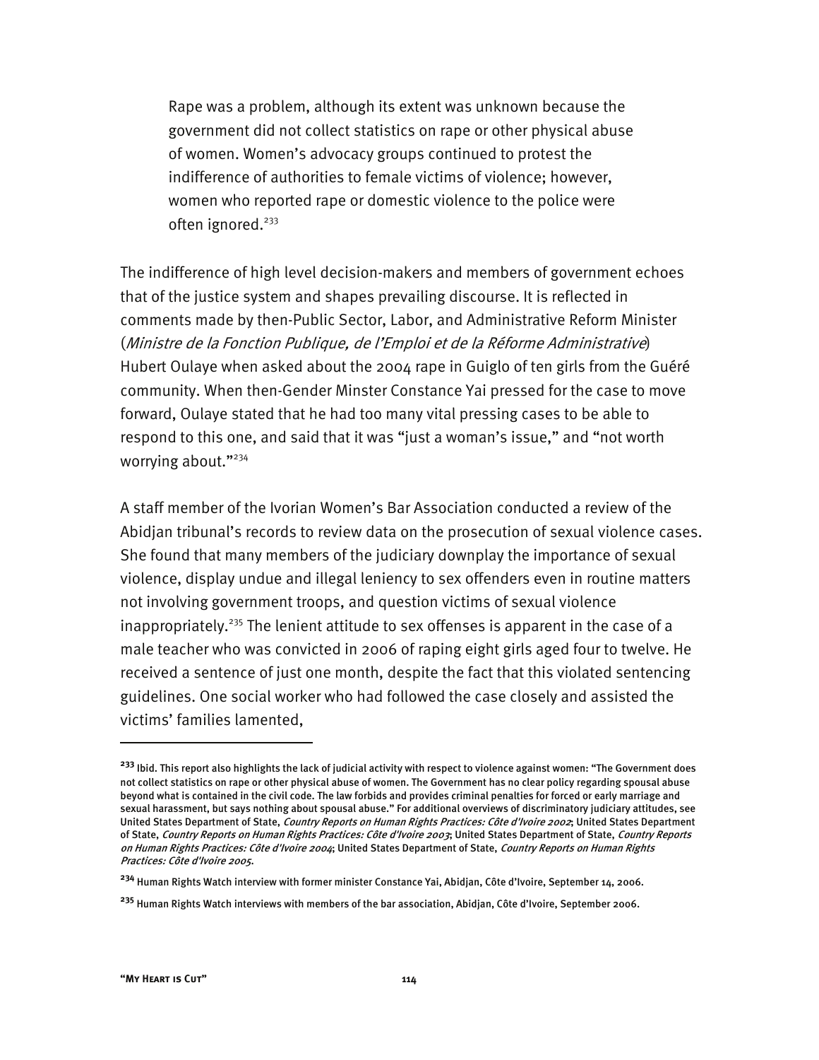> Rape was a problem, although its extent was unknown because the government did not collect statistics on rape or other physical abuse of women. Women's advocacy groups continued to protest the indifference of authorities to female victims of violence; however, women who reported rape or domestic violence to the police were often ignored.[233]

The indifference of high level decision-makers and members of government echoes that of the justice system and shapes prevailing discourse. It is reflected in comments made by then-Public Sector, Labor, and Administrative Reform Minister (*Ministre de la Fonction Publique, de l'Emploi et de la Réforme Administrative*) Hubert Oulaye when asked about the 2004 rape in Guiglo of ten girls from the Guéré community. When then-Gender Minster Constance Yai pressed for the case to move forward, Oulaye stated that he had too many vital pressing cases to be able to respond to this one, and said that it was "just a woman's issue," and "not worth worrying about."[234]

A staff member of the Ivorian Women's Bar Association conducted a review of the Abidjan tribunal's records to review data on the prosecution of sexual violence cases. She found that many members of the judiciary downplay the importance of sexual violence, display undue and illegal leniency to sex offenders even in routine matters not involving government troops, and question victims of sexual violence inappropriately.[235] The lenient attitude to sex offenses is apparent in the case of a male teacher who was convicted in 2006 of raping eight girls aged four to twelve. He received a sentence of just one month, despite the fact that this violated sentencing guidelines. One social worker who had followed the case closely and assisted the victims' families lamented,

---

[233] Ibid. This report also highlights the lack of judicial activity with respect to violence against women: "The Government does not collect statistics on rape or other physical abuse of women. The Government has no clear policy regarding spousal abuse beyond what is contained in the civil code. The law forbids and provides criminal penalties for forced or early marriage and sexual harassment, but says nothing about spousal abuse." For additional overviews of discriminatory judiciary attitudes, see United States Department of State, *Country Reports on Human Rights Practices: Côte d'Ivoire 2002*; United States Department of State, *Country Reports on Human Rights Practices: Côte d'Ivoire 2003*; United States Department of State, *Country Reports on Human Rights Practices: Côte d'Ivoire 2004*; United States Department of State, *Country Reports on Human Rights Practices: Côte d'Ivoire 2005*.

[234] Human Rights Watch interview with former minister Constance Yai, Abidjan, Côte d'Ivoire, September 14, 2006.

[235] Human Rights Watch interviews with members of the bar association, Abidjan, Côte d'Ivoire, September 2006.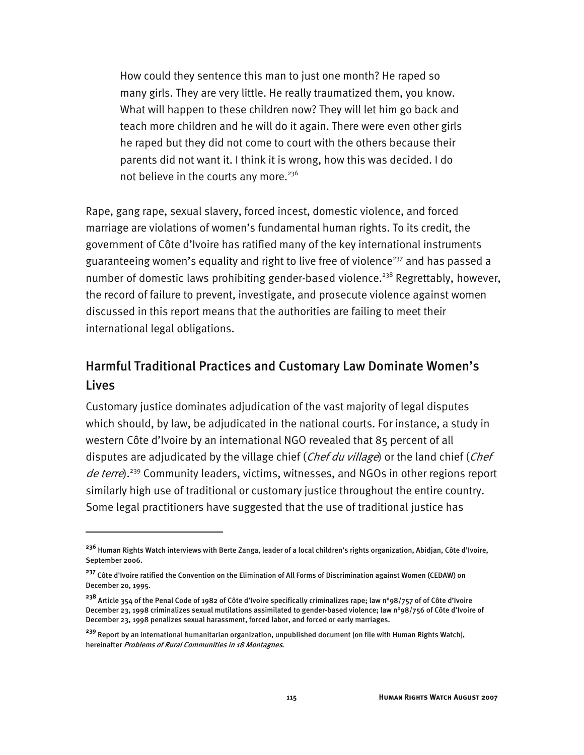> How could they sentence this man to just one month? He raped so many girls. They are very little. He really traumatized them, you know. What will happen to these children now? They will let him go back and teach more children and he will do it again. There were even other girls he raped but they did not come to court with the others because their parents did not want it. I think it is wrong, how this was decided. I do not believe in the courts any more.[236]

Rape, gang rape, sexual slavery, forced incest, domestic violence, and forced marriage are violations of women's fundamental human rights. To its credit, the government of Côte d'Ivoire has ratified many of the key international instruments guaranteeing women's equality and right to live free of violence[237] and has passed a number of domestic laws prohibiting gender-based violence.[238] Regrettably, however, the record of failure to prevent, investigate, and prosecute violence against women discussed in this report means that the authorities are failing to meet their international legal obligations.

## Harmful Traditional Practices and Customary Law Dominate Women's Lives

Customary justice dominates adjudication of the vast majority of legal disputes which should, by law, be adjudicated in the national courts. For instance, a study in western Côte d'Ivoire by an international NGO revealed that 85 percent of all disputes are adjudicated by the village chief (*Chef du village*) or the land chief (*Chef de terre*).[239] Community leaders, victims, witnesses, and NGOs in other regions report similarly high use of traditional or customary justice throughout the entire country. Some legal practitioners have suggested that the use of traditional justice has

---

[236] Human Rights Watch interviews with Berte Zanga, leader of a local children's rights organization, Abidjan, Côte d'Ivoire, September 2006.

[237] Côte d'Ivoire ratified the Convention on the Elimination of All Forms of Discrimination against Women (CEDAW) on December 20, 1995.

[238] Article 354 of the Penal Code of 1982 of Côte d'Ivoire specifically criminalizes rape; law n°98/757 of of Côte d'Ivoire December 23, 1998 criminalizes sexual mutilations assimilated to gender-based violence; law n°98/756 of Côte d'Ivoire of December 23, 1998 penalizes sexual harassment, forced labor, and forced or early marriages.

[239] Report by an international humanitarian organization, unpublished document [on file with Human Rights Watch], hereinafter *Problems of Rural Communities in 18 Montagnes*.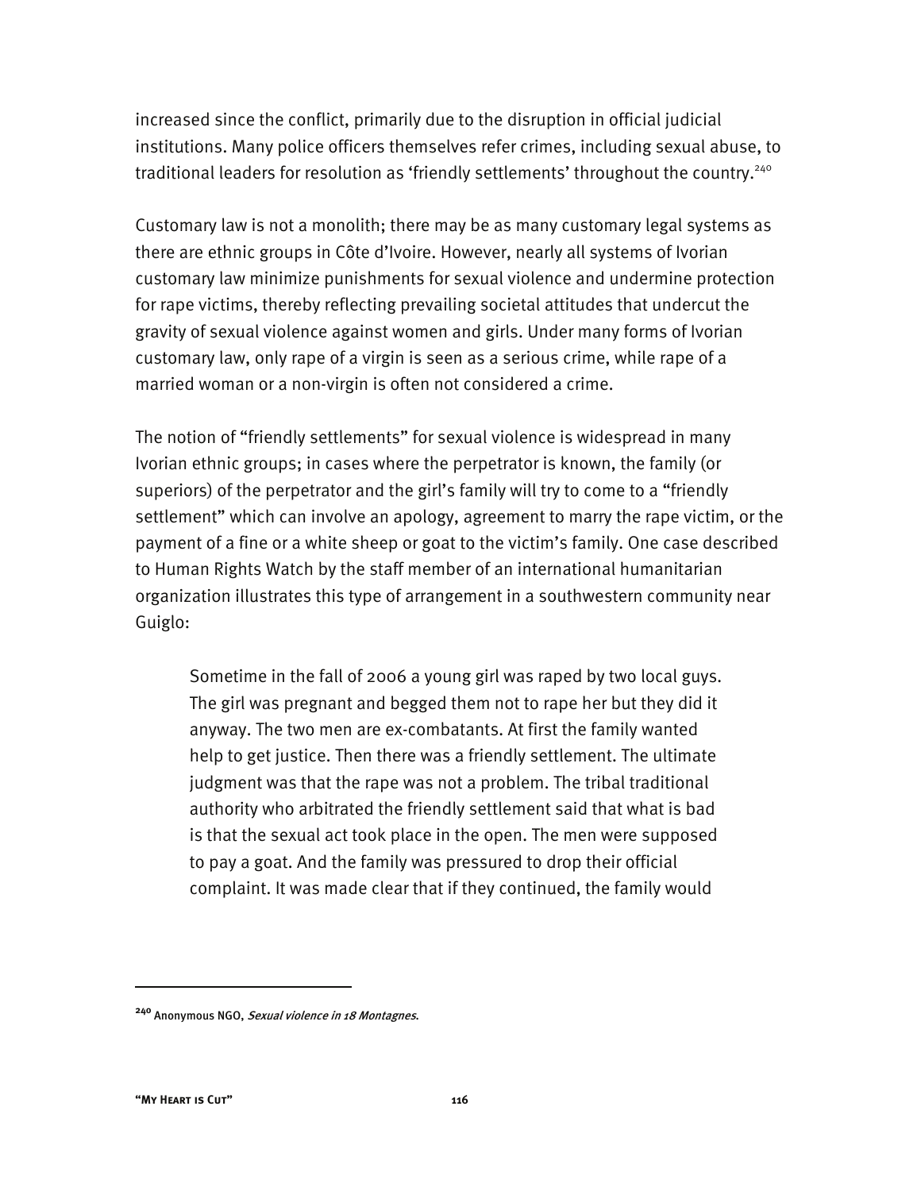increased since the conflict, primarily due to the disruption in official judicial institutions. Many police officers themselves refer crimes, including sexual abuse, to traditional leaders for resolution as 'friendly settlements' throughout the country.[240]

Customary law is not a monolith; there may be as many customary legal systems as there are ethnic groups in Côte d'Ivoire. However, nearly all systems of Ivorian customary law minimize punishments for sexual violence and undermine protection for rape victims, thereby reflecting prevailing societal attitudes that undercut the gravity of sexual violence against women and girls. Under many forms of Ivorian customary law, only rape of a virgin is seen as a serious crime, while rape of a married woman or a non-virgin is often not considered a crime.

The notion of "friendly settlements" for sexual violence is widespread in many Ivorian ethnic groups; in cases where the perpetrator is known, the family (or superiors) of the perpetrator and the girl's family will try to come to a "friendly settlement" which can involve an apology, agreement to marry the rape victim, or the payment of a fine or a white sheep or goat to the victim's family. One case described to Human Rights Watch by the staff member of an international humanitarian organization illustrates this type of arrangement in a southwestern community near Guiglo:

> Sometime in the fall of 2006 a young girl was raped by two local guys. The girl was pregnant and begged them not to rape her but they did it anyway. The two men are ex-combatants. At first the family wanted help to get justice. Then there was a friendly settlement. The ultimate judgment was that the rape was not a problem. The tribal traditional authority who arbitrated the friendly settlement said that what is bad is that the sexual act took place in the open. The men were supposed to pay a goat. And the family was pressured to drop their official complaint. It was made clear that if they continued, the family would

---

[240] Anonymous NGO, *Sexual violence in 18 Montagnes*.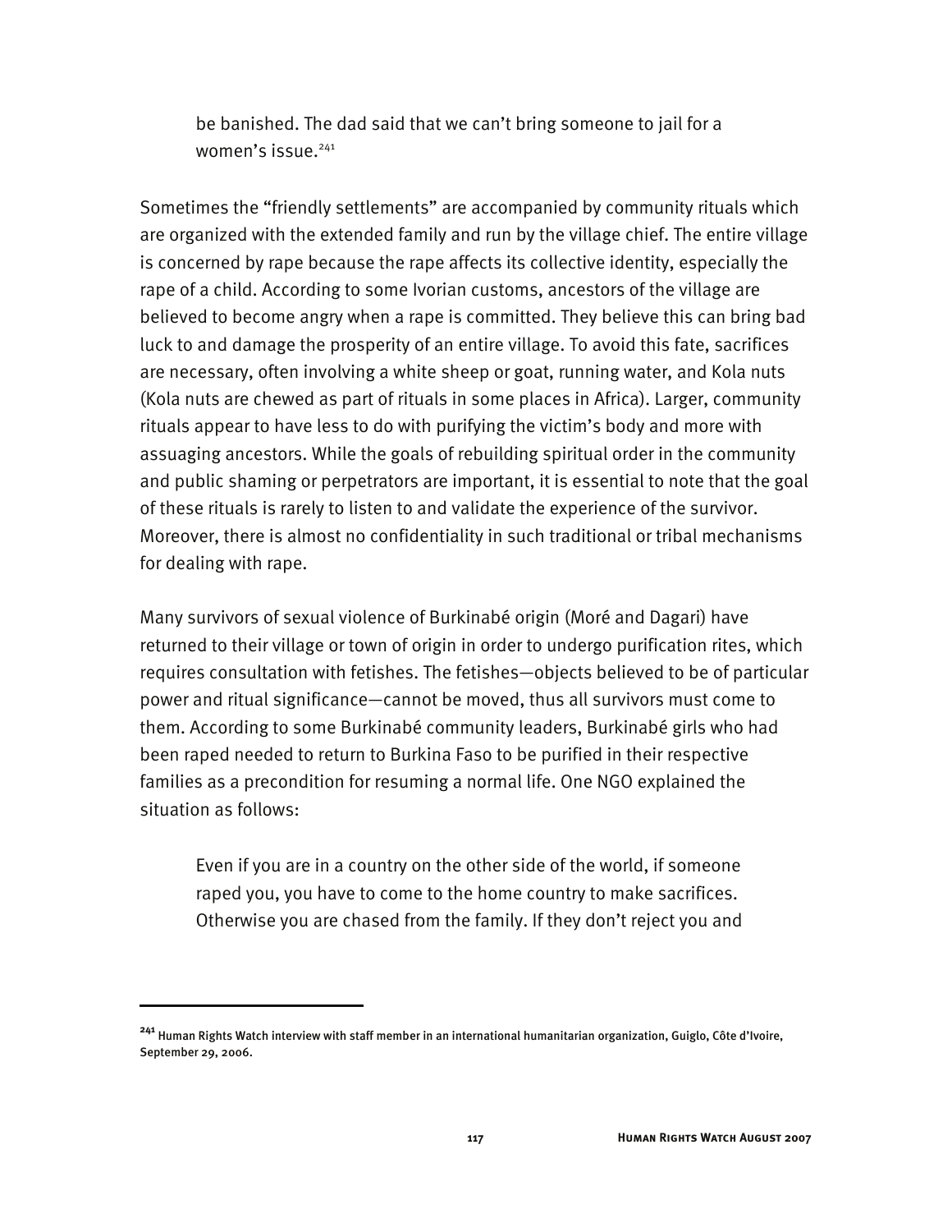> be banished. The dad said that we can't bring someone to jail for a women's issue.[241]

Sometimes the "friendly settlements" are accompanied by community rituals which are organized with the extended family and run by the village chief. The entire village is concerned by rape because the rape affects its collective identity, especially the rape of a child. According to some Ivorian customs, ancestors of the village are believed to become angry when a rape is committed. They believe this can bring bad luck to and damage the prosperity of an entire village. To avoid this fate, sacrifices are necessary, often involving a white sheep or goat, running water, and Kola nuts (Kola nuts are chewed as part of rituals in some places in Africa). Larger, community rituals appear to have less to do with purifying the victim's body and more with assuaging ancestors. While the goals of rebuilding spiritual order in the community and public shaming or perpetrators are important, it is essential to note that the goal of these rituals is rarely to listen to and validate the experience of the survivor. Moreover, there is almost no confidentiality in such traditional or tribal mechanisms for dealing with rape.

Many survivors of sexual violence of Burkinabé origin (Moré and Dagari) have returned to their village or town of origin in order to undergo purification rites, which requires consultation with fetishes. The fetishes—objects believed to be of particular power and ritual significance—cannot be moved, thus all survivors must come to them. According to some Burkinabé community leaders, Burkinabé girls who had been raped needed to return to Burkina Faso to be purified in their respective families as a precondition for resuming a normal life. One NGO explained the situation as follows:

> Even if you are in a country on the other side of the world, if someone raped you, you have to come to the home country to make sacrifices. Otherwise you are chased from the family. If they don't reject you and

---

[241] Human Rights Watch interview with staff member in an international humanitarian organization, Guiglo, Côte d'Ivoire, September 29, 2006.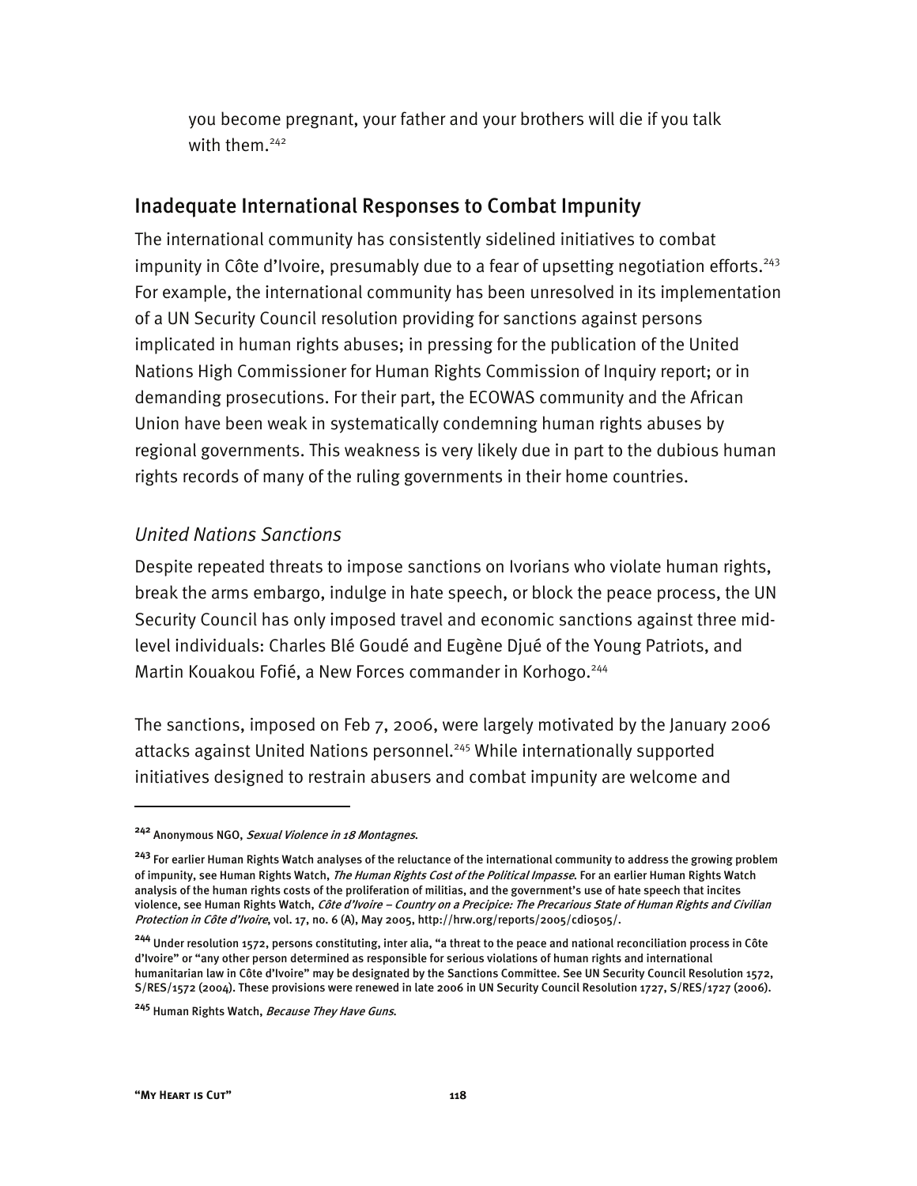you become pregnant, your father and your brothers will die if you talk with them.[242]

## Inadequate International Responses to Combat Impunity

The international community has consistently sidelined initiatives to combat impunity in Côte d'Ivoire, presumably due to a fear of upsetting negotiation efforts.[243] For example, the international community has been unresolved in its implementation of a UN Security Council resolution providing for sanctions against persons implicated in human rights abuses; in pressing for the publication of the United Nations High Commissioner for Human Rights Commission of Inquiry report; or in demanding prosecutions. For their part, the ECOWAS community and the African Union have been weak in systematically condemning human rights abuses by regional governments. This weakness is very likely due in part to the dubious human rights records of many of the ruling governments in their home countries.

### *United Nations Sanctions*

Despite repeated threats to impose sanctions on Ivorians who violate human rights, break the arms embargo, indulge in hate speech, or block the peace process, the UN Security Council has only imposed travel and economic sanctions against three mid-level individuals: Charles Blé Goudé and Eugène Djué of the Young Patriots, and Martin Kouakou Fofié, a New Forces commander in Korhogo.[244]

The sanctions, imposed on Feb 7, 2006, were largely motivated by the January 2006 attacks against United Nations personnel.[245] While internationally supported initiatives designed to restrain abusers and combat impunity are welcome and

---

[242] Anonymous NGO, *Sexual Violence in 18 Montagnes*.

[243] For earlier Human Rights Watch analyses of the reluctance of the international community to address the growing problem of impunity, see Human Rights Watch, *The Human Rights Cost of the Political Impasse*. For an earlier Human Rights Watch analysis of the human rights costs of the proliferation of militias, and the government's use of hate speech that incites violence, see Human Rights Watch, *Côte d'Ivoire – Country on a Precipice: The Precarious State of Human Rights and Civilian Protection in Côte d'Ivoire*, vol. 17, no. 6 (A), May 2005, http://hrw.org/reports/2005/cdi0505/.

[244] Under resolution 1572, persons constituting, inter alia, "a threat to the peace and national reconciliation process in Côte d'Ivoire" or "any other person determined as responsible for serious violations of human rights and international humanitarian law in Côte d'Ivoire" may be designated by the Sanctions Committee. See UN Security Council Resolution 1572, S/RES/1572 (2004). These provisions were renewed in late 2006 in UN Security Council Resolution 1727, S/RES/1727 (2006).

[245] Human Rights Watch, *Because They Have Guns*.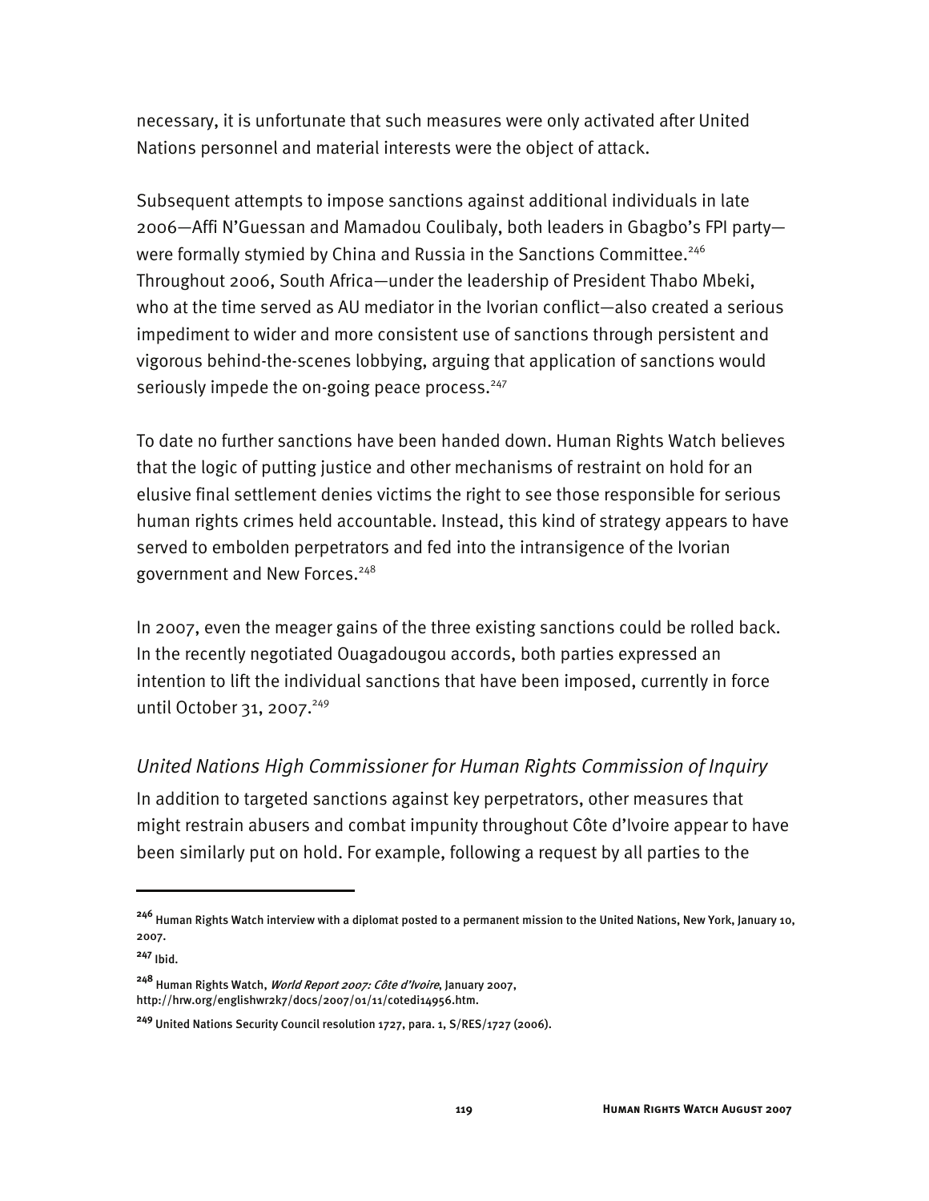necessary, it is unfortunate that such measures were only activated after United Nations personnel and material interests were the object of attack.

Subsequent attempts to impose sanctions against additional individuals in late 2006—Affi N'Guessan and Mamadou Coulibaly, both leaders in Gbagbo's FPI party—were formally stymied by China and Russia in the Sanctions Committee.[246] Throughout 2006, South Africa—under the leadership of President Thabo Mbeki, who at the time served as AU mediator in the Ivorian conflict—also created a serious impediment to wider and more consistent use of sanctions through persistent and vigorous behind-the-scenes lobbying, arguing that application of sanctions would seriously impede the on-going peace process.[247]

To date no further sanctions have been handed down. Human Rights Watch believes that the logic of putting justice and other mechanisms of restraint on hold for an elusive final settlement denies victims the right to see those responsible for serious human rights crimes held accountable. Instead, this kind of strategy appears to have served to embolden perpetrators and fed into the intransigence of the Ivorian government and New Forces.[248]

In 2007, even the meager gains of the three existing sanctions could be rolled back. In the recently negotiated Ouagadougou accords, both parties expressed an intention to lift the individual sanctions that have been imposed, currently in force until October 31, 2007.[249]

### *United Nations High Commissioner for Human Rights Commission of Inquiry*

In addition to targeted sanctions against key perpetrators, other measures that might restrain abusers and combat impunity throughout Côte d'Ivoire appear to have been similarly put on hold. For example, following a request by all parties to the

---

[246] Human Rights Watch interview with a diplomat posted to a permanent mission to the United Nations, New York, January 10, 2007.

[247] Ibid.

[248] Human Rights Watch, *World Report 2007: Côte d'Ivoire*, January 2007, http://hrw.org/englishwr2k7/docs/2007/01/11/cotedi14956.htm.

[249] United Nations Security Council resolution 1727, para. 1, S/RES/1727 (2006).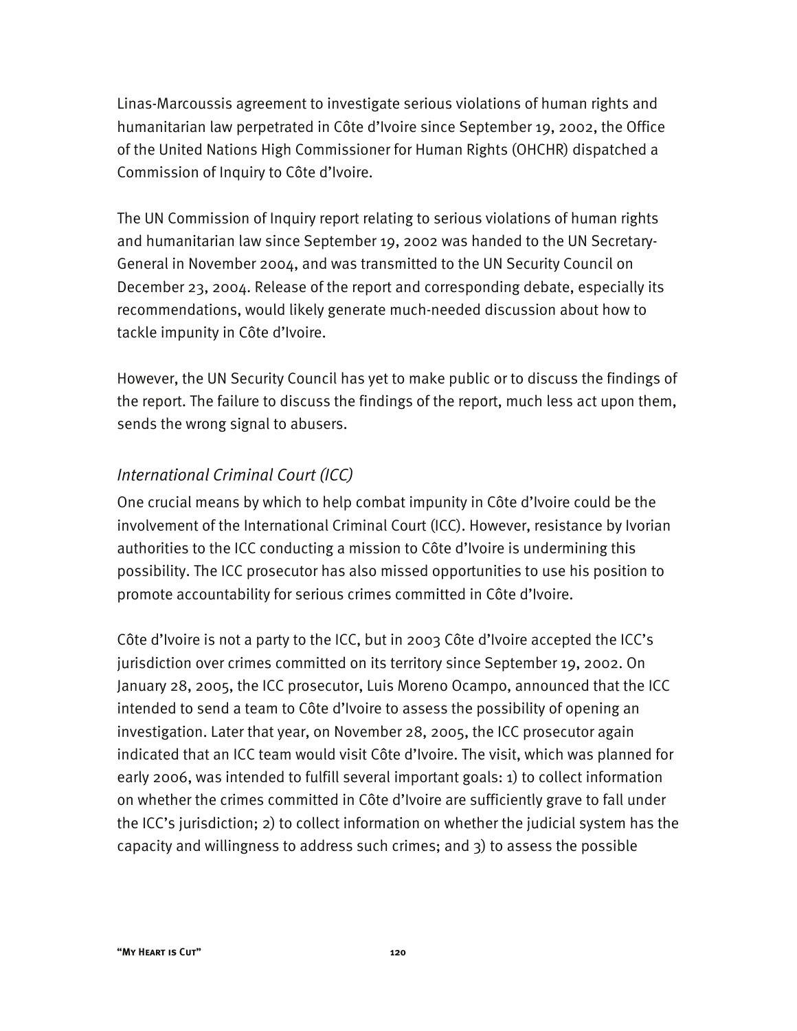Linas-Marcoussis agreement to investigate serious violations of human rights and humanitarian law perpetrated in Côte d'Ivoire since September 19, 2002, the Office of the United Nations High Commissioner for Human Rights (OHCHR) dispatched a Commission of Inquiry to Côte d'Ivoire.

The UN Commission of Inquiry report relating to serious violations of human rights and humanitarian law since September 19, 2002 was handed to the UN Secretary-General in November 2004, and was transmitted to the UN Security Council on December 23, 2004. Release of the report and corresponding debate, especially its recommendations, would likely generate much-needed discussion about how to tackle impunity in Côte d'Ivoire.

However, the UN Security Council has yet to make public or to discuss the findings of the report. The failure to discuss the findings of the report, much less act upon them, sends the wrong signal to abusers.

### *International Criminal Court (ICC)*

One crucial means by which to help combat impunity in Côte d'Ivoire could be the involvement of the International Criminal Court (ICC). However, resistance by Ivorian authorities to the ICC conducting a mission to Côte d'Ivoire is undermining this possibility. The ICC prosecutor has also missed opportunities to use his position to promote accountability for serious crimes committed in Côte d'Ivoire.

Côte d'Ivoire is not a party to the ICC, but in 2003 Côte d'Ivoire accepted the ICC's jurisdiction over crimes committed on its territory since September 19, 2002. On January 28, 2005, the ICC prosecutor, Luis Moreno Ocampo, announced that the ICC intended to send a team to Côte d'Ivoire to assess the possibility of opening an investigation. Later that year, on November 28, 2005, the ICC prosecutor again indicated that an ICC team would visit Côte d'Ivoire. The visit, which was planned for early 2006, was intended to fulfill several important goals: 1) to collect information on whether the crimes committed in Côte d'Ivoire are sufficiently grave to fall under the ICC's jurisdiction; 2) to collect information on whether the judicial system has the capacity and willingness to address such crimes; and 3) to assess the possible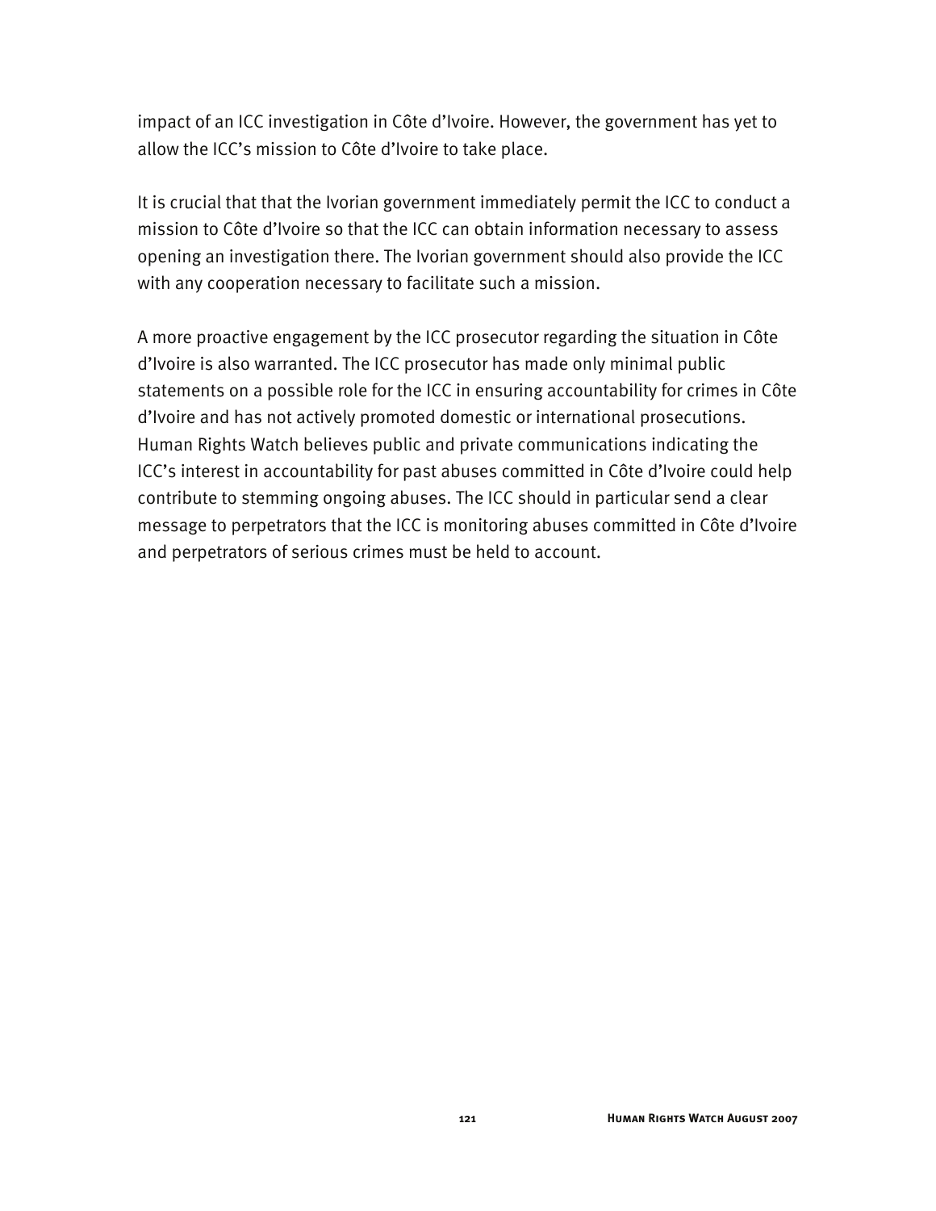impact of an ICC investigation in Côte d'Ivoire. However, the government has yet to allow the ICC's mission to Côte d'Ivoire to take place.

It is crucial that that the Ivorian government immediately permit the ICC to conduct a mission to Côte d'Ivoire so that the ICC can obtain information necessary to assess opening an investigation there. The Ivorian government should also provide the ICC with any cooperation necessary to facilitate such a mission.

A more proactive engagement by the ICC prosecutor regarding the situation in Côte d'Ivoire is also warranted. The ICC prosecutor has made only minimal public statements on a possible role for the ICC in ensuring accountability for crimes in Côte d'Ivoire and has not actively promoted domestic or international prosecutions. Human Rights Watch believes public and private communications indicating the ICC's interest in accountability for past abuses committed in Côte d'Ivoire could help contribute to stemming ongoing abuses. The ICC should in particular send a clear message to perpetrators that the ICC is monitoring abuses committed in Côte d'Ivoire and perpetrators of serious crimes must be held to account.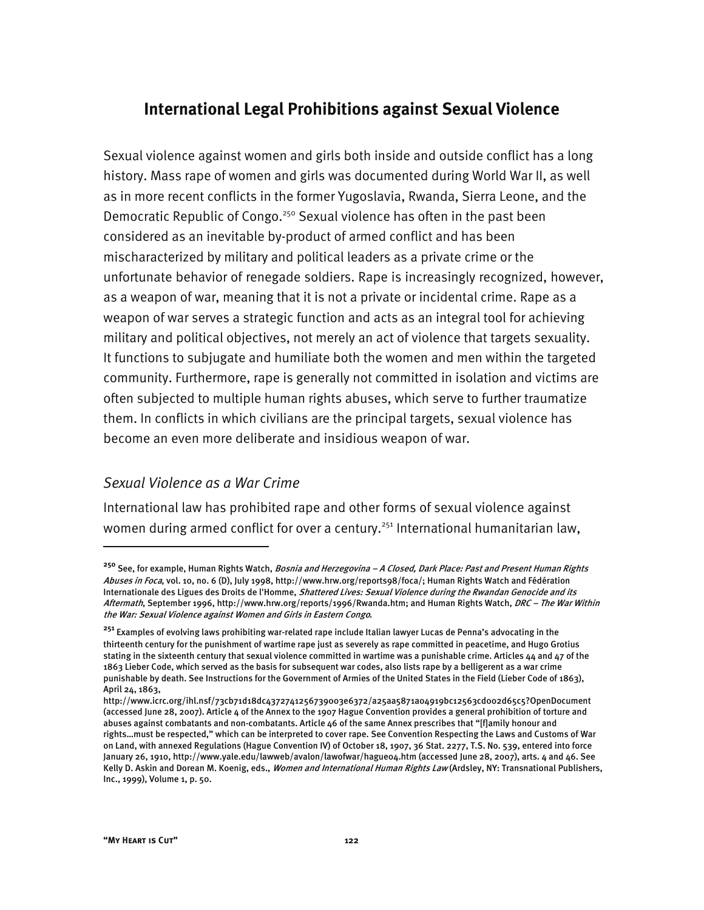## International Legal Prohibitions against Sexual Violence

Sexual violence against women and girls both inside and outside conflict has a long history. Mass rape of women and girls was documented during World War II, as well as in more recent conflicts in the former Yugoslavia, Rwanda, Sierra Leone, and the Democratic Republic of Congo.[250] Sexual violence has often in the past been considered as an inevitable by-product of armed conflict and has been mischaracterized by military and political leaders as a private crime or the unfortunate behavior of renegade soldiers. Rape is increasingly recognized, however, as a weapon of war, meaning that it is not a private or incidental crime. Rape as a weapon of war serves a strategic function and acts as an integral tool for achieving military and political objectives, not merely an act of violence that targets sexuality. It functions to subjugate and humiliate both the women and men within the targeted community. Furthermore, rape is generally not committed in isolation and victims are often subjected to multiple human rights abuses, which serve to further traumatize them. In conflicts in which civilians are the principal targets, sexual violence has become an even more deliberate and insidious weapon of war.

### *Sexual Violence as a War Crime*

International law has prohibited rape and other forms of sexual violence against women during armed conflict for over a century.[251] International humanitarian law,

---

[250] See, for example, Human Rights Watch, *Bosnia and Herzegovina – A Closed, Dark Place: Past and Present Human Rights Abuses in Foca*, vol. 10, no. 6 (D), July 1998, http://www.hrw.org/reports98/foca/; Human Rights Watch and Fédération Internationale des Ligues des Droits de l'Homme, *Shattered Lives: Sexual Violence during the Rwandan Genocide and its Aftermath*, September 1996, http://www.hrw.org/reports/1996/Rwanda.htm; and Human Rights Watch, *DRC – The War Within the War: Sexual Violence against Women and Girls in Eastern Congo*.

[251] Examples of evolving laws prohibiting war-related rape include Italian lawyer Lucas de Penna's advocating in the thirteenth century for the punishment of wartime rape just as severely as rape committed in peacetime, and Hugo Grotius stating in the sixteenth century that sexual violence committed in wartime was a punishable crime. Articles 44 and 47 of the 1863 Lieber Code, which served as the basis for subsequent war codes, also lists rape by a belligerent as a war crime punishable by death. See Instructions for the Government of Armies of the United States in the Field (Lieber Code of 1863), April 24, 1863, http://www.icrc.org/ihl.nsf/73cb71d18dc4372741256739003e6372/a25aa5871a04919bc12563cd002d65c5?OpenDocument (accessed June 28, 2007). Article 4 of the Annex to the 1907 Hague Convention provides a general prohibition of torture and abuses against combatants and non-combatants. Article 46 of the same Annex prescribes that "[f]amily honour and rights…must be respected," which can be interpreted to cover rape. See Convention Respecting the Laws and Customs of War on Land, with annexed Regulations (Hague Convention IV) of October 18, 1907, 36 Stat. 2277, T.S. No. 539, entered into force January 26, 1910, http://www.yale.edu/lawweb/avalon/lawofwar/hague04.htm (accessed June 28, 2007), arts. 4 and 46. See Kelly D. Askin and Dorean M. Koenig, eds., *Women and International Human Rights Law* (Ardsley, NY: Transnational Publishers, Inc., 1999), Volume 1, p. 50.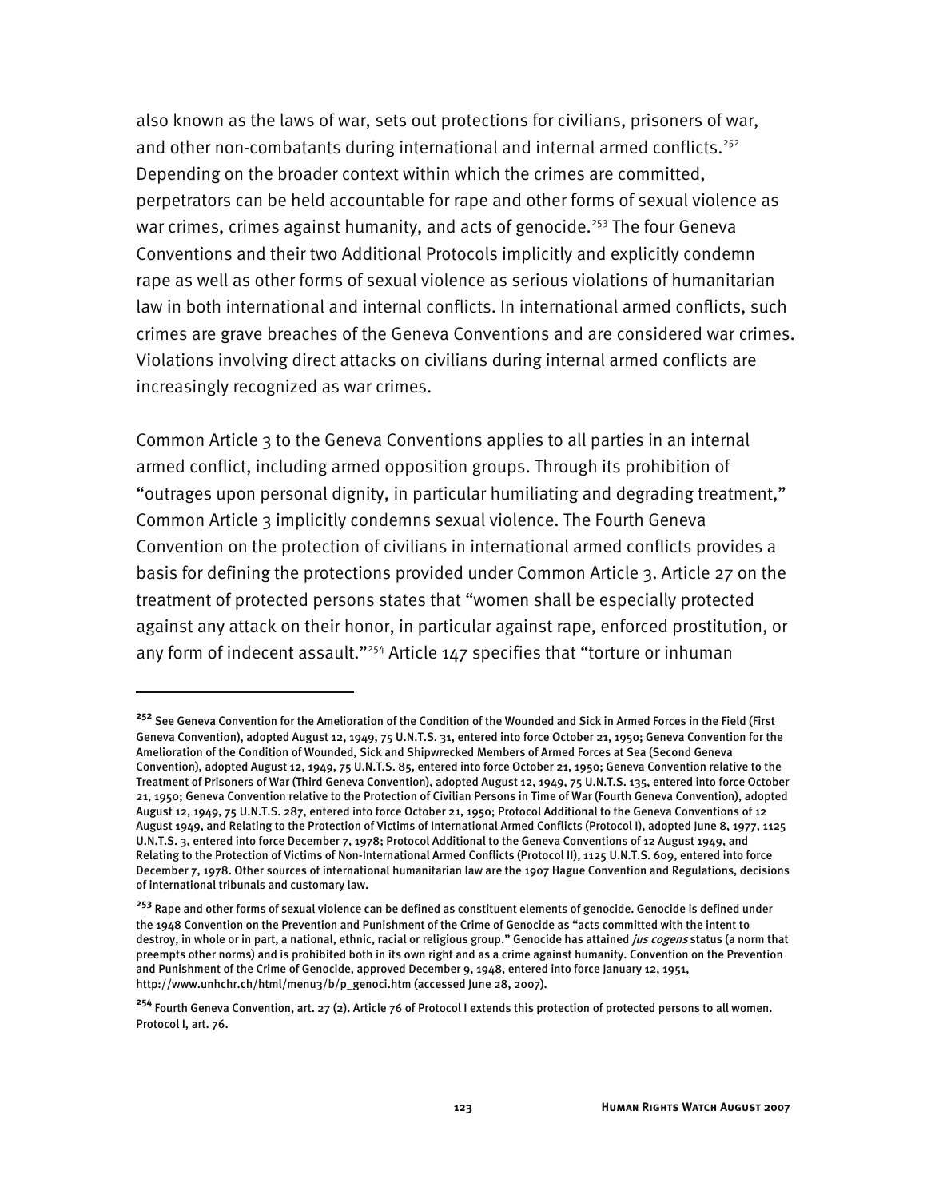also known as the laws of war, sets out protections for civilians, prisoners of war, and other non-combatants during international and internal armed conflicts.[252] Depending on the broader context within which the crimes are committed, perpetrators can be held accountable for rape and other forms of sexual violence as war crimes, crimes against humanity, and acts of genocide.[253] The four Geneva Conventions and their two Additional Protocols implicitly and explicitly condemn rape as well as other forms of sexual violence as serious violations of humanitarian law in both international and internal conflicts. In international armed conflicts, such crimes are grave breaches of the Geneva Conventions and are considered war crimes. Violations involving direct attacks on civilians during internal armed conflicts are increasingly recognized as war crimes.

Common Article 3 to the Geneva Conventions applies to all parties in an internal armed conflict, including armed opposition groups. Through its prohibition of "outrages upon personal dignity, in particular humiliating and degrading treatment," Common Article 3 implicitly condemns sexual violence. The Fourth Geneva Convention on the protection of civilians in international armed conflicts provides a basis for defining the protections provided under Common Article 3. Article 27 on the treatment of protected persons states that "women shall be especially protected against any attack on their honor, in particular against rape, enforced prostitution, or any form of indecent assault."[254] Article 147 specifies that "torture or inhuman

---

[252] See Geneva Convention for the Amelioration of the Condition of the Wounded and Sick in Armed Forces in the Field (First Geneva Convention), adopted August 12, 1949, 75 U.N.T.S. 31, entered into force October 21, 1950; Geneva Convention for the Amelioration of the Condition of Wounded, Sick and Shipwrecked Members of Armed Forces at Sea (Second Geneva Convention), adopted August 12, 1949, 75 U.N.T.S. 85, entered into force October 21, 1950; Geneva Convention relative to the Treatment of Prisoners of War (Third Geneva Convention), adopted August 12, 1949, 75 U.N.T.S. 135, entered into force October 21, 1950; Geneva Convention relative to the Protection of Civilian Persons in Time of War (Fourth Geneva Convention), adopted August 12, 1949, 75 U.N.T.S. 287, entered into force October 21, 1950; Protocol Additional to the Geneva Conventions of 12 August 1949, and Relating to the Protection of Victims of International Armed Conflicts (Protocol I), adopted June 8, 1977, 1125 U.N.T.S. 3, entered into force December 7, 1978; Protocol Additional to the Geneva Conventions of 12 August 1949, and Relating to the Protection of Victims of Non-International Armed Conflicts (Protocol II), 1125 U.N.T.S. 609, entered into force December 7, 1978. Other sources of international humanitarian law are the 1907 Hague Convention and Regulations, decisions of international tribunals and customary law.

[253] Rape and other forms of sexual violence can be defined as constituent elements of genocide. Genocide is defined under the 1948 Convention on the Prevention and Punishment of the Crime of Genocide as "acts committed with the intent to destroy, in whole or in part, a national, ethnic, racial or religious group." Genocide has attained *jus cogens* status (a norm that preempts other norms) and is prohibited both in its own right and as a crime against humanity. Convention on the Prevention and Punishment of the Crime of Genocide, approved December 9, 1948, entered into force January 12, 1951, http://www.unhchr.ch/html/menu3/b/p_genoci.htm (accessed June 28, 2007).

[254] Fourth Geneva Convention, art. 27 (2). Article 76 of Protocol I extends this protection of protected persons to all women. Protocol I, art. 76.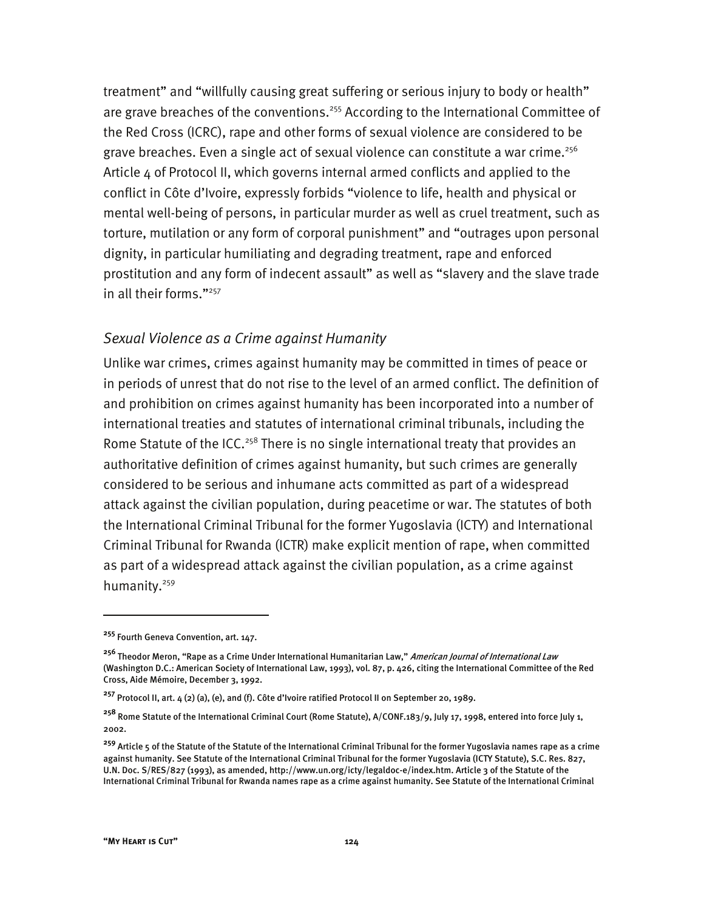treatment" and "willfully causing great suffering or serious injury to body or health" are grave breaches of the conventions.[255] According to the International Committee of the Red Cross (ICRC), rape and other forms of sexual violence are considered to be grave breaches. Even a single act of sexual violence can constitute a war crime.[256] Article 4 of Protocol II, which governs internal armed conflicts and applied to the conflict in Côte d'Ivoire, expressly forbids "violence to life, health and physical or mental well-being of persons, in particular murder as well as cruel treatment, such as torture, mutilation or any form of corporal punishment" and "outrages upon personal dignity, in particular humiliating and degrading treatment, rape and enforced prostitution and any form of indecent assault" as well as "slavery and the slave trade in all their forms."[257]

### *Sexual Violence as a Crime against Humanity*

Unlike war crimes, crimes against humanity may be committed in times of peace or in periods of unrest that do not rise to the level of an armed conflict. The definition of and prohibition on crimes against humanity has been incorporated into a number of international treaties and statutes of international criminal tribunals, including the Rome Statute of the ICC.[258] There is no single international treaty that provides an authoritative definition of crimes against humanity, but such crimes are generally considered to be serious and inhumane acts committed as part of a widespread attack against the civilian population, during peacetime or war. The statutes of both the International Criminal Tribunal for the former Yugoslavia (ICTY) and International Criminal Tribunal for Rwanda (ICTR) make explicit mention of rape, when committed as part of a widespread attack against the civilian population, as a crime against humanity.[259]

---

[255] Fourth Geneva Convention, art. 147.

[256] Theodor Meron, "Rape as a Crime Under International Humanitarian Law," *American Journal of International Law* (Washington D.C.: American Society of International Law, 1993), vol. 87, p. 426, citing the International Committee of the Red Cross, Aide Mémoire, December 3, 1992.

[257] Protocol II, art. 4 (2) (a), (e), and (f). Côte d'Ivoire ratified Protocol II on September 20, 1989.

[258] Rome Statute of the International Criminal Court (Rome Statute), A/CONF.183/9, July 17, 1998, entered into force July 1, 2002.

[259] Article 5 of the Statute of the Statute of the International Criminal Tribunal for the former Yugoslavia names rape as a crime against humanity. See Statute of the International Criminal Tribunal for the former Yugoslavia (ICTY Statute), S.C. Res. 827, U.N. Doc. S/RES/827 (1993), as amended, http://www.un.org/icty/legaldoc-e/index.htm. Article 3 of the Statute of the International Criminal Tribunal for Rwanda names rape as a crime against humanity. See Statute of the International Criminal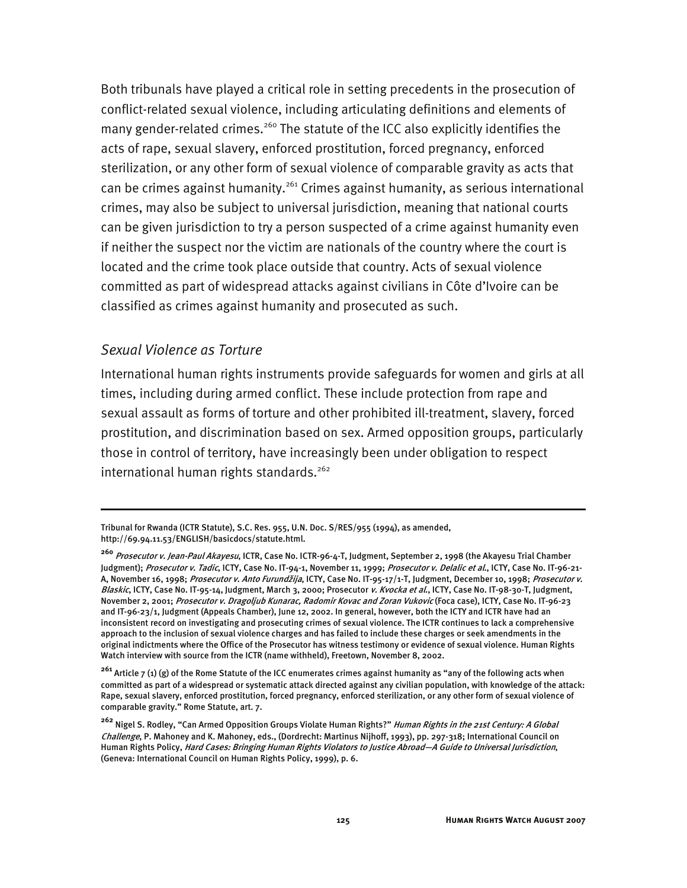Both tribunals have played a critical role in setting precedents in the prosecution of conflict-related sexual violence, including articulating definitions and elements of many gender-related crimes.[260] The statute of the ICC also explicitly identifies the acts of rape, sexual slavery, enforced prostitution, forced pregnancy, enforced sterilization, or any other form of sexual violence of comparable gravity as acts that can be crimes against humanity.[261] Crimes against humanity, as serious international crimes, may also be subject to universal jurisdiction, meaning that national courts can be given jurisdiction to try a person suspected of a crime against humanity even if neither the suspect nor the victim are nationals of the country where the court is located and the crime took place outside that country. Acts of sexual violence committed as part of widespread attacks against civilians in Côte d'Ivoire can be classified as crimes against humanity and prosecuted as such.

### *Sexual Violence as Torture*

International human rights instruments provide safeguards for women and girls at all times, including during armed conflict. These include protection from rape and sexual assault as forms of torture and other prohibited ill-treatment, slavery, forced prostitution, and discrimination based on sex. Armed opposition groups, particularly those in control of territory, have increasingly been under obligation to respect international human rights standards.[262]

---

Tribunal for Rwanda (ICTR Statute), S.C. Res. 955, U.N. Doc. S/RES/955 (1994), as amended, http://69.94.11.53/ENGLISH/basicdocs/statute.html.

[260] *Prosecutor v. Jean-Paul Akayesu*, ICTR, Case No. ICTR-96-4-T, Judgment, September 2, 1998 (the Akayesu Trial Chamber Judgment); *Prosecutor v. Tadic*, ICTY, Case No. IT-94-1, November 11, 1999; *Prosecutor v. Delalic et al.*, ICTY, Case No. IT-96-21-A, November 16, 1998; *Prosecutor v. Anto Furundžija*, ICTY, Case No. IT-95-17/1-T, Judgment, December 10, 1998; *Prosecutor v. Blaskic*, ICTY, Case No. IT-95-14, Judgment, March 3, 2000; Prosecutor *v. Kvocka et al.*, ICTY, Case No. IT-98-30-T, Judgment, November 2, 2001; *Prosecutor v. Dragoljub Kunarac, Radomir Kovac and Zoran Vukovic* (Foca case), ICTY, Case No. IT-96-23 and IT-96-23/1, Judgment (Appeals Chamber), June 12, 2002. In general, however, both the ICTY and ICTR have had an inconsistent record on investigating and prosecuting crimes of sexual violence. The ICTR continues to lack a comprehensive approach to the inclusion of sexual violence charges and has failed to include these charges or seek amendments in the original indictments where the Office of the Prosecutor has witness testimony or evidence of sexual violence. Human Rights Watch interview with source from the ICTR (name withheld), Freetown, November 8, 2002.

[261] Article 7 (1) (g) of the Rome Statute of the ICC enumerates crimes against humanity as "any of the following acts when committed as part of a widespread or systematic attack directed against any civilian population, with knowledge of the attack: Rape, sexual slavery, enforced prostitution, forced pregnancy, enforced sterilization, or any other form of sexual violence of comparable gravity." Rome Statute, art. 7.

[262] Nigel S. Rodley, "Can Armed Opposition Groups Violate Human Rights?" *Human Rights in the 21st Century: A Global Challenge*, P. Mahoney and K. Mahoney, eds., (Dordrecht: Martinus Nijhoff, 1993), pp. 297-318; International Council on Human Rights Policy, *Hard Cases: Bringing Human Rights Violators to Justice Abroad—A Guide to Universal Jurisdiction*, (Geneva: International Council on Human Rights Policy, 1999), p. 6.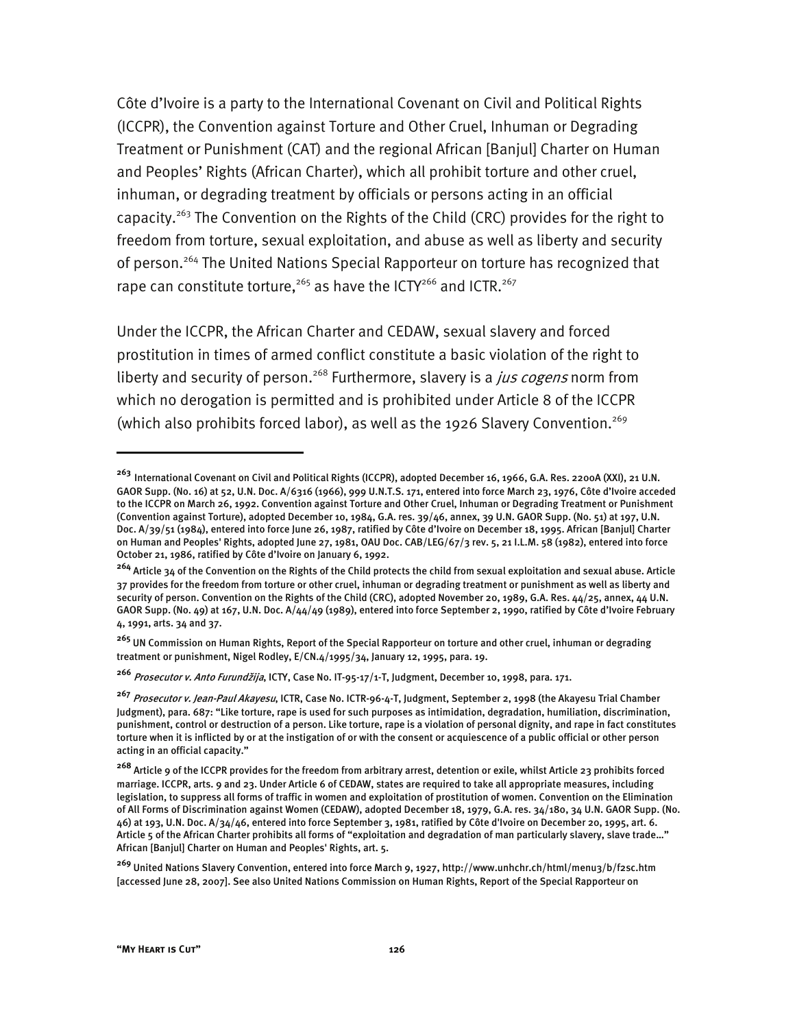Côte d'Ivoire is a party to the International Covenant on Civil and Political Rights (ICCPR), the Convention against Torture and Other Cruel, Inhuman or Degrading Treatment or Punishment (CAT) and the regional African [Banjul] Charter on Human and Peoples' Rights (African Charter), which all prohibit torture and other cruel, inhuman, or degrading treatment by officials or persons acting in an official capacity.[263] The Convention on the Rights of the Child (CRC) provides for the right to freedom from torture, sexual exploitation, and abuse as well as liberty and security of person.[264] The United Nations Special Rapporteur on torture has recognized that rape can constitute torture,[265] as have the ICTY[266] and ICTR.[267]

Under the ICCPR, the African Charter and CEDAW, sexual slavery and forced prostitution in times of armed conflict constitute a basic violation of the right to liberty and security of person.[268] Furthermore, slavery is a *jus cogens* norm from which no derogation is permitted and is prohibited under Article 8 of the ICCPR (which also prohibits forced labor), as well as the 1926 Slavery Convention.[269]

---

[263] International Covenant on Civil and Political Rights (ICCPR), adopted December 16, 1966, G.A. Res. 2200A (XXI), 21 U.N. GAOR Supp. (No. 16) at 52, U.N. Doc. A/6316 (1966), 999 U.N.T.S. 171, entered into force March 23, 1976, Côte d'Ivoire acceded to the ICCPR on March 26, 1992. Convention against Torture and Other Cruel, Inhuman or Degrading Treatment or Punishment (Convention against Torture), adopted December 10, 1984, G.A. res. 39/46, annex, 39 U.N. GAOR Supp. (No. 51) at 197, U.N. Doc. A/39/51 (1984), entered into force June 26, 1987, ratified by Côte d'Ivoire on December 18, 1995. African [Banjul] Charter on Human and Peoples' Rights, adopted June 27, 1981, OAU Doc. CAB/LEG/67/3 rev. 5, 21 I.L.M. 58 (1982), entered into force October 21, 1986, ratified by Côte d'Ivoire on January 6, 1992.

[264] Article 34 of the Convention on the Rights of the Child protects the child from sexual exploitation and sexual abuse. Article 37 provides for the freedom from torture or other cruel, inhuman or degrading treatment or punishment as well as liberty and security of person. Convention on the Rights of the Child (CRC), adopted November 20, 1989, G.A. Res. 44/25, annex, 44 U.N. GAOR Supp. (No. 49) at 167, U.N. Doc. A/44/49 (1989), entered into force September 2, 1990, ratified by Côte d'Ivoire February 4, 1991, arts. 34 and 37.

[265] UN Commission on Human Rights, Report of the Special Rapporteur on torture and other cruel, inhuman or degrading treatment or punishment, Nigel Rodley, E/CN.4/1995/34, January 12, 1995, para. 19.

[266] *Prosecutor v. Anto Furundžija*, ICTY, Case No. IT-95-17/1-T, Judgment, December 10, 1998, para. 171.

[267] *Prosecutor v. Jean-Paul Akayesu*, ICTR, Case No. ICTR-96-4-T, Judgment, September 2, 1998 (the Akayesu Trial Chamber Judgment), para. 687: "Like torture, rape is used for such purposes as intimidation, degradation, humiliation, discrimination, punishment, control or destruction of a person. Like torture, rape is a violation of personal dignity, and rape in fact constitutes torture when it is inflicted by or at the instigation of or with the consent or acquiescence of a public official or other person acting in an official capacity."

[268] Article 9 of the ICCPR provides for the freedom from arbitrary arrest, detention or exile, whilst Article 23 prohibits forced marriage. ICCPR, arts. 9 and 23. Under Article 6 of CEDAW, states are required to take all appropriate measures, including legislation, to suppress all forms of traffic in women and exploitation of prostitution of women. Convention on the Elimination of All Forms of Discrimination against Women (CEDAW), adopted December 18, 1979, G.A. res. 34/180, 34 U.N. GAOR Supp. (No. 46) at 193, U.N. Doc. A/34/46, entered into force September 3, 1981, ratified by Côte d'Ivoire on December 20, 1995, art. 6. Article 5 of the African Charter prohibits all forms of "exploitation and degradation of man particularly slavery, slave trade…" African [Banjul] Charter on Human and Peoples' Rights, art. 5.

[269] United Nations Slavery Convention, entered into force March 9, 1927, http://www.unhchr.ch/html/menu3/b/f2sc.htm [accessed June 28, 2007]. See also United Nations Commission on Human Rights, Report of the Special Rapporteur on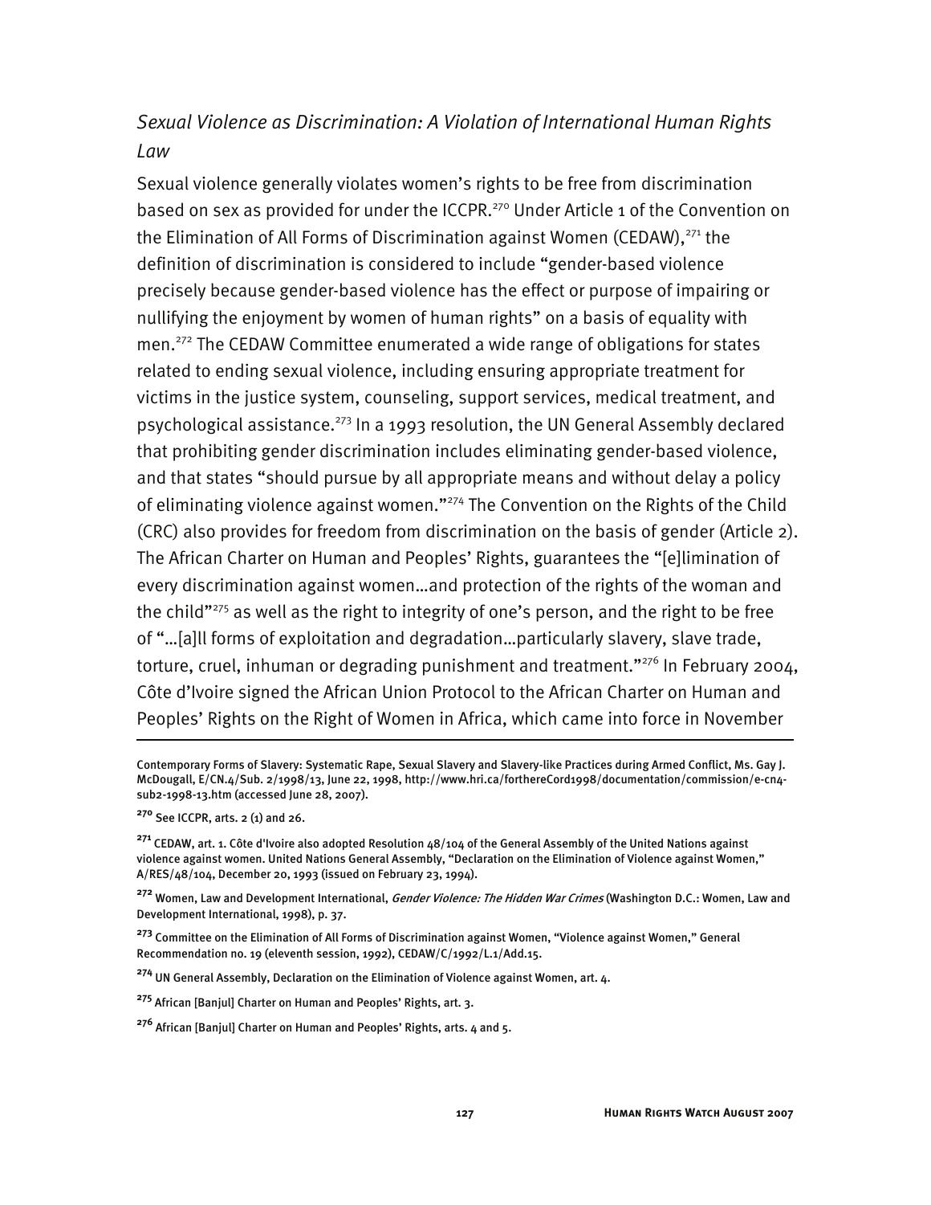### *Sexual Violence as Discrimination: A Violation of International Human Rights Law*

Sexual violence generally violates women's rights to be free from discrimination based on sex as provided for under the ICCPR.[270] Under Article 1 of the Convention on the Elimination of All Forms of Discrimination against Women (CEDAW),[271] the definition of discrimination is considered to include "gender-based violence precisely because gender-based violence has the effect or purpose of impairing or nullifying the enjoyment by women of human rights" on a basis of equality with men.[272] The CEDAW Committee enumerated a wide range of obligations for states related to ending sexual violence, including ensuring appropriate treatment for victims in the justice system, counseling, support services, medical treatment, and psychological assistance.[273] In a 1993 resolution, the UN General Assembly declared that prohibiting gender discrimination includes eliminating gender-based violence, and that states "should pursue by all appropriate means and without delay a policy of eliminating violence against women."[274] The Convention on the Rights of the Child (CRC) also provides for freedom from discrimination on the basis of gender (Article 2). The African Charter on Human and Peoples' Rights, guarantees the "[e]limination of every discrimination against women…and protection of the rights of the woman and the child"[275] as well as the right to integrity of one's person, and the right to be free of "…[a]ll forms of exploitation and degradation…particularly slavery, slave trade, torture, cruel, inhuman or degrading punishment and treatment."[276] In February 2004, Côte d'Ivoire signed the African Union Protocol to the African Charter on Human and Peoples' Rights on the Right of Women in Africa, which came into force in November

---

Contemporary Forms of Slavery: Systematic Rape, Sexual Slavery and Slavery-like Practices during Armed Conflict, Ms. Gay J. McDougall, E/CN.4/Sub. 2/1998/13, June 22, 1998, http://www.hri.ca/fortherecord1998/documentation/commission/e-cn4-sub2-1998-13.htm (accessed June 28, 2007).

[270] See ICCPR, arts. 2 (1) and 26.

[271] CEDAW, art. 1. Côte d'Ivoire also adopted Resolution 48/104 of the General Assembly of the United Nations against violence against women. United Nations General Assembly, "Declaration on the Elimination of Violence against Women," A/RES/48/104, December 20, 1993 (issued on February 23, 1994).

[272] Women, Law and Development International, *Gender Violence: The Hidden War Crimes* (Washington D.C.: Women, Law and Development International, 1998), p. 37.

[273] Committee on the Elimination of All Forms of Discrimination against Women, "Violence against Women," General Recommendation no. 19 (eleventh session, 1992), CEDAW/C/1992/L.1/Add.15.

[274] UN General Assembly, Declaration on the Elimination of Violence against Women, art. 4.

[275] African [Banjul] Charter on Human and Peoples' Rights, art. 3.

[276] African [Banjul] Charter on Human and Peoples' Rights, arts. 4 and 5.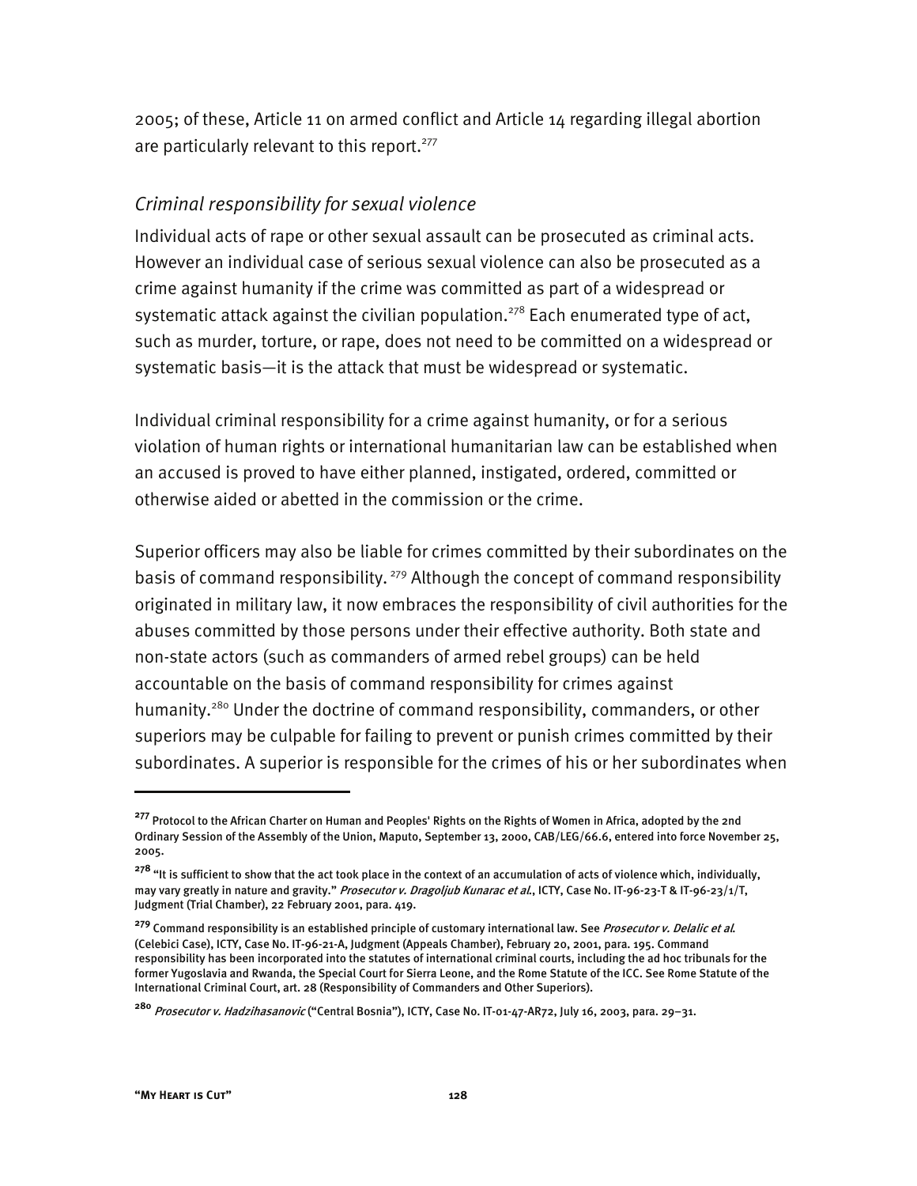2005; of these, Article 11 on armed conflict and Article 14 regarding illegal abortion are particularly relevant to this report.[277]

### *Criminal responsibility for sexual violence*

Individual acts of rape or other sexual assault can be prosecuted as criminal acts. However an individual case of serious sexual violence can also be prosecuted as a crime against humanity if the crime was committed as part of a widespread or systematic attack against the civilian population.[278] Each enumerated type of act, such as murder, torture, or rape, does not need to be committed on a widespread or systematic basis—it is the attack that must be widespread or systematic.

Individual criminal responsibility for a crime against humanity, or for a serious violation of human rights or international humanitarian law can be established when an accused is proved to have either planned, instigated, ordered, committed or otherwise aided or abetted in the commission or the crime.

Superior officers may also be liable for crimes committed by their subordinates on the basis of command responsibility. [279] Although the concept of command responsibility originated in military law, it now embraces the responsibility of civil authorities for the abuses committed by those persons under their effective authority. Both state and non-state actors (such as commanders of armed rebel groups) can be held accountable on the basis of command responsibility for crimes against humanity.[280] Under the doctrine of command responsibility, commanders, or other superiors may be culpable for failing to prevent or punish crimes committed by their subordinates. A superior is responsible for the crimes of his or her subordinates when

---

[277] Protocol to the African Charter on Human and Peoples' Rights on the Rights of Women in Africa, adopted by the 2nd Ordinary Session of the Assembly of the Union, Maputo, September 13, 2000, CAB/LEG/66.6, entered into force November 25, 2005.

[278] "It is sufficient to show that the act took place in the context of an accumulation of acts of violence which, individually, may vary greatly in nature and gravity." *Prosecutor v. Dragoljub Kunarac et al.*, ICTY, Case No. IT-96-23-T & IT-96-23/1/T, Judgment (Trial Chamber), 22 February 2001, para. 419.

[279] Command responsibility is an established principle of customary international law. See *Prosecutor v. Delalic et al.* (Celebici Case), ICTY, Case No. IT-96-21-A, Judgment (Appeals Chamber), February 20, 2001, para. 195. Command responsibility has been incorporated into the statutes of international criminal courts, including the ad hoc tribunals for the former Yugoslavia and Rwanda, the Special Court for Sierra Leone, and the Rome Statute of the ICC. See Rome Statute of the International Criminal Court, art. 28 (Responsibility of Commanders and Other Superiors).

[280] *Prosecutor v. Hadzihasanovic* ("Central Bosnia"), ICTY, Case No. IT-01-47-AR72, July 16, 2003, para. 29–31.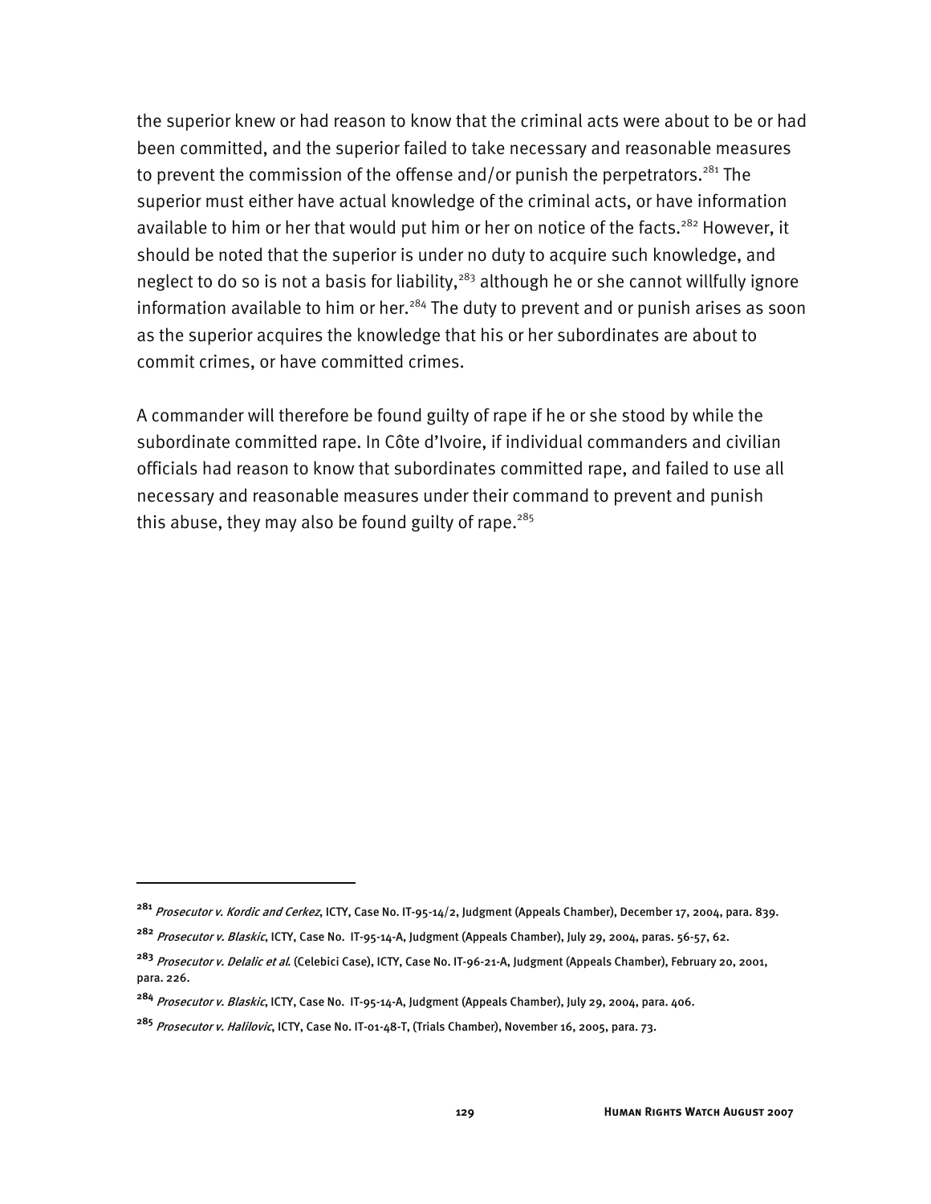the superior knew or had reason to know that the criminal acts were about to be or had been committed, and the superior failed to take necessary and reasonable measures to prevent the commission of the offense and/or punish the perpetrators.[281] The superior must either have actual knowledge of the criminal acts, or have information available to him or her that would put him or her on notice of the facts.[282] However, it should be noted that the superior is under no duty to acquire such knowledge, and neglect to do so is not a basis for liability,[283] although he or she cannot willfully ignore information available to him or her.[284] The duty to prevent and or punish arises as soon as the superior acquires the knowledge that his or her subordinates are about to commit crimes, or have committed crimes.

A commander will therefore be found guilty of rape if he or she stood by while the subordinate committed rape. In Côte d'Ivoire, if individual commanders and civilian officials had reason to know that subordinates committed rape, and failed to use all necessary and reasonable measures under their command to prevent and punish this abuse, they may also be found guilty of rape.[285]

---

[281] *Prosecutor v. Kordic and Cerkez*, ICTY, Case No. IT-95-14/2, Judgment (Appeals Chamber), December 17, 2004, para. 839.

[282] *Prosecutor v. Blaskic*, ICTY, Case No. IT-95-14-A, Judgment (Appeals Chamber), July 29, 2004, paras. 56-57, 62.

[283] *Prosecutor v. Delalic et al.* (Celebici Case), ICTY, Case No. IT-96-21-A, Judgment (Appeals Chamber), February 20, 2001, para. 226.

[284] *Prosecutor v. Blaskic*, ICTY, Case No. IT-95-14-A, Judgment (Appeals Chamber), July 29, 2004, para. 406.

[285] *Prosecutor v. Halilovic*, ICTY, Case No. IT-01-48-T, (Trials Chamber), November 16, 2005, para. 73.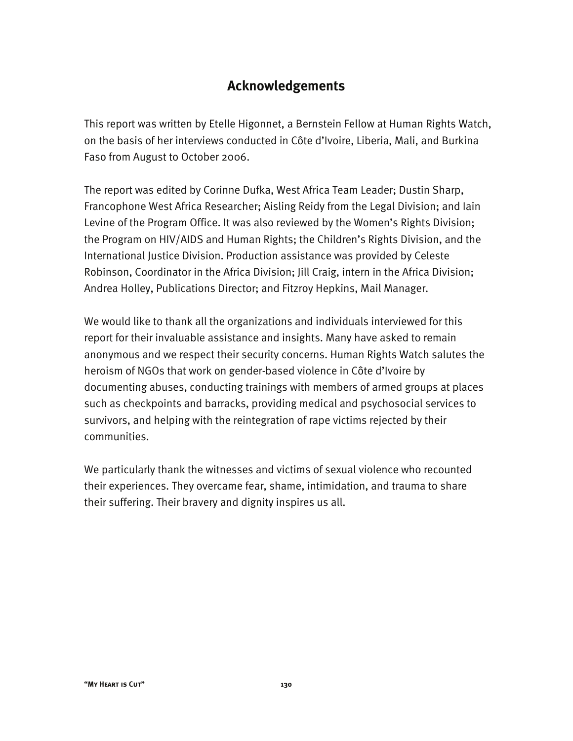## Acknowledgements

This report was written by Etelle Higonnet, a Bernstein Fellow at Human Rights Watch, on the basis of her interviews conducted in Côte d'Ivoire, Liberia, Mali, and Burkina Faso from August to October 2006.

The report was edited by Corinne Dufka, West Africa Team Leader; Dustin Sharp, Francophone West Africa Researcher; Aisling Reidy from the Legal Division; and Iain Levine of the Program Office. It was also reviewed by the Women's Rights Division; the Program on HIV/AIDS and Human Rights; the Children's Rights Division, and the International Justice Division. Production assistance was provided by Celeste Robinson, Coordinator in the Africa Division; Jill Craig, intern in the Africa Division; Andrea Holley, Publications Director; and Fitzroy Hepkins, Mail Manager.

We would like to thank all the organizations and individuals interviewed for this report for their invaluable assistance and insights. Many have asked to remain anonymous and we respect their security concerns. Human Rights Watch salutes the heroism of NGOs that work on gender-based violence in Côte d'Ivoire by documenting abuses, conducting trainings with members of armed groups at places such as checkpoints and barracks, providing medical and psychosocial services to survivors, and helping with the reintegration of rape victims rejected by their communities.

We particularly thank the witnesses and victims of sexual violence who recounted their experiences. They overcame fear, shame, intimidation, and trauma to share their suffering. Their bravery and dignity inspires us all.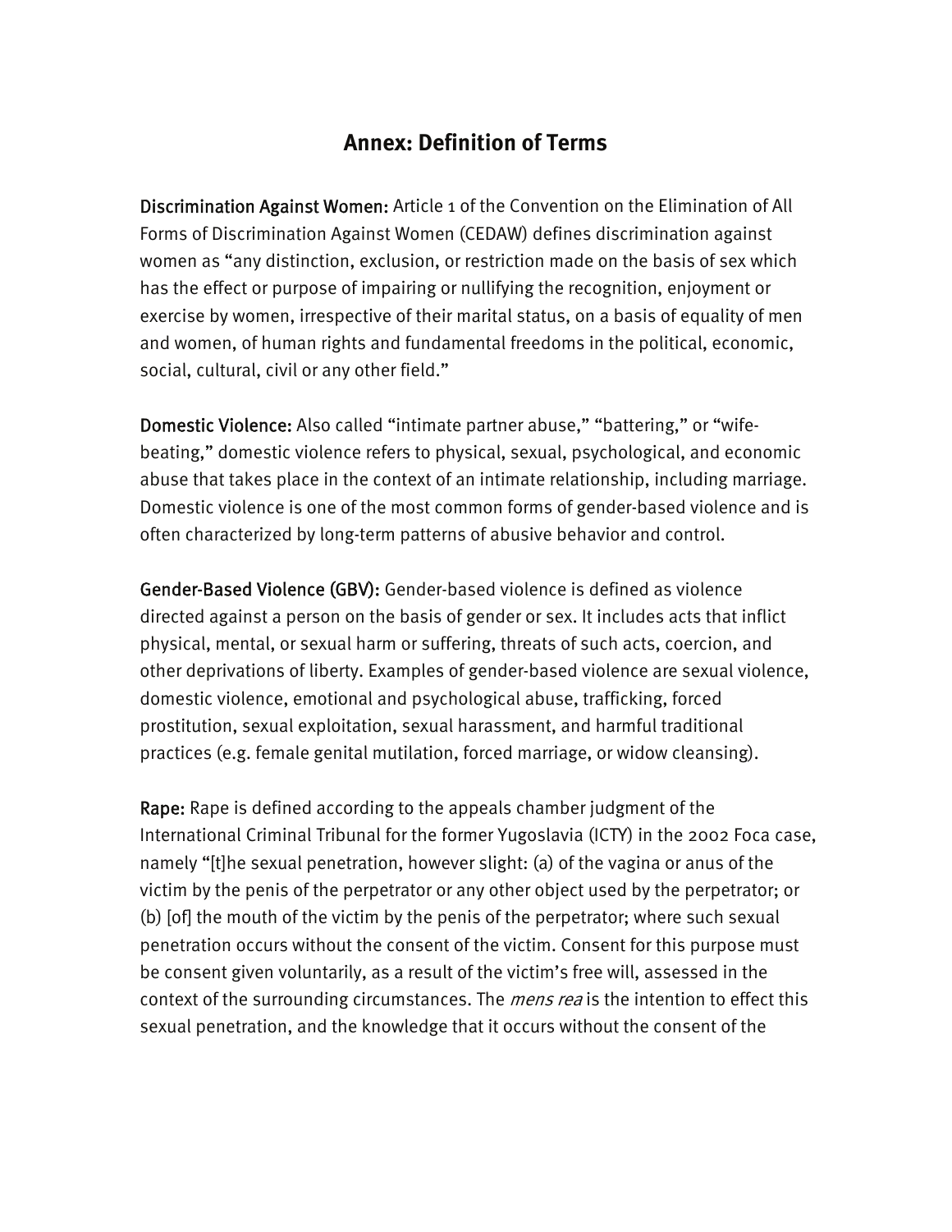## Annex: Definition of Terms

**Discrimination Against Women:** Article 1 of the Convention on the Elimination of All Forms of Discrimination Against Women (CEDAW) defines discrimination against women as "any distinction, exclusion, or restriction made on the basis of sex which has the effect or purpose of impairing or nullifying the recognition, enjoyment or exercise by women, irrespective of their marital status, on a basis of equality of men and women, of human rights and fundamental freedoms in the political, economic, social, cultural, civil or any other field."

**Domestic Violence:** Also called "intimate partner abuse," "battering," or "wife-beating," domestic violence refers to physical, sexual, psychological, and economic abuse that takes place in the context of an intimate relationship, including marriage. Domestic violence is one of the most common forms of gender-based violence and is often characterized by long-term patterns of abusive behavior and control.

**Gender-Based Violence (GBV):** Gender-based violence is defined as violence directed against a person on the basis of gender or sex. It includes acts that inflict physical, mental, or sexual harm or suffering, threats of such acts, coercion, and other deprivations of liberty. Examples of gender-based violence are sexual violence, domestic violence, emotional and psychological abuse, trafficking, forced prostitution, sexual exploitation, sexual harassment, and harmful traditional practices (e.g. female genital mutilation, forced marriage, or widow cleansing).

**Rape:** Rape is defined according to the appeals chamber judgment of the International Criminal Tribunal for the former Yugoslavia (ICTY) in the 2002 Foca case, namely "[t]he sexual penetration, however slight: (a) of the vagina or anus of the victim by the penis of the perpetrator or any other object used by the perpetrator; or (b) [of] the mouth of the victim by the penis of the perpetrator; where such sexual penetration occurs without the consent of the victim. Consent for this purpose must be consent given voluntarily, as a result of the victim's free will, assessed in the context of the surrounding circumstances. The *mens rea* is the intention to effect this sexual penetration, and the knowledge that it occurs without the consent of the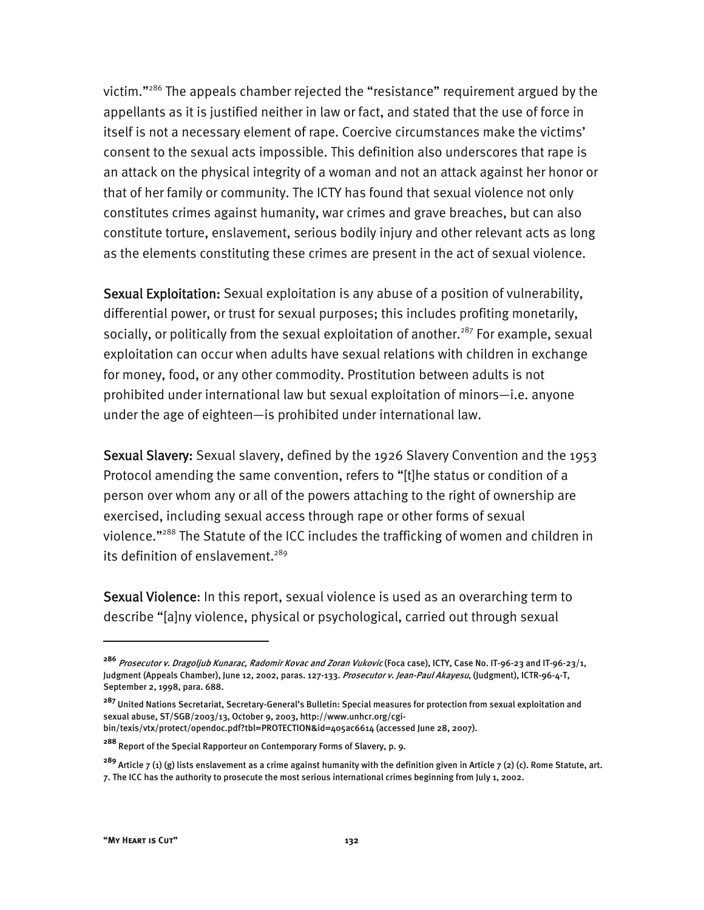victim."[286] The appeals chamber rejected the "resistance" requirement argued by the appellants as it is justified neither in law or fact, and stated that the use of force in itself is not a necessary element of rape. Coercive circumstances make the victims' consent to the sexual acts impossible. This definition also underscores that rape is an attack on the physical integrity of a woman and not an attack against her honor or that of her family or community. The ICTY has found that sexual violence not only constitutes crimes against humanity, war crimes and grave breaches, but can also constitute torture, enslavement, serious bodily injury and other relevant acts as long as the elements constituting these crimes are present in the act of sexual violence.

**Sexual Exploitation:** Sexual exploitation is any abuse of a position of vulnerability, differential power, or trust for sexual purposes; this includes profiting monetarily, socially, or politically from the sexual exploitation of another.[287] For example, sexual exploitation can occur when adults have sexual relations with children in exchange for money, food, or any other commodity. Prostitution between adults is not prohibited under international law but sexual exploitation of minors—i.e. anyone under the age of eighteen—is prohibited under international law.

**Sexual Slavery:** Sexual slavery, defined by the 1926 Slavery Convention and the 1953 Protocol amending the same convention, refers to "[t]he status or condition of a person over whom any or all of the powers attaching to the right of ownership are exercised, including sexual access through rape or other forms of sexual violence."[288] The Statute of the ICC includes the trafficking of women and children in its definition of enslavement.[289]

**Sexual Violence**: In this report, sexual violence is used as an overarching term to describe "[a]ny violence, physical or psychological, carried out through sexual

---

[286] *Prosecutor v. Dragoljub Kunarac, Radomir Kovac and Zoran Vukovic* (Foca case), ICTY, Case No. IT-96-23 and IT-96-23/1, Judgment (Appeals Chamber), June 12, 2002, paras. 127-133. *Prosecutor v. Jean-Paul Akayesu*, (Judgment), ICTR-96-4-T, September 2, 1998, para. 688.

[287] United Nations Secretariat, Secretary-General's Bulletin: Special measures for protection from sexual exploitation and sexual abuse, ST/SGB/2003/13, October 9, 2003, http://www.unhcr.org/cgi-bin/texis/vtx/protect/opendoc.pdf?tbl=PROTECTION&id=405ac6614 (accessed June 28, 2007).

[288] Report of the Special Rapporteur on Contemporary Forms of Slavery, p. 9.

[289] Article 7 (1) (g) lists enslavement as a crime against humanity with the definition given in Article 7 (2) (c). Rome Statute, art. 7. The ICC has the authority to prosecute the most serious international crimes beginning from July 1, 2002.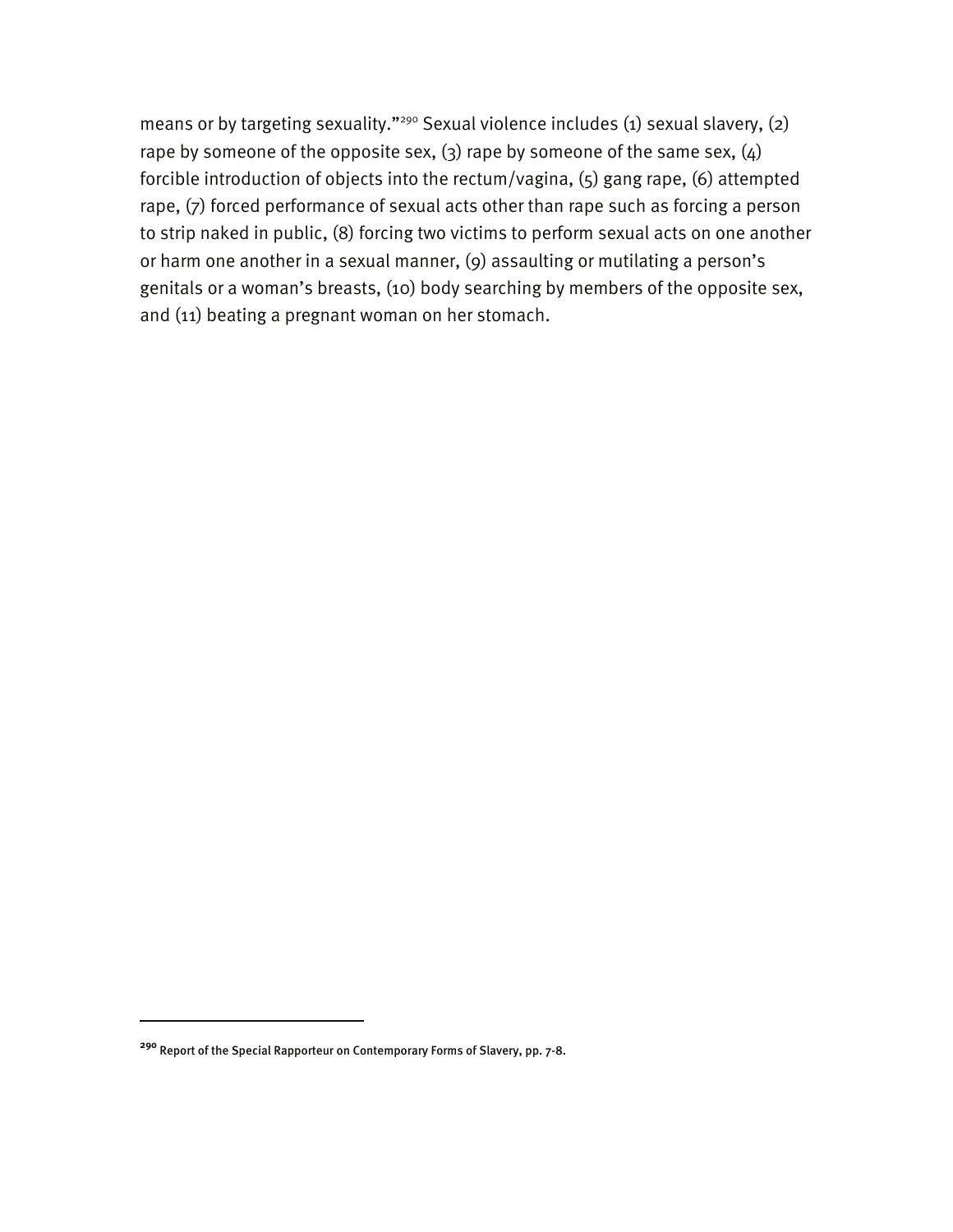means or by targeting sexuality."[290] Sexual violence includes (1) sexual slavery, (2) rape by someone of the opposite sex, (3) rape by someone of the same sex, (4) forcible introduction of objects into the rectum/vagina, (5) gang rape, (6) attempted rape, (7) forced performance of sexual acts other than rape such as forcing a person to strip naked in public, (8) forcing two victims to perform sexual acts on one another or harm one another in a sexual manner, (9) assaulting or mutilating a person's genitals or a woman's breasts, (10) body searching by members of the opposite sex, and (11) beating a pregnant woman on her stomach.

---

[290] Report of the Special Rapporteur on Contemporary Forms of Slavery, pp. 7-8.